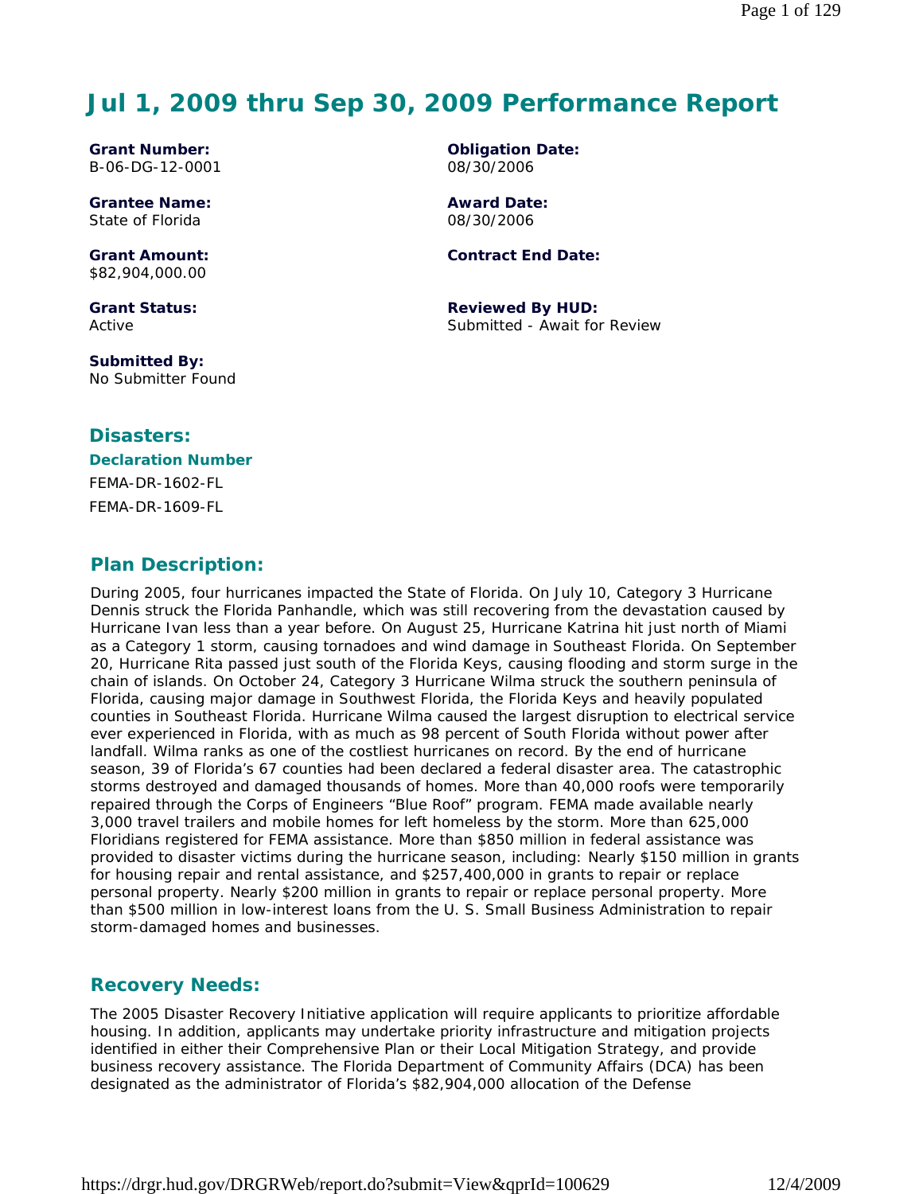# Jul 1, 2009 thru Sep 30, 2009 Performance Report

**Grant Number:**
B-06-DG-12-0001

**Obligation Date:**
08/30/2006

**Grantee Name:**
State of Florida

**Award Date:**
08/30/2006

**Grant Amount:**
$82,904,000.00

**Contract End Date:**

**Grant Status:**
Active

**Reviewed By HUD:**
Submitted - Await for Review

**Submitted By:**
No Submitter Found

## Disasters:

### Declaration Number

FEMA-DR-1602-FL

FEMA-DR-1609-FL

## Plan Description:

During 2005, four hurricanes impacted the State of Florida. On July 10, Category 3 Hurricane Dennis struck the Florida Panhandle, which was still recovering from the devastation caused by Hurricane Ivan less than a year before. On August 25, Hurricane Katrina hit just north of Miami as a Category 1 storm, causing tornadoes and wind damage in Southeast Florida. On September 20, Hurricane Rita passed just south of the Florida Keys, causing flooding and storm surge in the chain of islands. On October 24, Category 3 Hurricane Wilma struck the southern peninsula of Florida, causing major damage in Southwest Florida, the Florida Keys and heavily populated counties in Southeast Florida. Hurricane Wilma caused the largest disruption to electrical service ever experienced in Florida, with as much as 98 percent of South Florida without power after landfall. Wilma ranks as one of the costliest hurricanes on record. By the end of hurricane season, 39 of Florida's 67 counties had been declared a federal disaster area. The catastrophic storms destroyed and damaged thousands of homes. More than 40,000 roofs were temporarily repaired through the Corps of Engineers "Blue Roof" program. FEMA made available nearly 3,000 travel trailers and mobile homes for left homeless by the storm. More than 625,000 Floridians registered for FEMA assistance. More than $850 million in federal assistance was provided to disaster victims during the hurricane season, including: Nearly $150 million in grants for housing repair and rental assistance, and $257,400,000 in grants to repair or replace personal property. Nearly $200 million in grants to repair or replace personal property. More than $500 million in low-interest loans from the U. S. Small Business Administration to repair storm-damaged homes and businesses.

## Recovery Needs:

The 2005 Disaster Recovery Initiative application will require applicants to prioritize affordable housing. In addition, applicants may undertake priority infrastructure and mitigation projects identified in either their Comprehensive Plan or their Local Mitigation Strategy, and provide business recovery assistance. The Florida Department of Community Affairs (DCA) has been designated as the administrator of Florida's $82,904,000 allocation of the Defense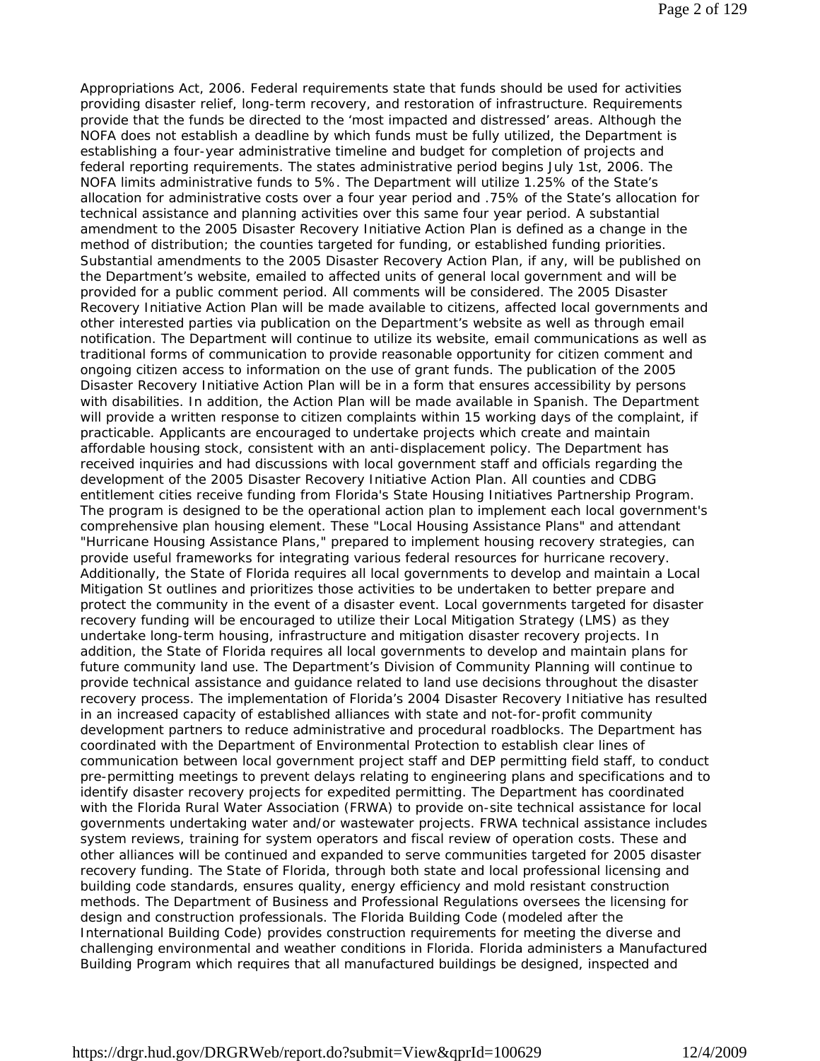Appropriations Act, 2006. Federal requirements state that funds should be used for activities providing disaster relief, long-term recovery, and restoration of infrastructure. Requirements provide that the funds be directed to the 'most impacted and distressed' areas. Although the NOFA does not establish a deadline by which funds must be fully utilized, the Department is establishing a four-year administrative timeline and budget for completion of projects and federal reporting requirements. The states administrative period begins July 1st, 2006. The NOFA limits administrative funds to 5%. The Department will utilize 1.25% of the State's allocation for administrative costs over a four year period and .75% of the State's allocation for technical assistance and planning activities over this same four year period. A substantial amendment to the 2005 Disaster Recovery Initiative Action Plan is defined as a change in the method of distribution; the counties targeted for funding, or established funding priorities. Substantial amendments to the 2005 Disaster Recovery Action Plan, if any, will be published on the Department's website, emailed to affected units of general local government and will be provided for a public comment period. All comments will be considered. The 2005 Disaster Recovery Initiative Action Plan will be made available to citizens, affected local governments and other interested parties via publication on the Department's website as well as through email notification. The Department will continue to utilize its website, email communications as well as traditional forms of communication to provide reasonable opportunity for citizen comment and ongoing citizen access to information on the use of grant funds. The publication of the 2005 Disaster Recovery Initiative Action Plan will be in a form that ensures accessibility by persons with disabilities. In addition, the Action Plan will be made available in Spanish. The Department will provide a written response to citizen complaints within 15 working days of the complaint, if practicable. Applicants are encouraged to undertake projects which create and maintain affordable housing stock, consistent with an anti-displacement policy. The Department has received inquiries and had discussions with local government staff and officials regarding the development of the 2005 Disaster Recovery Initiative Action Plan. All counties and CDBG entitlement cities receive funding from Florida's State Housing Initiatives Partnership Program. The program is designed to be the operational action plan to implement each local government's comprehensive plan housing element. These "Local Housing Assistance Plans" and attendant "Hurricane Housing Assistance Plans," prepared to implement housing recovery strategies, can provide useful frameworks for integrating various federal resources for hurricane recovery. Additionally, the State of Florida requires all local governments to develop and maintain a Local Mitigation St outlines and prioritizes those activities to be undertaken to better prepare and protect the community in the event of a disaster event. Local governments targeted for disaster recovery funding will be encouraged to utilize their Local Mitigation Strategy (LMS) as they undertake long-term housing, infrastructure and mitigation disaster recovery projects. In addition, the State of Florida requires all local governments to develop and maintain plans for future community land use. The Department's Division of Community Planning will continue to provide technical assistance and guidance related to land use decisions throughout the disaster recovery process. The implementation of Florida's 2004 Disaster Recovery Initiative has resulted in an increased capacity of established alliances with state and not-for-profit community development partners to reduce administrative and procedural roadblocks. The Department has coordinated with the Department of Environmental Protection to establish clear lines of communication between local government project staff and DEP permitting field staff, to conduct pre-permitting meetings to prevent delays relating to engineering plans and specifications and to identify disaster recovery projects for expedited permitting. The Department has coordinated with the Florida Rural Water Association (FRWA) to provide on-site technical assistance for local governments undertaking water and/or wastewater projects. FRWA technical assistance includes system reviews, training for system operators and fiscal review of operation costs. These and other alliances will be continued and expanded to serve communities targeted for 2005 disaster recovery funding. The State of Florida, through both state and local professional licensing and building code standards, ensures quality, energy efficiency and mold resistant construction methods. The Department of Business and Professional Regulations oversees the licensing for design and construction professionals. The Florida Building Code (modeled after the International Building Code) provides construction requirements for meeting the diverse and challenging environmental and weather conditions in Florida. Florida administers a Manufactured Building Program which requires that all manufactured buildings be designed, inspected and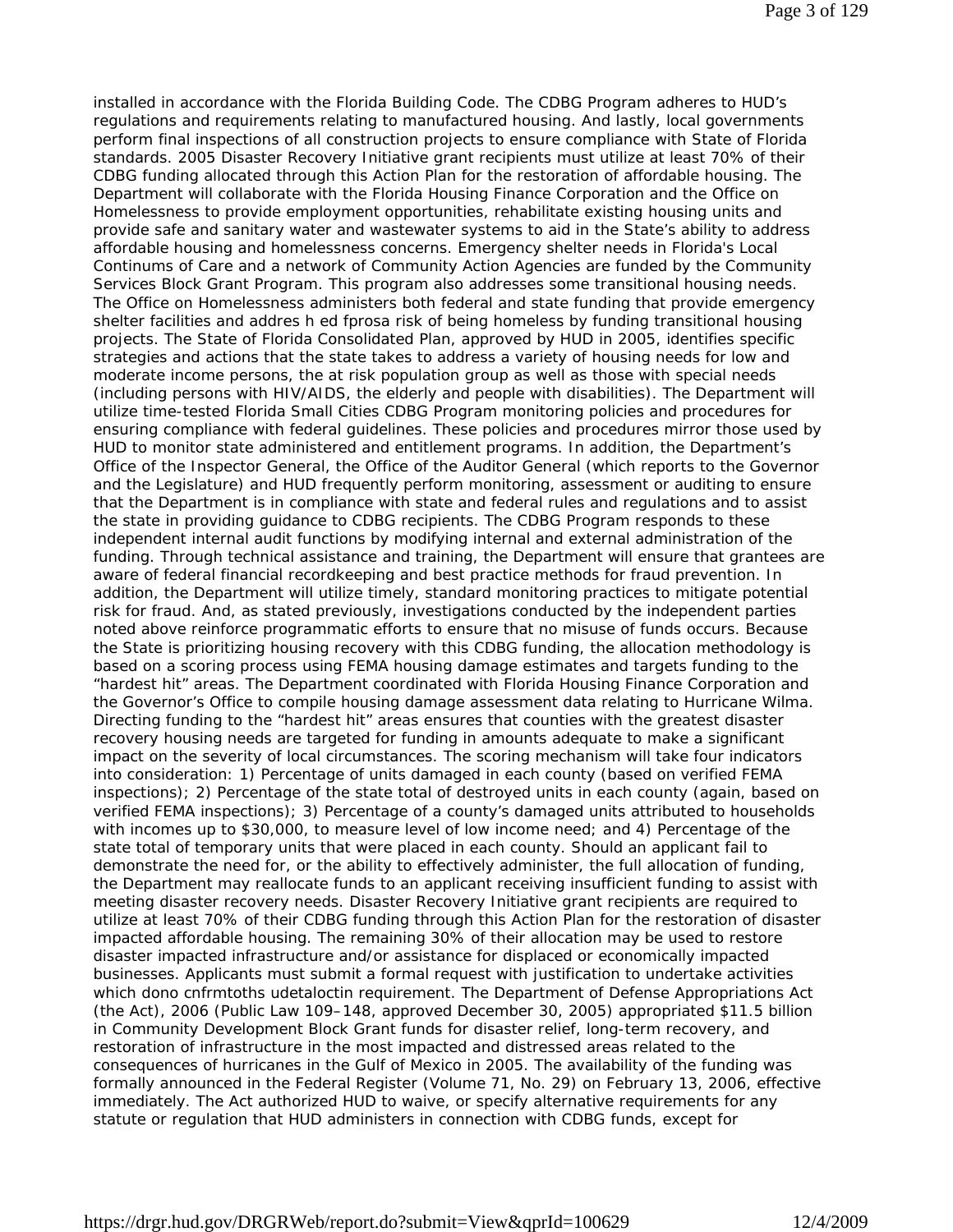installed in accordance with the Florida Building Code. The CDBG Program adheres to HUD's regulations and requirements relating to manufactured housing. And lastly, local governments perform final inspections of all construction projects to ensure compliance with State of Florida standards. 2005 Disaster Recovery Initiative grant recipients must utilize at least 70% of their CDBG funding allocated through this Action Plan for the restoration of affordable housing. The Department will collaborate with the Florida Housing Finance Corporation and the Office on Homelessness to provide employment opportunities, rehabilitate existing housing units and provide safe and sanitary water and wastewater systems to aid in the State's ability to address affordable housing and homelessness concerns. Emergency shelter needs in Florida's Local Continums of Care and a network of Community Action Agencies are funded by the Community Services Block Grant Program. This program also addresses some transitional housing needs. The Office on Homelessness administers both federal and state funding that provide emergency shelter facilities and addres h ed fprosa risk of being homeless by funding transitional housing projects. The State of Florida Consolidated Plan, approved by HUD in 2005, identifies specific strategies and actions that the state takes to address a variety of housing needs for low and moderate income persons, the at risk population group as well as those with special needs (including persons with HIV/AIDS, the elderly and people with disabilities). The Department will utilize time-tested Florida Small Cities CDBG Program monitoring policies and procedures for ensuring compliance with federal guidelines. These policies and procedures mirror those used by HUD to monitor state administered and entitlement programs. In addition, the Department's Office of the Inspector General, the Office of the Auditor General (which reports to the Governor and the Legislature) and HUD frequently perform monitoring, assessment or auditing to ensure that the Department is in compliance with state and federal rules and regulations and to assist the state in providing guidance to CDBG recipients. The CDBG Program responds to these independent internal audit functions by modifying internal and external administration of the funding. Through technical assistance and training, the Department will ensure that grantees are aware of federal financial recordkeeping and best practice methods for fraud prevention. In addition, the Department will utilize timely, standard monitoring practices to mitigate potential risk for fraud. And, as stated previously, investigations conducted by the independent parties noted above reinforce programmatic efforts to ensure that no misuse of funds occurs. Because the State is prioritizing housing recovery with this CDBG funding, the allocation methodology is based on a scoring process using FEMA housing damage estimates and targets funding to the "hardest hit" areas. The Department coordinated with Florida Housing Finance Corporation and the Governor's Office to compile housing damage assessment data relating to Hurricane Wilma. Directing funding to the "hardest hit" areas ensures that counties with the greatest disaster recovery housing needs are targeted for funding in amounts adequate to make a significant impact on the severity of local circumstances. The scoring mechanism will take four indicators into consideration: 1) Percentage of units damaged in each county (based on verified FEMA inspections); 2) Percentage of the state total of destroyed units in each county (again, based on verified FEMA inspections); 3) Percentage of a county's damaged units attributed to households with incomes up to $30,000, to measure level of low income need; and 4) Percentage of the state total of temporary units that were placed in each county. Should an applicant fail to demonstrate the need for, or the ability to effectively administer, the full allocation of funding, the Department may reallocate funds to an applicant receiving insufficient funding to assist with meeting disaster recovery needs. Disaster Recovery Initiative grant recipients are required to utilize at least 70% of their CDBG funding through this Action Plan for the restoration of disaster impacted affordable housing. The remaining 30% of their allocation may be used to restore disaster impacted infrastructure and/or assistance for displaced or economically impacted businesses. Applicants must submit a formal request with justification to undertake activities which dono cnfrmtoths udetaloctin requirement. The Department of Defense Appropriations Act (the Act), 2006 (Public Law 109–148, approved December 30, 2005) appropriated $11.5 billion in Community Development Block Grant funds for disaster relief, long-term recovery, and restoration of infrastructure in the most impacted and distressed areas related to the consequences of hurricanes in the Gulf of Mexico in 2005. The availability of the funding was formally announced in the Federal Register (Volume 71, No. 29) on February 13, 2006, effective immediately. The Act authorized HUD to waive, or specify alternative requirements for any statute or regulation that HUD administers in connection with CDBG funds, except for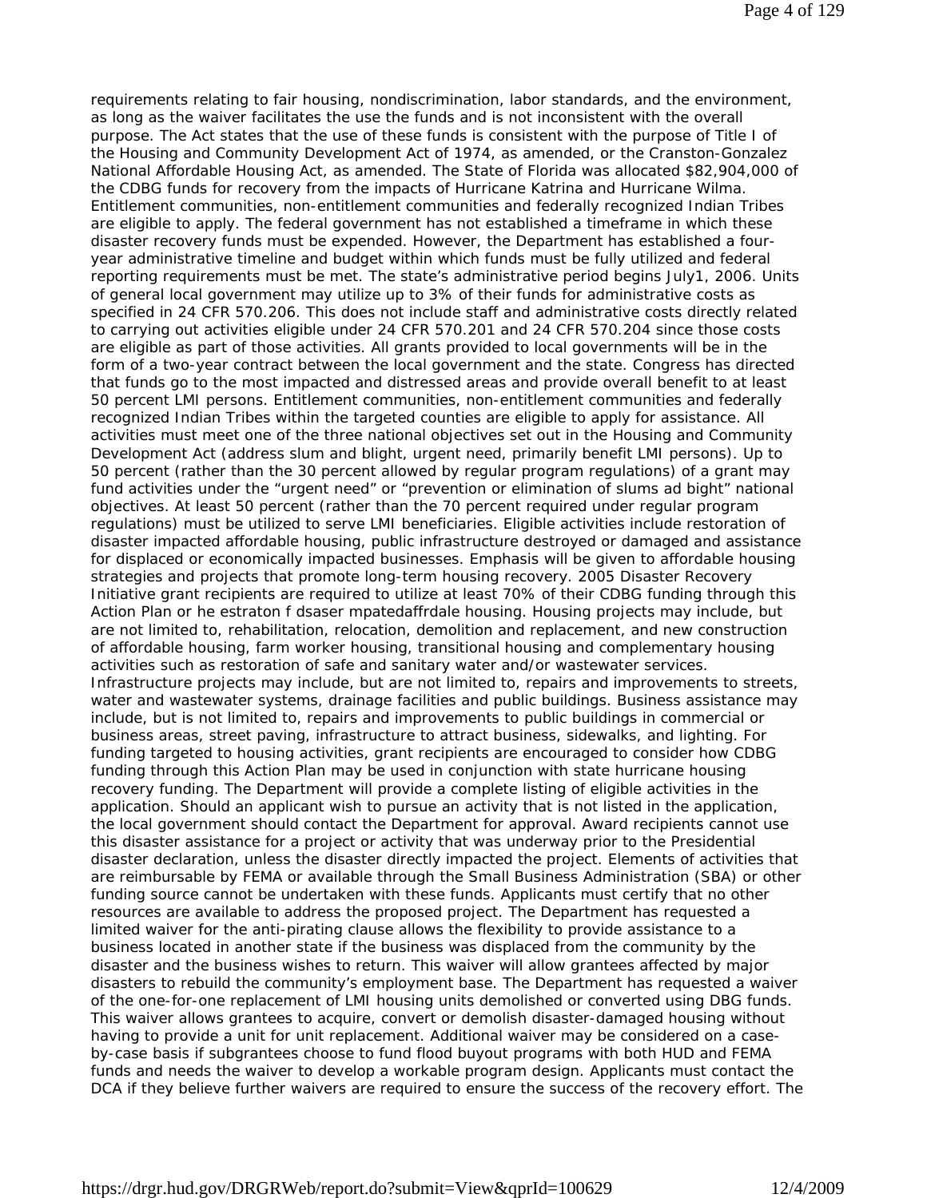requirements relating to fair housing, nondiscrimination, labor standards, and the environment, as long as the waiver facilitates the use the funds and is not inconsistent with the overall purpose. The Act states that the use of these funds is consistent with the purpose of Title I of the Housing and Community Development Act of 1974, as amended, or the Cranston-Gonzalez National Affordable Housing Act, as amended. The State of Florida was allocated $82,904,000 of the CDBG funds for recovery from the impacts of Hurricane Katrina and Hurricane Wilma. Entitlement communities, non-entitlement communities and federally recognized Indian Tribes are eligible to apply. The federal government has not established a timeframe in which these disaster recovery funds must be expended. However, the Department has established a four-year administrative timeline and budget within which funds must be fully utilized and federal reporting requirements must be met. The state's administrative period begins July1, 2006. Units of general local government may utilize up to 3% of their funds for administrative costs as specified in 24 CFR 570.206. This does not include staff and administrative costs directly related to carrying out activities eligible under 24 CFR 570.201 and 24 CFR 570.204 since those costs are eligible as part of those activities. All grants provided to local governments will be in the form of a two-year contract between the local government and the state. Congress has directed that funds go to the most impacted and distressed areas and provide overall benefit to at least 50 percent LMI persons. Entitlement communities, non-entitlement communities and federally recognized Indian Tribes within the targeted counties are eligible to apply for assistance. All activities must meet one of the three national objectives set out in the Housing and Community Development Act (address slum and blight, urgent need, primarily benefit LMI persons). Up to 50 percent (rather than the 30 percent allowed by regular program regulations) of a grant may fund activities under the "urgent need" or "prevention or elimination of slums ad bight" national objectives. At least 50 percent (rather than the 70 percent required under regular program regulations) must be utilized to serve LMI beneficiaries. Eligible activities include restoration of disaster impacted affordable housing, public infrastructure destroyed or damaged and assistance for displaced or economically impacted businesses. Emphasis will be given to affordable housing strategies and projects that promote long-term housing recovery. 2005 Disaster Recovery Initiative grant recipients are required to utilize at least 70% of their CDBG funding through this Action Plan or he estraton f dsaser mpatedaffrdale housing. Housing projects may include, but are not limited to, rehabilitation, relocation, demolition and replacement, and new construction of affordable housing, farm worker housing, transitional housing and complementary housing activities such as restoration of safe and sanitary water and/or wastewater services. Infrastructure projects may include, but are not limited to, repairs and improvements to streets, water and wastewater systems, drainage facilities and public buildings. Business assistance may include, but is not limited to, repairs and improvements to public buildings in commercial or business areas, street paving, infrastructure to attract business, sidewalks, and lighting. For funding targeted to housing activities, grant recipients are encouraged to consider how CDBG funding through this Action Plan may be used in conjunction with state hurricane housing recovery funding. The Department will provide a complete listing of eligible activities in the application. Should an applicant wish to pursue an activity that is not listed in the application, the local government should contact the Department for approval. Award recipients cannot use this disaster assistance for a project or activity that was underway prior to the Presidential disaster declaration, unless the disaster directly impacted the project. Elements of activities that are reimbursable by FEMA or available through the Small Business Administration (SBA) or other funding source cannot be undertaken with these funds. Applicants must certify that no other resources are available to address the proposed project. The Department has requested a limited waiver for the anti-pirating clause allows the flexibility to provide assistance to a business located in another state if the business was displaced from the community by the disaster and the business wishes to return. This waiver will allow grantees affected by major disasters to rebuild the community's employment base. The Department has requested a waiver of the one-for-one replacement of LMI housing units demolished or converted using DBG funds. This waiver allows grantees to acquire, convert or demolish disaster-damaged housing without having to provide a unit for unit replacement. Additional waiver may be considered on a case-by-case basis if subgrantees choose to fund flood buyout programs with both HUD and FEMA funds and needs the waiver to develop a workable program design. Applicants must contact the DCA if they believe further waivers are required to ensure the success of the recovery effort. The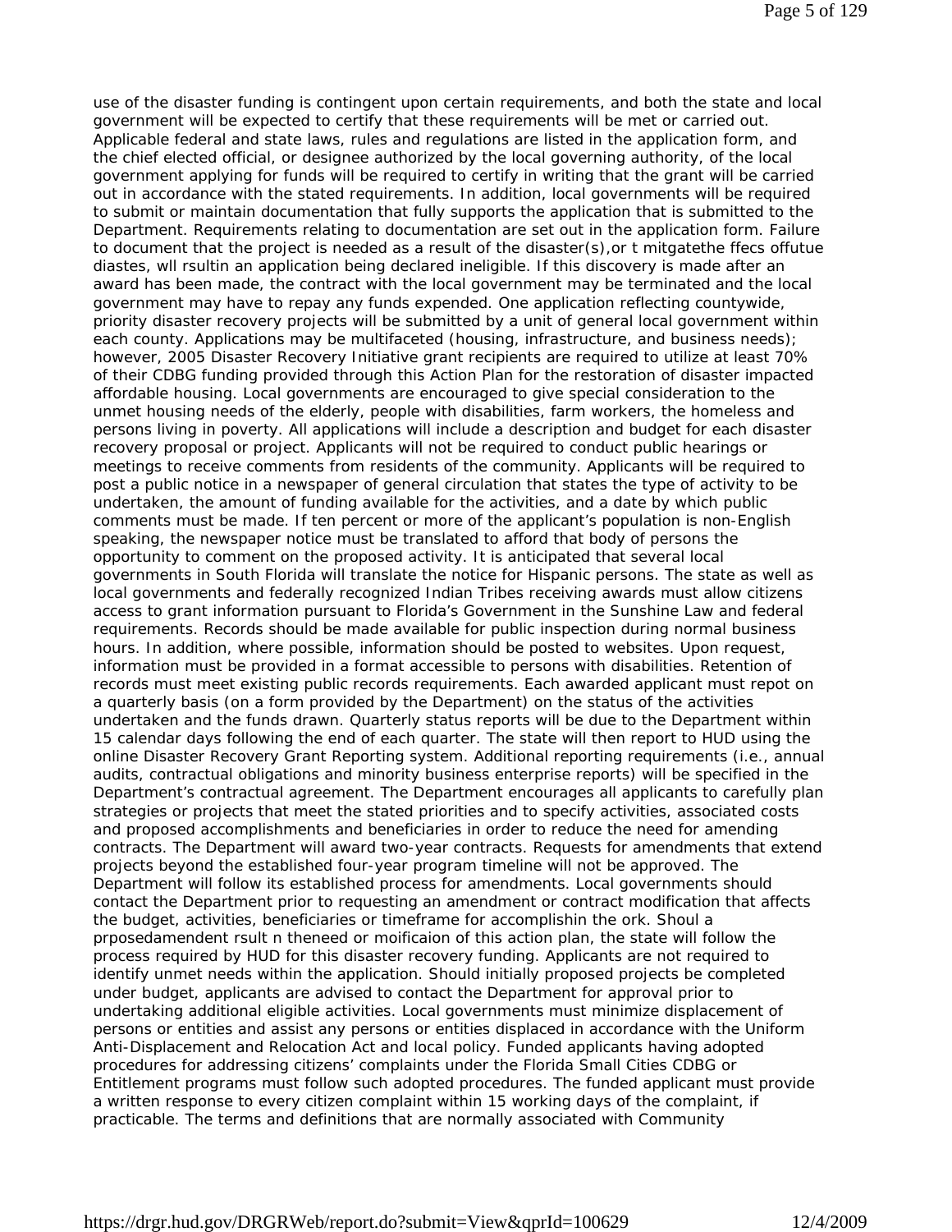use of the disaster funding is contingent upon certain requirements, and both the state and local government will be expected to certify that these requirements will be met or carried out. Applicable federal and state laws, rules and regulations are listed in the application form, and the chief elected official, or designee authorized by the local governing authority, of the local government applying for funds will be required to certify in writing that the grant will be carried out in accordance with the stated requirements. In addition, local governments will be required to submit or maintain documentation that fully supports the application that is submitted to the Department. Requirements relating to documentation are set out in the application form. Failure to document that the project is needed as a result of the disaster(s),or t mitgatethe ffecs offutue diastes, wll rsultin an application being declared ineligible. If this discovery is made after an award has been made, the contract with the local government may be terminated and the local government may have to repay any funds expended. One application reflecting countywide, priority disaster recovery projects will be submitted by a unit of general local government within each county. Applications may be multifaceted (housing, infrastructure, and business needs); however, 2005 Disaster Recovery Initiative grant recipients are required to utilize at least 70% of their CDBG funding provided through this Action Plan for the restoration of disaster impacted affordable housing. Local governments are encouraged to give special consideration to the unmet housing needs of the elderly, people with disabilities, farm workers, the homeless and persons living in poverty. All applications will include a description and budget for each disaster recovery proposal or project. Applicants will not be required to conduct public hearings or meetings to receive comments from residents of the community. Applicants will be required to post a public notice in a newspaper of general circulation that states the type of activity to be undertaken, the amount of funding available for the activities, and a date by which public comments must be made. If ten percent or more of the applicant's population is non-English speaking, the newspaper notice must be translated to afford that body of persons the opportunity to comment on the proposed activity. It is anticipated that several local governments in South Florida will translate the notice for Hispanic persons. The state as well as local governments and federally recognized Indian Tribes receiving awards must allow citizens access to grant information pursuant to Florida's Government in the Sunshine Law and federal requirements. Records should be made available for public inspection during normal business hours. In addition, where possible, information should be posted to websites. Upon request, information must be provided in a format accessible to persons with disabilities. Retention of records must meet existing public records requirements. Each awarded applicant must repot on a quarterly basis (on a form provided by the Department) on the status of the activities undertaken and the funds drawn. Quarterly status reports will be due to the Department within 15 calendar days following the end of each quarter. The state will then report to HUD using the online Disaster Recovery Grant Reporting system. Additional reporting requirements (i.e., annual audits, contractual obligations and minority business enterprise reports) will be specified in the Department's contractual agreement. The Department encourages all applicants to carefully plan strategies or projects that meet the stated priorities and to specify activities, associated costs and proposed accomplishments and beneficiaries in order to reduce the need for amending contracts. The Department will award two-year contracts. Requests for amendments that extend projects beyond the established four-year program timeline will not be approved. The Department will follow its established process for amendments. Local governments should contact the Department prior to requesting an amendment or contract modification that affects the budget, activities, beneficiaries or timeframe for accomplishin the ork. Shoul a prposedamendent rsult n theneed or moificaion of this action plan, the state will follow the process required by HUD for this disaster recovery funding. Applicants are not required to identify unmet needs within the application. Should initially proposed projects be completed under budget, applicants are advised to contact the Department for approval prior to undertaking additional eligible activities. Local governments must minimize displacement of persons or entities and assist any persons or entities displaced in accordance with the Uniform Anti-Displacement and Relocation Act and local policy. Funded applicants having adopted procedures for addressing citizens' complaints under the Florida Small Cities CDBG or Entitlement programs must follow such adopted procedures. The funded applicant must provide a written response to every citizen complaint within 15 working days of the complaint, if practicable. The terms and definitions that are normally associated with Community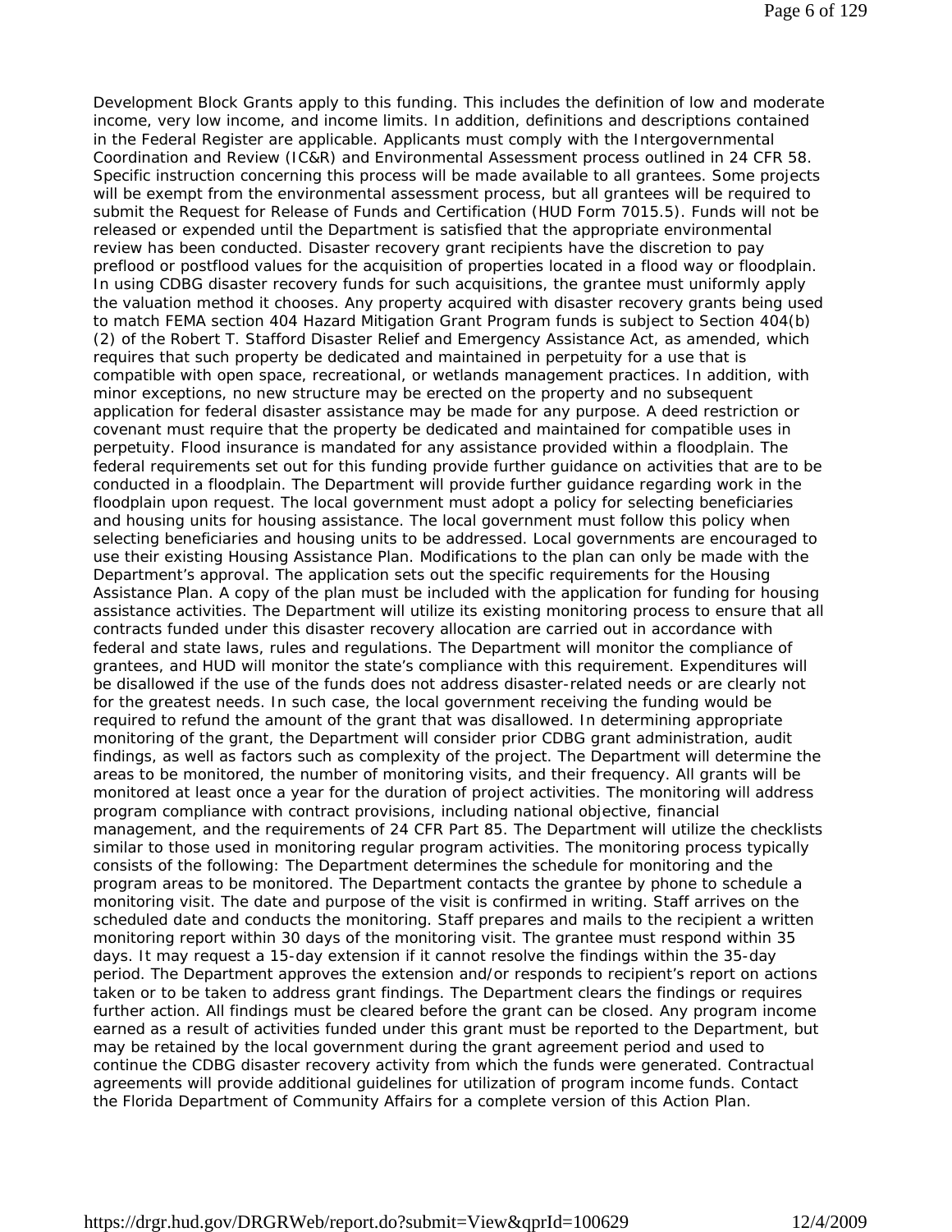Development Block Grants apply to this funding. This includes the definition of low and moderate income, very low income, and income limits. In addition, definitions and descriptions contained in the Federal Register are applicable. Applicants must comply with the Intergovernmental Coordination and Review (IC&R) and Environmental Assessment process outlined in 24 CFR 58. Specific instruction concerning this process will be made available to all grantees. Some projects will be exempt from the environmental assessment process, but all grantees will be required to submit the Request for Release of Funds and Certification (HUD Form 7015.5). Funds will not be released or expended until the Department is satisfied that the appropriate environmental review has been conducted. Disaster recovery grant recipients have the discretion to pay preflood or postflood values for the acquisition of properties located in a flood way or floodplain. In using CDBG disaster recovery funds for such acquisitions, the grantee must uniformly apply the valuation method it chooses. Any property acquired with disaster recovery grants being used to match FEMA section 404 Hazard Mitigation Grant Program funds is subject to Section 404(b)(2) of the Robert T. Stafford Disaster Relief and Emergency Assistance Act, as amended, which requires that such property be dedicated and maintained in perpetuity for a use that is compatible with open space, recreational, or wetlands management practices. In addition, with minor exceptions, no new structure may be erected on the property and no subsequent application for federal disaster assistance may be made for any purpose. A deed restriction or covenant must require that the property be dedicated and maintained for compatible uses in perpetuity. Flood insurance is mandated for any assistance provided within a floodplain. The federal requirements set out for this funding provide further guidance on activities that are to be conducted in a floodplain. The Department will provide further guidance regarding work in the floodplain upon request. The local government must adopt a policy for selecting beneficiaries and housing units for housing assistance. The local government must follow this policy when selecting beneficiaries and housing units to be addressed. Local governments are encouraged to use their existing Housing Assistance Plan. Modifications to the plan can only be made with the Department's approval. The application sets out the specific requirements for the Housing Assistance Plan. A copy of the plan must be included with the application for funding for housing assistance activities. The Department will utilize its existing monitoring process to ensure that all contracts funded under this disaster recovery allocation are carried out in accordance with federal and state laws, rules and regulations. The Department will monitor the compliance of grantees, and HUD will monitor the state's compliance with this requirement. Expenditures will be disallowed if the use of the funds does not address disaster-related needs or are clearly not for the greatest needs. In such case, the local government receiving the funding would be required to refund the amount of the grant that was disallowed. In determining appropriate monitoring of the grant, the Department will consider prior CDBG grant administration, audit findings, as well as factors such as complexity of the project. The Department will determine the areas to be monitored, the number of monitoring visits, and their frequency. All grants will be monitored at least once a year for the duration of project activities. The monitoring will address program compliance with contract provisions, including national objective, financial management, and the requirements of 24 CFR Part 85. The Department will utilize the checklists similar to those used in monitoring regular program activities. The monitoring process typically consists of the following: The Department determines the schedule for monitoring and the program areas to be monitored. The Department contacts the grantee by phone to schedule a monitoring visit. The date and purpose of the visit is confirmed in writing. Staff arrives on the scheduled date and conducts the monitoring. Staff prepares and mails to the recipient a written monitoring report within 30 days of the monitoring visit. The grantee must respond within 35 days. It may request a 15-day extension if it cannot resolve the findings within the 35-day period. The Department approves the extension and/or responds to recipient's report on actions taken or to be taken to address grant findings. The Department clears the findings or requires further action. All findings must be cleared before the grant can be closed. Any program income earned as a result of activities funded under this grant must be reported to the Department, but may be retained by the local government during the grant agreement period and used to continue the CDBG disaster recovery activity from which the funds were generated. Contractual agreements will provide additional guidelines for utilization of program income funds. Contact the Florida Department of Community Affairs for a complete version of this Action Plan.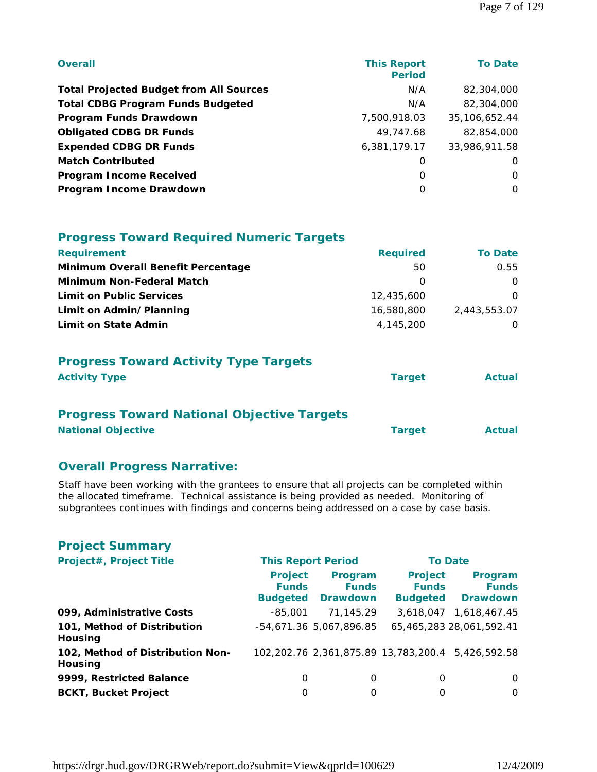| Overall | This Report Period | To Date |
|---|---|---|
| **Total Projected Budget from All Sources** | N/A | 82,304,000 |
| **Total CDBG Program Funds Budgeted** | N/A | 82,304,000 |
| **Program Funds Drawdown** | 7,500,918.03 | 35,106,652.44 |
| **Obligated CDBG DR Funds** | 49,747.68 | 82,854,000 |
| **Expended CDBG DR Funds** | 6,381,179.17 | 33,986,911.58 |
| **Match Contributed** | 0 | 0 |
| **Program Income Received** | 0 | 0 |
| **Program Income Drawdown** | 0 | 0 |

## Progress Toward Required Numeric Targets

| Requirement | Required | To Date |
|---|---|---|
| **Minimum Overall Benefit Percentage** | 50 | 0.55 |
| **Minimum Non-Federal Match** | 0 | 0 |
| **Limit on Public Services** | 12,435,600 | 0 |
| **Limit on Admin/Planning** | 16,580,800 | 2,443,553.07 |
| **Limit on State Admin** | 4,145,200 | 0 |

## Progress Toward Activity Type Targets

| Activity Type | Target | Actual |
|---|---|---|

## Progress Toward National Objective Targets

| National Objective | Target | Actual |
|---|---|---|

## Overall Progress Narrative:

Staff have been working with the grantees to ensure that all projects can be completed within the allocated timeframe. Technical assistance is being provided as needed. Monitoring of subgrantees continues with findings and concerns being addressed on a case by case basis.

## Project Summary

| Project#, Project Title | This Report Period | | To Date | |
|---|---|---|---|---|
| | Project Funds Budgeted | Program Funds Drawdown | Project Funds Budgeted | Program Funds Drawdown |
| **099, Administrative Costs** | -85,001 | 71,145.29 | 3,618,047 | 1,618,467.45 |
| **101, Method of Distribution Housing** | -54,671.36 | 5,067,896.85 | 65,465,283 | 28,061,592.41 |
| **102, Method of Distribution Non-Housing** | 102,202.76 | 2,361,875.89 | 13,783,200.4 | 5,426,592.58 |
| **9999, Restricted Balance** | 0 | 0 | 0 | 0 |
| **BCKT, Bucket Project** | 0 | 0 | 0 | 0 |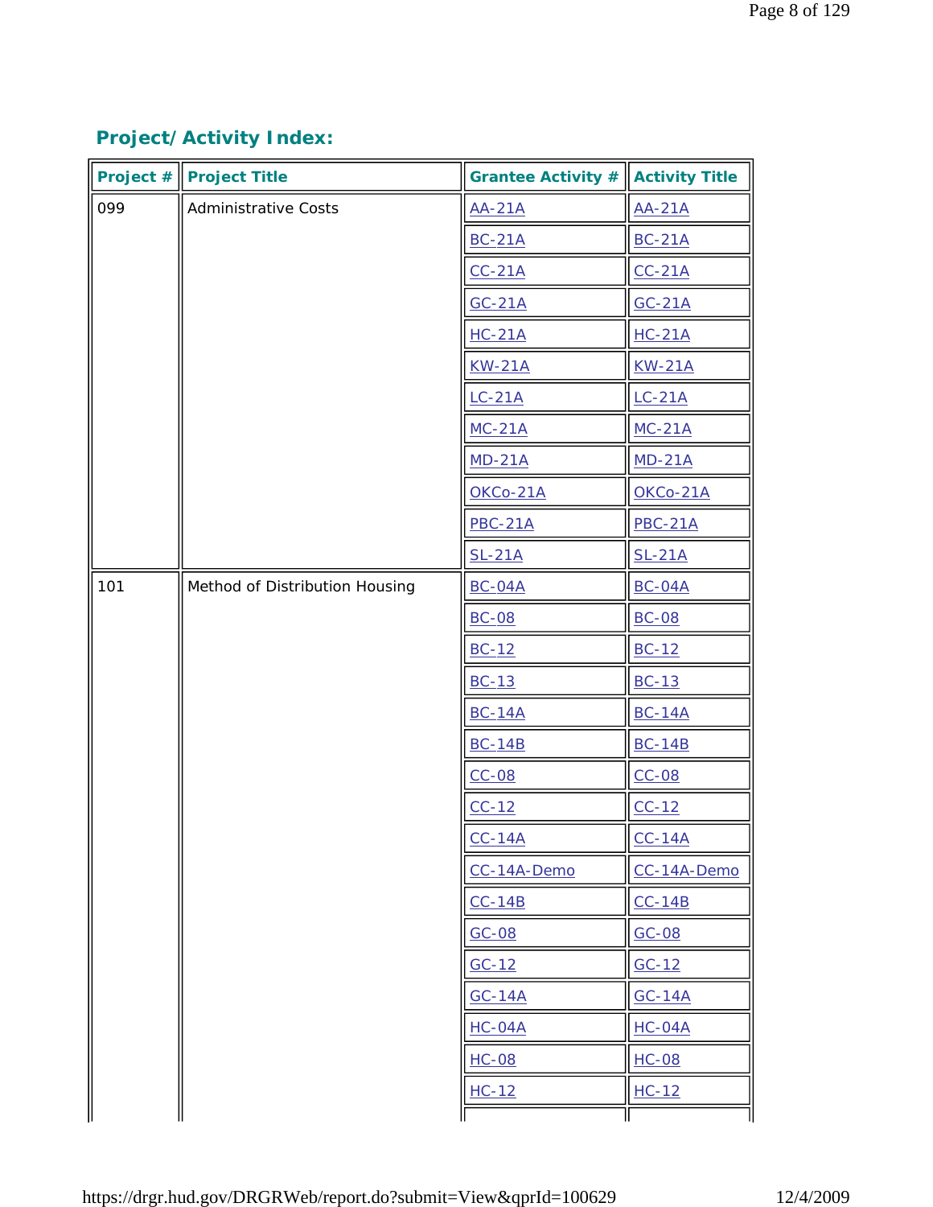## Project/Activity Index:

| Project # | Project Title | Grantee Activity # | Activity Title |
|---|---|---|---|
| 099 | Administrative Costs | AA-21A | AA-21A |
| | | BC-21A | BC-21A |
| | | CC-21A | CC-21A |
| | | GC-21A | GC-21A |
| | | HC-21A | HC-21A |
| | | KW-21A | KW-21A |
| | | LC-21A | LC-21A |
| | | MC-21A | MC-21A |
| | | MD-21A | MD-21A |
| | | OKCo-21A | OKCo-21A |
| | | PBC-21A | PBC-21A |
| | | SL-21A | SL-21A |
| 101 | Method of Distribution Housing | BC-04A | BC-04A |
| | | BC-08 | BC-08 |
| | | BC-12 | BC-12 |
| | | BC-13 | BC-13 |
| | | BC-14A | BC-14A |
| | | BC-14B | BC-14B |
| | | CC-08 | CC-08 |
| | | CC-12 | CC-12 |
| | | CC-14A | CC-14A |
| | | CC-14A-Demo | CC-14A-Demo |
| | | CC-14B | CC-14B |
| | | GC-08 | GC-08 |
| | | GC-12 | GC-12 |
| | | GC-14A | GC-14A |
| | | HC-04A | HC-04A |
| | | HC-08 | HC-08 |
| | | HC-12 | HC-12 |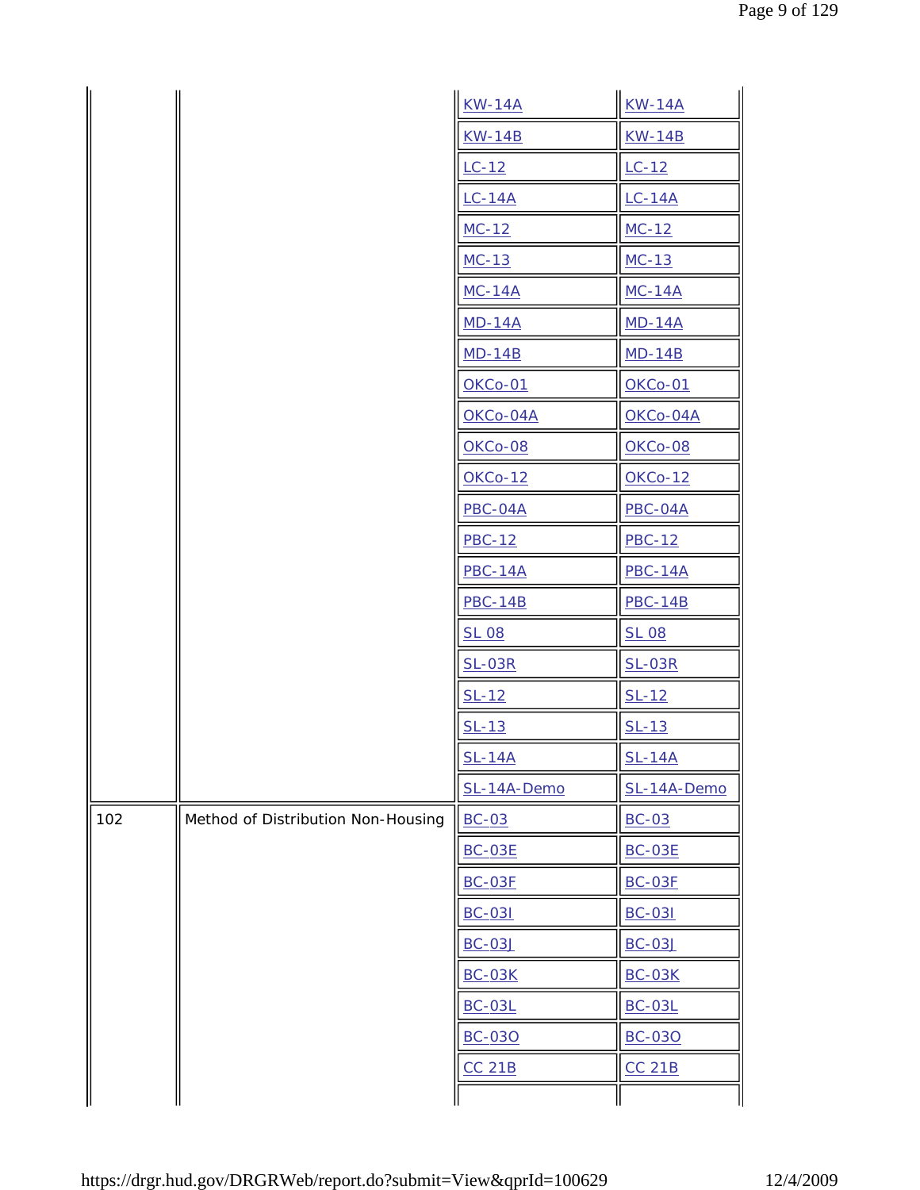| | | | |
|---|---|---|---|
| | | KW-14A | KW-14A |
| | | KW-14B | KW-14B |
| | | LC-12 | LC-12 |
| | | LC-14A | LC-14A |
| | | MC-12 | MC-12 |
| | | MC-13 | MC-13 |
| | | MC-14A | MC-14A |
| | | MD-14A | MD-14A |
| | | MD-14B | MD-14B |
| | | OKCo-01 | OKCo-01 |
| | | OKCo-04A | OKCo-04A |
| | | OKCo-08 | OKCo-08 |
| | | OKCo-12 | OKCo-12 |
| | | PBC-04A | PBC-04A |
| | | PBC-12 | PBC-12 |
| | | PBC-14A | PBC-14A |
| | | PBC-14B | PBC-14B |
| | | SL 08 | SL 08 |
| | | SL-03R | SL-03R |
| | | SL-12 | SL-12 |
| | | SL-13 | SL-13 |
| | | SL-14A | SL-14A |
| | | SL-14A-Demo | SL-14A-Demo |
| 102 | Method of Distribution Non-Housing | BC-03 | BC-03 |
| | | BC-03E | BC-03E |
| | | BC-03F | BC-03F |
| | | BC-03I | BC-03I |
| | | BC-03J | BC-03J |
| | | BC-03K | BC-03K |
| | | BC-03L | BC-03L |
| | | BC-03O | BC-03O |
| | | CC 21B | CC 21B |
| | | | |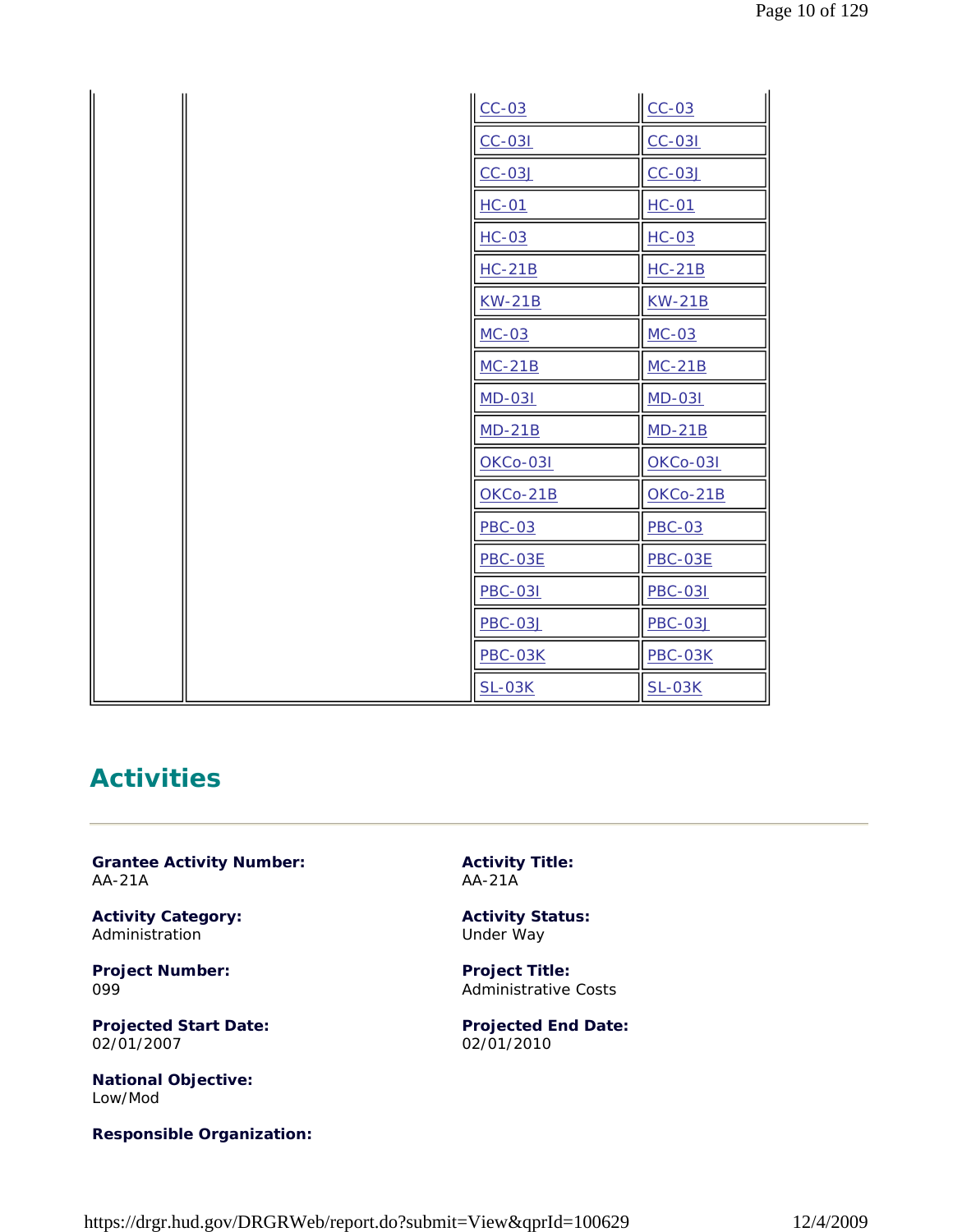| | | | |
|---|---|---|---|
| | | CC-03 | CC-03 |
| | | CC-03I | CC-03I |
| | | CC-03J | CC-03J |
| | | HC-01 | HC-01 |
| | | HC-03 | HC-03 |
| | | HC-21B | HC-21B |
| | | KW-21B | KW-21B |
| | | MC-03 | MC-03 |
| | | MC-21B | MC-21B |
| | | MD-03I | MD-03I |
| | | MD-21B | MD-21B |
| | | OKCo-03I | OKCo-03I |
| | | OKCo-21B | OKCo-21B |
| | | PBC-03 | PBC-03 |
| | | PBC-03E | PBC-03E |
| | | PBC-03I | PBC-03I |
| | | PBC-03J | PBC-03J |
| | | PBC-03K | PBC-03K |
| | | SL-03K | SL-03K |

## Activities

**Grantee Activity Number:**
AA-21A

**Activity Title:**
AA-21A

**Activity Category:**
Administration

**Activity Status:**
Under Way

**Project Number:**
099

**Project Title:**
Administrative Costs

**Projected Start Date:**
02/01/2007

**Projected End Date:**
02/01/2010

**National Objective:**
Low/Mod

**Responsible Organization:**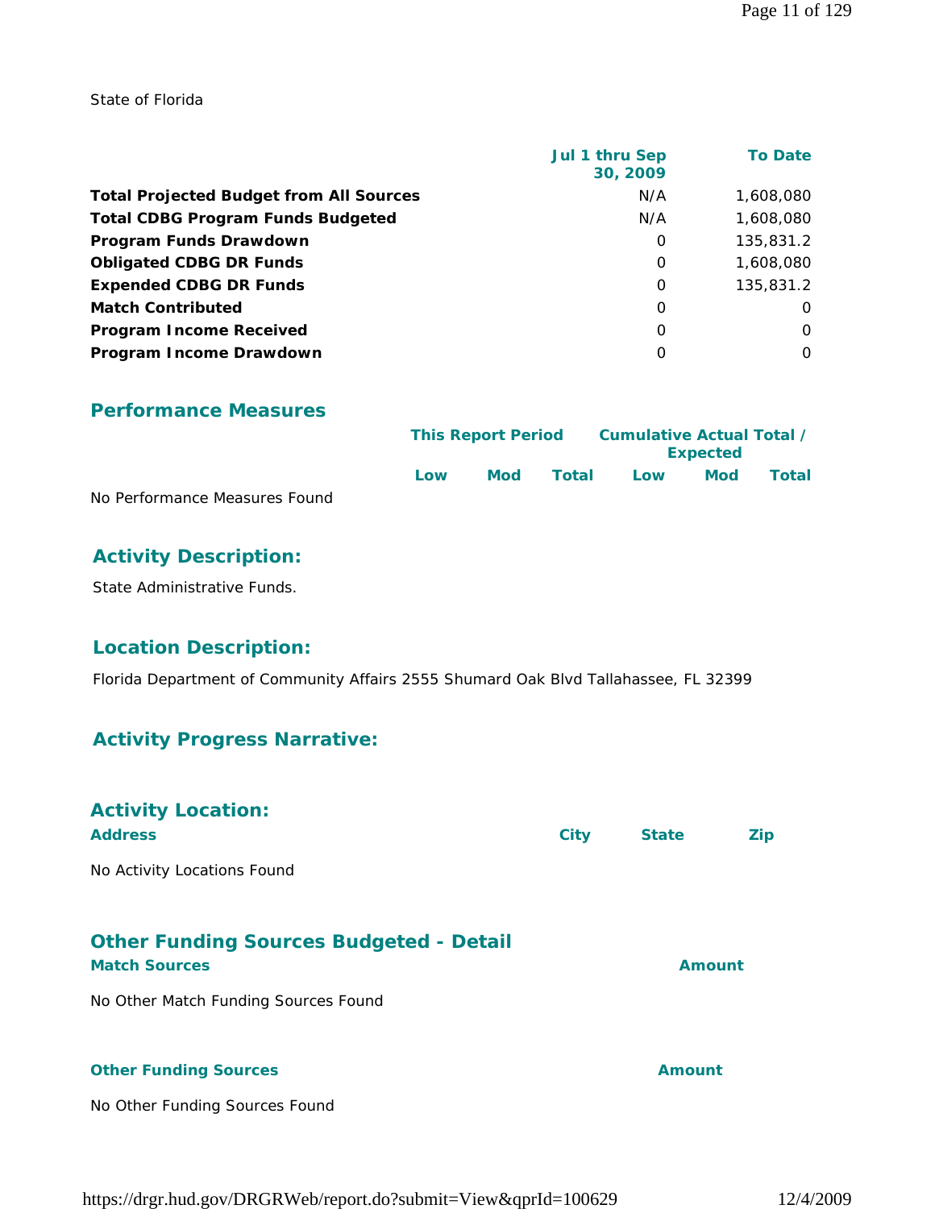State of Florida

| | Jul 1 thru Sep 30, 2009 | To Date |
|---|---|---|
| **Total Projected Budget from All Sources** | N/A | 1,608,080 |
| **Total CDBG Program Funds Budgeted** | N/A | 1,608,080 |
| **Program Funds Drawdown** | 0 | 135,831.2 |
| **Obligated CDBG DR Funds** | 0 | 1,608,080 |
| **Expended CDBG DR Funds** | 0 | 135,831.2 |
| **Match Contributed** | 0 | 0 |
| **Program Income Received** | 0 | 0 |
| **Program Income Drawdown** | 0 | 0 |

## Performance Measures

| | This Report Period | | | Cumulative Actual Total / Expected | | |
|---|---|---|---|---|---|---|
| | Low | Mod | Total | Low | Mod | Total |

No Performance Measures Found

## Activity Description:

State Administrative Funds.

## Location Description:

Florida Department of Community Affairs 2555 Shumard Oak Blvd Tallahassee, FL 32399

## Activity Progress Narrative:

## Activity Location:

| Address | City | State | Zip |
|---|---|---|---|

No Activity Locations Found

## Other Funding Sources Budgeted - Detail

| Match Sources | Amount |
|---|---|

No Other Match Funding Sources Found

| Other Funding Sources | Amount |
|---|---|

No Other Funding Sources Found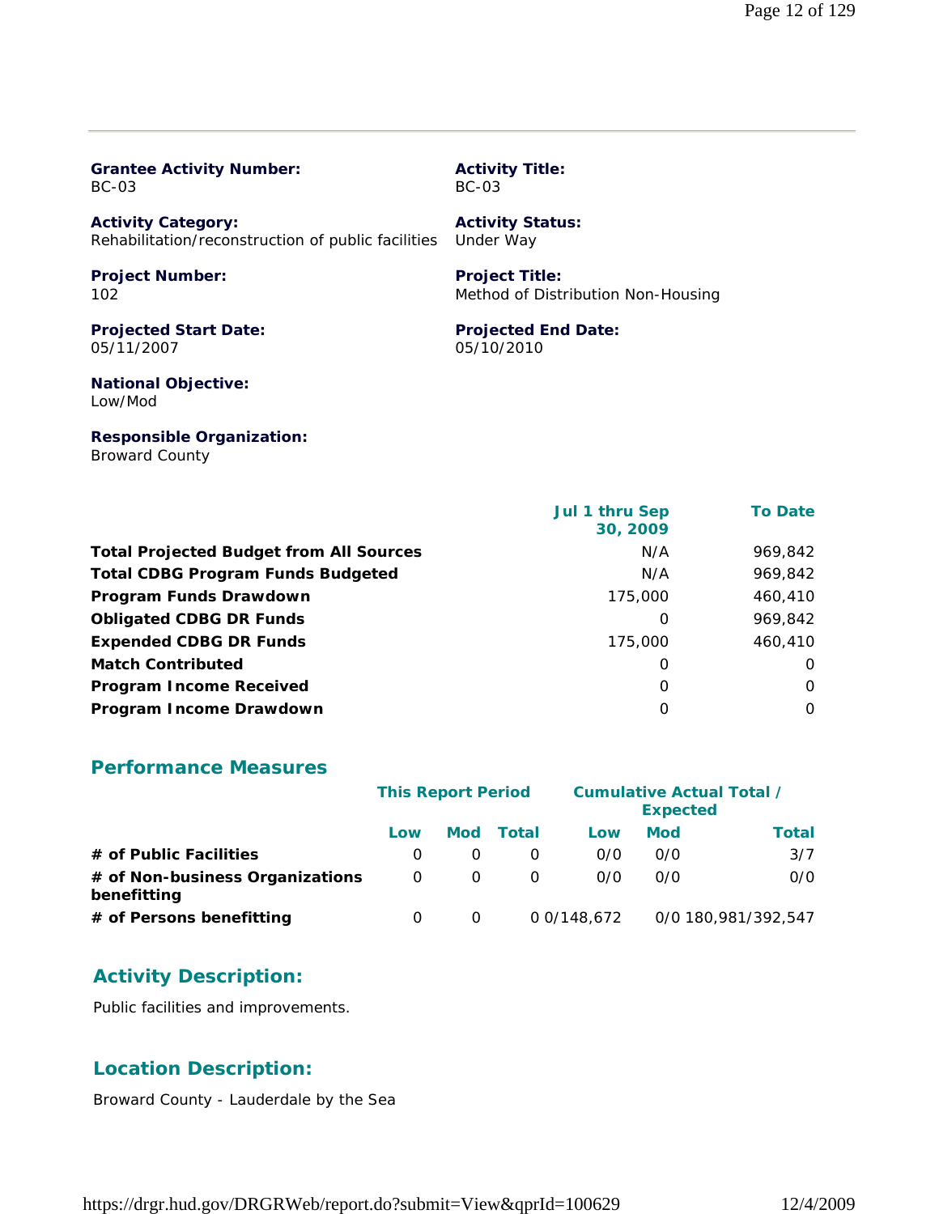**Grantee Activity Number:**
BC-03

**Activity Title:**
BC-03

**Activity Category:**
Rehabilitation/reconstruction of public facilities

**Activity Status:**
Under Way

**Project Number:**
102

**Project Title:**
Method of Distribution Non-Housing

**Projected Start Date:**
05/11/2007

**Projected End Date:**
05/10/2010

**National Objective:**
Low/Mod

**Responsible Organization:**
Broward County

| | Jul 1 thru Sep 30, 2009 | To Date |
|---|---|---|
| **Total Projected Budget from All Sources** | N/A | 969,842 |
| **Total CDBG Program Funds Budgeted** | N/A | 969,842 |
| **Program Funds Drawdown** | 175,000 | 460,410 |
| **Obligated CDBG DR Funds** | 0 | 969,842 |
| **Expended CDBG DR Funds** | 175,000 | 460,410 |
| **Match Contributed** | 0 | 0 |
| **Program Income Received** | 0 | 0 |
| **Program Income Drawdown** | 0 | 0 |

## Performance Measures

| | This Report Period | | | Cumulative Actual Total / Expected | | |
|---|---|---|---|---|---|---|
| | Low | Mod | Total | Low | Mod | Total |
| **# of Public Facilities** | 0 | 0 | 0 | 0/0 | 0/0 | 3/7 |
| **# of Non-business Organizations benefitting** | 0 | 0 | 0 | 0/0 | 0/0 | 0/0 |
| **# of Persons benefitting** | 0 | 0 | 0 | 0/148,672 | 0/0 | 180,981/392,547 |

## Activity Description:

Public facilities and improvements.

## Location Description:

Broward County - Lauderdale by the Sea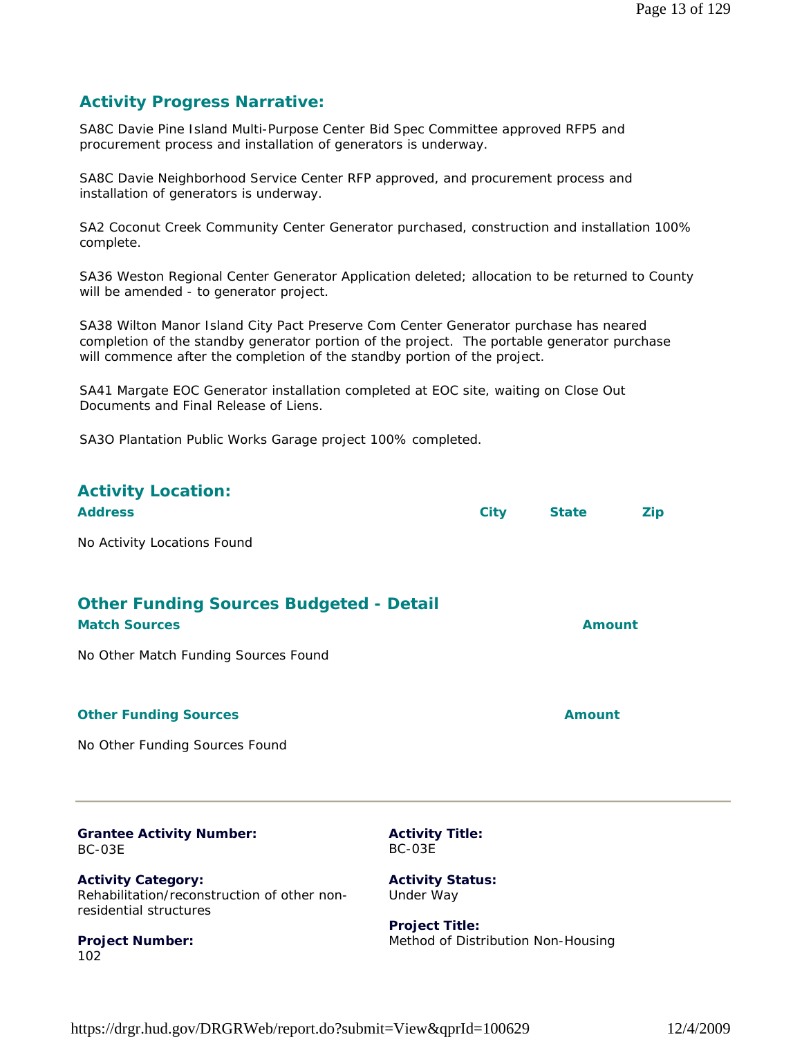## Activity Progress Narrative:

SA8C Davie Pine Island Multi-Purpose Center Bid Spec Committee approved RFP5 and procurement process and installation of generators is underway.

SA8C Davie Neighborhood Service Center RFP approved, and procurement process and installation of generators is underway.

SA2 Coconut Creek Community Center Generator purchased, construction and installation 100% complete.

SA36 Weston Regional Center Generator Application deleted; allocation to be returned to County will be amended - to generator project.

SA38 Wilton Manor Island City Pact Preserve Com Center Generator purchase has neared completion of the standby generator portion of the project. The portable generator purchase will commence after the completion of the standby portion of the project.

SA41 Margate EOC Generator installation completed at EOC site, waiting on Close Out Documents and Final Release of Liens.

SA3O Plantation Public Works Garage project 100% completed.

## Activity Location:

| Address | City | State | Zip |
|---|---|---|---|

No Activity Locations Found

## Other Funding Sources Budgeted - Detail

| Match Sources | Amount |
|---|---|

No Other Match Funding Sources Found

| Other Funding Sources | Amount |
|---|---|

No Other Funding Sources Found

---

**Grantee Activity Number:**
BC-03E

**Activity Title:**
BC-03E

**Activity Category:**
Rehabilitation/reconstruction of other non-residential structures

**Activity Status:**
Under Way

**Project Number:**
102

**Project Title:**
Method of Distribution Non-Housing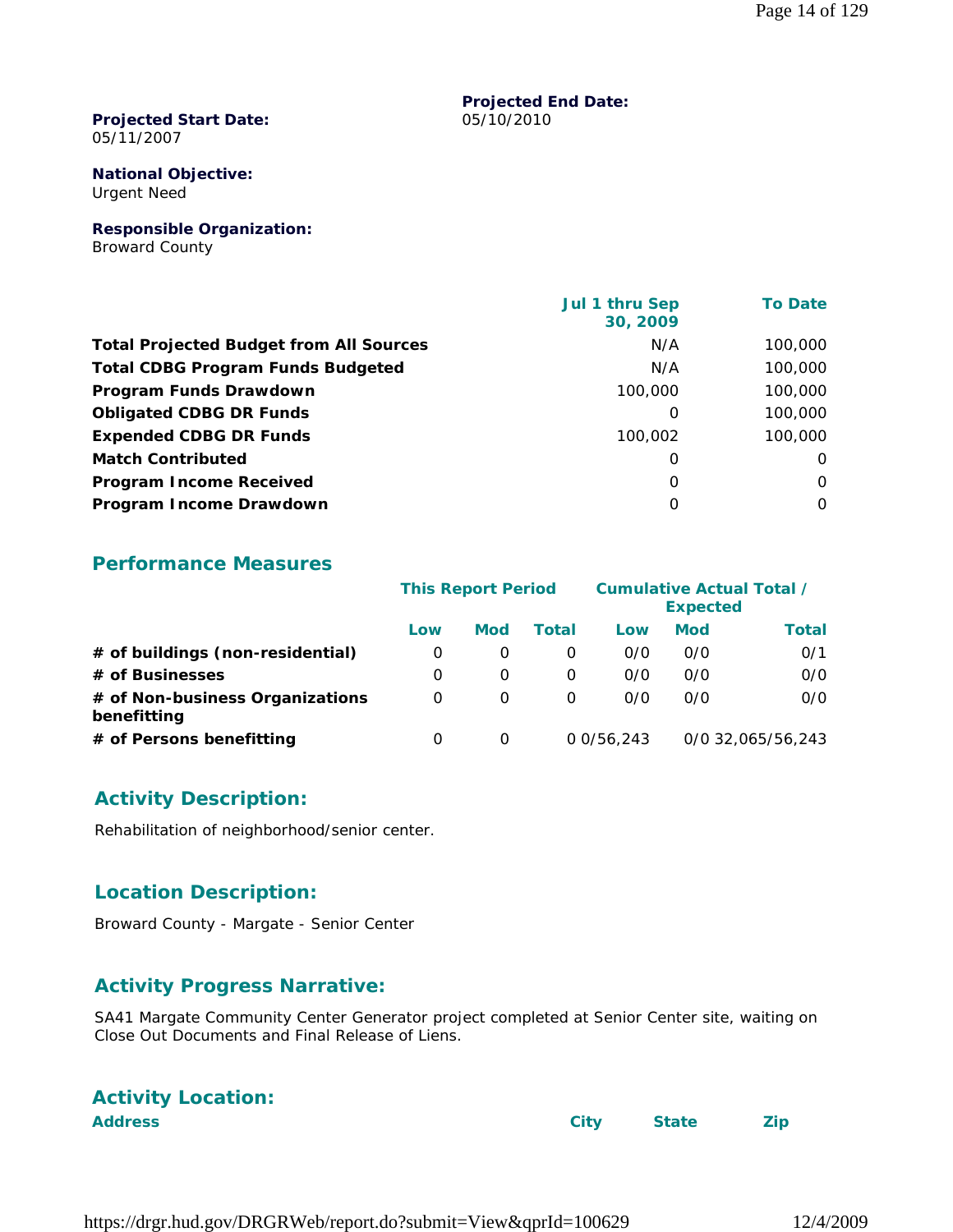**Projected Start Date:**
05/11/2007

**Projected End Date:**
05/10/2010

**National Objective:**
Urgent Need

**Responsible Organization:**
Broward County

| | Jul 1 thru Sep 30, 2009 | To Date |
|---|---|---|
| **Total Projected Budget from All Sources** | N/A | 100,000 |
| **Total CDBG Program Funds Budgeted** | N/A | 100,000 |
| **Program Funds Drawdown** | 100,000 | 100,000 |
| **Obligated CDBG DR Funds** | 0 | 100,000 |
| **Expended CDBG DR Funds** | 100,002 | 100,000 |
| **Match Contributed** | 0 | 0 |
| **Program Income Received** | 0 | 0 |
| **Program Income Drawdown** | 0 | 0 |

## Performance Measures

| | This Report Period | | | Cumulative Actual Total / Expected | | |
|---|---|---|---|---|---|---|
| | Low | Mod | Total | Low | Mod | Total |
| **# of buildings (non-residential)** | 0 | 0 | 0 | 0/0 | 0/0 | 0/1 |
| **# of Businesses** | 0 | 0 | 0 | 0/0 | 0/0 | 0/0 |
| **# of Non-business Organizations benefitting** | 0 | 0 | 0 | 0/0 | 0/0 | 0/0 |
| **# of Persons benefitting** | 0 | 0 | 0 | 0/56,243 | 0/0 | 32,065/56,243 |

## Activity Description:

Rehabilitation of neighborhood/senior center.

## Location Description:

Broward County - Margate - Senior Center

## Activity Progress Narrative:

SA41 Margate Community Center Generator project completed at Senior Center site, waiting on Close Out Documents and Final Release of Liens.

## Activity Location:

| Address | City | State | Zip |
|---|---|---|---|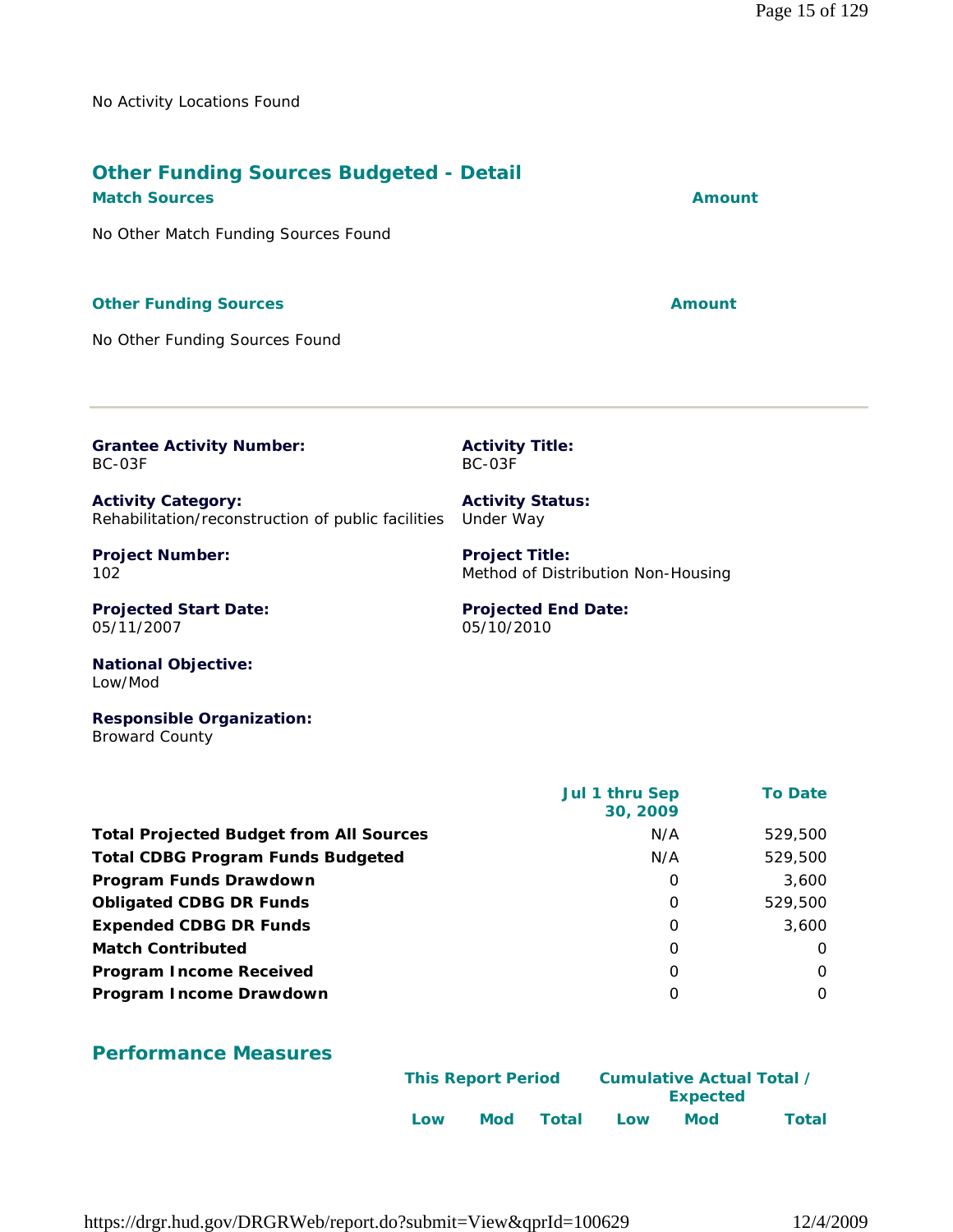No Activity Locations Found

## Other Funding Sources Budgeted - Detail

| Match Sources | Amount |
|---|---|
| No Other Match Funding Sources Found | |

| Other Funding Sources | Amount |
|---|---|
| No Other Funding Sources Found | |

---

**Grantee Activity Number:**
BC-03F

**Activity Title:**
BC-03F

**Activity Category:**
Rehabilitation/reconstruction of public facilities

**Activity Status:**
Under Way

**Project Number:**
102

**Project Title:**
Method of Distribution Non-Housing

**Projected Start Date:**
05/11/2007

**Projected End Date:**
05/10/2010

**National Objective:**
Low/Mod

**Responsible Organization:**
Broward County

| | Jul 1 thru Sep 30, 2009 | To Date |
|---|---|---|
| **Total Projected Budget from All Sources** | N/A | 529,500 |
| **Total CDBG Program Funds Budgeted** | N/A | 529,500 |
| **Program Funds Drawdown** | 0 | 3,600 |
| **Obligated CDBG DR Funds** | 0 | 529,500 |
| **Expended CDBG DR Funds** | 0 | 3,600 |
| **Match Contributed** | 0 | 0 |
| **Program Income Received** | 0 | 0 |
| **Program Income Drawdown** | 0 | 0 |

## Performance Measures

| | This Report Period | | | Cumulative Actual Total / Expected | | |
|---|---|---|---|---|---|---|
| | Low | Mod | Total | Low | Mod | Total |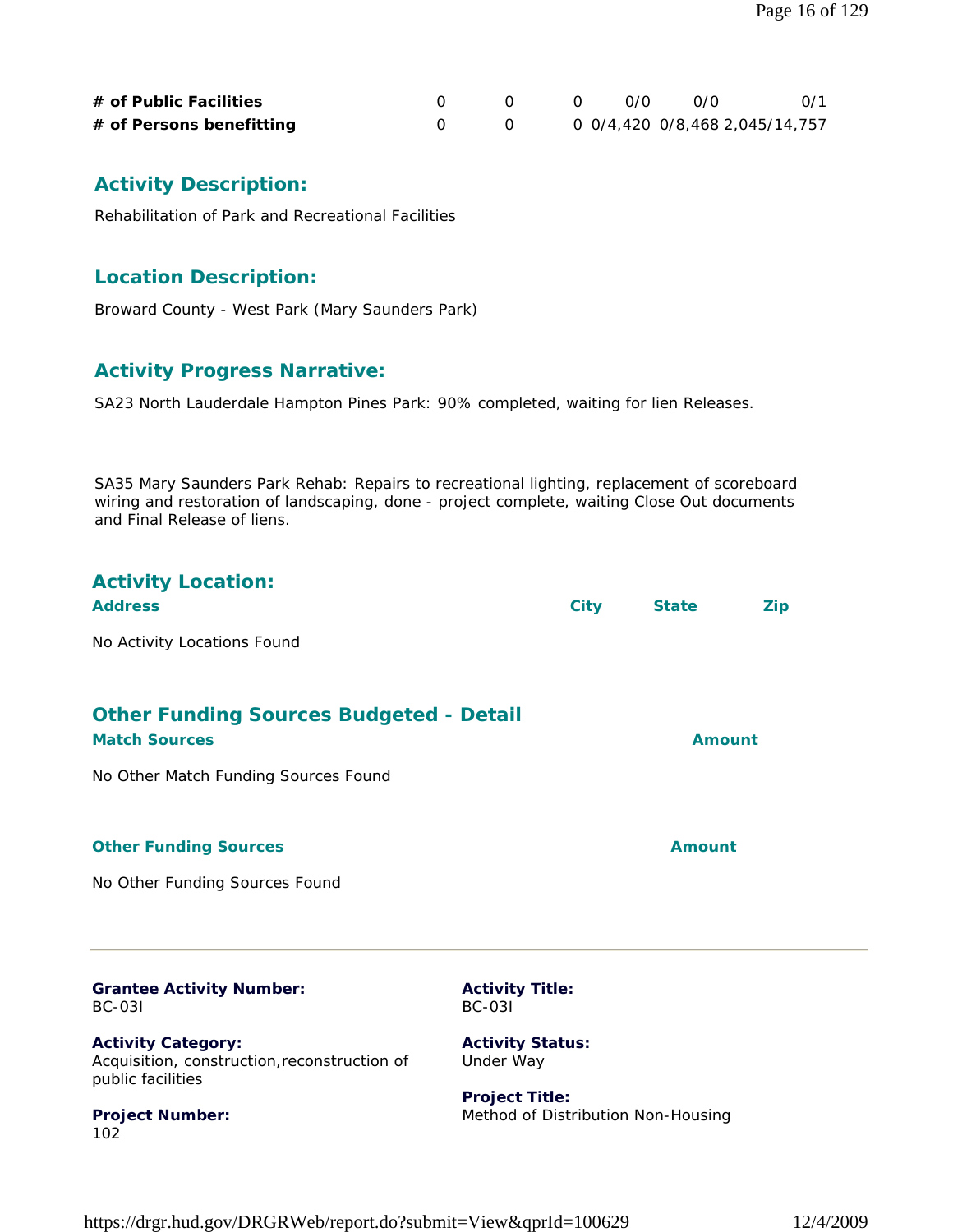| | | | | | | |
|---|---|---|---|---|---|---|
| **# of Public Facilities** | 0 | 0 | 0 | 0/0 | 0/0 | 0/1 |
| **# of Persons benefitting** | 0 | 0 | 0 | 0/4,420 | 0/8,468 | 2,045/14,757 |

## Activity Description:

Rehabilitation of Park and Recreational Facilities

## Location Description:

Broward County - West Park (Mary Saunders Park)

## Activity Progress Narrative:

SA23 North Lauderdale Hampton Pines Park: 90% completed, waiting for lien Releases.

SA35 Mary Saunders Park Rehab: Repairs to recreational lighting, replacement of scoreboard wiring and restoration of landscaping, done - project complete, waiting Close Out documents and Final Release of liens.

## Activity Location:

| Address | City | State | Zip |
|---|---|---|---|
| No Activity Locations Found | | | |

## Other Funding Sources Budgeted - Detail

| Match Sources | Amount |
|---|---|
| No Other Match Funding Sources Found | |

| Other Funding Sources | Amount |
|---|---|
| No Other Funding Sources Found | |

---

**Grantee Activity Number:**
BC-03I

**Activity Title:**
BC-03I

**Activity Category:**
Acquisition, construction,reconstruction of public facilities

**Activity Status:**
Under Way

**Project Number:**
102

**Project Title:**
Method of Distribution Non-Housing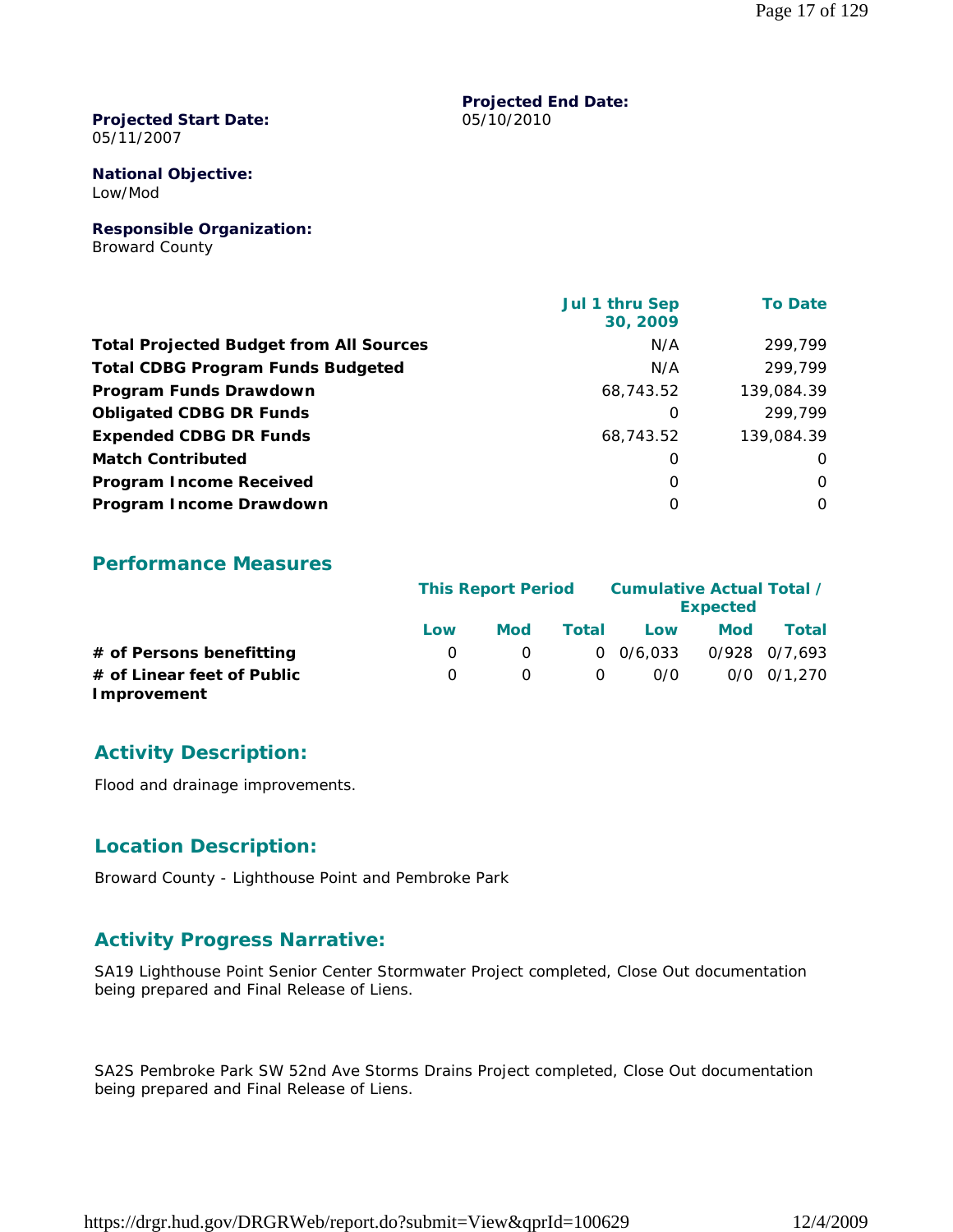**Projected Start Date:**
05/11/2007

**Projected End Date:**
05/10/2010

**National Objective:**
Low/Mod

**Responsible Organization:**
Broward County

| | Jul 1 thru Sep 30, 2009 | To Date |
|---|---|---|
| **Total Projected Budget from All Sources** | N/A | 299,799 |
| **Total CDBG Program Funds Budgeted** | N/A | 299,799 |
| **Program Funds Drawdown** | 68,743.52 | 139,084.39 |
| **Obligated CDBG DR Funds** | 0 | 299,799 |
| **Expended CDBG DR Funds** | 68,743.52 | 139,084.39 |
| **Match Contributed** | 0 | 0 |
| **Program Income Received** | 0 | 0 |
| **Program Income Drawdown** | 0 | 0 |

## Performance Measures

| | This Report Period | | | Cumulative Actual Total / Expected | | |
|---|---|---|---|---|---|---|
| | Low | Mod | Total | Low | Mod | Total |
| **# of Persons benefitting** | 0 | 0 | 0 | 0/6,033 | 0/928 | 0/7,693 |
| **# of Linear feet of Public Improvement** | 0 | 0 | 0 | 0/0 | 0/0 | 0/1,270 |

## Activity Description:

Flood and drainage improvements.

## Location Description:

Broward County - Lighthouse Point and Pembroke Park

## Activity Progress Narrative:

SA19 Lighthouse Point Senior Center Stormwater Project completed, Close Out documentation being prepared and Final Release of Liens.

SA2S Pembroke Park SW 52nd Ave Storms Drains Project completed, Close Out documentation being prepared and Final Release of Liens.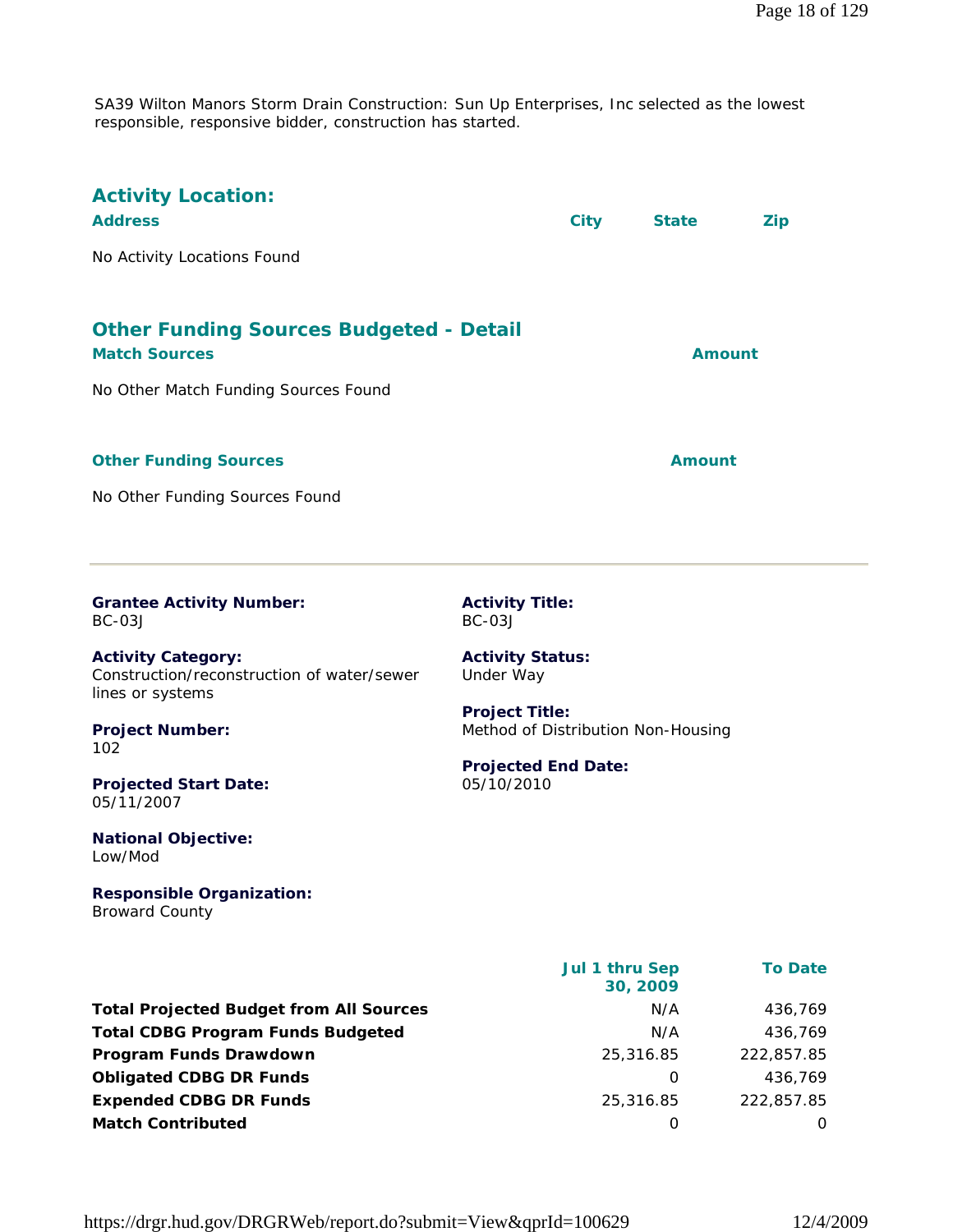SA39 Wilton Manors Storm Drain Construction: Sun Up Enterprises, Inc selected as the lowest responsible, responsive bidder, construction has started.

## Activity Location:

| Address | City | State | Zip |
|---|---|---|---|

No Activity Locations Found

## Other Funding Sources Budgeted - Detail

| Match Sources | Amount |
|---|---|

No Other Match Funding Sources Found

| Other Funding Sources | Amount |
|---|---|

No Other Funding Sources Found

---

**Grantee Activity Number:**
BC-03J

**Activity Title:**
BC-03J

**Activity Category:**
Construction/reconstruction of water/sewer lines or systems

**Activity Status:**
Under Way

**Project Number:**
102

**Project Title:**
Method of Distribution Non-Housing

**Projected Start Date:**
05/11/2007

**Projected End Date:**
05/10/2010

**National Objective:**
Low/Mod

**Responsible Organization:**
Broward County

| | Jul 1 thru Sep 30, 2009 | To Date |
|---|---|---|
| **Total Projected Budget from All Sources** | N/A | 436,769 |
| **Total CDBG Program Funds Budgeted** | N/A | 436,769 |
| **Program Funds Drawdown** | 25,316.85 | 222,857.85 |
| **Obligated CDBG DR Funds** | 0 | 436,769 |
| **Expended CDBG DR Funds** | 25,316.85 | 222,857.85 |
| **Match Contributed** | 0 | 0 |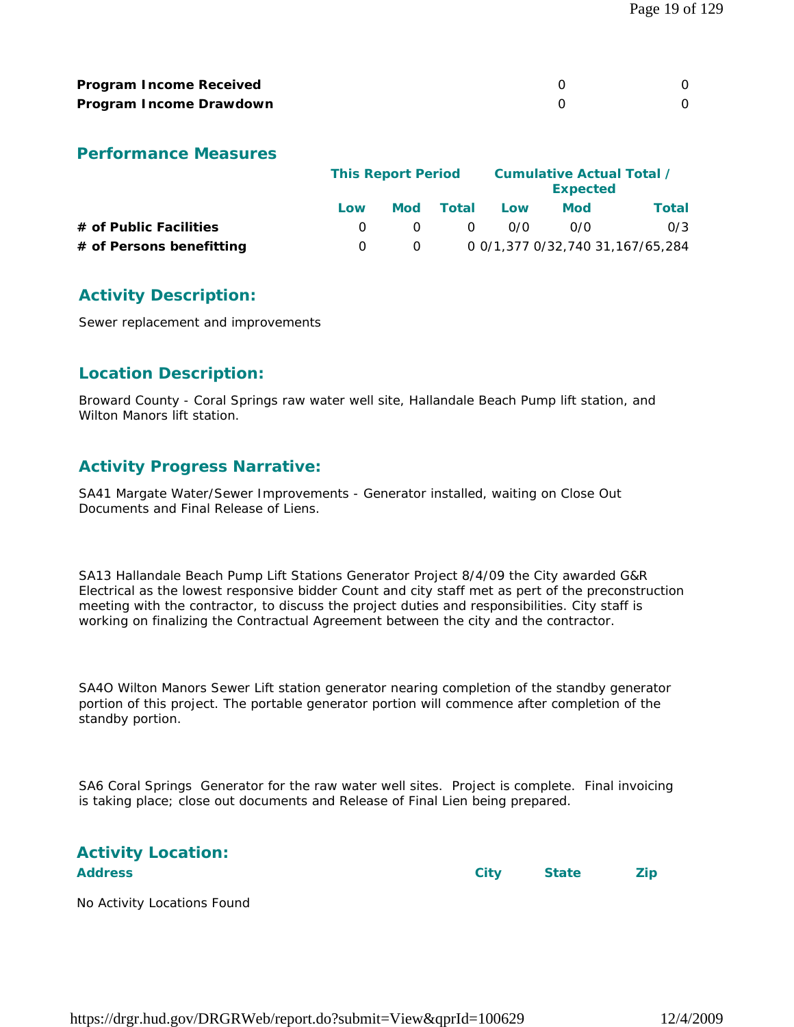| | | |
|---|---|---|
| **Program Income Received** | 0 | 0 |
| **Program Income Drawdown** | 0 | 0 |

## Performance Measures

| | This Report Period | | | Cumulative Actual Total / Expected | | |
|---|---|---|---|---|---|---|
| | **Low** | **Mod** | **Total** | **Low** | **Mod** | **Total** |
| **# of Public Facilities** | 0 | 0 | 0 | 0/0 | 0/0 | 0/3 |
| **# of Persons benefitting** | 0 | 0 | 0 | 0/1,377 | 0/32,740 | 31,167/65,284 |

## Activity Description:

Sewer replacement and improvements

## Location Description:

Broward County - Coral Springs raw water well site, Hallandale Beach Pump lift station, and Wilton Manors lift station.

## Activity Progress Narrative:

SA41 Margate Water/Sewer Improvements - Generator installed, waiting on Close Out Documents and Final Release of Liens.

SA13 Hallandale Beach Pump Lift Stations Generator Project 8/4/09 the City awarded G&R Electrical as the lowest responsive bidder Count and city staff met as pert of the preconstruction meeting with the contractor, to discuss the project duties and responsibilities. City staff is working on finalizing the Contractual Agreement between the city and the contractor.

SA4O Wilton Manors Sewer Lift station generator nearing completion of the standby generator portion of this project. The portable generator portion will commence after completion of the standby portion.

SA6 Coral Springs Generator for the raw water well sites. Project is complete. Final invoicing is taking place; close out documents and Release of Final Lien being prepared.

## Activity Location:

| Address | City | State | Zip |
|---|---|---|---|

No Activity Locations Found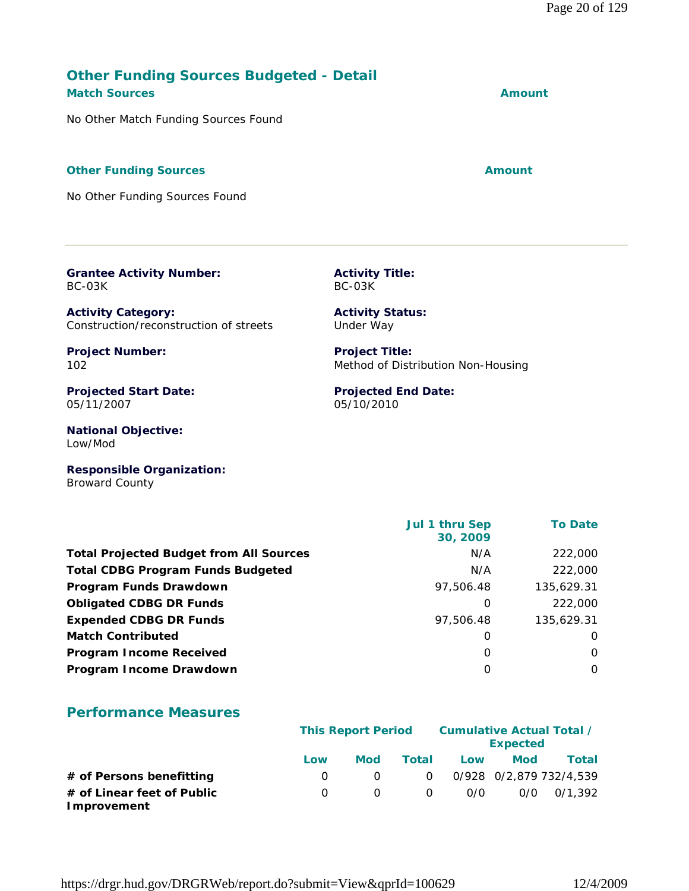## Other Funding Sources Budgeted - Detail

| Match Sources | Amount |
|---|---|
| No Other Match Funding Sources Found | |

| Other Funding Sources | Amount |
|---|---|
| No Other Funding Sources Found | |

---

**Grantee Activity Number:**
BC-03K

**Activity Title:**
BC-03K

**Activity Category:**
Construction/reconstruction of streets

**Activity Status:**
Under Way

**Project Number:**
102

**Project Title:**
Method of Distribution Non-Housing

**Projected Start Date:**
05/11/2007

**Projected End Date:**
05/10/2010

**National Objective:**
Low/Mod

**Responsible Organization:**
Broward County

| | Jul 1 thru Sep 30, 2009 | To Date |
|---|---|---|
| **Total Projected Budget from All Sources** | N/A | 222,000 |
| **Total CDBG Program Funds Budgeted** | N/A | 222,000 |
| **Program Funds Drawdown** | 97,506.48 | 135,629.31 |
| **Obligated CDBG DR Funds** | 0 | 222,000 |
| **Expended CDBG DR Funds** | 97,506.48 | 135,629.31 |
| **Match Contributed** | 0 | 0 |
| **Program Income Received** | 0 | 0 |
| **Program Income Drawdown** | 0 | 0 |

## Performance Measures

| | This Report Period | | | Cumulative Actual Total / Expected | | |
|---|---|---|---|---|---|---|
| | Low | Mod | Total | Low | Mod | Total |
| **# of Persons benefitting** | 0 | 0 | 0 | 0/928 | 0/2,879 | 732/4,539 |
| **# of Linear feet of Public Improvement** | 0 | 0 | 0 | 0/0 | 0/0 | 0/1,392 |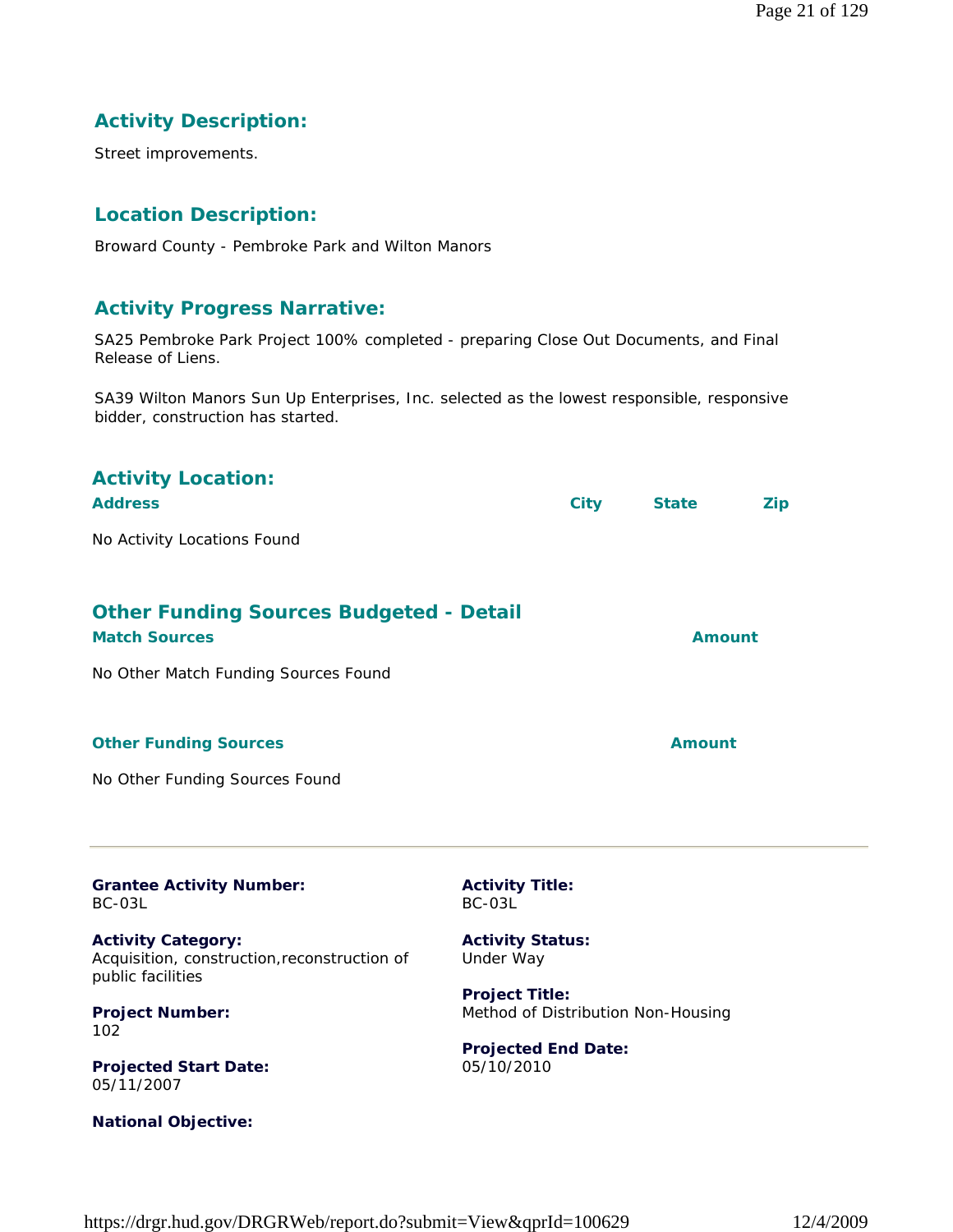### Activity Description:

Street improvements.

### Location Description:

Broward County - Pembroke Park and Wilton Manors

### Activity Progress Narrative:

SA25 Pembroke Park Project 100% completed - preparing Close Out Documents, and Final Release of Liens.

SA39 Wilton Manors Sun Up Enterprises, Inc. selected as the lowest responsible, responsive bidder, construction has started.

### Activity Location:

| Address | City | State | Zip |
|---|---|---|---|
| No Activity Locations Found | | | |

### Other Funding Sources Budgeted - Detail

| Match Sources | Amount |
|---|---|
| No Other Match Funding Sources Found | |

| Other Funding Sources | Amount |
|---|---|
| No Other Funding Sources Found | |

---

**Grantee Activity Number:**
BC-03L

**Activity Title:**
BC-03L

**Activity Category:**
Acquisition, construction,reconstruction of public facilities

**Activity Status:**
Under Way

**Project Number:**
102

**Project Title:**
Method of Distribution Non-Housing

**Projected Start Date:**
05/11/2007

**Projected End Date:**
05/10/2010

**National Objective:**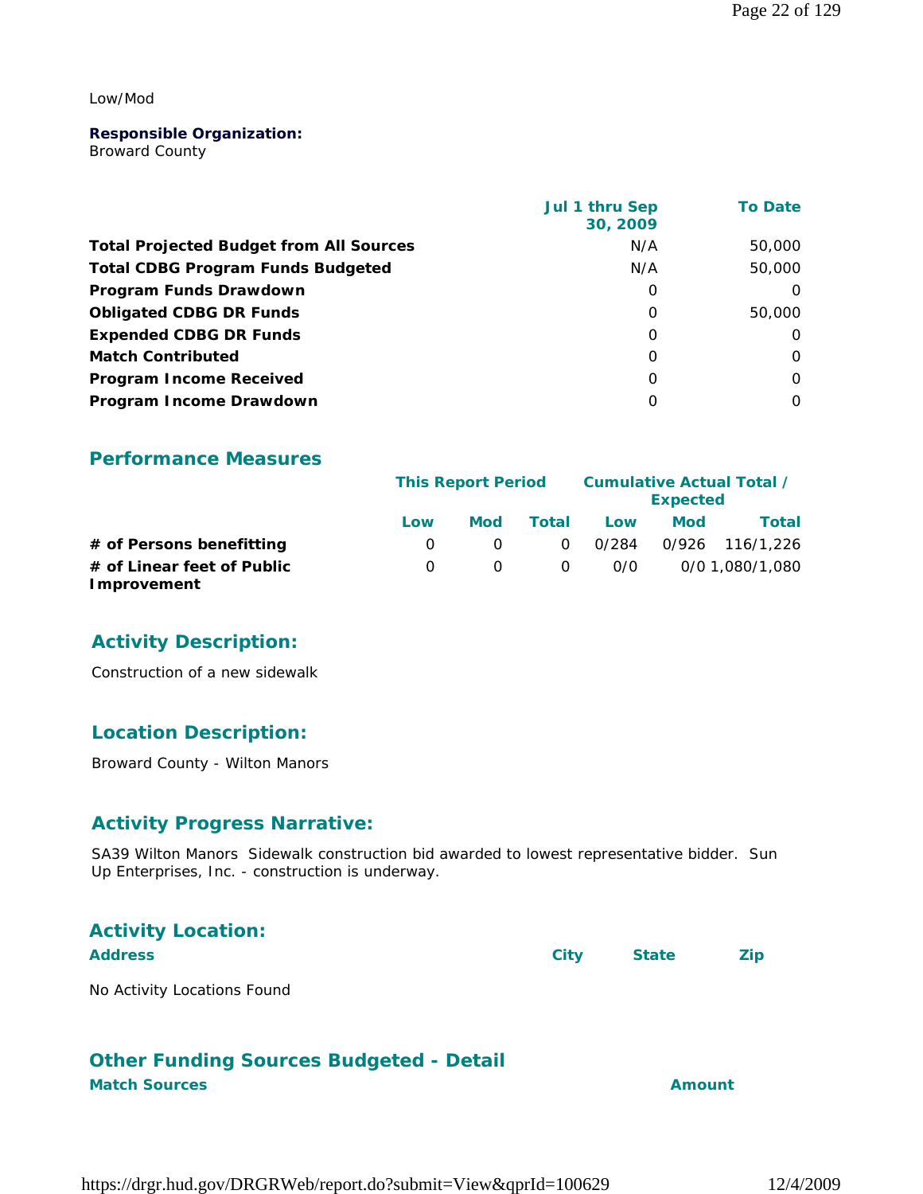Low/Mod

**Responsible Organization:**
Broward County

| | Jul 1 thru Sep 30, 2009 | To Date |
|---|---|---|
| **Total Projected Budget from All Sources** | N/A | 50,000 |
| **Total CDBG Program Funds Budgeted** | N/A | 50,000 |
| **Program Funds Drawdown** | 0 | 0 |
| **Obligated CDBG DR Funds** | 0 | 50,000 |
| **Expended CDBG DR Funds** | 0 | 0 |
| **Match Contributed** | 0 | 0 |
| **Program Income Received** | 0 | 0 |
| **Program Income Drawdown** | 0 | 0 |

## Performance Measures

| | This Report Period | | | Cumulative Actual Total / Expected | | |
|---|---|---|---|---|---|---|
| | Low | Mod | Total | Low | Mod | Total |
| **# of Persons benefitting** | 0 | 0 | 0 | 0/284 | 0/926 | 116/1,226 |
| **# of Linear feet of Public Improvement** | 0 | 0 | 0 | 0/0 | 0/0 | 1,080/1,080 |

## Activity Description:

Construction of a new sidewalk

## Location Description:

Broward County - Wilton Manors

## Activity Progress Narrative:

SA39 Wilton Manors Sidewalk construction bid awarded to lowest representative bidder. Sun Up Enterprises, Inc. - construction is underway.

## Activity Location:

| Address | City | State | Zip |
|---|---|---|---|
| No Activity Locations Found | | | |

## Other Funding Sources Budgeted - Detail

| Match Sources | Amount |
|---|---|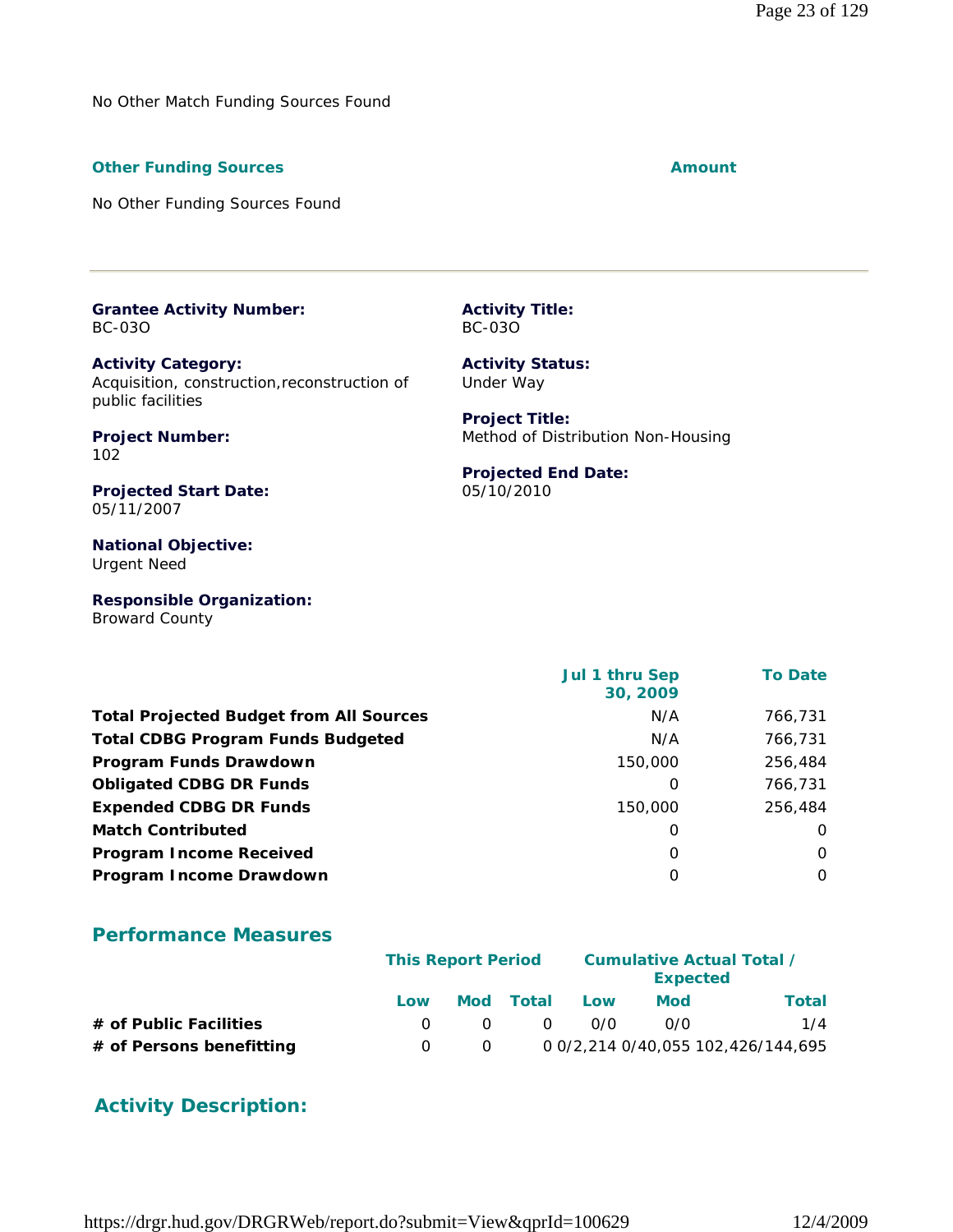No Other Match Funding Sources Found

| **Other Funding Sources** | **Amount** |
|---|---|
| No Other Funding Sources Found | |

---

**Grantee Activity Number:**
BC-03O

**Activity Title:**
BC-03O

**Activity Category:**
Acquisition, construction,reconstruction of public facilities

**Activity Status:**
Under Way

**Project Number:**
102

**Project Title:**
Method of Distribution Non-Housing

**Projected Start Date:**
05/11/2007

**Projected End Date:**
05/10/2010

**National Objective:**
Urgent Need

**Responsible Organization:**
Broward County

| | Jul 1 thru Sep 30, 2009 | To Date |
|---|---|---|
| **Total Projected Budget from All Sources** | N/A | 766,731 |
| **Total CDBG Program Funds Budgeted** | N/A | 766,731 |
| **Program Funds Drawdown** | 150,000 | 256,484 |
| **Obligated CDBG DR Funds** | 0 | 766,731 |
| **Expended CDBG DR Funds** | 150,000 | 256,484 |
| **Match Contributed** | 0 | 0 |
| **Program Income Received** | 0 | 0 |
| **Program Income Drawdown** | 0 | 0 |

## Performance Measures

| | This Report Period | | | Cumulative Actual Total / Expected | | |
|---|---|---|---|---|---|---|
| | Low | Mod | Total | Low | Mod | Total |
| **# of Public Facilities** | 0 | 0 | 0 | 0/0 | 0/0 | 1/4 |
| **# of Persons benefitting** | 0 | 0 | 0 | 0/2,214 | 0/40,055 | 102,426/144,695 |

## Activity Description: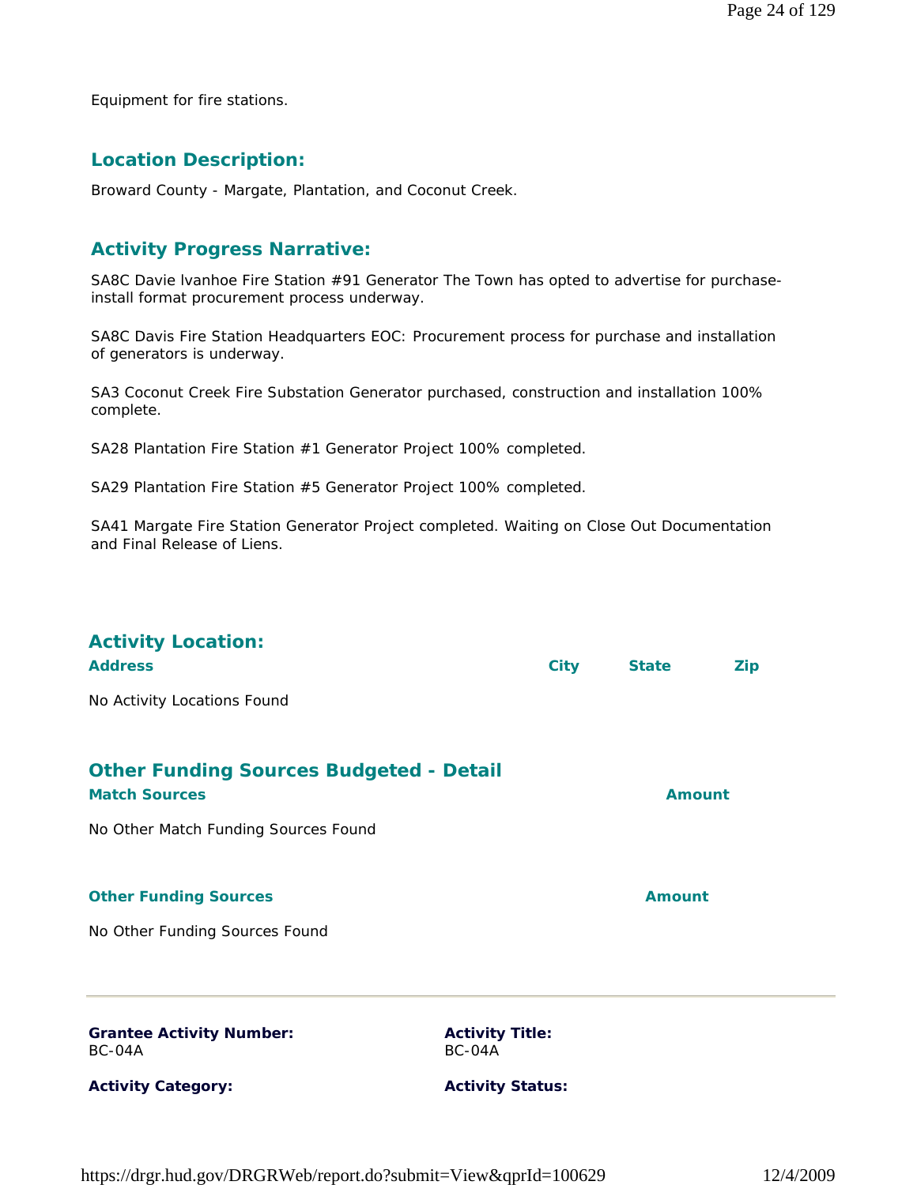Equipment for fire stations.

## Location Description:

Broward County - Margate, Plantation, and Coconut Creek.

## Activity Progress Narrative:

SA8C Davie lvanhoe Fire Station #91 Generator The Town has opted to advertise for purchase-install format procurement process underway.

SA8C Davis Fire Station Headquarters EOC: Procurement process for purchase and installation of generators is underway.

SA3 Coconut Creek Fire Substation Generator purchased, construction and installation 100% complete.

SA28 Plantation Fire Station #1 Generator Project 100% completed.

SA29 Plantation Fire Station #5 Generator Project 100% completed.

SA41 Margate Fire Station Generator Project completed. Waiting on Close Out Documentation and Final Release of Liens.

## Activity Location:

| Address | City | State | Zip |
|---|---|---|---|
| No Activity Locations Found | | | |

## Other Funding Sources Budgeted - Detail

| Match Sources | Amount |
|---|---|
| No Other Match Funding Sources Found | |

| Other Funding Sources | Amount |
|---|---|
| No Other Funding Sources Found | |

---

**Grantee Activity Number:**
BC-04A

**Activity Title:**
BC-04A

**Activity Category:**

**Activity Status:**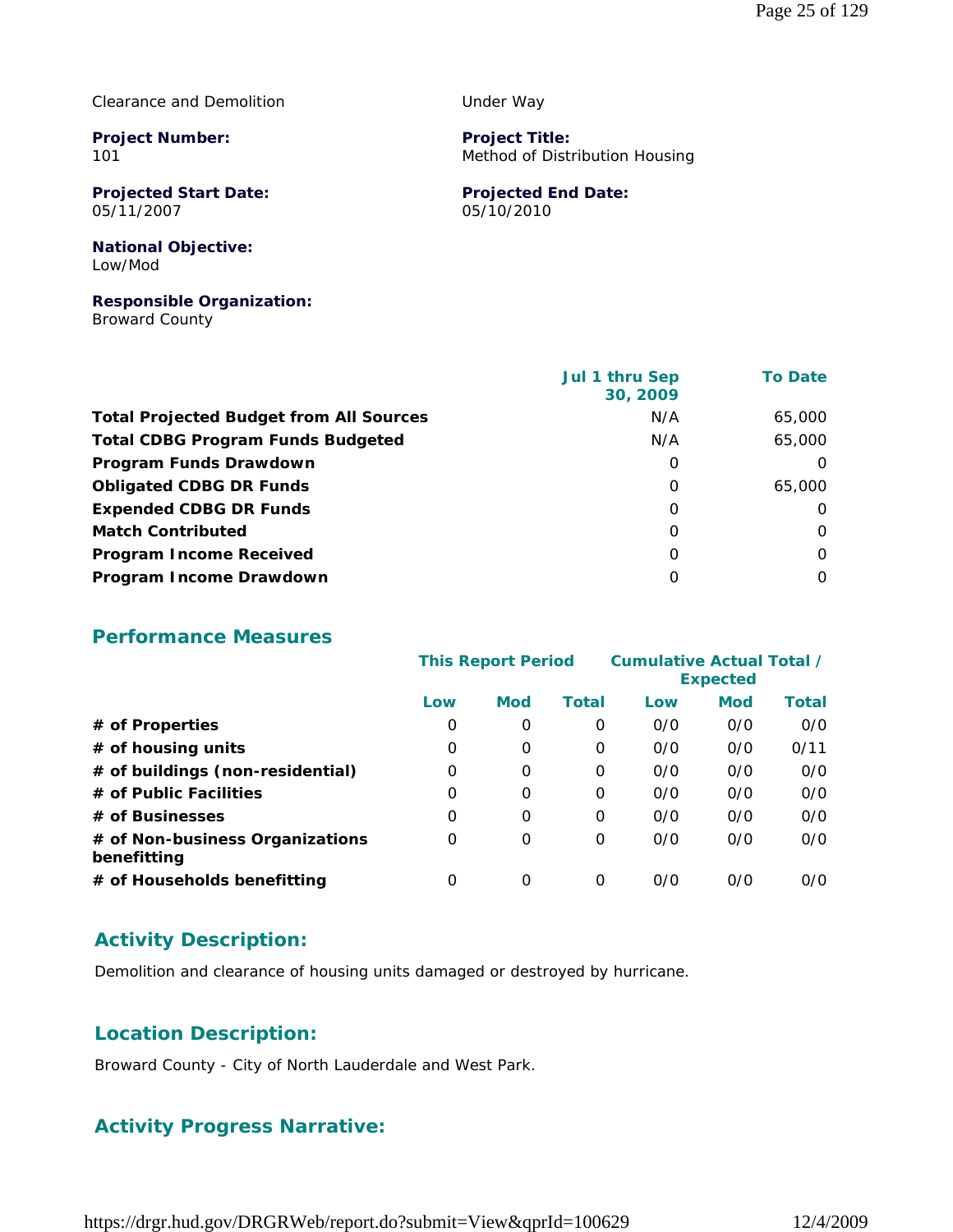Clearance and Demolition

Under Way

**Project Number:**
101

**Project Title:**
Method of Distribution Housing

**Projected Start Date:**
05/11/2007

**Projected End Date:**
05/10/2010

**National Objective:**
Low/Mod

**Responsible Organization:**
Broward County

| | Jul 1 thru Sep 30, 2009 | To Date |
|---|---|---|
| **Total Projected Budget from All Sources** | N/A | 65,000 |
| **Total CDBG Program Funds Budgeted** | N/A | 65,000 |
| **Program Funds Drawdown** | 0 | 0 |
| **Obligated CDBG DR Funds** | 0 | 65,000 |
| **Expended CDBG DR Funds** | 0 | 0 |
| **Match Contributed** | 0 | 0 |
| **Program Income Received** | 0 | 0 |
| **Program Income Drawdown** | 0 | 0 |

## Performance Measures

| | This Report Period | | | Cumulative Actual Total / Expected | | |
|---|---|---|---|---|---|---|
| | **Low** | **Mod** | **Total** | **Low** | **Mod** | **Total** |
| **# of Properties** | 0 | 0 | 0 | 0/0 | 0/0 | 0/0 |
| **# of housing units** | 0 | 0 | 0 | 0/0 | 0/0 | 0/11 |
| **# of buildings (non-residential)** | 0 | 0 | 0 | 0/0 | 0/0 | 0/0 |
| **# of Public Facilities** | 0 | 0 | 0 | 0/0 | 0/0 | 0/0 |
| **# of Businesses** | 0 | 0 | 0 | 0/0 | 0/0 | 0/0 |
| **# of Non-business Organizations benefitting** | 0 | 0 | 0 | 0/0 | 0/0 | 0/0 |
| **# of Households benefitting** | 0 | 0 | 0 | 0/0 | 0/0 | 0/0 |

## Activity Description:

Demolition and clearance of housing units damaged or destroyed by hurricane.

## Location Description:

Broward County - City of North Lauderdale and West Park.

## Activity Progress Narrative: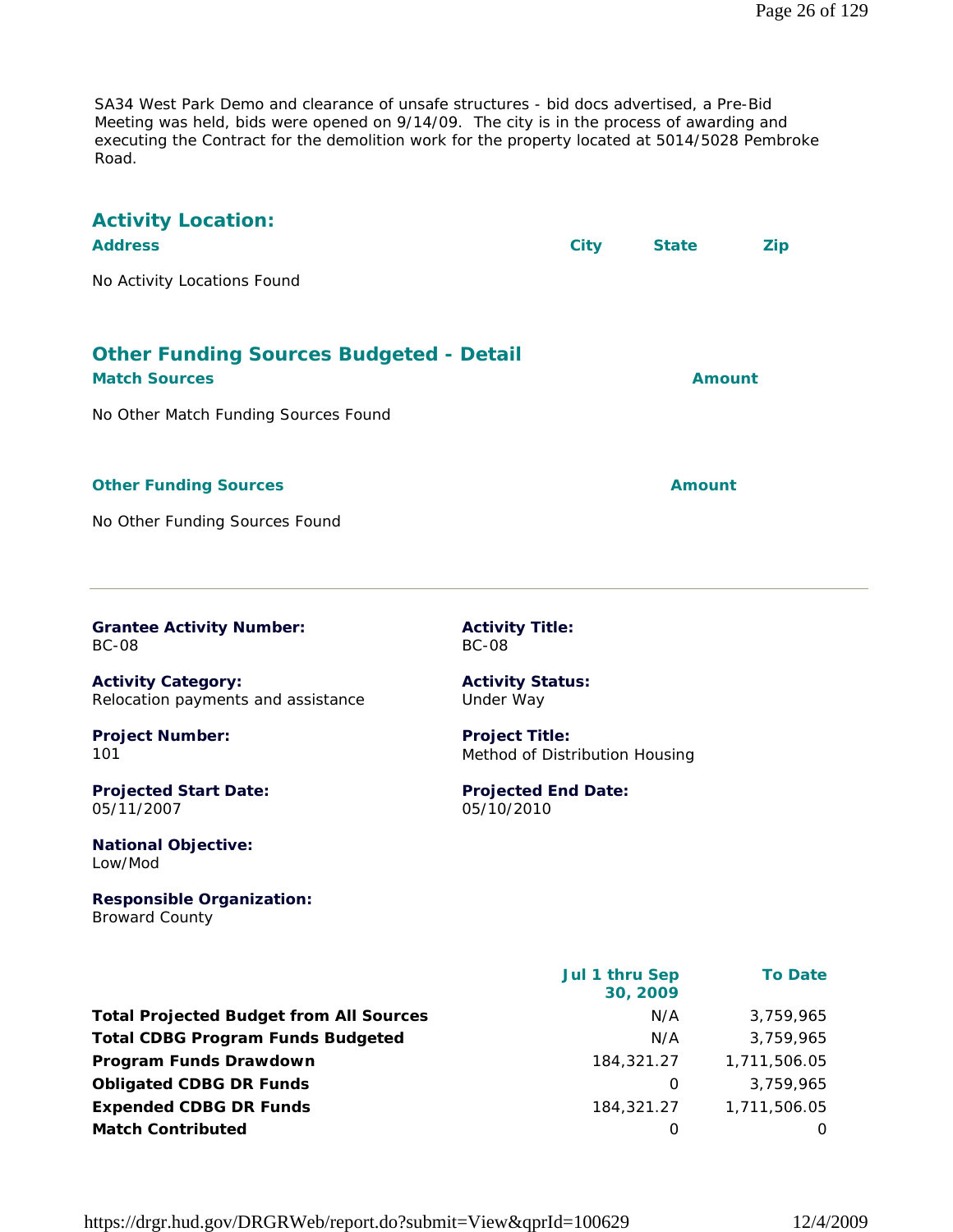SA34 West Park Demo and clearance of unsafe structures - bid docs advertised, a Pre-Bid Meeting was held, bids were opened on 9/14/09. The city is in the process of awarding and executing the Contract for the demolition work for the property located at 5014/5028 Pembroke Road.

## Activity Location:

| Address | City | State | Zip |
|---|---|---|---|
| No Activity Locations Found | | | |

## Other Funding Sources Budgeted - Detail

| Match Sources | Amount |
|---|---|
| No Other Match Funding Sources Found | |

| Other Funding Sources | Amount |
|---|---|
| No Other Funding Sources Found | |

---

**Grantee Activity Number:**
BC-08

**Activity Title:**
BC-08

**Activity Category:**
Relocation payments and assistance

**Activity Status:**
Under Way

**Project Number:**
101

**Project Title:**
Method of Distribution Housing

**Projected Start Date:**
05/11/2007

**Projected End Date:**
05/10/2010

**National Objective:**
Low/Mod

**Responsible Organization:**
Broward County

| | Jul 1 thru Sep 30, 2009 | To Date |
|---|---|---|
| **Total Projected Budget from All Sources** | N/A | 3,759,965 |
| **Total CDBG Program Funds Budgeted** | N/A | 3,759,965 |
| **Program Funds Drawdown** | 184,321.27 | 1,711,506.05 |
| **Obligated CDBG DR Funds** | 0 | 3,759,965 |
| **Expended CDBG DR Funds** | 184,321.27 | 1,711,506.05 |
| **Match Contributed** | 0 | 0 |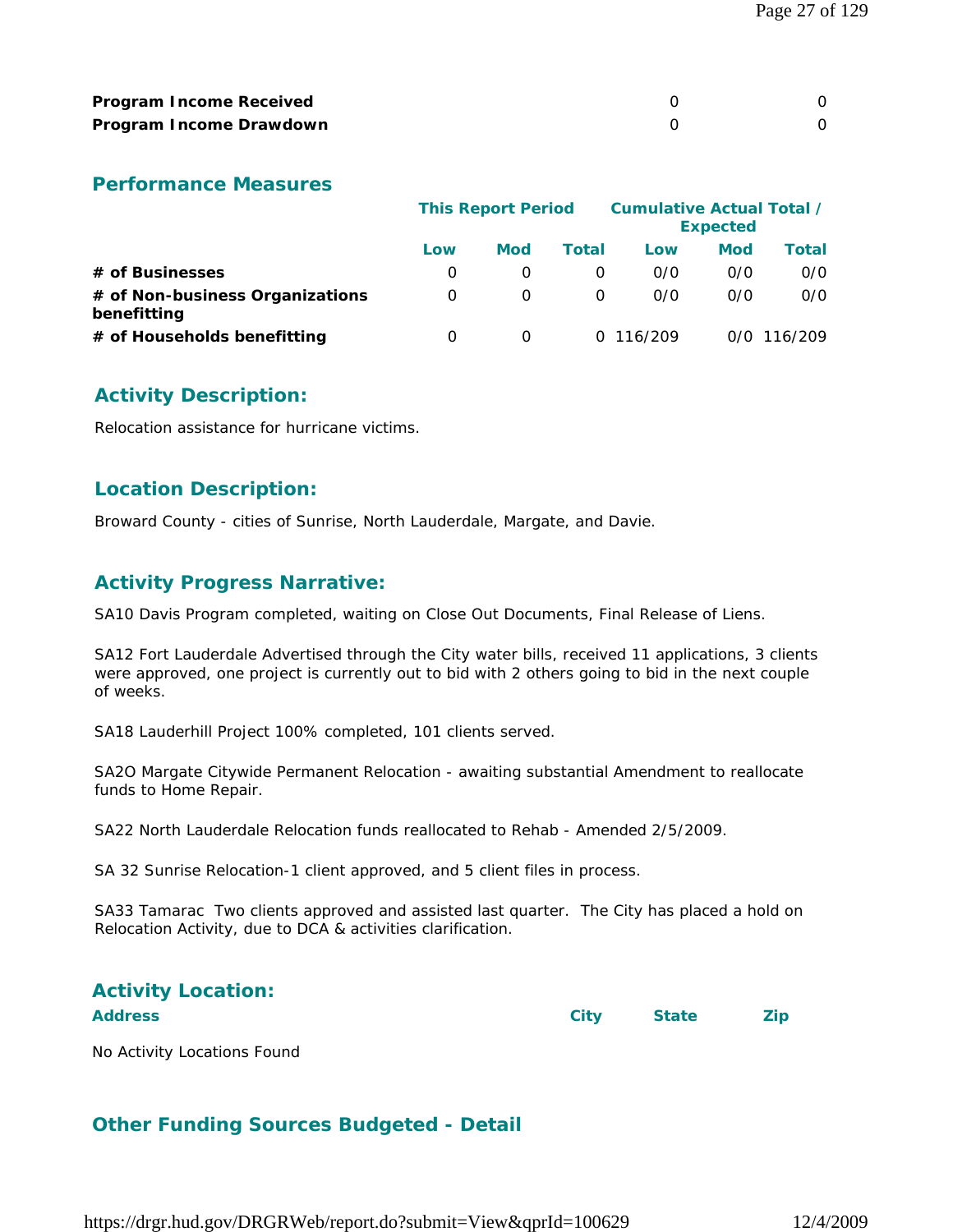| | | |
|---|---|---|
| **Program Income Received** | 0 | 0 |
| **Program Income Drawdown** | 0 | 0 |

## Performance Measures

| | This Report Period | | | Cumulative Actual Total / Expected | | |
|---|---|---|---|---|---|---|
| | Low | Mod | Total | Low | Mod | Total |
| **# of Businesses** | 0 | 0 | 0 | 0/0 | 0/0 | 0/0 |
| **# of Non-business Organizations benefitting** | 0 | 0 | 0 | 0/0 | 0/0 | 0/0 |
| **# of Households benefitting** | 0 | 0 | 0 | 116/209 | 0/0 | 116/209 |

## Activity Description:

Relocation assistance for hurricane victims.

## Location Description:

Broward County - cities of Sunrise, North Lauderdale, Margate, and Davie.

## Activity Progress Narrative:

SA10 Davis Program completed, waiting on Close Out Documents, Final Release of Liens.

SA12 Fort Lauderdale Advertised through the City water bills, received 11 applications, 3 clients were approved, one project is currently out to bid with 2 others going to bid in the next couple of weeks.

SA18 Lauderhill Project 100% completed, 101 clients served.

SA2O Margate Citywide Permanent Relocation - awaiting substantial Amendment to reallocate funds to Home Repair.

SA22 North Lauderdale Relocation funds reallocated to Rehab - Amended 2/5/2009.

SA 32 Sunrise Relocation-1 client approved, and 5 client files in process.

SA33 Tamarac Two clients approved and assisted last quarter. The City has placed a hold on Relocation Activity, due to DCA & activities clarification.

## Activity Location:

| Address | City | State | Zip |
|---|---|---|---|
| No Activity Locations Found | | | |

## Other Funding Sources Budgeted - Detail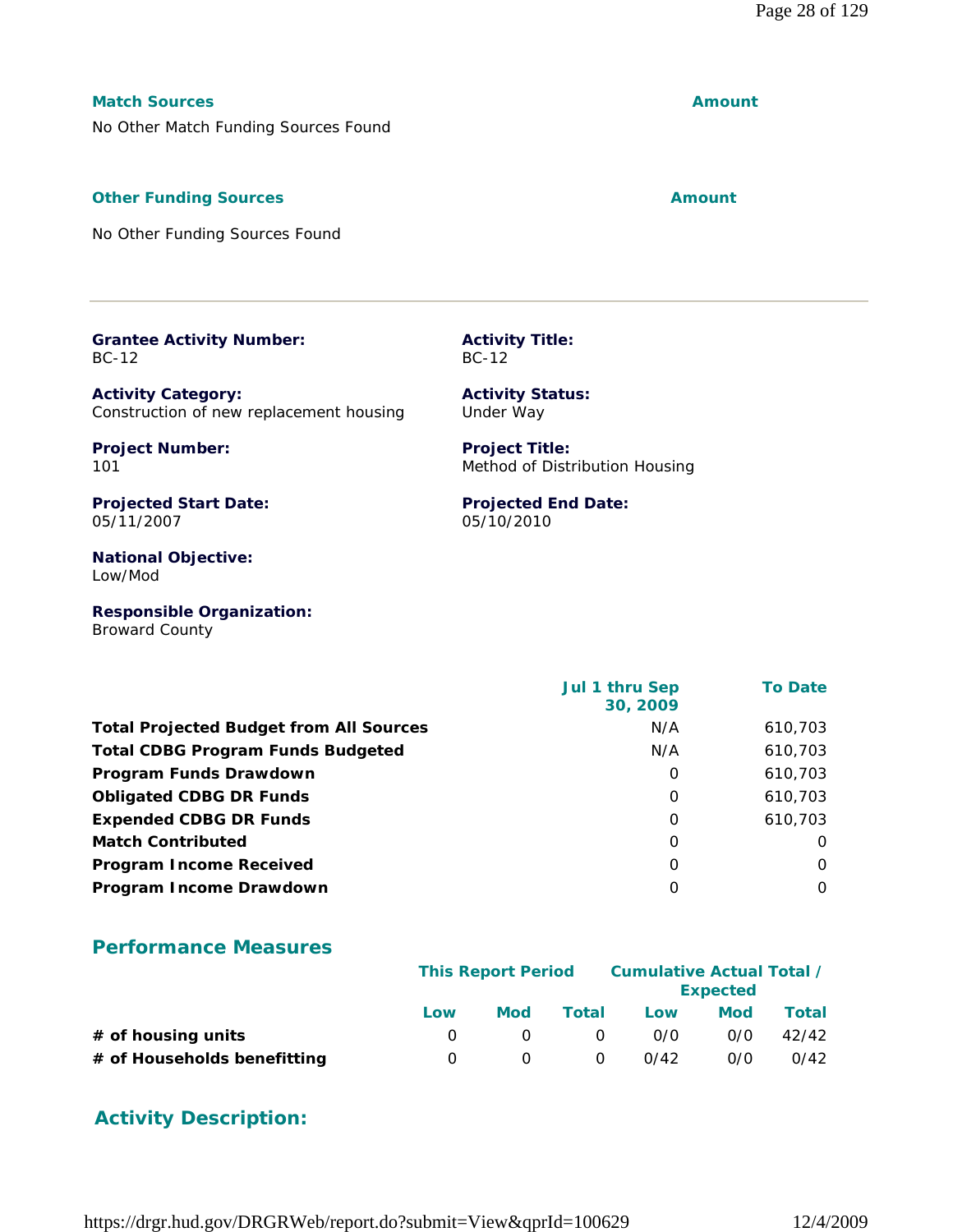| **Match Sources** | **Amount** |
|---|---|
| No Other Match Funding Sources Found | |

| **Other Funding Sources** | **Amount** |
|---|---|
| No Other Funding Sources Found | |

---

**Grantee Activity Number:**
BC-12

**Activity Title:**
BC-12

**Activity Category:**
Construction of new replacement housing

**Activity Status:**
Under Way

**Project Number:**
101

**Project Title:**
Method of Distribution Housing

**Projected Start Date:**
05/11/2007

**Projected End Date:**
05/10/2010

**National Objective:**
Low/Mod

**Responsible Organization:**
Broward County

| | Jul 1 thru Sep 30, 2009 | To Date |
|---|---|---|
| **Total Projected Budget from All Sources** | N/A | 610,703 |
| **Total CDBG Program Funds Budgeted** | N/A | 610,703 |
| **Program Funds Drawdown** | 0 | 610,703 |
| **Obligated CDBG DR Funds** | 0 | 610,703 |
| **Expended CDBG DR Funds** | 0 | 610,703 |
| **Match Contributed** | 0 | 0 |
| **Program Income Received** | 0 | 0 |
| **Program Income Drawdown** | 0 | 0 |

## Performance Measures

| | This Report Period | | | Cumulative Actual Total / Expected | | |
|---|---|---|---|---|---|---|
| | Low | Mod | Total | Low | Mod | Total |
| **# of housing units** | 0 | 0 | 0 | 0/0 | 0/0 | 42/42 |
| **# of Households benefitting** | 0 | 0 | 0 | 0/42 | 0/0 | 0/42 |

## Activity Description: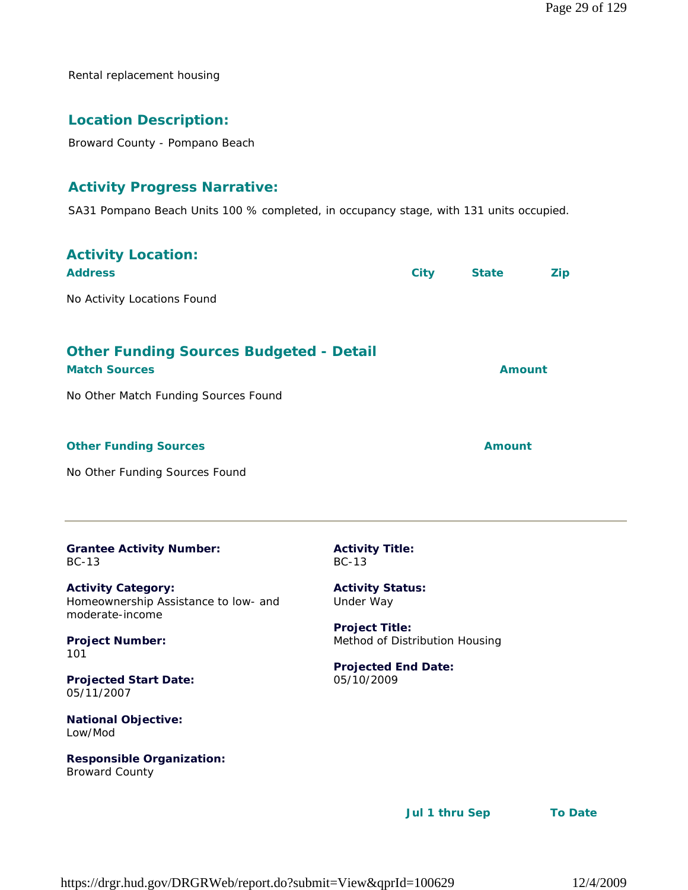Rental replacement housing

## Location Description:

Broward County - Pompano Beach

## Activity Progress Narrative:

SA31 Pompano Beach Units 100 % completed, in occupancy stage, with 131 units occupied.

## Activity Location:

| Address | City | State | Zip |
|---|---|---|---|
| No Activity Locations Found | | | |

## Other Funding Sources Budgeted - Detail

| Match Sources | Amount |
|---|---|
| No Other Match Funding Sources Found | |

| Other Funding Sources | Amount |
|---|---|
| No Other Funding Sources Found | |

---

**Grantee Activity Number:**
BC-13

**Activity Title:**
BC-13

**Activity Category:**
Homeownership Assistance to low- and moderate-income

**Activity Status:**
Under Way

**Project Number:**
101

**Project Title:**
Method of Distribution Housing

**Projected Start Date:**
05/11/2007

**Projected End Date:**
05/10/2009

**National Objective:**
Low/Mod

**Responsible Organization:**
Broward County

| | Jul 1 thru Sep | To Date |
|---|---|---|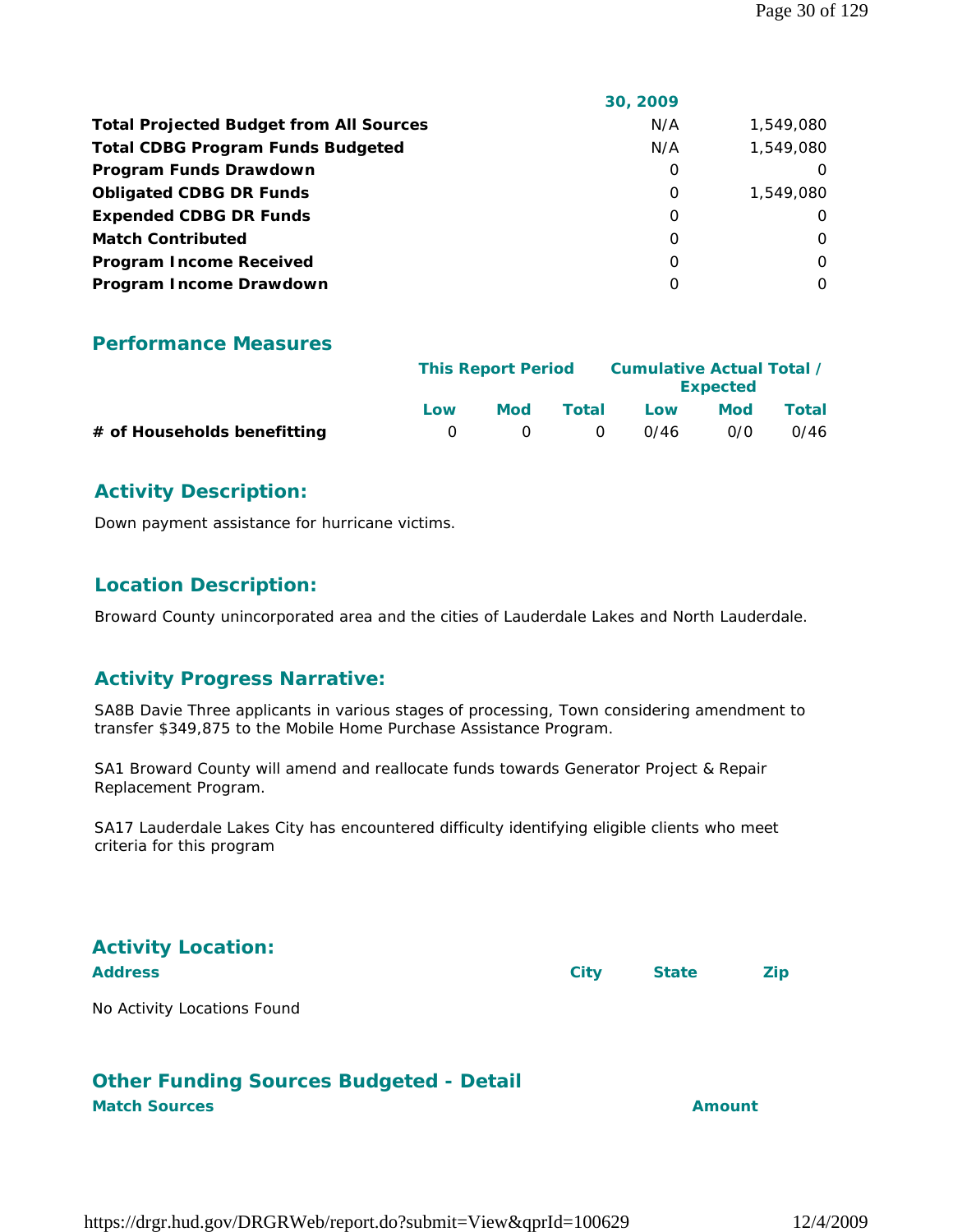| | 30, 2009 | |
|---|---|---|
| **Total Projected Budget from All Sources** | N/A | 1,549,080 |
| **Total CDBG Program Funds Budgeted** | N/A | 1,549,080 |
| **Program Funds Drawdown** | 0 | 0 |
| **Obligated CDBG DR Funds** | 0 | 1,549,080 |
| **Expended CDBG DR Funds** | 0 | 0 |
| **Match Contributed** | 0 | 0 |
| **Program Income Received** | 0 | 0 |
| **Program Income Drawdown** | 0 | 0 |

## Performance Measures

| | This Report Period | | | Cumulative Actual Total / Expected | | |
|---|---|---|---|---|---|---|
| | Low | Mod | Total | Low | Mod | Total |
| **# of Households benefitting** | 0 | 0 | 0 | 0/46 | 0/0 | 0/46 |

## Activity Description:

Down payment assistance for hurricane victims.

## Location Description:

Broward County unincorporated area and the cities of Lauderdale Lakes and North Lauderdale.

## Activity Progress Narrative:

SA8B Davie Three applicants in various stages of processing, Town considering amendment to transfer $349,875 to the Mobile Home Purchase Assistance Program.

SA1 Broward County will amend and reallocate funds towards Generator Project & Repair Replacement Program.

SA17 Lauderdale Lakes City has encountered difficulty identifying eligible clients who meet criteria for this program

## Activity Location:

| Address | City | State | Zip |
|---|---|---|---|
| No Activity Locations Found | | | |

## Other Funding Sources Budgeted - Detail

| Match Sources | Amount |
|---|---|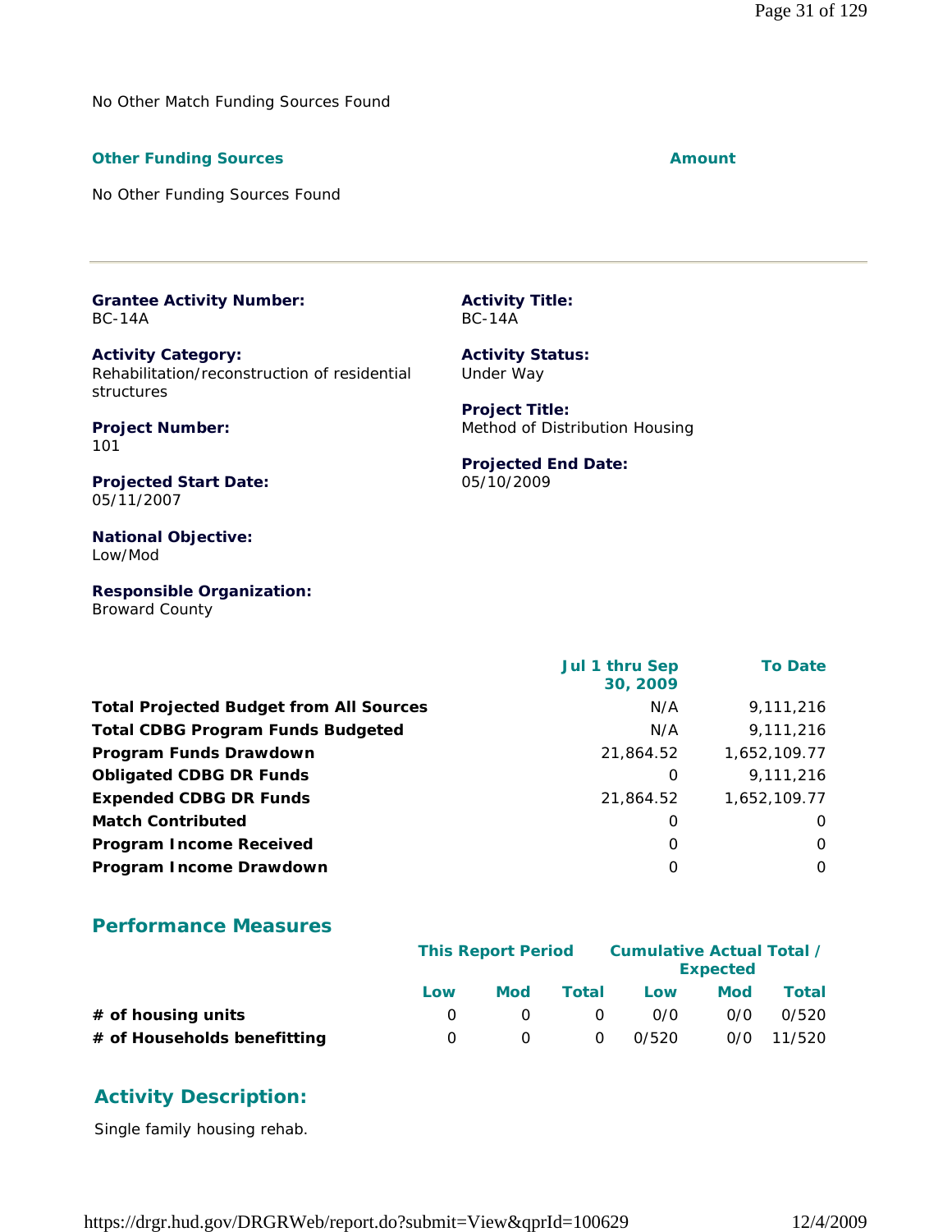No Other Match Funding Sources Found

| **Other Funding Sources** | **Amount** |
|---|---|

No Other Funding Sources Found

---

**Grantee Activity Number:**
BC-14A

**Activity Title:**
BC-14A

**Activity Category:**
Rehabilitation/reconstruction of residential structures

**Activity Status:**
Under Way

**Project Number:**
101

**Project Title:**
Method of Distribution Housing

**Projected Start Date:**
05/11/2007

**Projected End Date:**
05/10/2009

**National Objective:**
Low/Mod

**Responsible Organization:**
Broward County

| | Jul 1 thru Sep 30, 2009 | To Date |
|---|---|---|
| **Total Projected Budget from All Sources** | N/A | 9,111,216 |
| **Total CDBG Program Funds Budgeted** | N/A | 9,111,216 |
| **Program Funds Drawdown** | 21,864.52 | 1,652,109.77 |
| **Obligated CDBG DR Funds** | 0 | 9,111,216 |
| **Expended CDBG DR Funds** | 21,864.52 | 1,652,109.77 |
| **Match Contributed** | 0 | 0 |
| **Program Income Received** | 0 | 0 |
| **Program Income Drawdown** | 0 | 0 |

## Performance Measures

| | This Report Period | | | Cumulative Actual Total / Expected | | |
|---|---|---|---|---|---|---|
| | Low | Mod | Total | Low | Mod | Total |
| **# of housing units** | 0 | 0 | 0 | 0/0 | 0/0 | 0/520 |
| **# of Households benefitting** | 0 | 0 | 0 | 0/520 | 0/0 | 11/520 |

## Activity Description:

Single family housing rehab.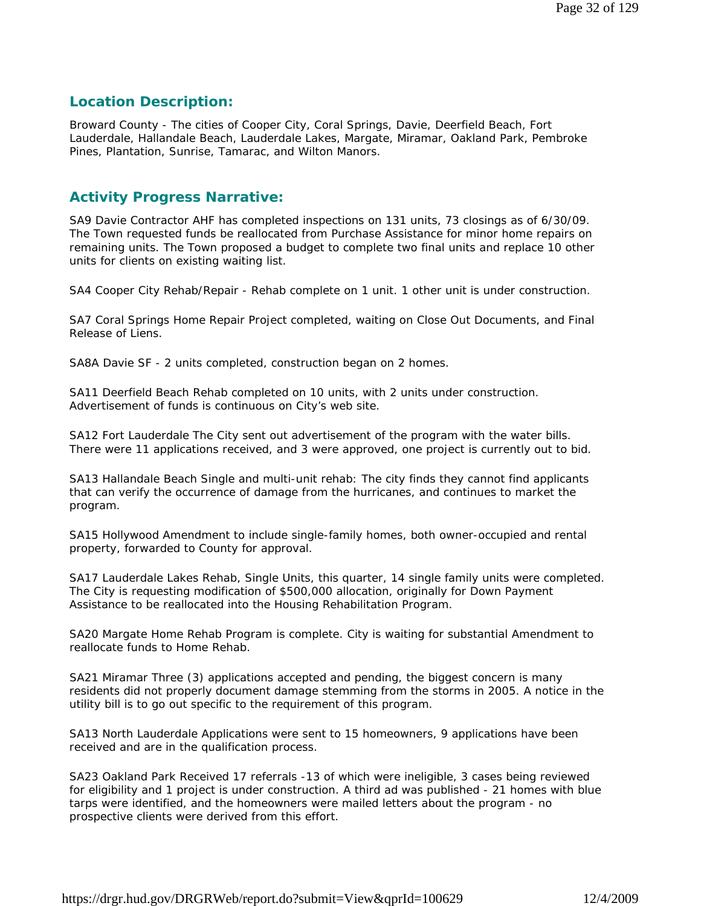## Location Description:

Broward County - The cities of Cooper City, Coral Springs, Davie, Deerfield Beach, Fort Lauderdale, Hallandale Beach, Lauderdale Lakes, Margate, Miramar, Oakland Park, Pembroke Pines, Plantation, Sunrise, Tamarac, and Wilton Manors.

## Activity Progress Narrative:

SA9 Davie Contractor AHF has completed inspections on 131 units, 73 closings as of 6/30/09. The Town requested funds be reallocated from Purchase Assistance for minor home repairs on remaining units. The Town proposed a budget to complete two final units and replace 10 other units for clients on existing waiting list.

SA4 Cooper City Rehab/Repair - Rehab complete on 1 unit. 1 other unit is under construction.

SA7 Coral Springs Home Repair Project completed, waiting on Close Out Documents, and Final Release of Liens.

SA8A Davie SF - 2 units completed, construction began on 2 homes.

SA11 Deerfield Beach Rehab completed on 10 units, with 2 units under construction. Advertisement of funds is continuous on City's web site.

SA12 Fort Lauderdale The City sent out advertisement of the program with the water bills. There were 11 applications received, and 3 were approved, one project is currently out to bid.

SA13 Hallandale Beach Single and multi-unit rehab: The city finds they cannot find applicants that can verify the occurrence of damage from the hurricanes, and continues to market the program.

SA15 Hollywood Amendment to include single-family homes, both owner-occupied and rental property, forwarded to County for approval.

SA17 Lauderdale Lakes Rehab, Single Units, this quarter, 14 single family units were completed. The City is requesting modification of $500,000 allocation, originally for Down Payment Assistance to be reallocated into the Housing Rehabilitation Program.

SA20 Margate Home Rehab Program is complete. City is waiting for substantial Amendment to reallocate funds to Home Rehab.

SA21 Miramar Three (3) applications accepted and pending, the biggest concern is many residents did not properly document damage stemming from the storms in 2005. A notice in the utility bill is to go out specific to the requirement of this program.

SA13 North Lauderdale Applications were sent to 15 homeowners, 9 applications have been received and are in the qualification process.

SA23 Oakland Park Received 17 referrals -13 of which were ineligible, 3 cases being reviewed for eligibility and 1 project is under construction. A third ad was published - 21 homes with blue tarps were identified, and the homeowners were mailed letters about the program - no prospective clients were derived from this effort.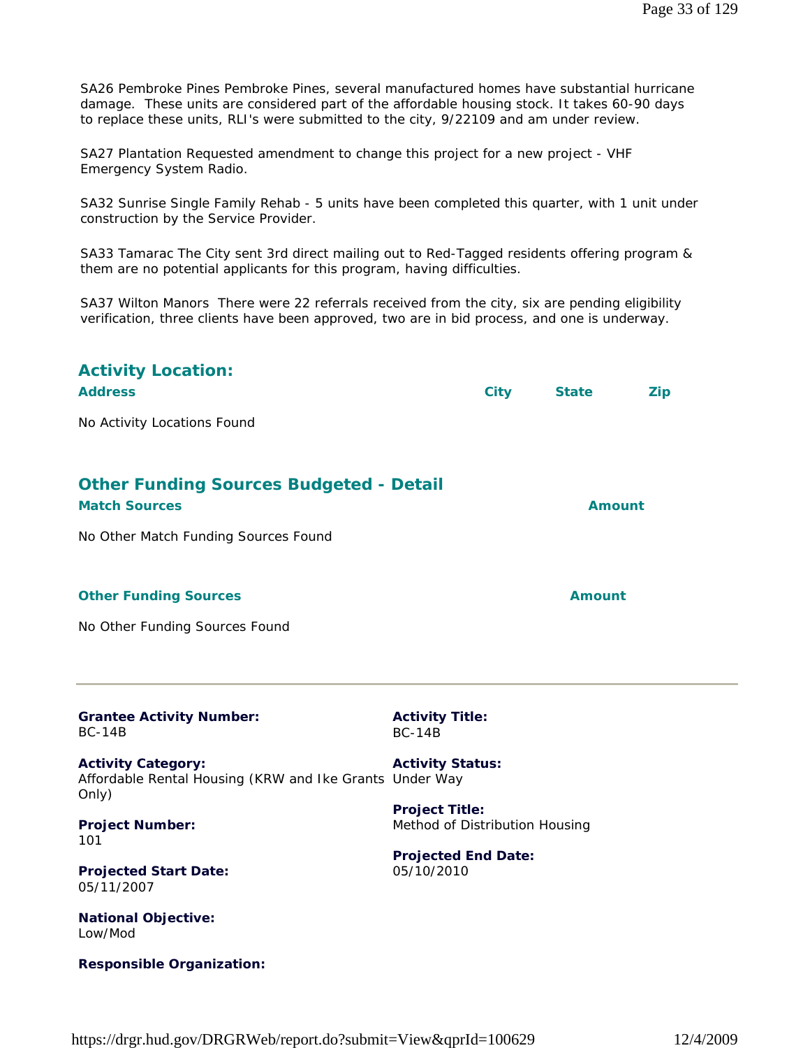SA26 Pembroke Pines Pembroke Pines, several manufactured homes have substantial hurricane damage. These units are considered part of the affordable housing stock. It takes 60-90 days to replace these units, RLI's were submitted to the city, 9/22109 and am under review.

SA27 Plantation Requested amendment to change this project for a new project - VHF Emergency System Radio.

SA32 Sunrise Single Family Rehab - 5 units have been completed this quarter, with 1 unit under construction by the Service Provider.

SA33 Tamarac The City sent 3rd direct mailing out to Red-Tagged residents offering program & them are no potential applicants for this program, having difficulties.

SA37 Wilton Manors There were 22 referrals received from the city, six are pending eligibility verification, three clients have been approved, two are in bid process, and one is underway.

## Activity Location:

| Address | City | State | Zip |
|---|---|---|---|

No Activity Locations Found

## Other Funding Sources Budgeted - Detail

| Match Sources | Amount |
|---|---|

No Other Match Funding Sources Found

| Other Funding Sources | Amount |
|---|---|

No Other Funding Sources Found

---

**Grantee Activity Number:**
BC-14B

**Activity Title:**
BC-14B

**Activity Category:**
Affordable Rental Housing (KRW and Ike Grants Only)

**Activity Status:**
Under Way

**Project Number:**
101

**Project Title:**
Method of Distribution Housing

**Projected Start Date:**
05/11/2007

**Projected End Date:**
05/10/2010

**National Objective:**
Low/Mod

**Responsible Organization:**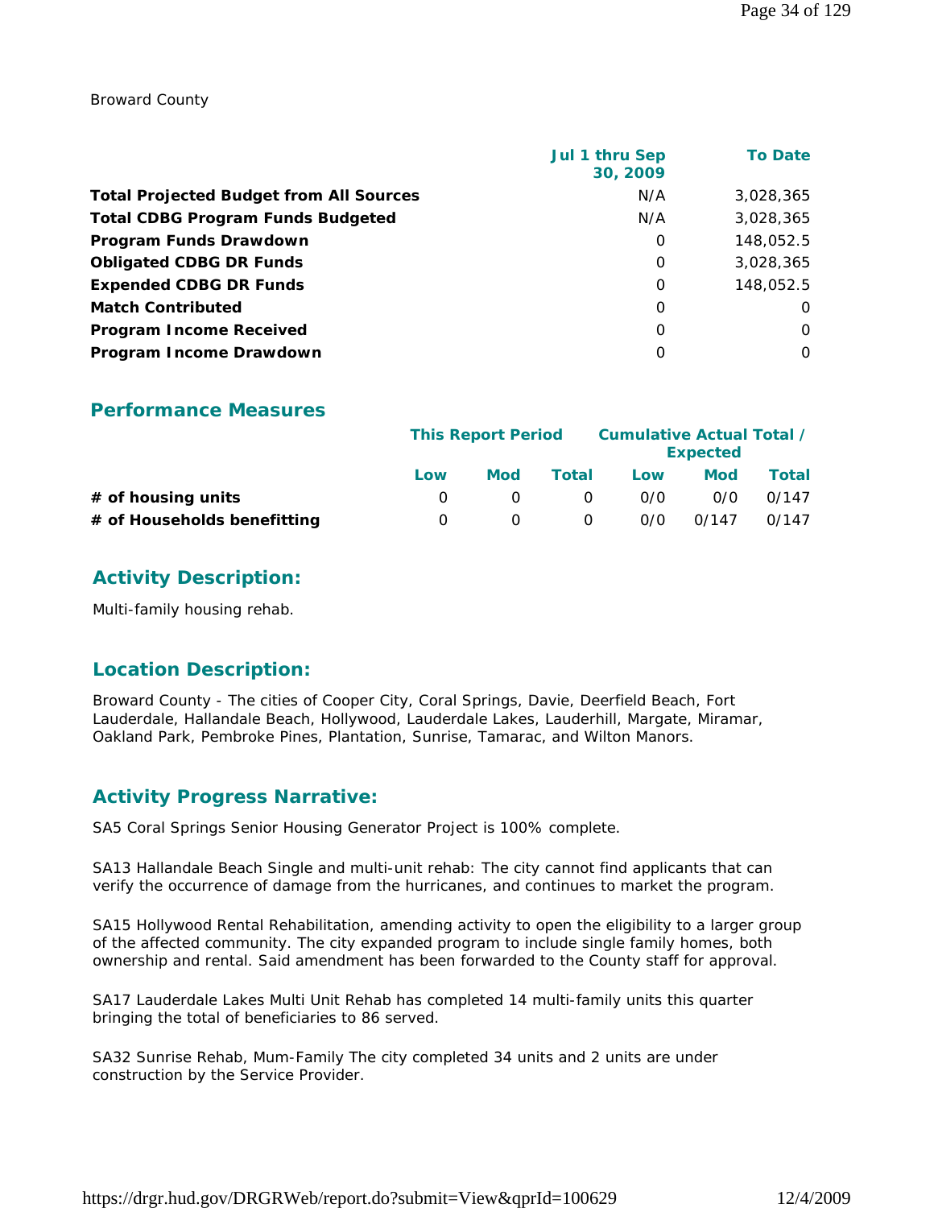Broward County

| | Jul 1 thru Sep 30, 2009 | To Date |
|---|---|---|
| **Total Projected Budget from All Sources** | N/A | 3,028,365 |
| **Total CDBG Program Funds Budgeted** | N/A | 3,028,365 |
| **Program Funds Drawdown** | 0 | 148,052.5 |
| **Obligated CDBG DR Funds** | 0 | 3,028,365 |
| **Expended CDBG DR Funds** | 0 | 148,052.5 |
| **Match Contributed** | 0 | 0 |
| **Program Income Received** | 0 | 0 |
| **Program Income Drawdown** | 0 | 0 |

## Performance Measures

| | This Report Period | | | Cumulative Actual Total / Expected | | |
|---|---|---|---|---|---|---|
| | Low | Mod | Total | Low | Mod | Total |
| **# of housing units** | 0 | 0 | 0 | 0/0 | 0/0 | 0/147 |
| **# of Households benefitting** | 0 | 0 | 0 | 0/0 | 0/147 | 0/147 |

## Activity Description:

Multi-family housing rehab.

## Location Description:

Broward County - The cities of Cooper City, Coral Springs, Davie, Deerfield Beach, Fort Lauderdale, Hallandale Beach, Hollywood, Lauderdale Lakes, Lauderhill, Margate, Miramar, Oakland Park, Pembroke Pines, Plantation, Sunrise, Tamarac, and Wilton Manors.

## Activity Progress Narrative:

SA5 Coral Springs Senior Housing Generator Project is 100% complete.

SA13 Hallandale Beach Single and multi-unit rehab: The city cannot find applicants that can verify the occurrence of damage from the hurricanes, and continues to market the program.

SA15 Hollywood Rental Rehabilitation, amending activity to open the eligibility to a larger group of the affected community. The city expanded program to include single family homes, both ownership and rental. Said amendment has been forwarded to the County staff for approval.

SA17 Lauderdale Lakes Multi Unit Rehab has completed 14 multi-family units this quarter bringing the total of beneficiaries to 86 served.

SA32 Sunrise Rehab, Mum-Family The city completed 34 units and 2 units are under construction by the Service Provider.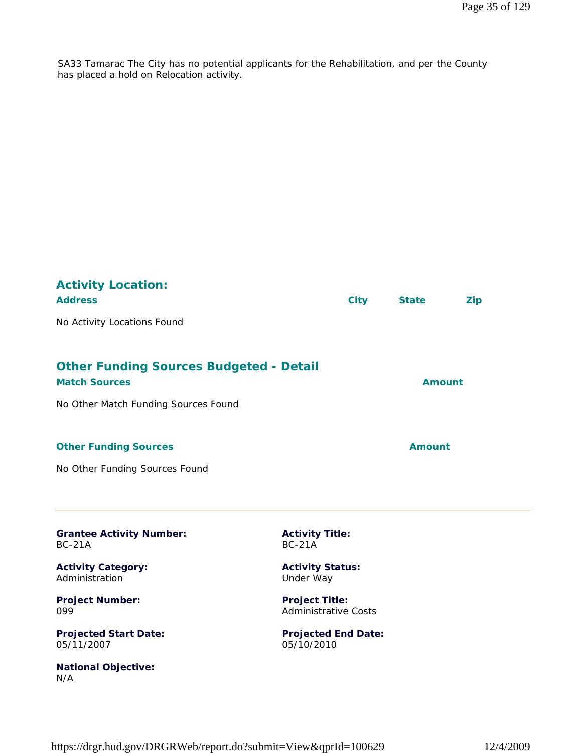SA33 Tamarac The City has no potential applicants for the Rehabilitation, and per the County has placed a hold on Relocation activity.

## Activity Location:

| Address | City | State | Zip |
|---|---|---|---|

No Activity Locations Found

## Other Funding Sources Budgeted - Detail

| Match Sources | Amount |
|---|---|

No Other Match Funding Sources Found

| Other Funding Sources | Amount |
|---|---|

No Other Funding Sources Found

---

**Grantee Activity Number:**
BC-21A

**Activity Title:**
BC-21A

**Activity Category:**
Administration

**Activity Status:**
Under Way

**Project Number:**
099

**Project Title:**
Administrative Costs

**Projected Start Date:**
05/11/2007

**Projected End Date:**
05/10/2010

**National Objective:**
N/A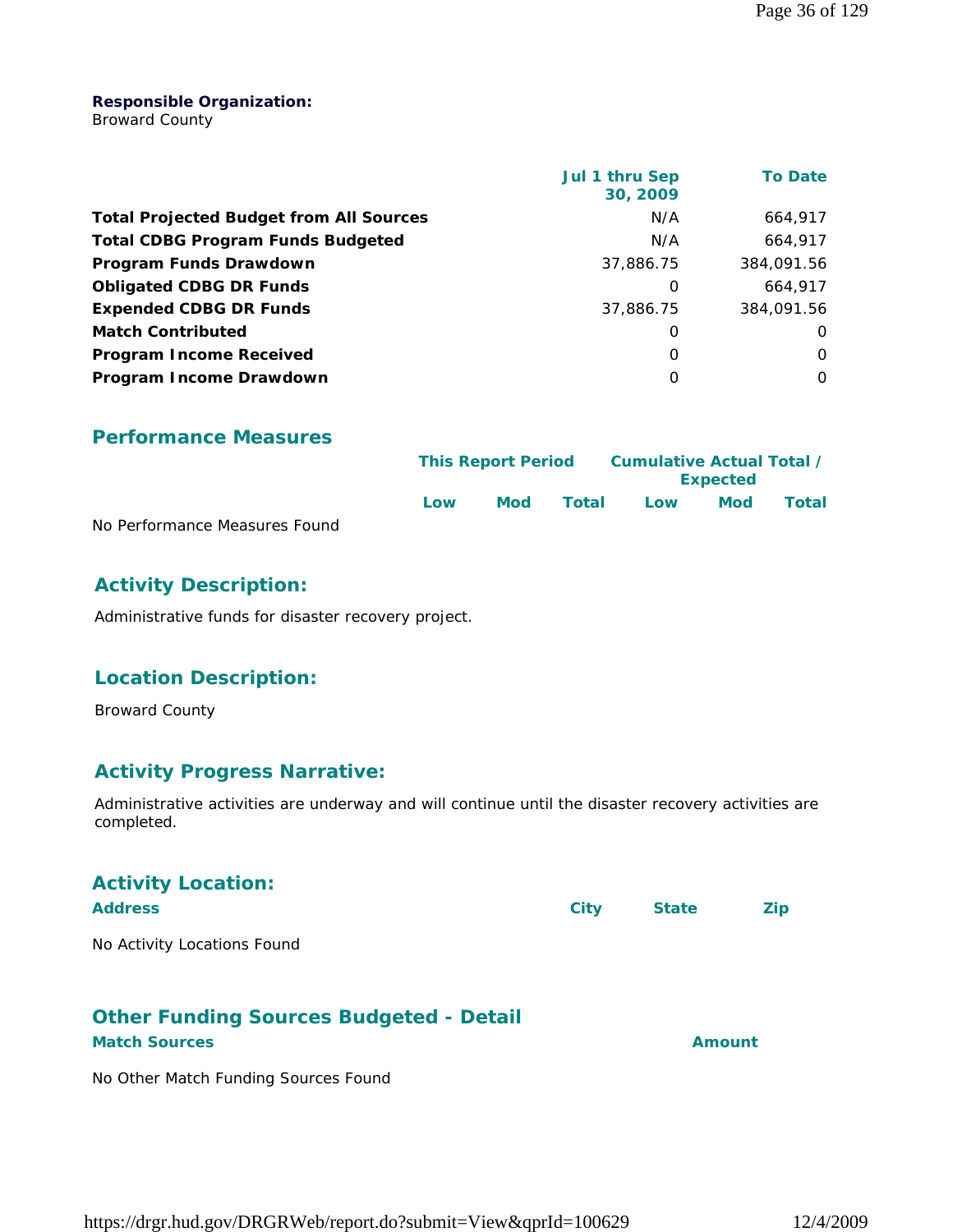**Responsible Organization:**
Broward County

| | Jul 1 thru Sep 30, 2009 | To Date |
|---|---|---|
| **Total Projected Budget from All Sources** | N/A | 664,917 |
| **Total CDBG Program Funds Budgeted** | N/A | 664,917 |
| **Program Funds Drawdown** | 37,886.75 | 384,091.56 |
| **Obligated CDBG DR Funds** | 0 | 664,917 |
| **Expended CDBG DR Funds** | 37,886.75 | 384,091.56 |
| **Match Contributed** | 0 | 0 |
| **Program Income Received** | 0 | 0 |
| **Program Income Drawdown** | 0 | 0 |

## Performance Measures

| | This Report Period | | | Cumulative Actual Total / Expected | | |
|---|---|---|---|---|---|---|
| | Low | Mod | Total | Low | Mod | Total |
| No Performance Measures Found | | | | | | |

## Activity Description:

Administrative funds for disaster recovery project.

## Location Description:

Broward County

## Activity Progress Narrative:

Administrative activities are underway and will continue until the disaster recovery activities are completed.

## Activity Location:

| Address | City | State | Zip |
|---|---|---|---|
| No Activity Locations Found | | | |

## Other Funding Sources Budgeted - Detail

| Match Sources | Amount |
|---|---|
| No Other Match Funding Sources Found | |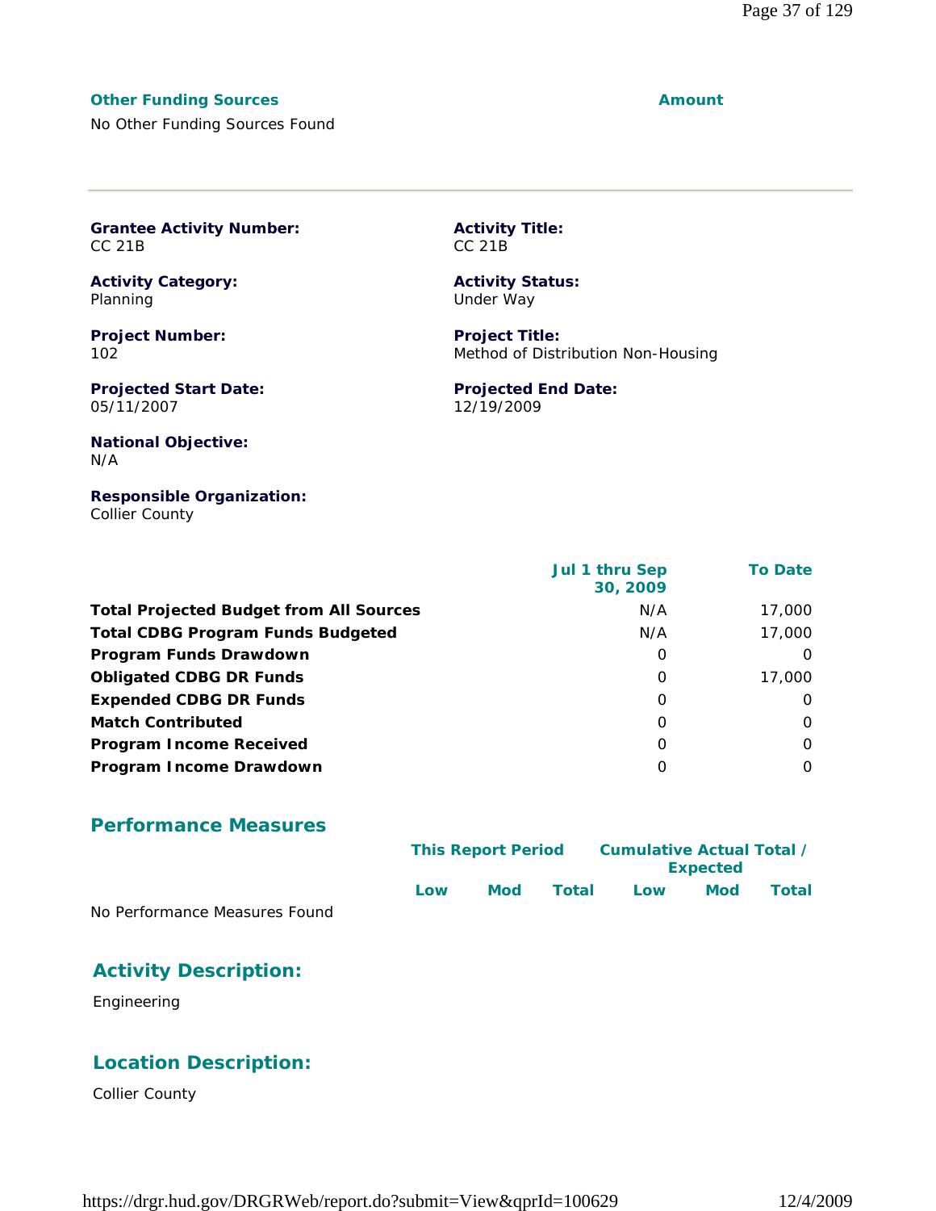| Other Funding Sources | Amount |
| --- | --- |
| No Other Funding Sources Found | |

---

**Grantee Activity Number:**
CC 21B

**Activity Title:**
CC 21B

**Activity Category:**
Planning

**Activity Status:**
Under Way

**Project Number:**
102

**Project Title:**
Method of Distribution Non-Housing

**Projected Start Date:**
05/11/2007

**Projected End Date:**
12/19/2009

**National Objective:**
N/A

**Responsible Organization:**
Collier County

| | Jul 1 thru Sep 30, 2009 | To Date |
| --- | --- | --- |
| **Total Projected Budget from All Sources** | N/A | 17,000 |
| **Total CDBG Program Funds Budgeted** | N/A | 17,000 |
| **Program Funds Drawdown** | 0 | 0 |
| **Obligated CDBG DR Funds** | 0 | 17,000 |
| **Expended CDBG DR Funds** | 0 | 0 |
| **Match Contributed** | 0 | 0 |
| **Program Income Received** | 0 | 0 |
| **Program Income Drawdown** | 0 | 0 |

## Performance Measures

| | This Report Period | | | Cumulative Actual Total / Expected | | |
| --- | --- | --- | --- | --- | --- | --- |
| | Low | Mod | Total | Low | Mod | Total |
| No Performance Measures Found | | | | | | |

## Activity Description:

Engineering

## Location Description:

Collier County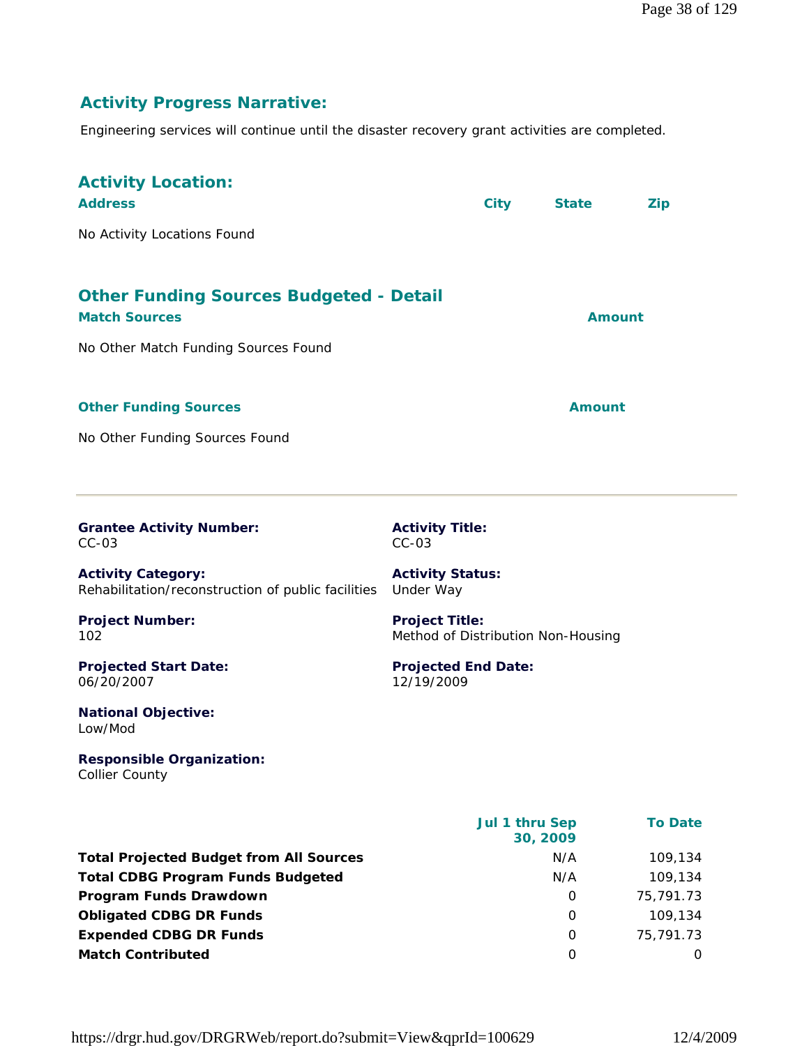## Activity Progress Narrative:

Engineering services will continue until the disaster recovery grant activities are completed.

## Activity Location:

| Address | City | State | Zip |
|---|---|---|---|
| No Activity Locations Found | | | |

## Other Funding Sources Budgeted - Detail

| Match Sources | Amount |
|---|---|
| No Other Match Funding Sources Found | |

| Other Funding Sources | Amount |
|---|---|
| No Other Funding Sources Found | |

---

**Grantee Activity Number:**
CC-03

**Activity Title:**
CC-03

**Activity Category:**
Rehabilitation/reconstruction of public facilities

**Activity Status:**
Under Way

**Project Number:**
102

**Project Title:**
Method of Distribution Non-Housing

**Projected Start Date:**
06/20/2007

**Projected End Date:**
12/19/2009

**National Objective:**
Low/Mod

**Responsible Organization:**
Collier County

| | Jul 1 thru Sep 30, 2009 | To Date |
|---|---|---|
| **Total Projected Budget from All Sources** | N/A | 109,134 |
| **Total CDBG Program Funds Budgeted** | N/A | 109,134 |
| **Program Funds Drawdown** | 0 | 75,791.73 |
| **Obligated CDBG DR Funds** | 0 | 109,134 |
| **Expended CDBG DR Funds** | 0 | 75,791.73 |
| **Match Contributed** | 0 | 0 |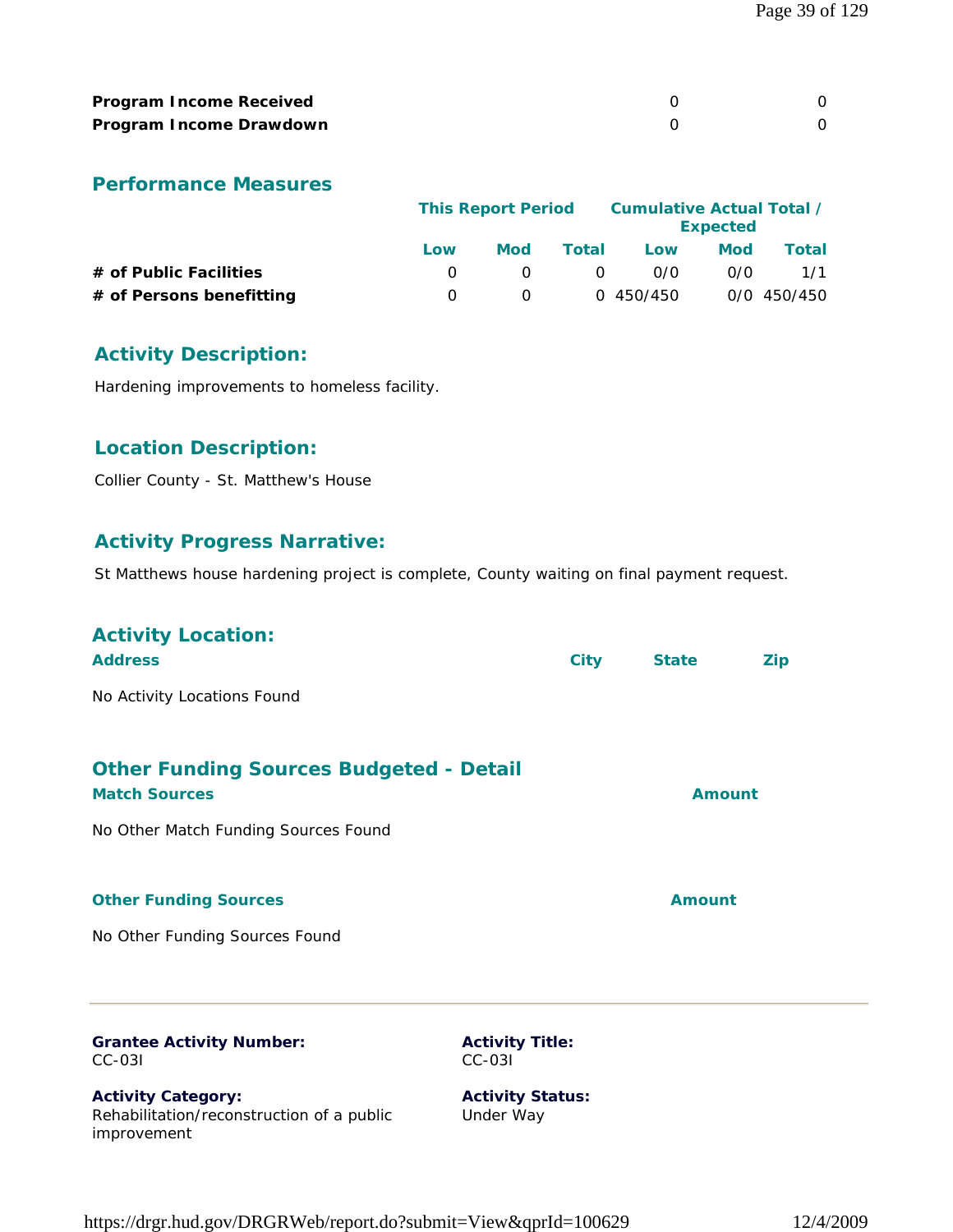| | | |
|---|---|---|
| **Program Income Received** | 0 | 0 |
| **Program Income Drawdown** | 0 | 0 |

## Performance Measures

| | This Report Period | | | Cumulative Actual Total / Expected | | |
|---|---|---|---|---|---|---|
| | Low | Mod | Total | Low | Mod | Total |
| **# of Public Facilities** | 0 | 0 | 0 | 0/0 | 0/0 | 1/1 |
| **# of Persons benefitting** | 0 | 0 | 0 | 450/450 | 0/0 | 450/450 |

## Activity Description:

Hardening improvements to homeless facility.

## Location Description:

Collier County - St. Matthew's House

## Activity Progress Narrative:

St Matthews house hardening project is complete, County waiting on final payment request.

## Activity Location:

| Address | City | State | Zip |
|---|---|---|---|

No Activity Locations Found

## Other Funding Sources Budgeted - Detail

| Match Sources | Amount |
|---|---|

No Other Match Funding Sources Found

| Other Funding Sources | Amount |
|---|---|

No Other Funding Sources Found

---

**Grantee Activity Number:**
CC-03I

**Activity Title:**
CC-03I

**Activity Category:**
Rehabilitation/reconstruction of a public improvement

**Activity Status:**
Under Way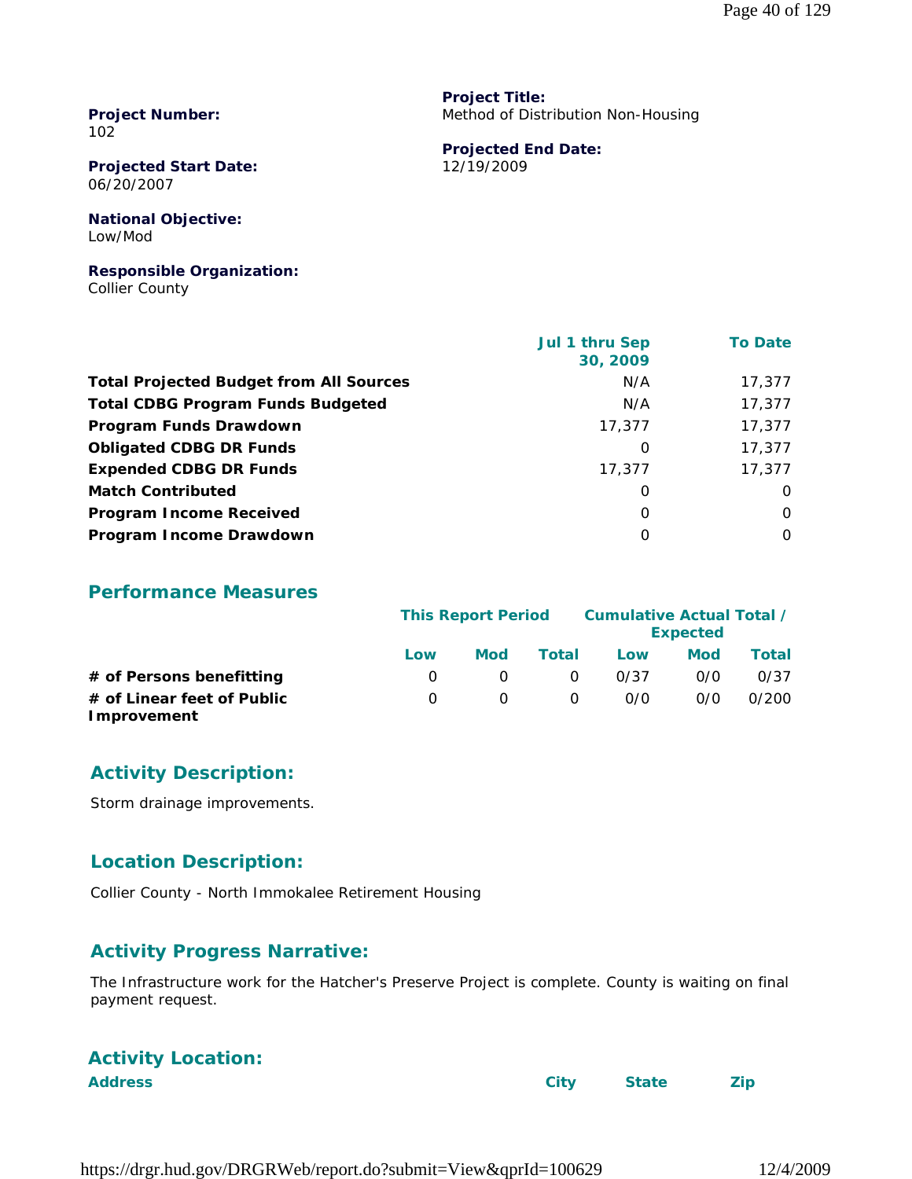**Project Number:**
102

**Project Title:**
Method of Distribution Non-Housing

**Projected Start Date:**
06/20/2007

**Projected End Date:**
12/19/2009

**National Objective:**
Low/Mod

**Responsible Organization:**
Collier County

| | Jul 1 thru Sep 30, 2009 | To Date |
|---|---|---|
| **Total Projected Budget from All Sources** | N/A | 17,377 |
| **Total CDBG Program Funds Budgeted** | N/A | 17,377 |
| **Program Funds Drawdown** | 17,377 | 17,377 |
| **Obligated CDBG DR Funds** | 0 | 17,377 |
| **Expended CDBG DR Funds** | 17,377 | 17,377 |
| **Match Contributed** | 0 | 0 |
| **Program Income Received** | 0 | 0 |
| **Program Income Drawdown** | 0 | 0 |

## Performance Measures

| | This Report Period | | | Cumulative Actual Total / Expected | | |
|---|---|---|---|---|---|---|
| | Low | Mod | Total | Low | Mod | Total |
| **# of Persons benefitting** | 0 | 0 | 0 | 0/37 | 0/0 | 0/37 |
| **# of Linear feet of Public Improvement** | 0 | 0 | 0 | 0/0 | 0/0 | 0/200 |

## Activity Description:

Storm drainage improvements.

## Location Description:

Collier County - North Immokalee Retirement Housing

## Activity Progress Narrative:

The Infrastructure work for the Hatcher's Preserve Project is complete. County is waiting on final payment request.

## Activity Location:

| Address | City | State | Zip |
|---|---|---|---|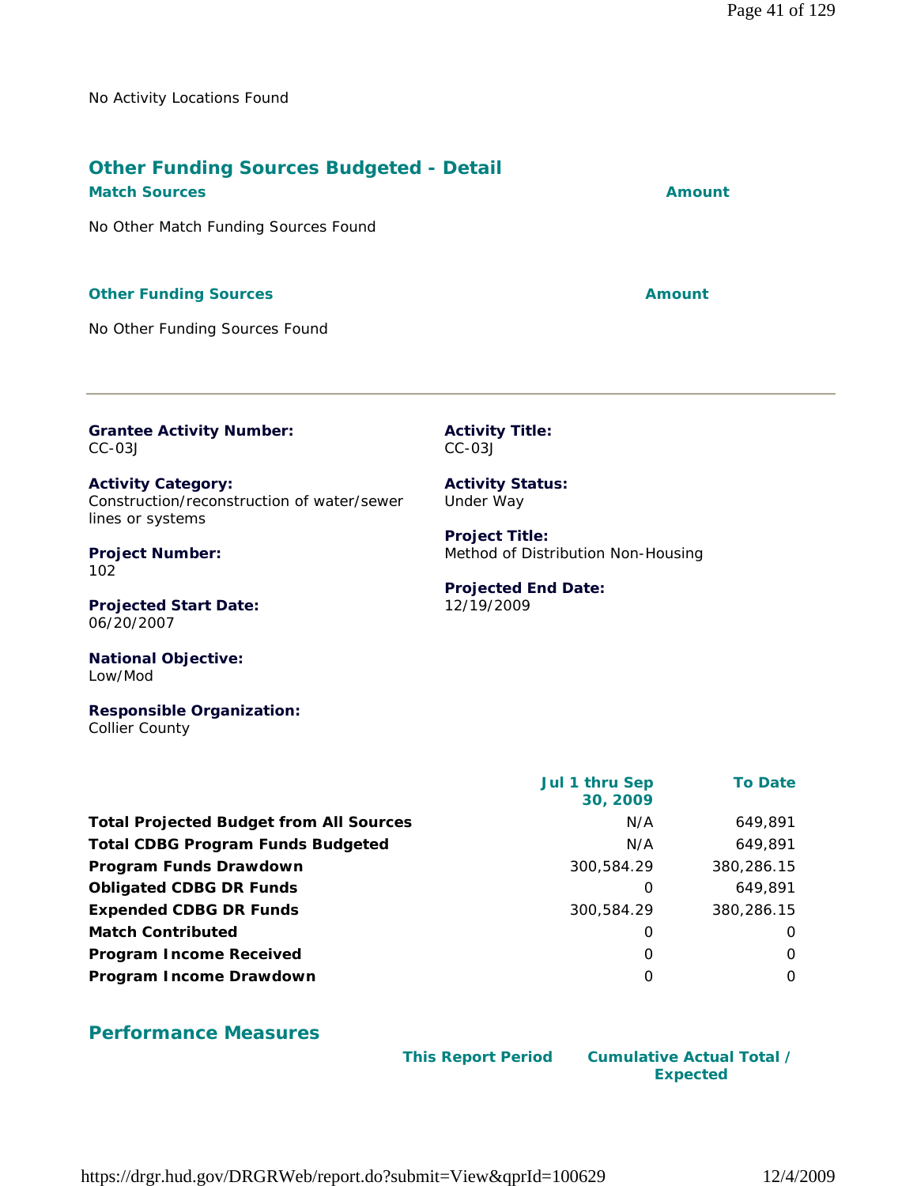No Activity Locations Found

## Other Funding Sources Budgeted - Detail

| Match Sources | Amount |
| --- | --- |
| No Other Match Funding Sources Found | |

| Other Funding Sources | Amount |
| --- | --- |
| No Other Funding Sources Found | |

---

**Grantee Activity Number:**
CC-03J

**Activity Title:**
CC-03J

**Activity Category:**
Construction/reconstruction of water/sewer lines or systems

**Activity Status:**
Under Way

**Project Number:**
102

**Project Title:**
Method of Distribution Non-Housing

**Projected Start Date:**
06/20/2007

**Projected End Date:**
12/19/2009

**National Objective:**
Low/Mod

**Responsible Organization:**
Collier County

| | Jul 1 thru Sep 30, 2009 | To Date |
| --- | --- | --- |
| **Total Projected Budget from All Sources** | N/A | 649,891 |
| **Total CDBG Program Funds Budgeted** | N/A | 649,891 |
| **Program Funds Drawdown** | 300,584.29 | 380,286.15 |
| **Obligated CDBG DR Funds** | 0 | 649,891 |
| **Expended CDBG DR Funds** | 300,584.29 | 380,286.15 |
| **Match Contributed** | 0 | 0 |
| **Program Income Received** | 0 | 0 |
| **Program Income Drawdown** | 0 | 0 |

## Performance Measures

| | This Report Period | Cumulative Actual Total / Expected |
| --- | --- | --- |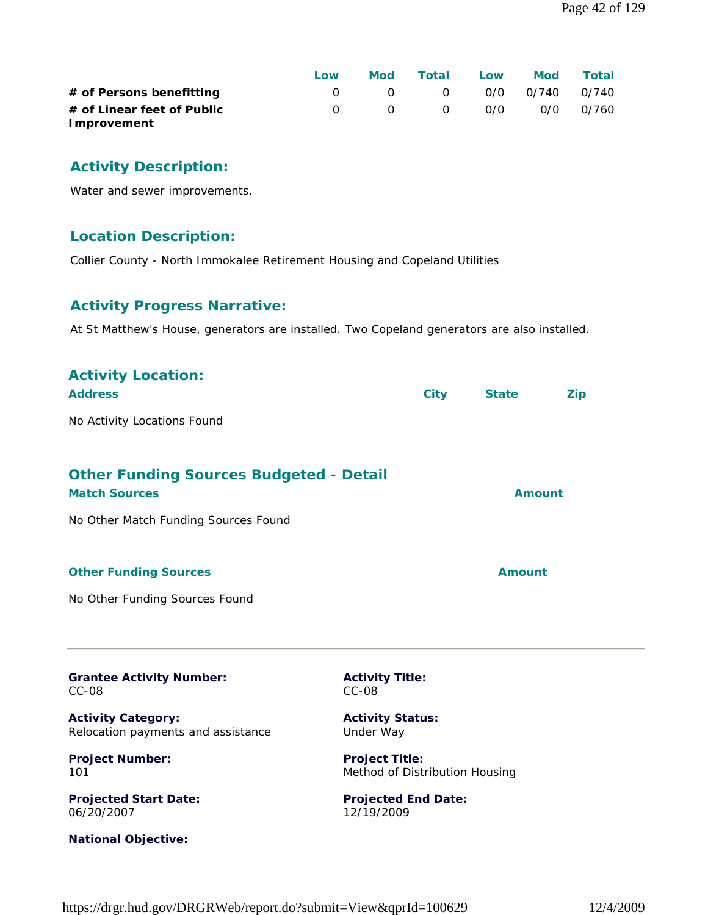| | Low | Mod | Total | Low | Mod | Total |
|---|---|---|---|---|---|---|
| **# of Persons benefitting** | 0 | 0 | 0 | 0/0 | 0/740 | 0/740 |
| **# of Linear feet of Public Improvement** | 0 | 0 | 0 | 0/0 | 0/0 | 0/760 |

## Activity Description:

Water and sewer improvements.

## Location Description:

Collier County - North Immokalee Retirement Housing and Copeland Utilities

## Activity Progress Narrative:

At St Matthew's House, generators are installed. Two Copeland generators are also installed.

## Activity Location:

| Address | City | State | Zip |
|---|---|---|---|

No Activity Locations Found

## Other Funding Sources Budgeted - Detail

| Match Sources | Amount |
|---|---|

No Other Match Funding Sources Found

| Other Funding Sources | Amount |
|---|---|

No Other Funding Sources Found

---

**Grantee Activity Number:**
CC-08

**Activity Title:**
CC-08

**Activity Category:**
Relocation payments and assistance

**Activity Status:**
Under Way

**Project Number:**
101

**Project Title:**
Method of Distribution Housing

**Projected Start Date:**
06/20/2007

**Projected End Date:**
12/19/2009

**National Objective:**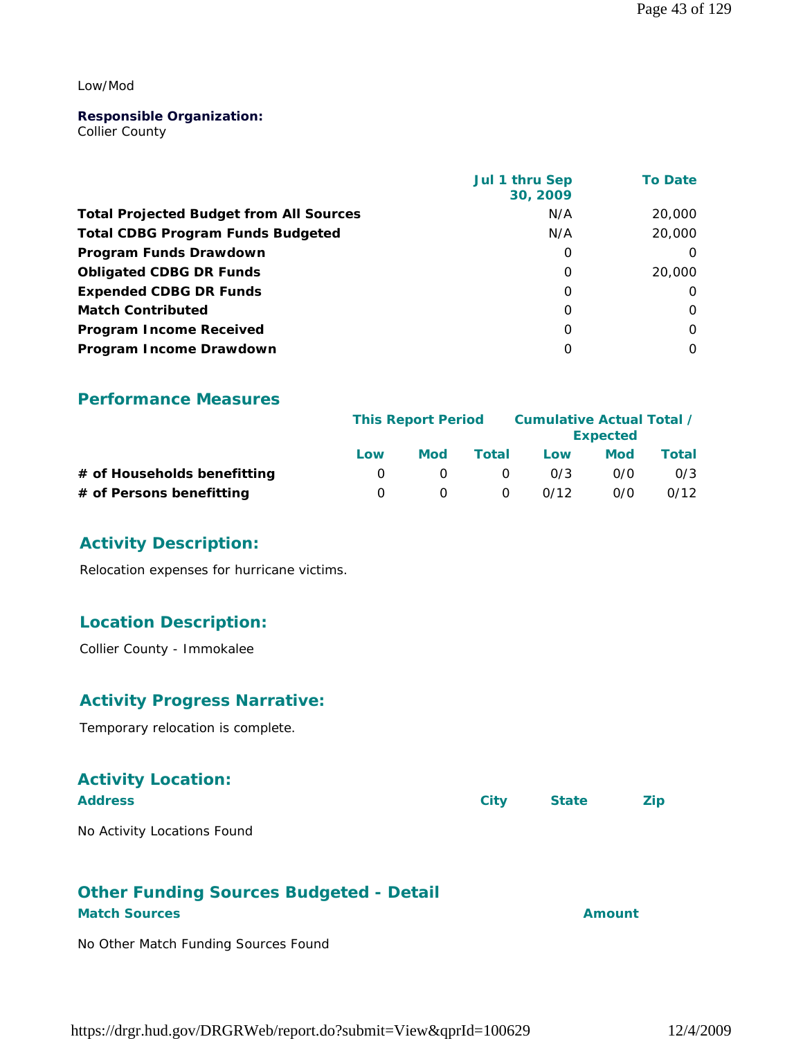Low/Mod

**Responsible Organization:**
Collier County

| | Jul 1 thru Sep 30, 2009 | To Date |
|---|---|---|
| **Total Projected Budget from All Sources** | N/A | 20,000 |
| **Total CDBG Program Funds Budgeted** | N/A | 20,000 |
| **Program Funds Drawdown** | 0 | 0 |
| **Obligated CDBG DR Funds** | 0 | 20,000 |
| **Expended CDBG DR Funds** | 0 | 0 |
| **Match Contributed** | 0 | 0 |
| **Program Income Received** | 0 | 0 |
| **Program Income Drawdown** | 0 | 0 |

## Performance Measures

| | This Report Period | | | Cumulative Actual Total / Expected | | |
|---|---|---|---|---|---|---|
| | Low | Mod | Total | Low | Mod | Total |
| **# of Households benefitting** | 0 | 0 | 0 | 0/3 | 0/0 | 0/3 |
| **# of Persons benefitting** | 0 | 0 | 0 | 0/12 | 0/0 | 0/12 |

## Activity Description:

Relocation expenses for hurricane victims.

## Location Description:

Collier County - Immokalee

## Activity Progress Narrative:

Temporary relocation is complete.

## Activity Location:

| Address | City | State | Zip |
|---|---|---|---|

No Activity Locations Found

## Other Funding Sources Budgeted - Detail

| Match Sources | Amount |
|---|---|

No Other Match Funding Sources Found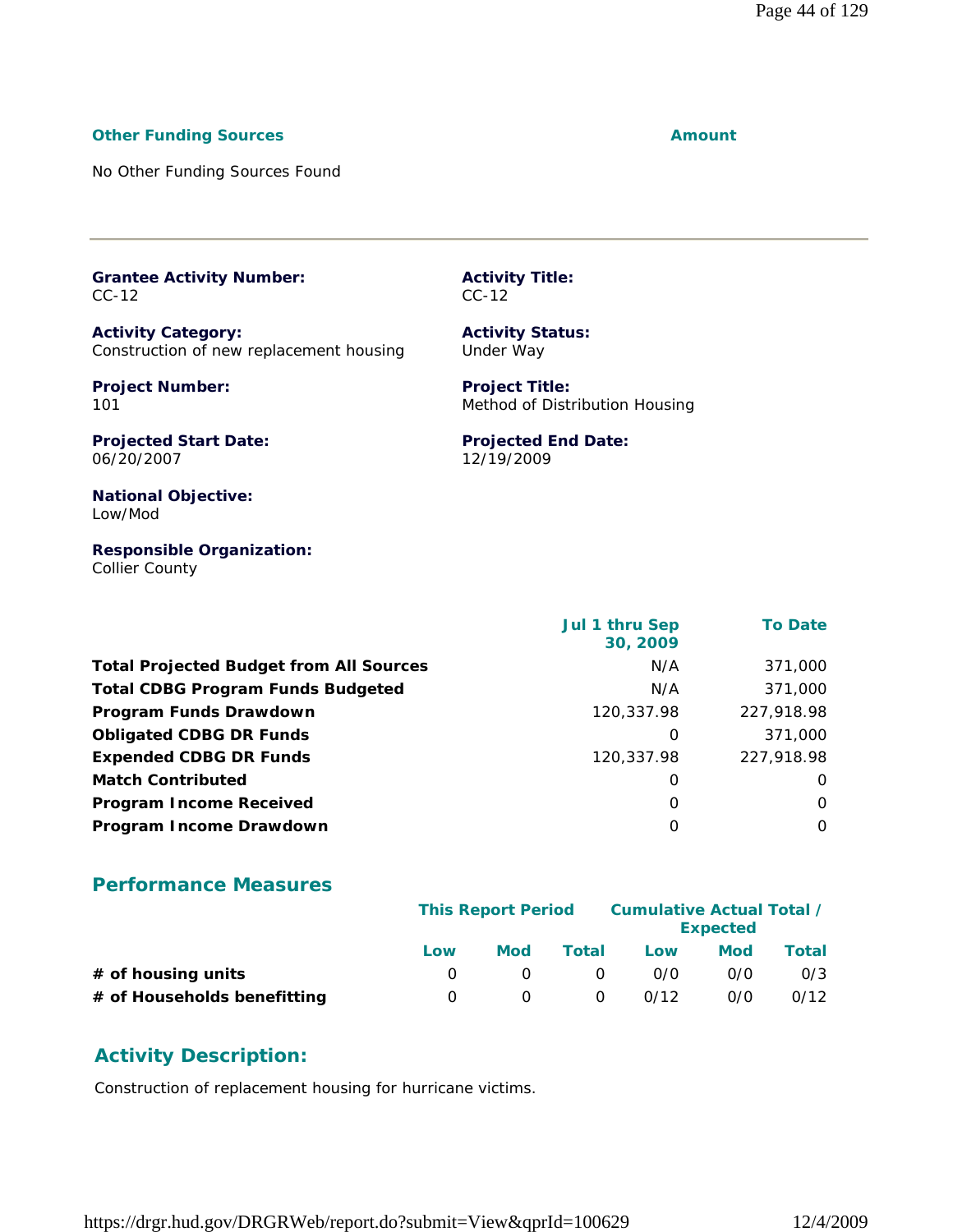| Other Funding Sources | Amount |
|---|---|
| No Other Funding Sources Found | |

---

**Grantee Activity Number:**
CC-12

**Activity Title:**
CC-12

**Activity Category:**
Construction of new replacement housing

**Activity Status:**
Under Way

**Project Number:**
101

**Project Title:**
Method of Distribution Housing

**Projected Start Date:**
06/20/2007

**Projected End Date:**
12/19/2009

**National Objective:**
Low/Mod

**Responsible Organization:**
Collier County

| | Jul 1 thru Sep 30, 2009 | To Date |
|---|---|---|
| **Total Projected Budget from All Sources** | N/A | 371,000 |
| **Total CDBG Program Funds Budgeted** | N/A | 371,000 |
| **Program Funds Drawdown** | 120,337.98 | 227,918.98 |
| **Obligated CDBG DR Funds** | 0 | 371,000 |
| **Expended CDBG DR Funds** | 120,337.98 | 227,918.98 |
| **Match Contributed** | 0 | 0 |
| **Program Income Received** | 0 | 0 |
| **Program Income Drawdown** | 0 | 0 |

## Performance Measures

| | This Report Period | | | Cumulative Actual Total / Expected | | |
|---|---|---|---|---|---|---|
| | Low | Mod | Total | Low | Mod | Total |
| **# of housing units** | 0 | 0 | 0 | 0/0 | 0/0 | 0/3 |
| **# of Households benefitting** | 0 | 0 | 0 | 0/12 | 0/0 | 0/12 |

## Activity Description:

Construction of replacement housing for hurricane victims.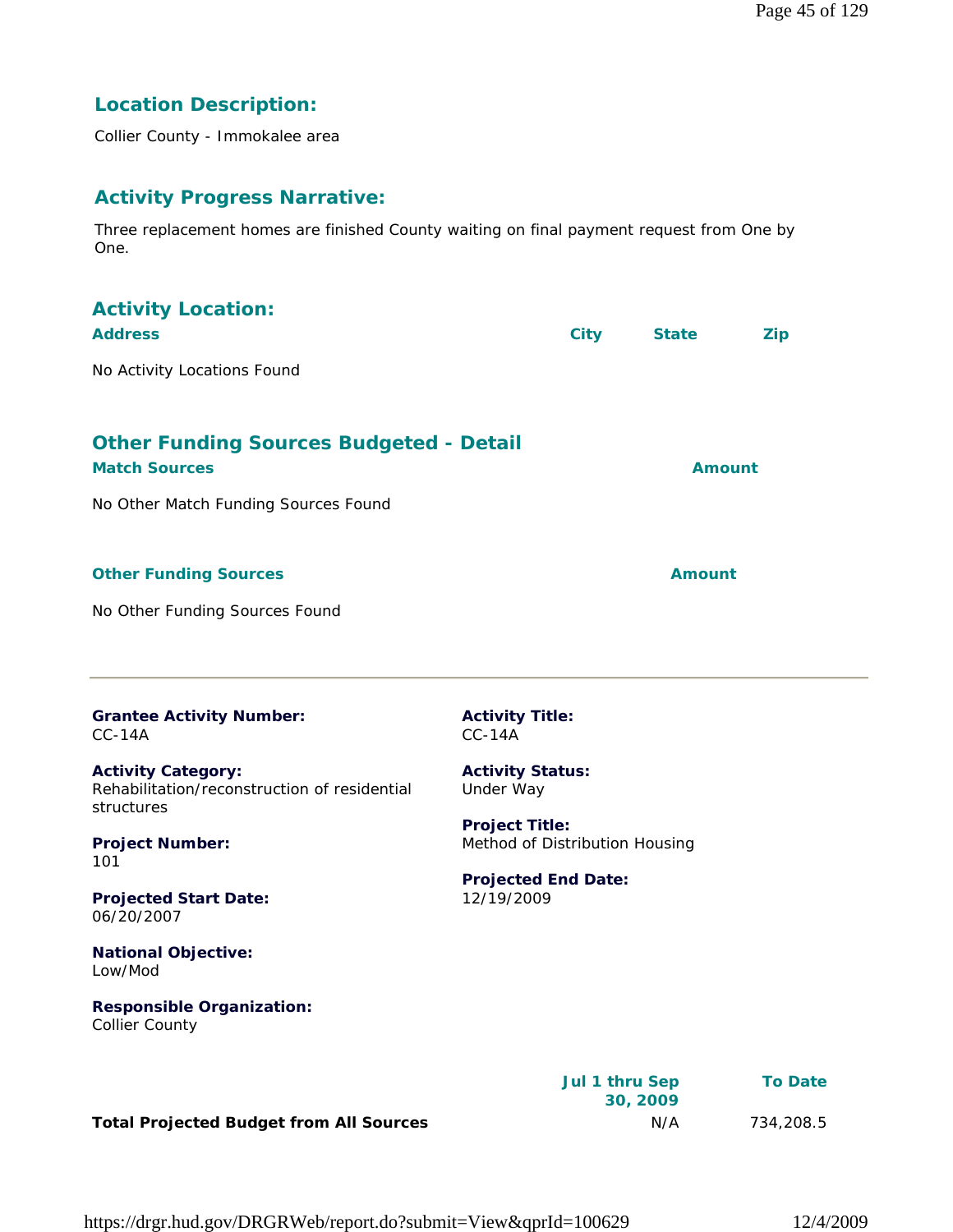## Location Description:

Collier County - Immokalee area

## Activity Progress Narrative:

Three replacement homes are finished County waiting on final payment request from One by One.

## Activity Location:

| Address | City | State | Zip |
|---|---|---|---|
| No Activity Locations Found | | | |

## Other Funding Sources Budgeted - Detail

| Match Sources | Amount |
|---|---|
| No Other Match Funding Sources Found | |

| Other Funding Sources | Amount |
|---|---|
| No Other Funding Sources Found | |

---

**Grantee Activity Number:**
CC-14A

**Activity Title:**
CC-14A

**Activity Category:**
Rehabilitation/reconstruction of residential structures

**Activity Status:**
Under Way

**Project Number:**
101

**Project Title:**
Method of Distribution Housing

**Projected Start Date:**
06/20/2007

**Projected End Date:**
12/19/2009

**National Objective:**
Low/Mod

**Responsible Organization:**
Collier County

| | Jul 1 thru Sep 30, 2009 | To Date |
|---|---|---|
| **Total Projected Budget from All Sources** | N/A | 734,208.5 |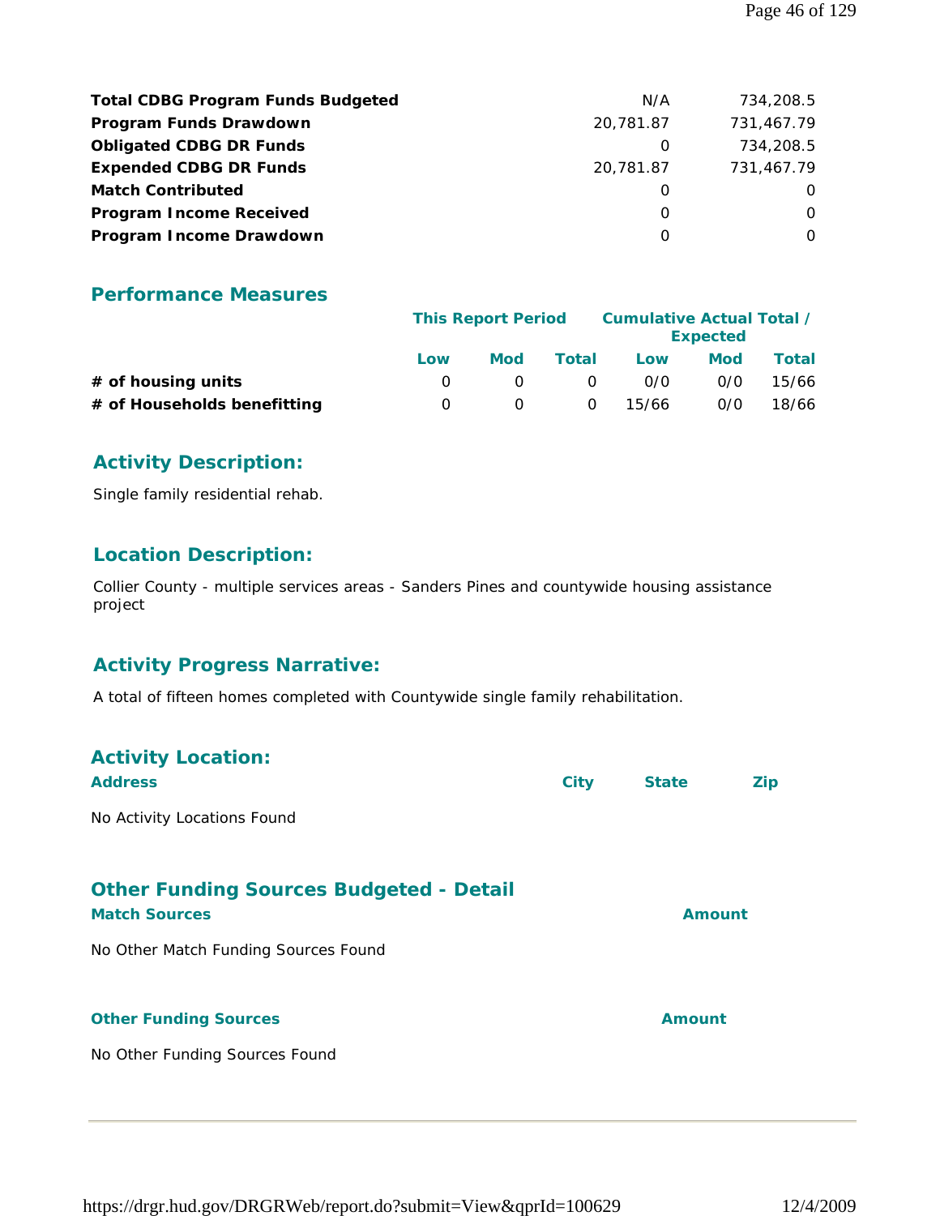| | | |
|---|---|---|
| **Total CDBG Program Funds Budgeted** | N/A | 734,208.5 |
| **Program Funds Drawdown** | 20,781.87 | 731,467.79 |
| **Obligated CDBG DR Funds** | 0 | 734,208.5 |
| **Expended CDBG DR Funds** | 20,781.87 | 731,467.79 |
| **Match Contributed** | 0 | 0 |
| **Program Income Received** | 0 | 0 |
| **Program Income Drawdown** | 0 | 0 |

## Performance Measures

| | This Report Period | | | Cumulative Actual Total / Expected | | |
|---|---|---|---|---|---|---|
| | Low | Mod | Total | Low | Mod | Total |
| **# of housing units** | 0 | 0 | 0 | 0/0 | 0/0 | 15/66 |
| **# of Households benefitting** | 0 | 0 | 0 | 15/66 | 0/0 | 18/66 |

## Activity Description:

Single family residential rehab.

## Location Description:

Collier County - multiple services areas - Sanders Pines and countywide housing assistance project

## Activity Progress Narrative:

A total of fifteen homes completed with Countywide single family rehabilitation.

## Activity Location:

| Address | City | State | Zip |
|---|---|---|---|

No Activity Locations Found

## Other Funding Sources Budgeted - Detail

| Match Sources | Amount |
|---|---|

No Other Match Funding Sources Found

| Other Funding Sources | Amount |
|---|---|

No Other Funding Sources Found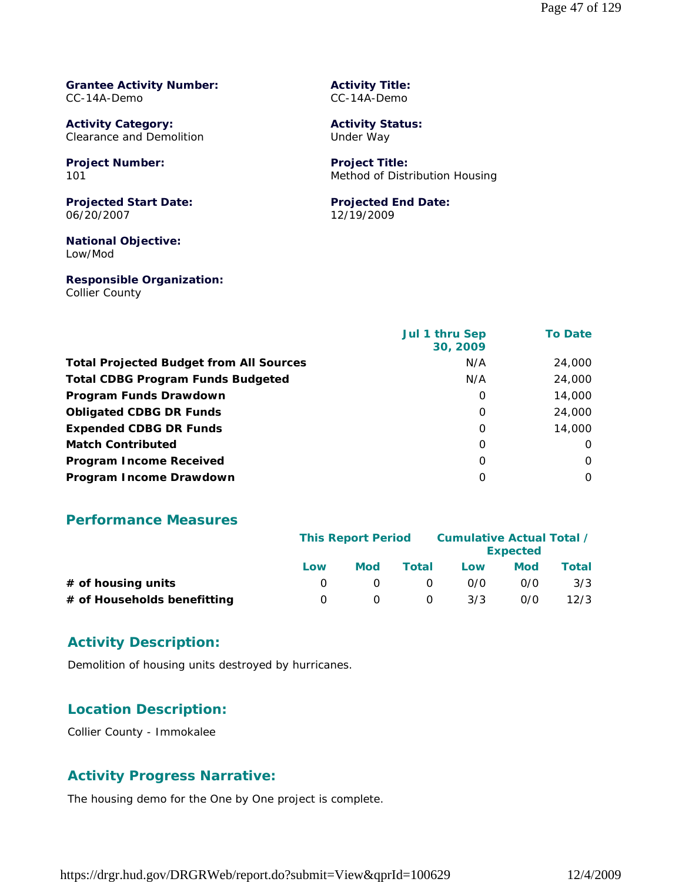**Grantee Activity Number:**
CC-14A-Demo

**Activity Title:**
CC-14A-Demo

**Activity Category:**
Clearance and Demolition

**Activity Status:**
Under Way

**Project Number:**
101

**Project Title:**
Method of Distribution Housing

**Projected Start Date:**
06/20/2007

**Projected End Date:**
12/19/2009

**National Objective:**
Low/Mod

**Responsible Organization:**
Collier County

| | Jul 1 thru Sep 30, 2009 | To Date |
|---|---|---|
| **Total Projected Budget from All Sources** | N/A | 24,000 |
| **Total CDBG Program Funds Budgeted** | N/A | 24,000 |
| **Program Funds Drawdown** | 0 | 14,000 |
| **Obligated CDBG DR Funds** | 0 | 24,000 |
| **Expended CDBG DR Funds** | 0 | 14,000 |
| **Match Contributed** | 0 | 0 |
| **Program Income Received** | 0 | 0 |
| **Program Income Drawdown** | 0 | 0 |

## Performance Measures

| | This Report Period | | | Cumulative Actual Total / Expected | | |
|---|---|---|---|---|---|---|
| | Low | Mod | Total | Low | Mod | Total |
| **# of housing units** | 0 | 0 | 0 | 0/0 | 0/0 | 3/3 |
| **# of Households benefitting** | 0 | 0 | 0 | 3/3 | 0/0 | 12/3 |

## Activity Description:

Demolition of housing units destroyed by hurricanes.

## Location Description:

Collier County - Immokalee

## Activity Progress Narrative:

The housing demo for the One by One project is complete.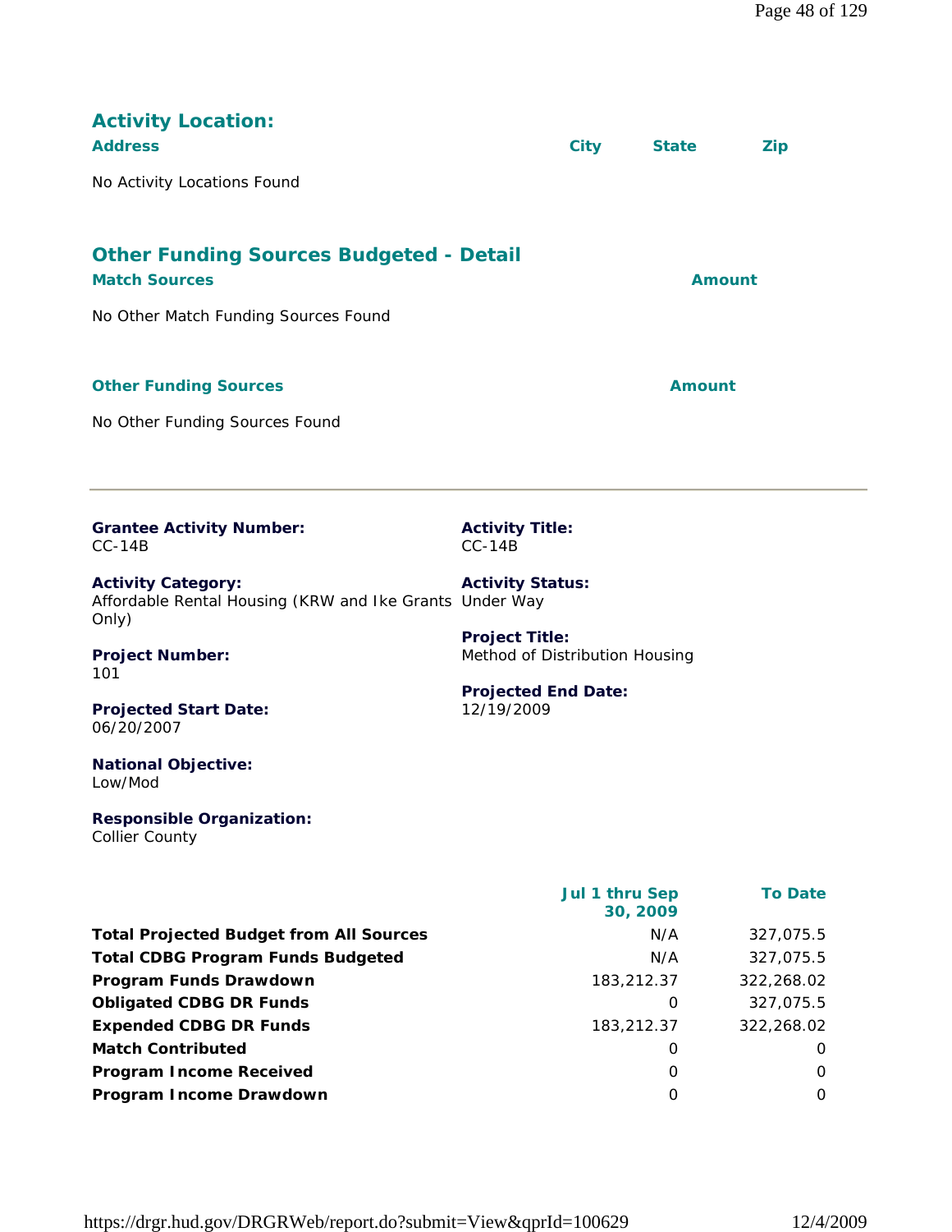## Activity Location:

| Address | City | State | Zip |
|---|---|---|---|
| No Activity Locations Found | | | |

## Other Funding Sources Budgeted - Detail

| Match Sources | Amount |
|---|---|
| No Other Match Funding Sources Found | |

| Other Funding Sources | Amount |
|---|---|
| No Other Funding Sources Found | |

---

**Grantee Activity Number:**
CC-14B

**Activity Title:**
CC-14B

**Activity Category:**
Affordable Rental Housing (KRW and Ike Grants Only)

**Activity Status:**
Under Way

**Project Number:**
101

**Project Title:**
Method of Distribution Housing

**Projected Start Date:**
06/20/2007

**Projected End Date:**
12/19/2009

**National Objective:**
Low/Mod

**Responsible Organization:**
Collier County

| | Jul 1 thru Sep 30, 2009 | To Date |
|---|---|---|
| **Total Projected Budget from All Sources** | N/A | 327,075.5 |
| **Total CDBG Program Funds Budgeted** | N/A | 327,075.5 |
| **Program Funds Drawdown** | 183,212.37 | 322,268.02 |
| **Obligated CDBG DR Funds** | 0 | 327,075.5 |
| **Expended CDBG DR Funds** | 183,212.37 | 322,268.02 |
| **Match Contributed** | 0 | 0 |
| **Program Income Received** | 0 | 0 |
| **Program Income Drawdown** | 0 | 0 |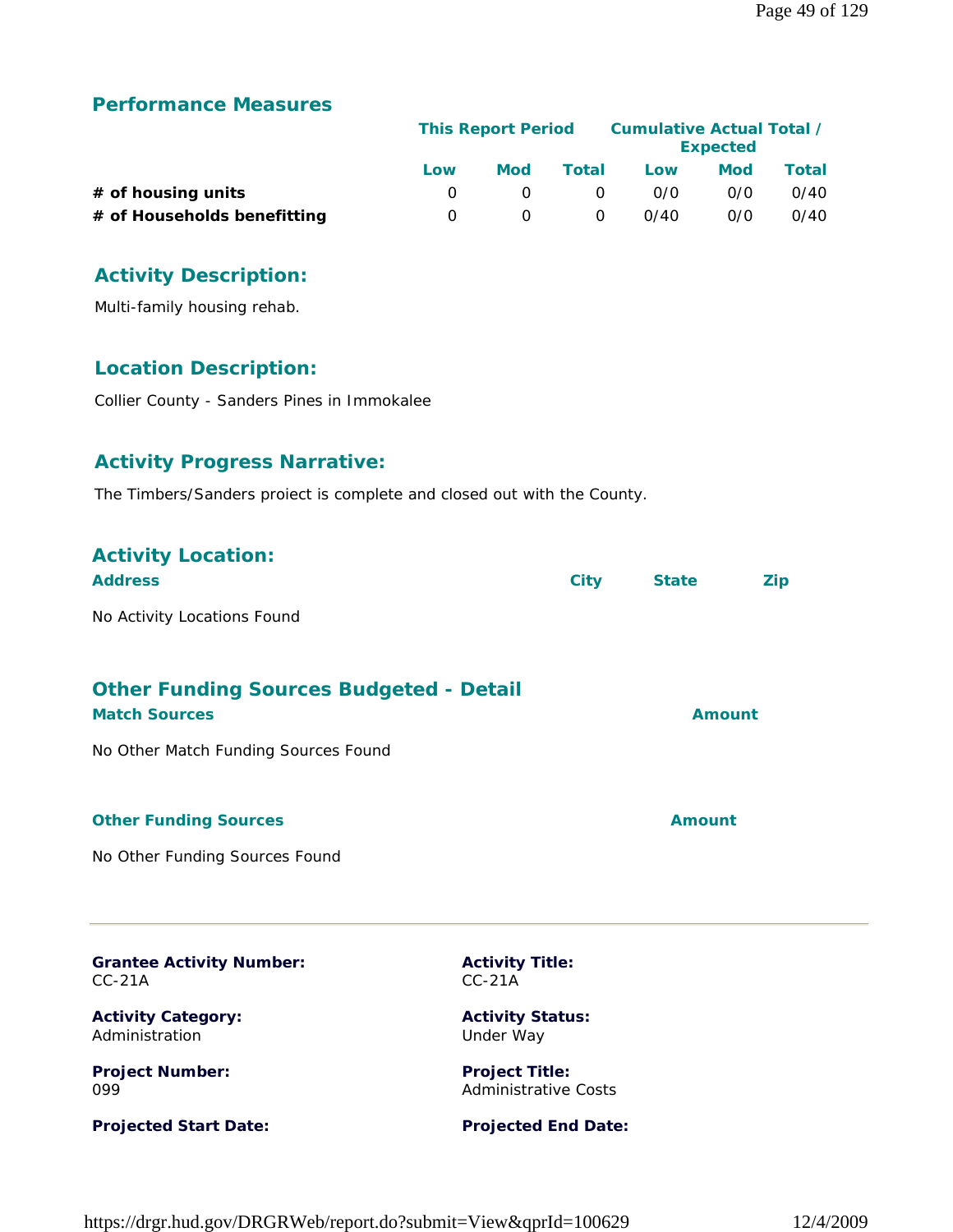## Performance Measures

| | This Report Period | | | Cumulative Actual Total / Expected | | |
|---|---|---|---|---|---|---|
| | Low | Mod | Total | Low | Mod | Total |
| **# of housing units** | 0 | 0 | 0 | 0/0 | 0/0 | 0/40 |
| **# of Households benefitting** | 0 | 0 | 0 | 0/40 | 0/0 | 0/40 |

## Activity Description:

Multi-family housing rehab.

## Location Description:

Collier County - Sanders Pines in Immokalee

## Activity Progress Narrative:

The Timbers/Sanders proiect is complete and closed out with the County.

## Activity Location:

| Address | City | State | Zip |
|---|---|---|---|
| No Activity Locations Found | | | |

## Other Funding Sources Budgeted - Detail

| Match Sources | Amount |
|---|---|
| No Other Match Funding Sources Found | |

| Other Funding Sources | Amount |
|---|---|
| No Other Funding Sources Found | |

---

**Grantee Activity Number:**
CC-21A

**Activity Title:**
CC-21A

**Activity Category:**
Administration

**Activity Status:**
Under Way

**Project Number:**
099

**Project Title:**
Administrative Costs

**Projected Start Date:**

**Projected End Date:**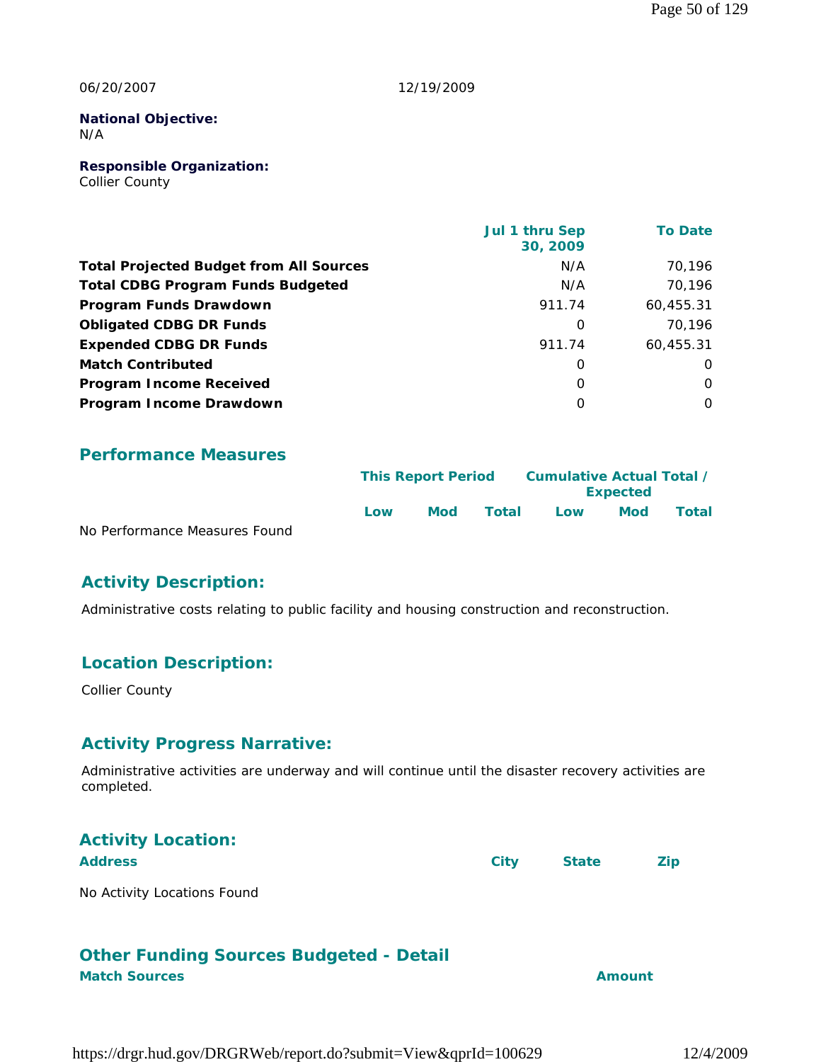06/20/2007 12/19/2009

**National Objective:**
N/A

**Responsible Organization:**
Collier County

| | Jul 1 thru Sep 30, 2009 | To Date |
|---|---|---|
| **Total Projected Budget from All Sources** | N/A | 70,196 |
| **Total CDBG Program Funds Budgeted** | N/A | 70,196 |
| **Program Funds Drawdown** | 911.74 | 60,455.31 |
| **Obligated CDBG DR Funds** | 0 | 70,196 |
| **Expended CDBG DR Funds** | 911.74 | 60,455.31 |
| **Match Contributed** | 0 | 0 |
| **Program Income Received** | 0 | 0 |
| **Program Income Drawdown** | 0 | 0 |

## Performance Measures

| | This Report Period | | | Cumulative Actual Total / Expected | | |
|---|---|---|---|---|---|---|
| | Low | Mod | Total | Low | Mod | Total |

No Performance Measures Found

## Activity Description:

Administrative costs relating to public facility and housing construction and reconstruction.

## Location Description:

Collier County

## Activity Progress Narrative:

Administrative activities are underway and will continue until the disaster recovery activities are completed.

## Activity Location:

| Address | City | State | Zip |
|---|---|---|---|

No Activity Locations Found

## Other Funding Sources Budgeted - Detail

| Match Sources | Amount |
|---|---|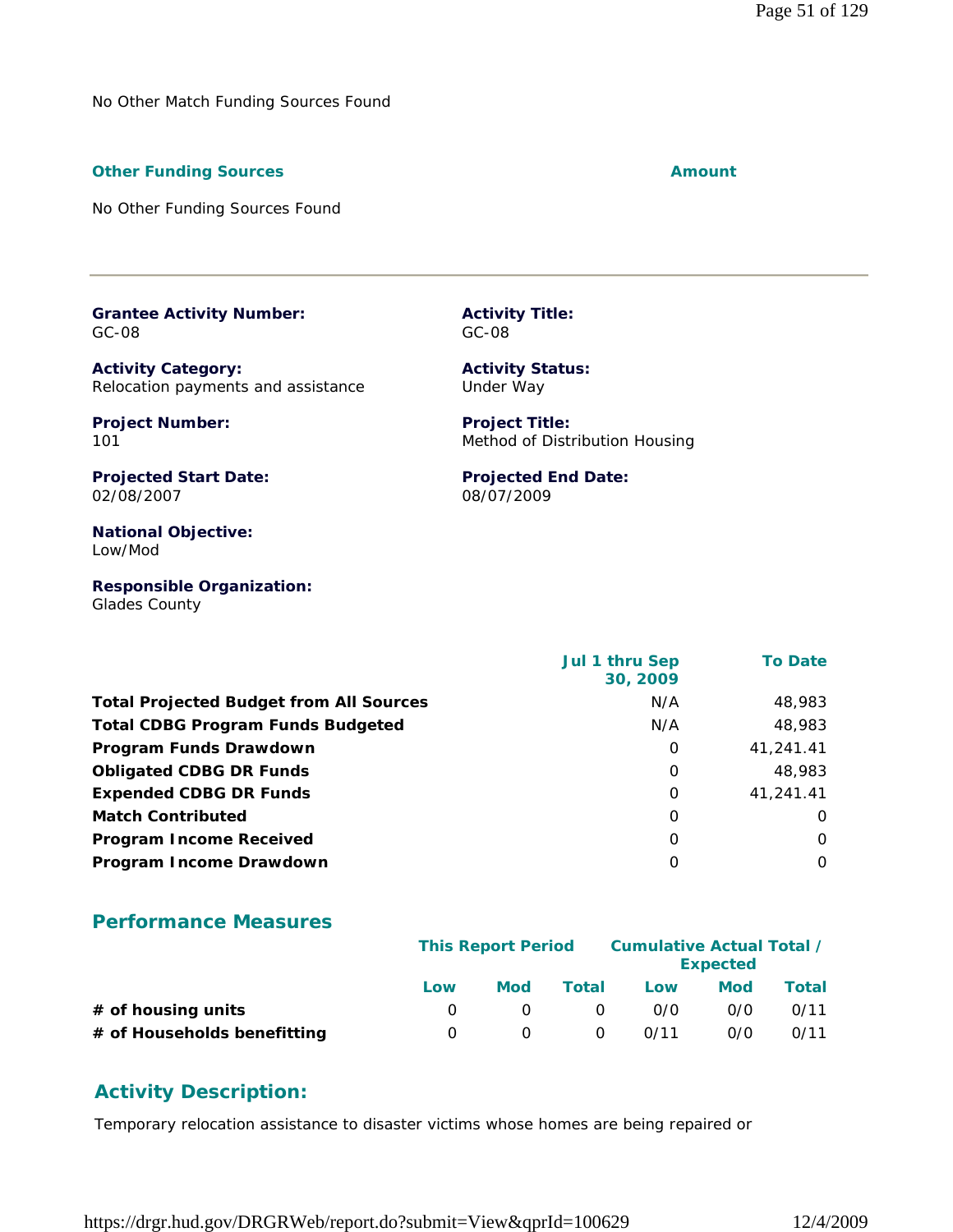No Other Match Funding Sources Found

**Other Funding Sources** | **Amount**

No Other Funding Sources Found

---

**Grantee Activity Number:**
GC-08

**Activity Title:**
GC-08

**Activity Category:**
Relocation payments and assistance

**Activity Status:**
Under Way

**Project Number:**
101

**Project Title:**
Method of Distribution Housing

**Projected Start Date:**
02/08/2007

**Projected End Date:**
08/07/2009

**National Objective:**
Low/Mod

**Responsible Organization:**
Glades County

| | Jul 1 thru Sep 30, 2009 | To Date |
|---|---|---|
| **Total Projected Budget from All Sources** | N/A | 48,983 |
| **Total CDBG Program Funds Budgeted** | N/A | 48,983 |
| **Program Funds Drawdown** | 0 | 41,241.41 |
| **Obligated CDBG DR Funds** | 0 | 48,983 |
| **Expended CDBG DR Funds** | 0 | 41,241.41 |
| **Match Contributed** | 0 | 0 |
| **Program Income Received** | 0 | 0 |
| **Program Income Drawdown** | 0 | 0 |

## Performance Measures

| | This Report Period | | | Cumulative Actual Total / Expected | | |
|---|---|---|---|---|---|---|
| | Low | Mod | Total | Low | Mod | Total |
| **# of housing units** | 0 | 0 | 0 | 0/0 | 0/0 | 0/11 |
| **# of Households benefitting** | 0 | 0 | 0 | 0/11 | 0/0 | 0/11 |

## Activity Description:

Temporary relocation assistance to disaster victims whose homes are being repaired or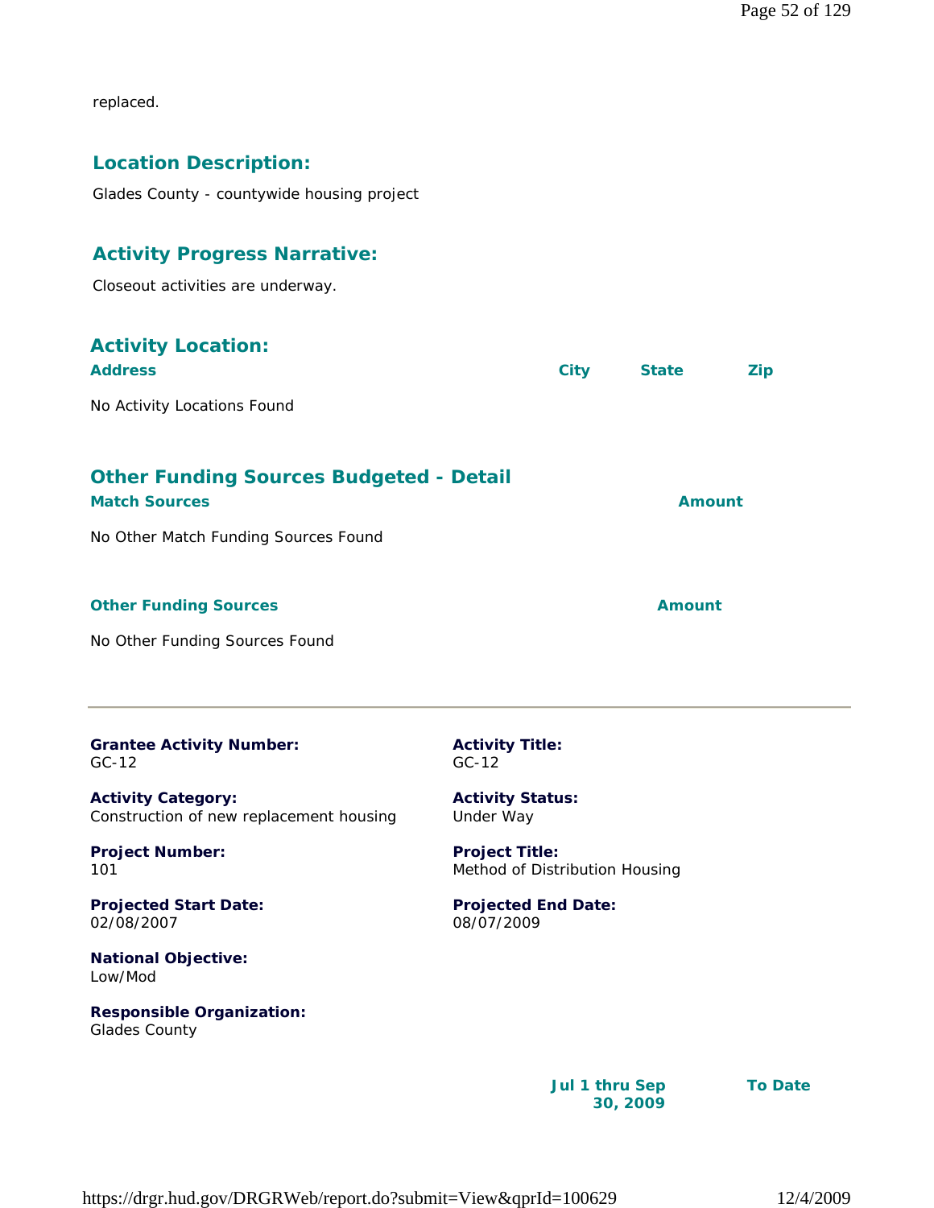replaced.

## Location Description:

Glades County - countywide housing project

## Activity Progress Narrative:

Closeout activities are underway.

## Activity Location:

| Address | City | State | Zip |
|---|---|---|---|
| No Activity Locations Found | | | |

## Other Funding Sources Budgeted - Detail

| Match Sources | Amount |
|---|---|
| No Other Match Funding Sources Found | |

| Other Funding Sources | Amount |
|---|---|
| No Other Funding Sources Found | |

---

**Grantee Activity Number:**
GC-12

**Activity Title:**
GC-12

**Activity Category:**
Construction of new replacement housing

**Activity Status:**
Under Way

**Project Number:**
101

**Project Title:**
Method of Distribution Housing

**Projected Start Date:**
02/08/2007

**Projected End Date:**
08/07/2009

**National Objective:**
Low/Mod

**Responsible Organization:**
Glades County

| | Jul 1 thru Sep 30, 2009 | To Date |
|---|---|---|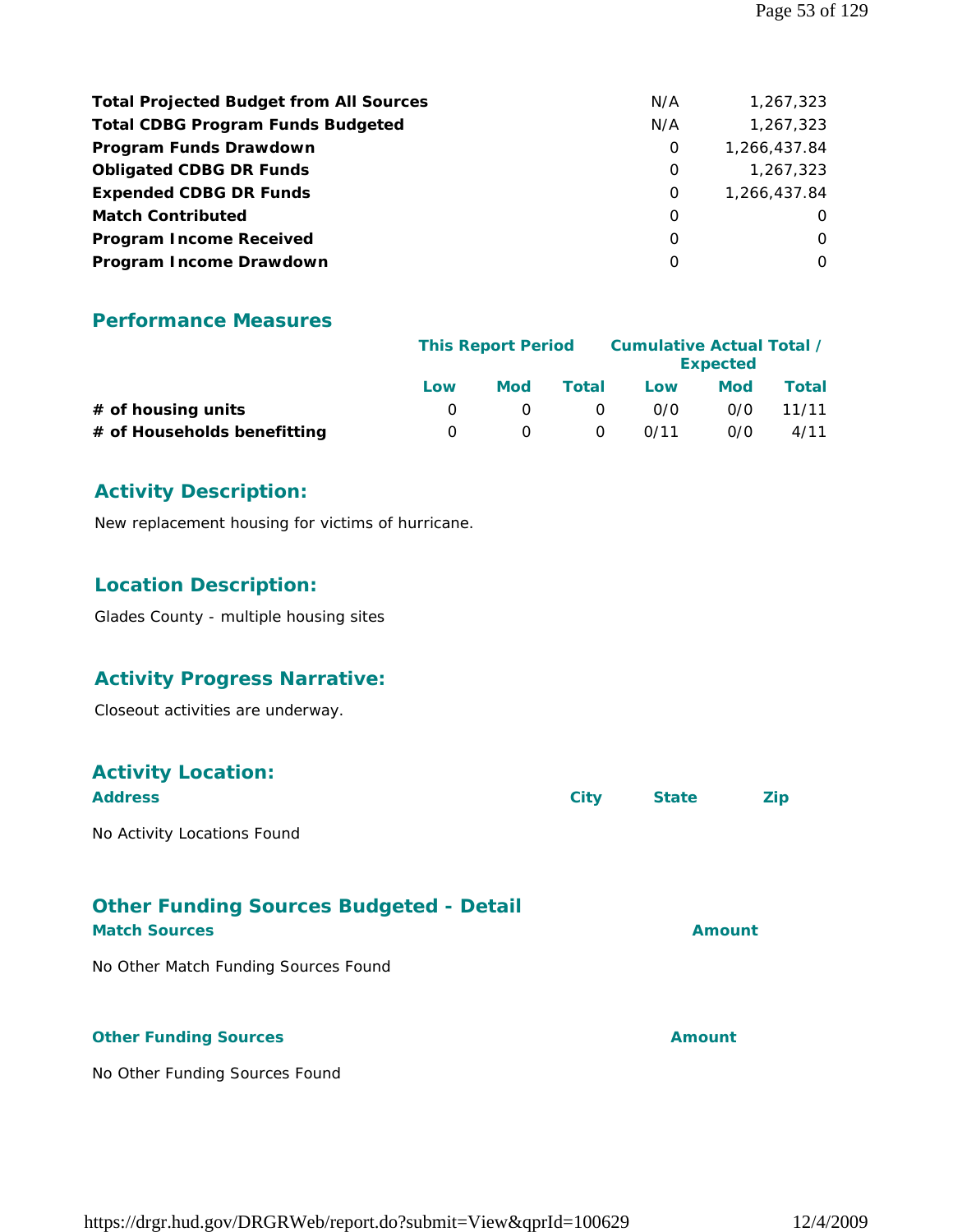| | | |
|---|---|---|
| **Total Projected Budget from All Sources** | N/A | 1,267,323 |
| **Total CDBG Program Funds Budgeted** | N/A | 1,267,323 |
| **Program Funds Drawdown** | 0 | 1,266,437.84 |
| **Obligated CDBG DR Funds** | 0 | 1,267,323 |
| **Expended CDBG DR Funds** | 0 | 1,266,437.84 |
| **Match Contributed** | 0 | 0 |
| **Program Income Received** | 0 | 0 |
| **Program Income Drawdown** | 0 | 0 |

## Performance Measures

| | This Report Period | | | Cumulative Actual Total / Expected | | |
|---|---|---|---|---|---|---|
| | Low | Mod | Total | Low | Mod | Total |
| **# of housing units** | 0 | 0 | 0 | 0/0 | 0/0 | 11/11 |
| **# of Households benefitting** | 0 | 0 | 0 | 0/11 | 0/0 | 4/11 |

## Activity Description:

New replacement housing for victims of hurricane.

## Location Description:

Glades County - multiple housing sites

## Activity Progress Narrative:

Closeout activities are underway.

## Activity Location:

| Address | City | State | Zip |
|---|---|---|---|

No Activity Locations Found

## Other Funding Sources Budgeted - Detail

| Match Sources | Amount |
|---|---|

No Other Match Funding Sources Found

| Other Funding Sources | Amount |
|---|---|

No Other Funding Sources Found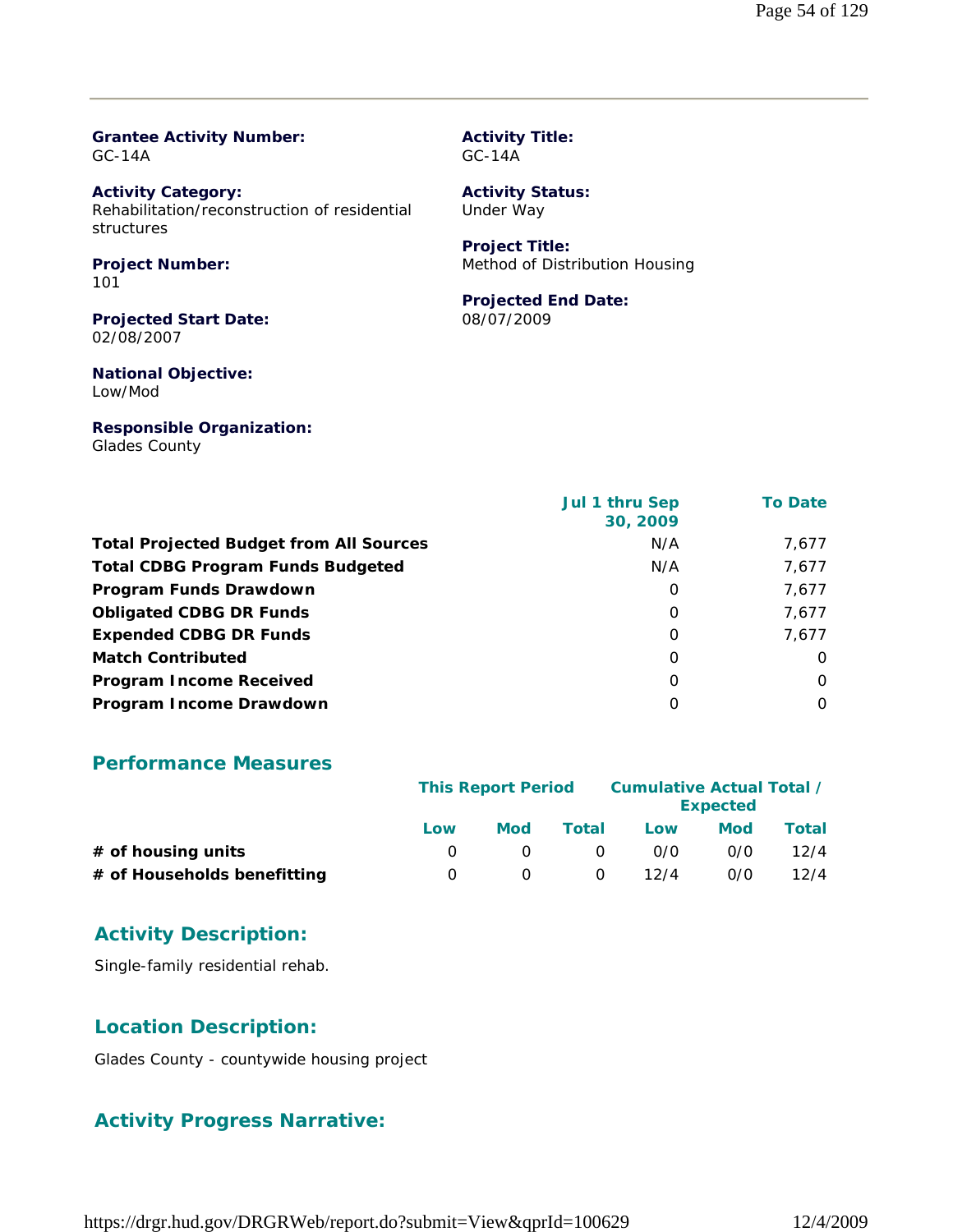**Grantee Activity Number:**
GC-14A

**Activity Title:**
GC-14A

**Activity Category:**
Rehabilitation/reconstruction of residential structures

**Activity Status:**
Under Way

**Project Number:**
101

**Project Title:**
Method of Distribution Housing

**Projected Start Date:**
02/08/2007

**Projected End Date:**
08/07/2009

**National Objective:**
Low/Mod

**Responsible Organization:**
Glades County

| | Jul 1 thru Sep 30, 2009 | To Date |
|---|---|---|
| **Total Projected Budget from All Sources** | N/A | 7,677 |
| **Total CDBG Program Funds Budgeted** | N/A | 7,677 |
| **Program Funds Drawdown** | 0 | 7,677 |
| **Obligated CDBG DR Funds** | 0 | 7,677 |
| **Expended CDBG DR Funds** | 0 | 7,677 |
| **Match Contributed** | 0 | 0 |
| **Program Income Received** | 0 | 0 |
| **Program Income Drawdown** | 0 | 0 |

## Performance Measures

| | This Report Period | | | Cumulative Actual Total / Expected | | |
|---|---|---|---|---|---|---|
| | Low | Mod | Total | Low | Mod | Total |
| **# of housing units** | 0 | 0 | 0 | 0/0 | 0/0 | 12/4 |
| **# of Households benefitting** | 0 | 0 | 0 | 12/4 | 0/0 | 12/4 |

## Activity Description:

Single-family residential rehab.

## Location Description:

Glades County - countywide housing project

## Activity Progress Narrative: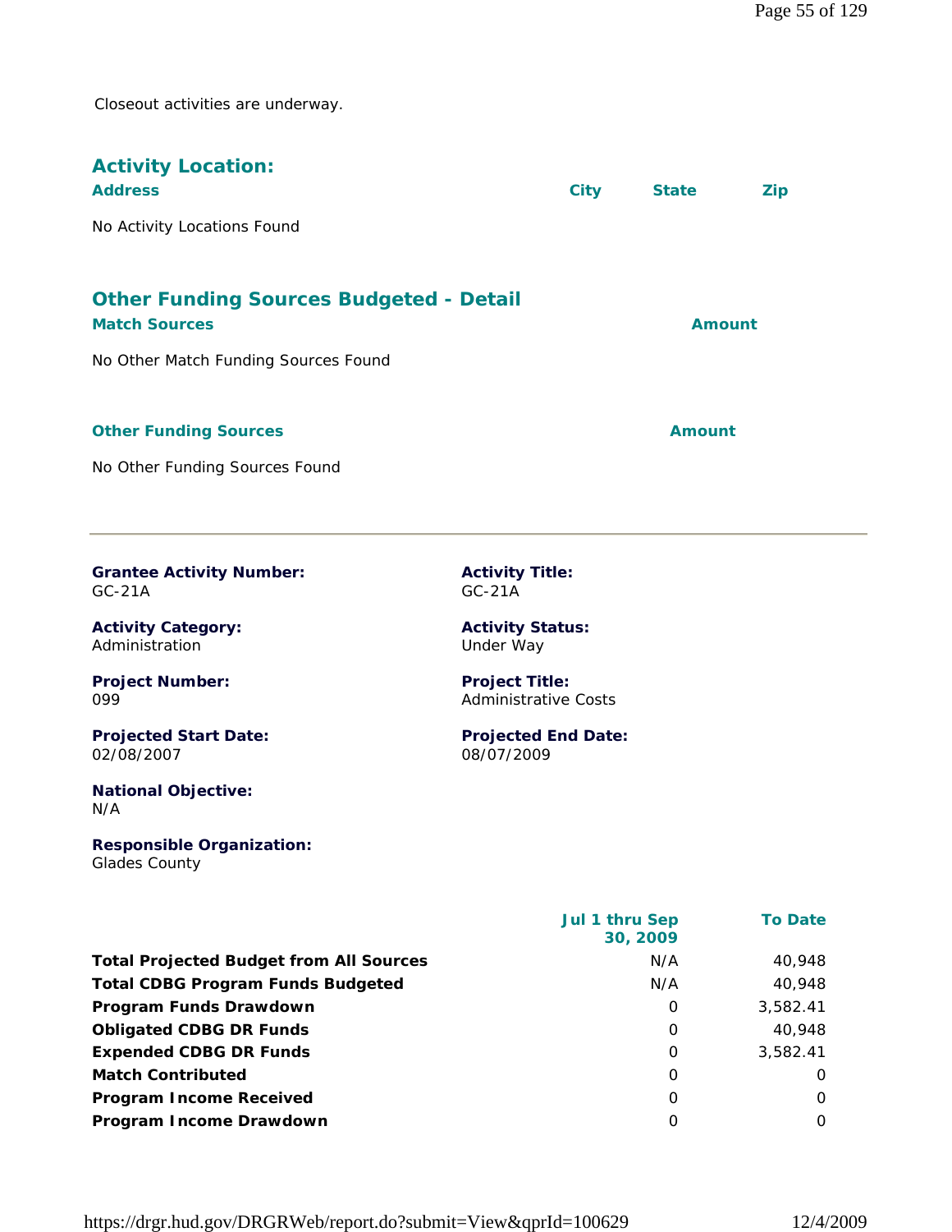Closeout activities are underway.

## Activity Location:

| Address | City | State | Zip |
|---|---|---|---|

No Activity Locations Found

## Other Funding Sources Budgeted - Detail

| Match Sources | Amount |
|---|---|

No Other Match Funding Sources Found

| Other Funding Sources | Amount |
|---|---|

No Other Funding Sources Found

---

**Grantee Activity Number:**
GC-21A

**Activity Title:**
GC-21A

**Activity Category:**
Administration

**Activity Status:**
Under Way

**Project Number:**
099

**Project Title:**
Administrative Costs

**Projected Start Date:**
02/08/2007

**Projected End Date:**
08/07/2009

**National Objective:**
N/A

**Responsible Organization:**
Glades County

| | Jul 1 thru Sep 30, 2009 | To Date |
|---|---|---|
| **Total Projected Budget from All Sources** | N/A | 40,948 |
| **Total CDBG Program Funds Budgeted** | N/A | 40,948 |
| **Program Funds Drawdown** | 0 | 3,582.41 |
| **Obligated CDBG DR Funds** | 0 | 40,948 |
| **Expended CDBG DR Funds** | 0 | 3,582.41 |
| **Match Contributed** | 0 | 0 |
| **Program Income Received** | 0 | 0 |
| **Program Income Drawdown** | 0 | 0 |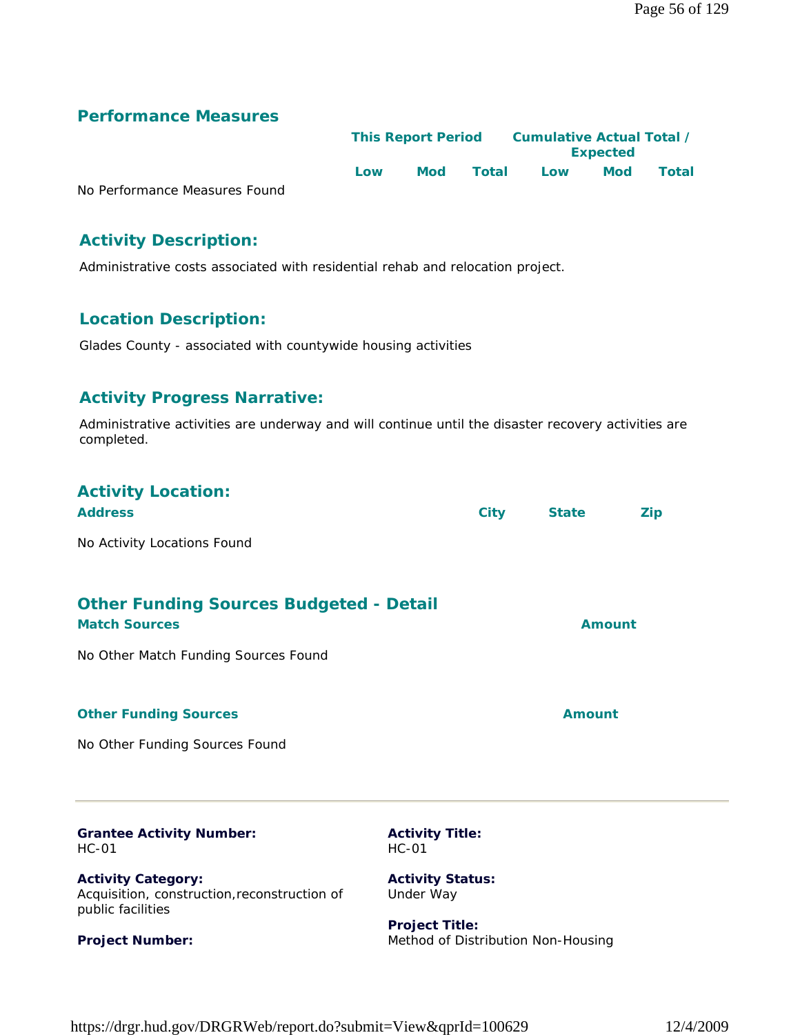## Performance Measures

| | This Report Period | | | Cumulative Actual Total / Expected | | |
|---|---|---|---|---|---|---|
| | Low | Mod | Total | Low | Mod | Total |
| No Performance Measures Found | | | | | | |

## Activity Description:

Administrative costs associated with residential rehab and relocation project.

## Location Description:

Glades County - associated with countywide housing activities

## Activity Progress Narrative:

Administrative activities are underway and will continue until the disaster recovery activities are completed.

## Activity Location:

| Address | City | State | Zip |
|---|---|---|---|
| No Activity Locations Found | | | |

## Other Funding Sources Budgeted - Detail

| Match Sources | Amount |
|---|---|
| No Other Match Funding Sources Found | |

| Other Funding Sources | Amount |
|---|---|
| No Other Funding Sources Found | |

---

**Grantee Activity Number:**
HC-01

**Activity Title:**
HC-01

**Activity Category:**
Acquisition, construction,reconstruction of public facilities

**Activity Status:**
Under Way

**Project Number:**

**Project Title:**
Method of Distribution Non-Housing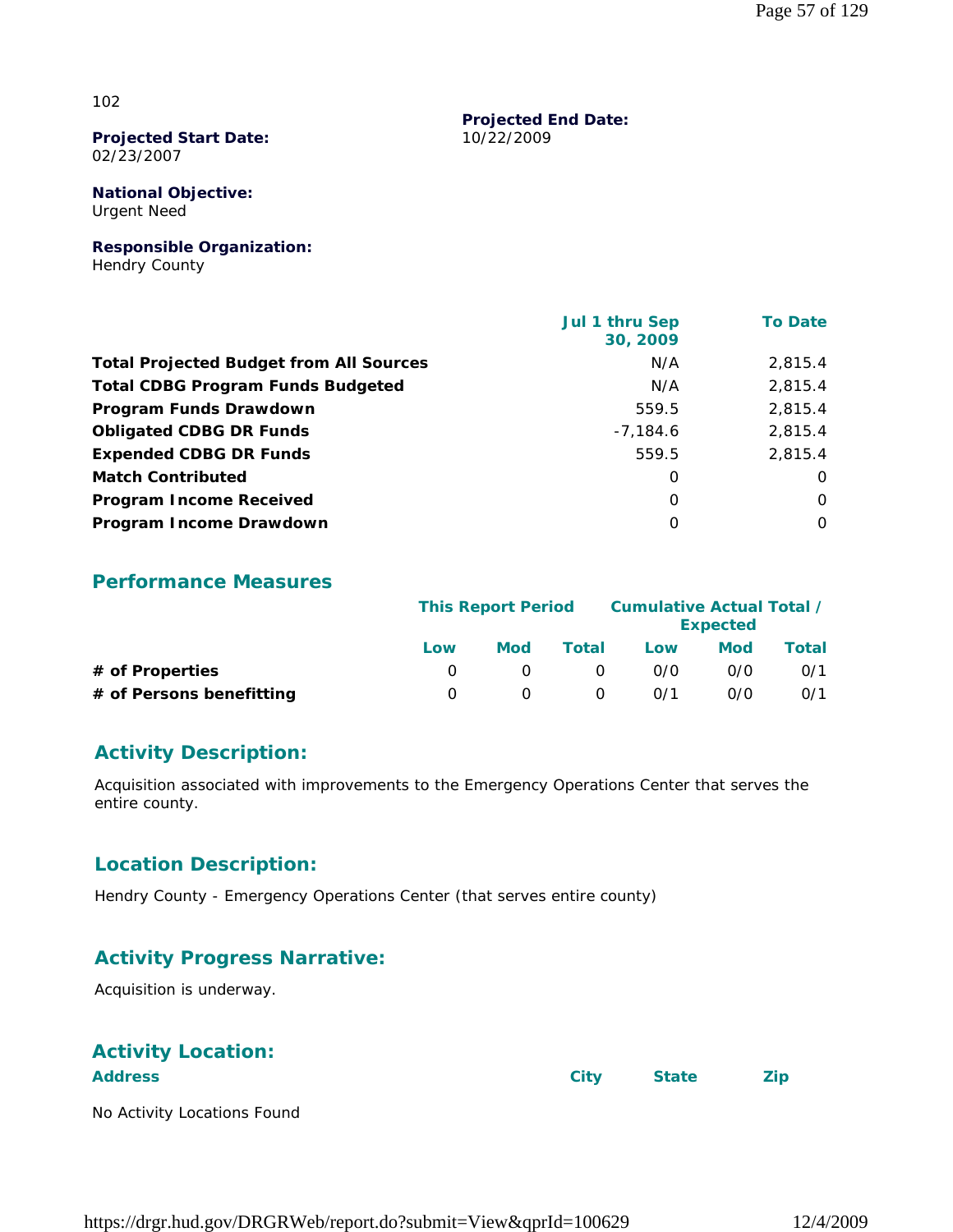102

**Projected Start Date:**
02/23/2007

**Projected End Date:**
10/22/2009

**National Objective:**
Urgent Need

**Responsible Organization:**
Hendry County

| | Jul 1 thru Sep 30, 2009 | To Date |
|---|---|---|
| **Total Projected Budget from All Sources** | N/A | 2,815.4 |
| **Total CDBG Program Funds Budgeted** | N/A | 2,815.4 |
| **Program Funds Drawdown** | 559.5 | 2,815.4 |
| **Obligated CDBG DR Funds** | -7,184.6 | 2,815.4 |
| **Expended CDBG DR Funds** | 559.5 | 2,815.4 |
| **Match Contributed** | 0 | 0 |
| **Program Income Received** | 0 | 0 |
| **Program Income Drawdown** | 0 | 0 |

## Performance Measures

| | This Report Period | | | Cumulative Actual Total / Expected | | |
|---|---|---|---|---|---|---|
| | Low | Mod | Total | Low | Mod | Total |
| **# of Properties** | 0 | 0 | 0 | 0/0 | 0/0 | 0/1 |
| **# of Persons benefitting** | 0 | 0 | 0 | 0/1 | 0/0 | 0/1 |

## Activity Description:

Acquisition associated with improvements to the Emergency Operations Center that serves the entire county.

## Location Description:

Hendry County - Emergency Operations Center (that serves entire county)

## Activity Progress Narrative:

Acquisition is underway.

## Activity Location:

| Address | City | State | Zip |
|---|---|---|---|

No Activity Locations Found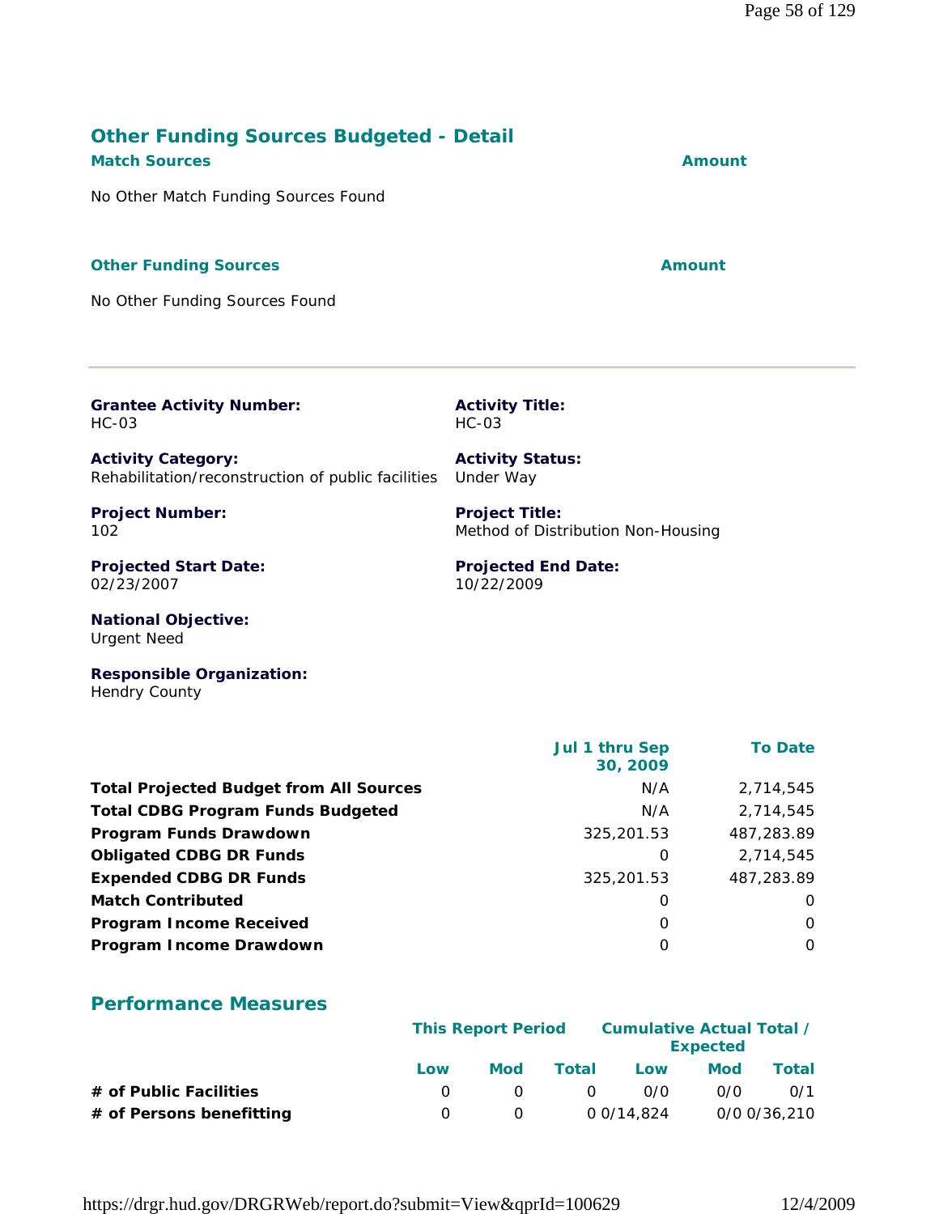## Other Funding Sources Budgeted - Detail

| Match Sources | Amount |
|---|---|
| No Other Match Funding Sources Found | |

| Other Funding Sources | Amount |
|---|---|
| No Other Funding Sources Found | |

---

**Grantee Activity Number:**
HC-03

**Activity Title:**
HC-03

**Activity Category:**
Rehabilitation/reconstruction of public facilities

**Activity Status:**
Under Way

**Project Number:**
102

**Project Title:**
Method of Distribution Non-Housing

**Projected Start Date:**
02/23/2007

**Projected End Date:**
10/22/2009

**National Objective:**
Urgent Need

**Responsible Organization:**
Hendry County

| | Jul 1 thru Sep 30, 2009 | To Date |
|---|---|---|
| **Total Projected Budget from All Sources** | N/A | 2,714,545 |
| **Total CDBG Program Funds Budgeted** | N/A | 2,714,545 |
| **Program Funds Drawdown** | 325,201.53 | 487,283.89 |
| **Obligated CDBG DR Funds** | 0 | 2,714,545 |
| **Expended CDBG DR Funds** | 325,201.53 | 487,283.89 |
| **Match Contributed** | 0 | 0 |
| **Program Income Received** | 0 | 0 |
| **Program Income Drawdown** | 0 | 0 |

## Performance Measures

| | This Report Period | | | Cumulative Actual Total / Expected | | |
|---|---|---|---|---|---|---|
| | Low | Mod | Total | Low | Mod | Total |
| **# of Public Facilities** | 0 | 0 | 0 | 0/0 | 0/0 | 0/1 |
| **# of Persons benefitting** | 0 | 0 | 0 | 0/14,824 | 0/0 | 0/36,210 |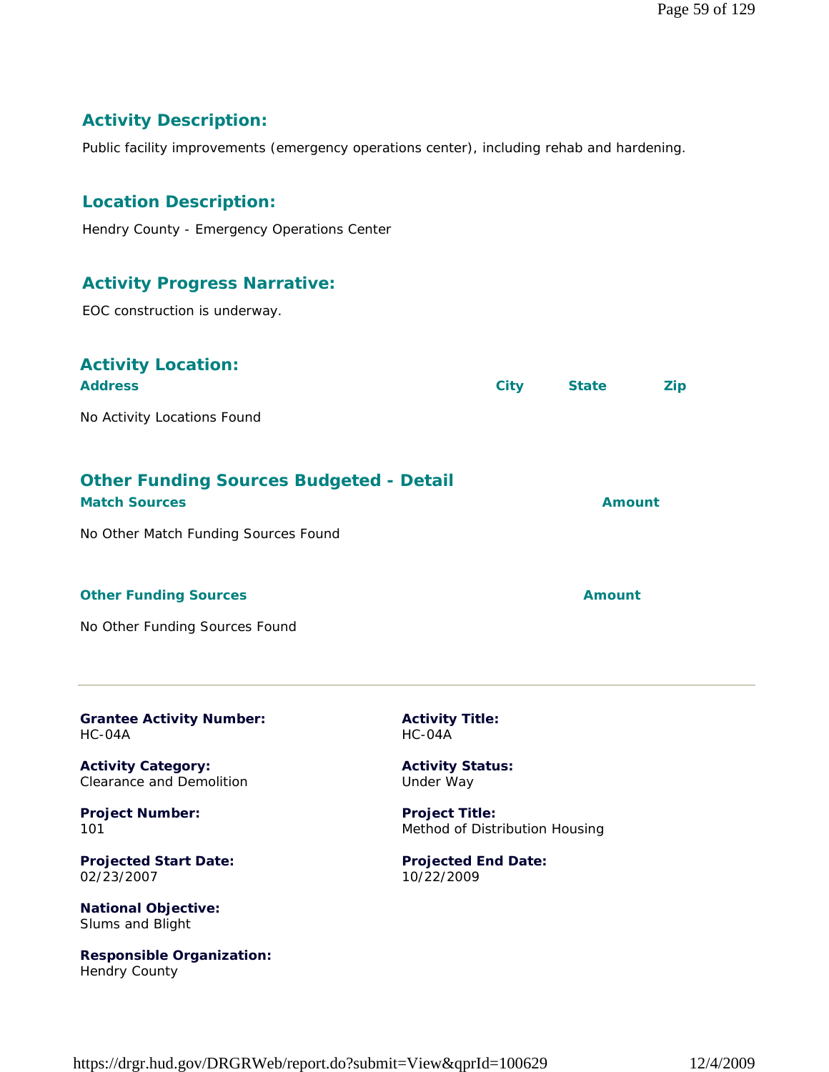## Activity Description:

Public facility improvements (emergency operations center), including rehab and hardening.

## Location Description:

Hendry County - Emergency Operations Center

## Activity Progress Narrative:

EOC construction is underway.

## Activity Location:

| Address | City | State | Zip |
|---|---|---|---|
| No Activity Locations Found | | | |

## Other Funding Sources Budgeted - Detail

| Match Sources | Amount |
|---|---|
| No Other Match Funding Sources Found | |

| Other Funding Sources | Amount |
|---|---|
| No Other Funding Sources Found | |

---

**Grantee Activity Number:**
HC-04A

**Activity Title:**
HC-04A

**Activity Category:**
Clearance and Demolition

**Activity Status:**
Under Way

**Project Number:**
101

**Project Title:**
Method of Distribution Housing

**Projected Start Date:**
02/23/2007

**Projected End Date:**
10/22/2009

**National Objective:**
Slums and Blight

**Responsible Organization:**
Hendry County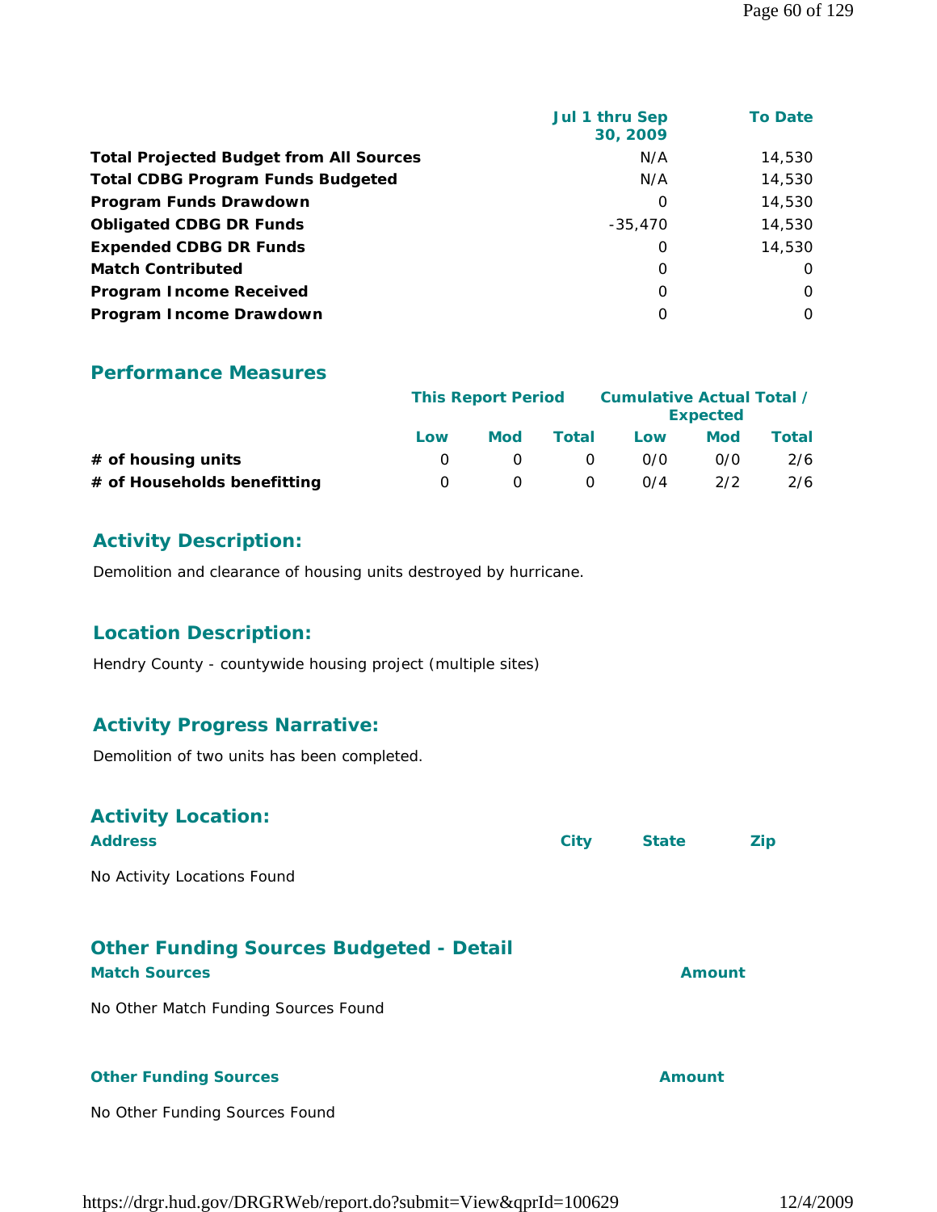| | Jul 1 thru Sep 30, 2009 | To Date |
|---|---|---|
| **Total Projected Budget from All Sources** | N/A | 14,530 |
| **Total CDBG Program Funds Budgeted** | N/A | 14,530 |
| **Program Funds Drawdown** | 0 | 14,530 |
| **Obligated CDBG DR Funds** | -35,470 | 14,530 |
| **Expended CDBG DR Funds** | 0 | 14,530 |
| **Match Contributed** | 0 | 0 |
| **Program Income Received** | 0 | 0 |
| **Program Income Drawdown** | 0 | 0 |

## Performance Measures

| | This Report Period | | | Cumulative Actual Total / Expected | | |
|---|---|---|---|---|---|---|
| | Low | Mod | Total | Low | Mod | Total |
| **# of housing units** | 0 | 0 | 0 | 0/0 | 0/0 | 2/6 |
| **# of Households benefitting** | 0 | 0 | 0 | 0/4 | 2/2 | 2/6 |

## Activity Description:

Demolition and clearance of housing units destroyed by hurricane.

## Location Description:

Hendry County - countywide housing project (multiple sites)

## Activity Progress Narrative:

Demolition of two units has been completed.

## Activity Location:

| Address | City | State | Zip |
|---|---|---|---|

No Activity Locations Found

## Other Funding Sources Budgeted - Detail

| Match Sources | Amount |
|---|---|

No Other Match Funding Sources Found

| Other Funding Sources | Amount |
|---|---|

No Other Funding Sources Found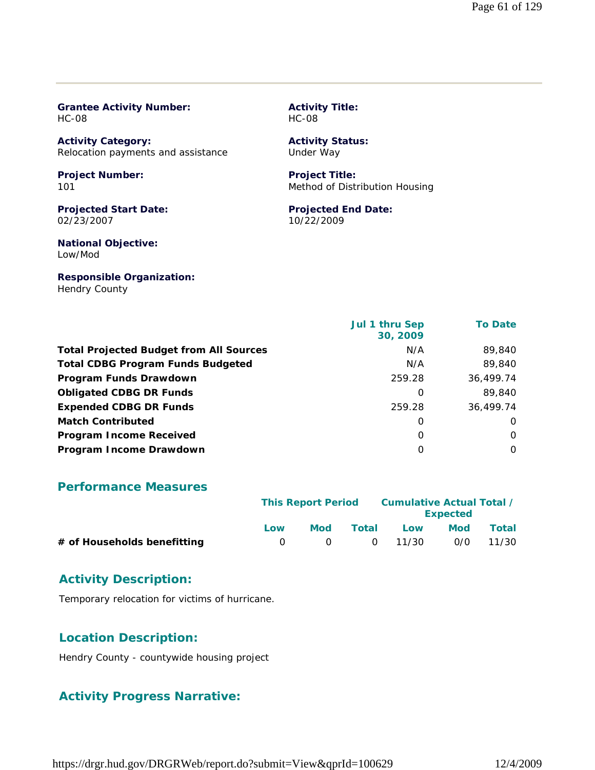**Grantee Activity Number:**
HC-08

**Activity Title:**
HC-08

**Activity Category:**
Relocation payments and assistance

**Activity Status:**
Under Way

**Project Number:**
101

**Project Title:**
Method of Distribution Housing

**Projected Start Date:**
02/23/2007

**Projected End Date:**
10/22/2009

**National Objective:**
Low/Mod

**Responsible Organization:**
Hendry County

| | Jul 1 thru Sep 30, 2009 | To Date |
|---|---|---|
| **Total Projected Budget from All Sources** | N/A | 89,840 |
| **Total CDBG Program Funds Budgeted** | N/A | 89,840 |
| **Program Funds Drawdown** | 259.28 | 36,499.74 |
| **Obligated CDBG DR Funds** | 0 | 89,840 |
| **Expended CDBG DR Funds** | 259.28 | 36,499.74 |
| **Match Contributed** | 0 | 0 |
| **Program Income Received** | 0 | 0 |
| **Program Income Drawdown** | 0 | 0 |

## Performance Measures

| | This Report Period | | | Cumulative Actual Total / Expected | | |
|---|---|---|---|---|---|---|
| | Low | Mod | Total | Low | Mod | Total |
| **# of Households benefitting** | 0 | 0 | 0 | 11/30 | 0/0 | 11/30 |

## Activity Description:

Temporary relocation for victims of hurricane.

## Location Description:

Hendry County - countywide housing project

## Activity Progress Narrative: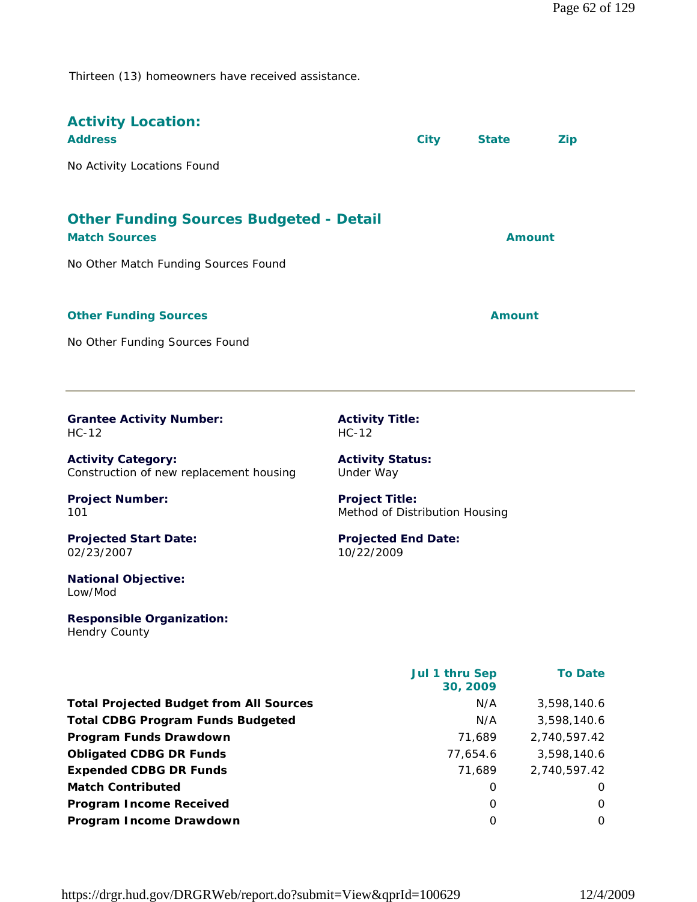Thirteen (13) homeowners have received assistance.

## Activity Location:

| Address | City | State | Zip |
|---|---|---|---|
| No Activity Locations Found | | | |

## Other Funding Sources Budgeted - Detail

| Match Sources | Amount |
|---|---|
| No Other Match Funding Sources Found | |

| Other Funding Sources | Amount |
|---|---|
| No Other Funding Sources Found | |

---

**Grantee Activity Number:**
HC-12

**Activity Title:**
HC-12

**Activity Category:**
Construction of new replacement housing

**Activity Status:**
Under Way

**Project Number:**
101

**Project Title:**
Method of Distribution Housing

**Projected Start Date:**
02/23/2007

**Projected End Date:**
10/22/2009

**National Objective:**
Low/Mod

**Responsible Organization:**
Hendry County

| | Jul 1 thru Sep 30, 2009 | To Date |
|---|---|---|
| **Total Projected Budget from All Sources** | N/A | 3,598,140.6 |
| **Total CDBG Program Funds Budgeted** | N/A | 3,598,140.6 |
| **Program Funds Drawdown** | 71,689 | 2,740,597.42 |
| **Obligated CDBG DR Funds** | 77,654.6 | 3,598,140.6 |
| **Expended CDBG DR Funds** | 71,689 | 2,740,597.42 |
| **Match Contributed** | 0 | 0 |
| **Program Income Received** | 0 | 0 |
| **Program Income Drawdown** | 0 | 0 |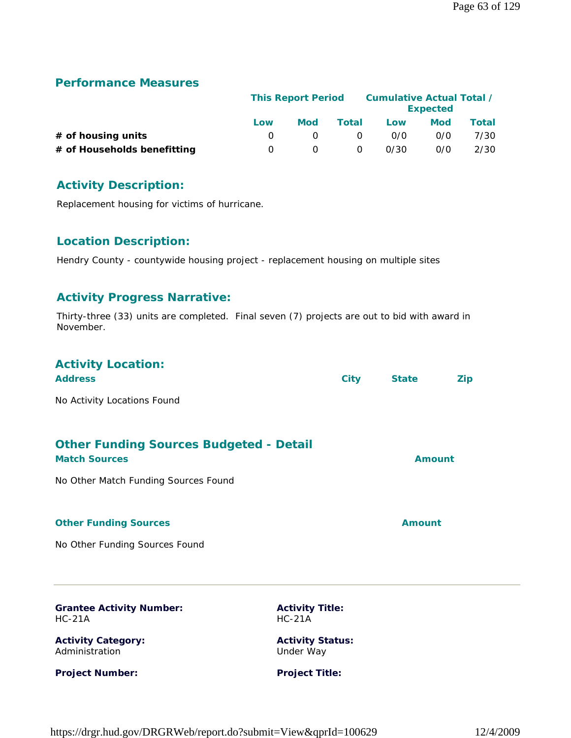## Performance Measures

| | This Report Period | | | Cumulative Actual Total / Expected | | |
|---|---|---|---|---|---|---|
| | Low | Mod | Total | Low | Mod | Total |
| **# of housing units** | 0 | 0 | 0 | 0/0 | 0/0 | 7/30 |
| **# of Households benefitting** | 0 | 0 | 0 | 0/30 | 0/0 | 2/30 |

## Activity Description:

Replacement housing for victims of hurricane.

## Location Description:

Hendry County - countywide housing project - replacement housing on multiple sites

## Activity Progress Narrative:

Thirty-three (33) units are completed. Final seven (7) projects are out to bid with award in November.

## Activity Location:

| Address | City | State | Zip |
|---|---|---|---|

No Activity Locations Found

## Other Funding Sources Budgeted - Detail

| Match Sources | Amount |
|---|---|

No Other Match Funding Sources Found

| Other Funding Sources | Amount |
|---|---|

No Other Funding Sources Found

---

**Grantee Activity Number:**
HC-21A

**Activity Title:**
HC-21A

**Activity Category:**
Administration

**Activity Status:**
Under Way

**Project Number:**

**Project Title:**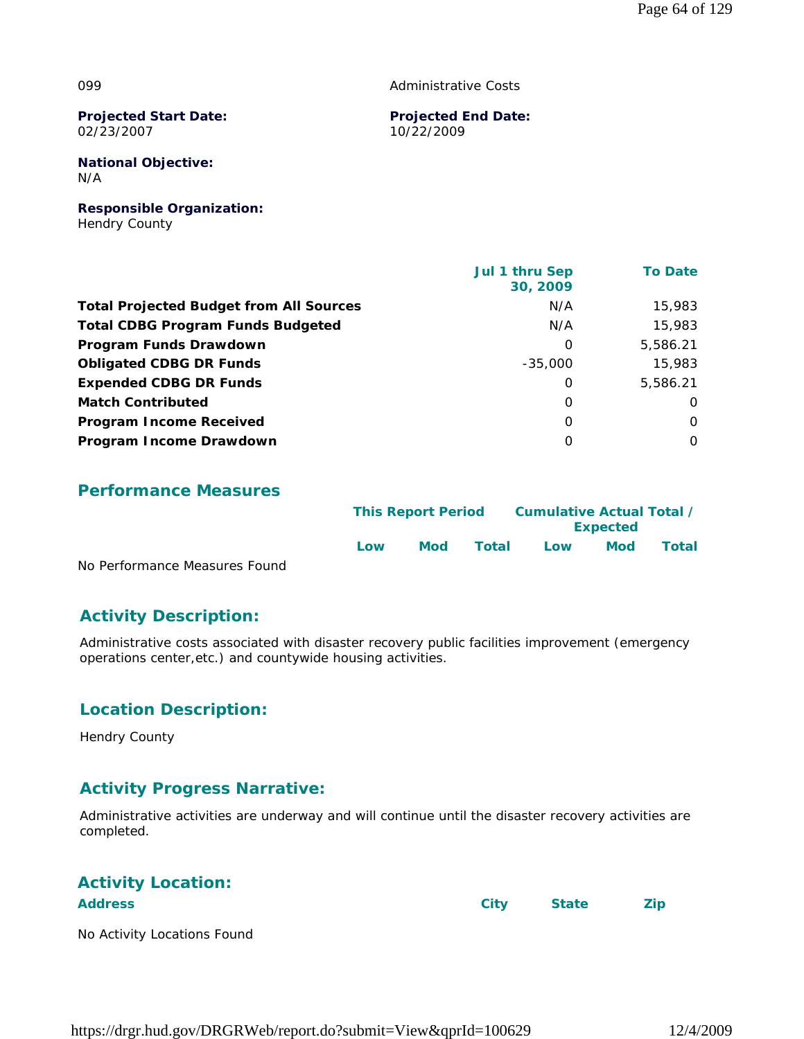099

Administrative Costs

**Projected Start Date:**
02/23/2007

**Projected End Date:**
10/22/2009

**National Objective:**
N/A

**Responsible Organization:**
Hendry County

| | Jul 1 thru Sep 30, 2009 | To Date |
|---|---|---|
| **Total Projected Budget from All Sources** | N/A | 15,983 |
| **Total CDBG Program Funds Budgeted** | N/A | 15,983 |
| **Program Funds Drawdown** | 0 | 5,586.21 |
| **Obligated CDBG DR Funds** | -35,000 | 15,983 |
| **Expended CDBG DR Funds** | 0 | 5,586.21 |
| **Match Contributed** | 0 | 0 |
| **Program Income Received** | 0 | 0 |
| **Program Income Drawdown** | 0 | 0 |

## Performance Measures

| | This Report Period | | | Cumulative Actual Total / Expected | | |
|---|---|---|---|---|---|---|
| | Low | Mod | Total | Low | Mod | Total |

No Performance Measures Found

## Activity Description:

Administrative costs associated with disaster recovery public facilities improvement (emergency operations center,etc.) and countywide housing activities.

## Location Description:

Hendry County

## Activity Progress Narrative:

Administrative activities are underway and will continue until the disaster recovery activities are completed.

## Activity Location:

| Address | City | State | Zip |
|---|---|---|---|

No Activity Locations Found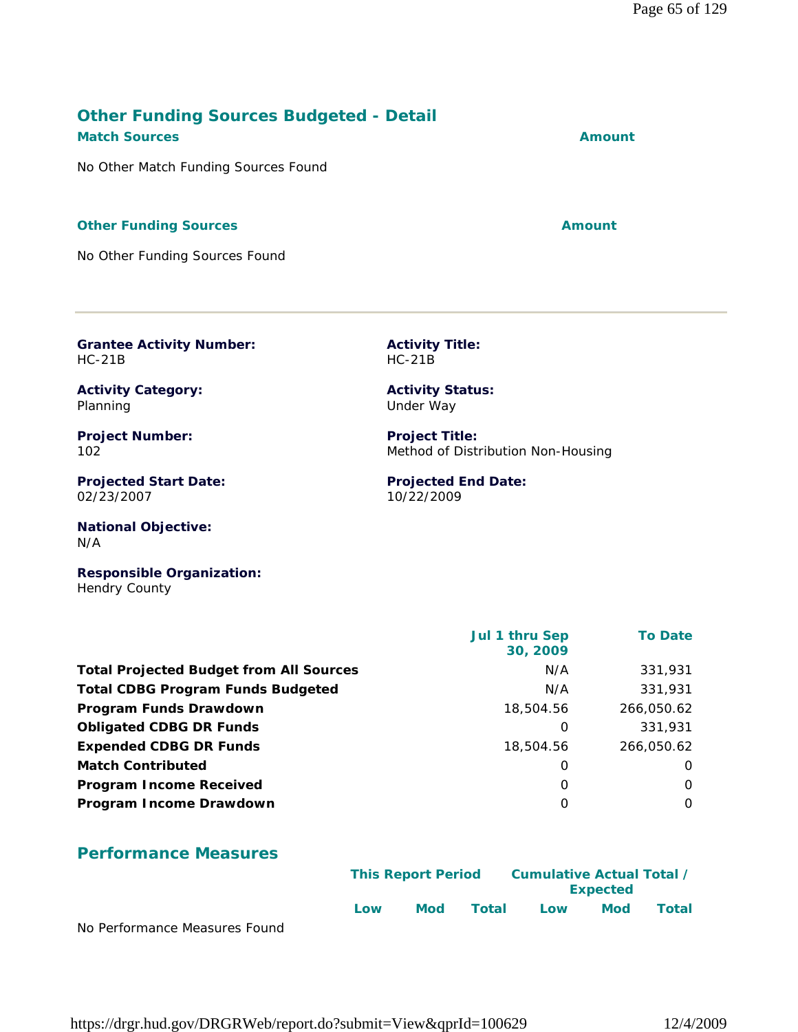## Other Funding Sources Budgeted - Detail

| Match Sources | Amount |
|---|---|
| No Other Match Funding Sources Found | |

| Other Funding Sources | Amount |
|---|---|
| No Other Funding Sources Found | |

---

**Grantee Activity Number:**
HC-21B

**Activity Title:**
HC-21B

**Activity Category:**
Planning

**Activity Status:**
Under Way

**Project Number:**
102

**Project Title:**
Method of Distribution Non-Housing

**Projected Start Date:**
02/23/2007

**Projected End Date:**
10/22/2009

**National Objective:**
N/A

**Responsible Organization:**
Hendry County

| | Jul 1 thru Sep 30, 2009 | To Date |
|---|---|---|
| **Total Projected Budget from All Sources** | N/A | 331,931 |
| **Total CDBG Program Funds Budgeted** | N/A | 331,931 |
| **Program Funds Drawdown** | 18,504.56 | 266,050.62 |
| **Obligated CDBG DR Funds** | 0 | 331,931 |
| **Expended CDBG DR Funds** | 18,504.56 | 266,050.62 |
| **Match Contributed** | 0 | 0 |
| **Program Income Received** | 0 | 0 |
| **Program Income Drawdown** | 0 | 0 |

## Performance Measures

| | This Report Period | | | Cumulative Actual Total / Expected | | |
|---|---|---|---|---|---|---|
| | Low | Mod | Total | Low | Mod | Total |
| No Performance Measures Found | | | | | | |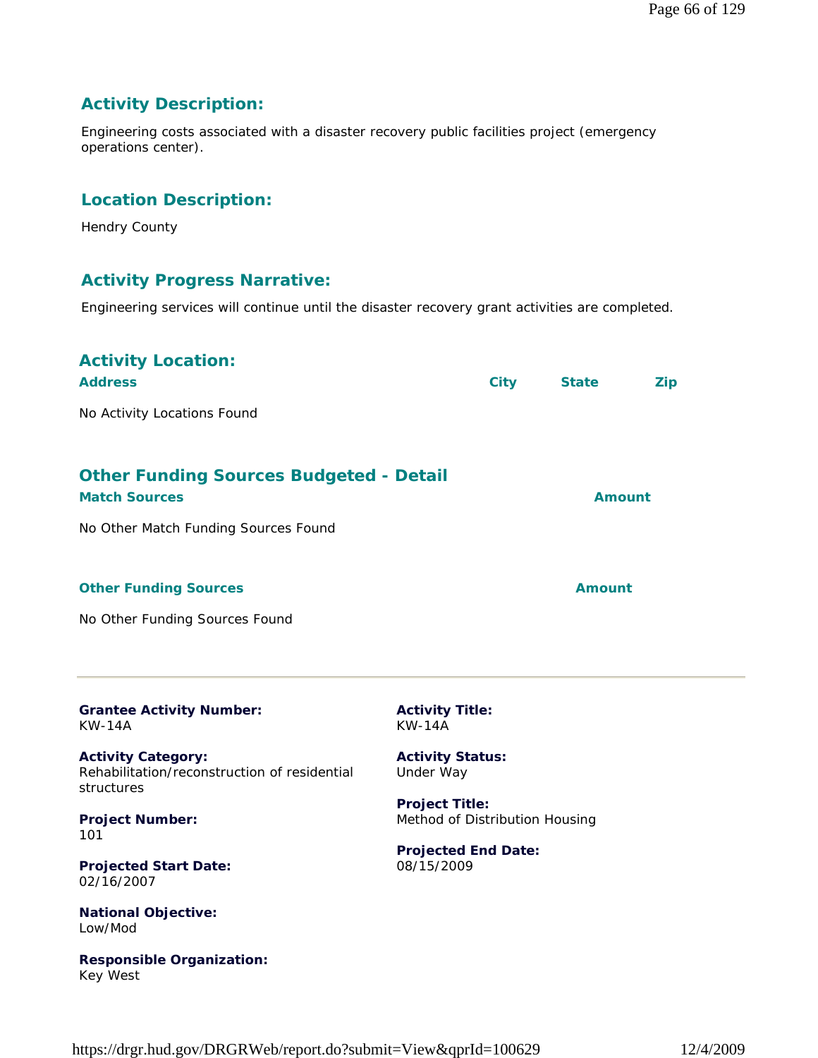### Activity Description:

Engineering costs associated with a disaster recovery public facilities project (emergency operations center).

### Location Description:

Hendry County

### Activity Progress Narrative:

Engineering services will continue until the disaster recovery grant activities are completed.

### Activity Location:

| Address | City | State | Zip |
|---|---|---|---|
| No Activity Locations Found | | | |

### Other Funding Sources Budgeted - Detail

| Match Sources | Amount |
|---|---|
| No Other Match Funding Sources Found | |

| Other Funding Sources | Amount |
|---|---|
| No Other Funding Sources Found | |

---

**Grantee Activity Number:**
KW-14A

**Activity Title:**
KW-14A

**Activity Category:**
Rehabilitation/reconstruction of residential structures

**Activity Status:**
Under Way

**Project Number:**
101

**Project Title:**
Method of Distribution Housing

**Projected Start Date:**
02/16/2007

**Projected End Date:**
08/15/2009

**National Objective:**
Low/Mod

**Responsible Organization:**
Key West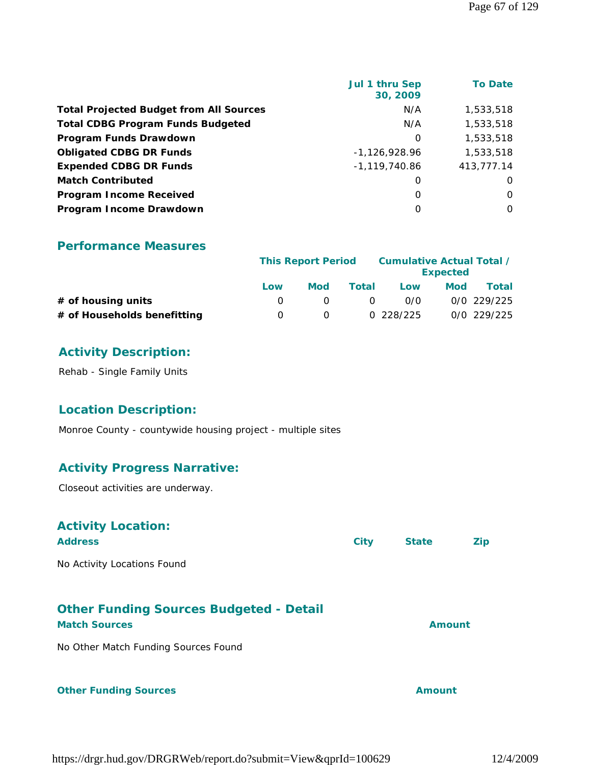| | Jul 1 thru Sep 30, 2009 | To Date |
|---|---|---|
| **Total Projected Budget from All Sources** | N/A | 1,533,518 |
| **Total CDBG Program Funds Budgeted** | N/A | 1,533,518 |
| **Program Funds Drawdown** | 0 | 1,533,518 |
| **Obligated CDBG DR Funds** | -1,126,928.96 | 1,533,518 |
| **Expended CDBG DR Funds** | -1,119,740.86 | 413,777.14 |
| **Match Contributed** | 0 | 0 |
| **Program Income Received** | 0 | 0 |
| **Program Income Drawdown** | 0 | 0 |

## Performance Measures

| | This Report Period | | | Cumulative Actual Total / Expected | | |
|---|---|---|---|---|---|---|
| | Low | Mod | Total | Low | Mod | Total |
| **# of housing units** | 0 | 0 | 0 | 0/0 | 0/0 | 229/225 |
| **# of Households benefitting** | 0 | 0 | 0 | 228/225 | 0/0 | 229/225 |

## Activity Description:

Rehab - Single Family Units

## Location Description:

Monroe County - countywide housing project - multiple sites

## Activity Progress Narrative:

Closeout activities are underway.

## Activity Location:

| Address | City | State | Zip |
|---|---|---|---|
| No Activity Locations Found | | | |

## Other Funding Sources Budgeted - Detail

| Match Sources | Amount |
|---|---|
| No Other Match Funding Sources Found | |

| Other Funding Sources | Amount |
|---|---|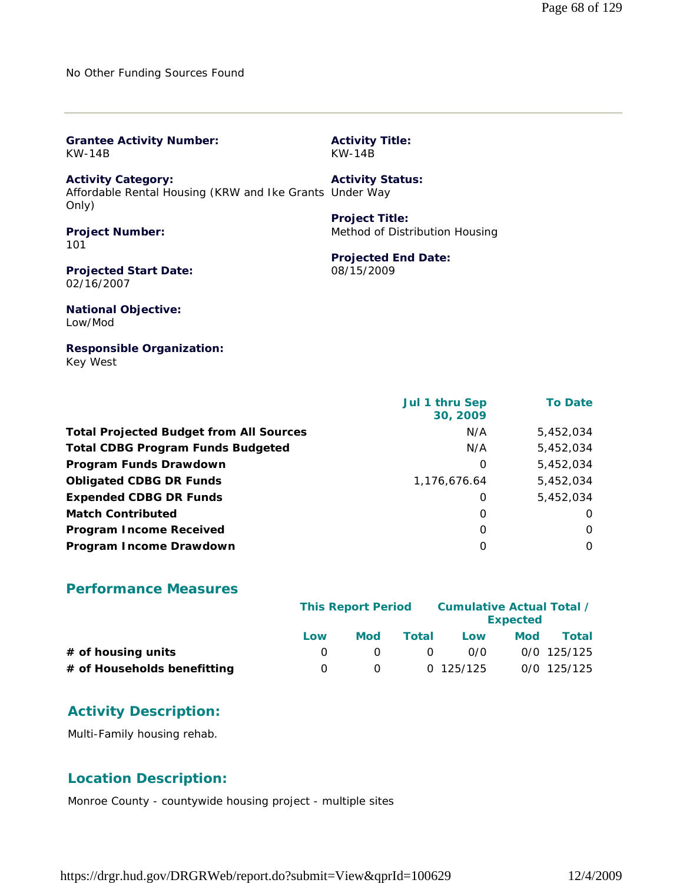No Other Funding Sources Found

---

**Grantee Activity Number:**
KW-14B

**Activity Title:**
KW-14B

**Activity Category:**
Affordable Rental Housing (KRW and Ike Grants Only)

**Activity Status:**
Under Way

**Project Number:**
101

**Project Title:**
Method of Distribution Housing

**Projected Start Date:**
02/16/2007

**Projected End Date:**
08/15/2009

**National Objective:**
Low/Mod

**Responsible Organization:**
Key West

| | Jul 1 thru Sep 30, 2009 | To Date |
|---|---|---|
| **Total Projected Budget from All Sources** | N/A | 5,452,034 |
| **Total CDBG Program Funds Budgeted** | N/A | 5,452,034 |
| **Program Funds Drawdown** | 0 | 5,452,034 |
| **Obligated CDBG DR Funds** | 1,176,676.64 | 5,452,034 |
| **Expended CDBG DR Funds** | 0 | 5,452,034 |
| **Match Contributed** | 0 | 0 |
| **Program Income Received** | 0 | 0 |
| **Program Income Drawdown** | 0 | 0 |

## Performance Measures

| | This Report Period | | | Cumulative Actual Total / Expected | | |
|---|---|---|---|---|---|---|
| | Low | Mod | Total | Low | Mod | Total |
| **# of housing units** | 0 | 0 | 0 | 0/0 | 0/0 | 125/125 |
| **# of Households benefitting** | 0 | 0 | 0 | 125/125 | 0/0 | 125/125 |

## Activity Description:

Multi-Family housing rehab.

## Location Description:

Monroe County - countywide housing project - multiple sites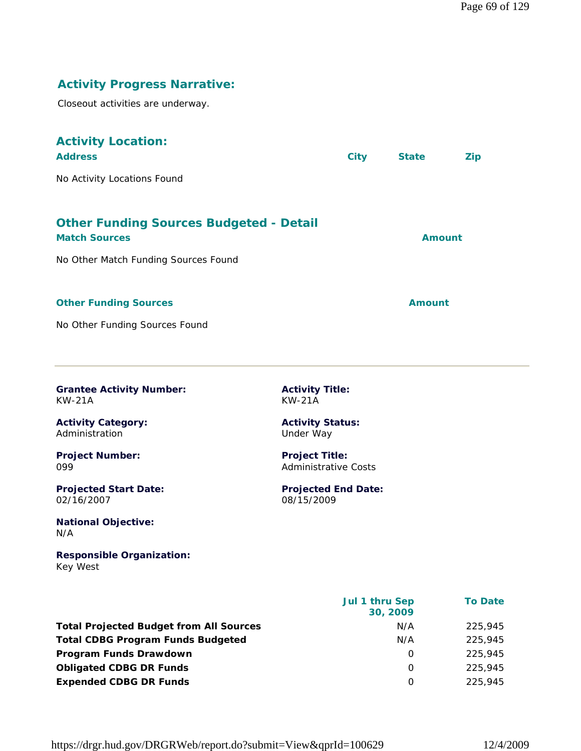## Activity Progress Narrative:

Closeout activities are underway.

## Activity Location:

| Address | City | State | Zip |
|---|---|---|---|
| No Activity Locations Found | | | |

## Other Funding Sources Budgeted - Detail

| Match Sources | Amount |
|---|---|
| No Other Match Funding Sources Found | |

| Other Funding Sources | Amount |
|---|---|
| No Other Funding Sources Found | |

---

**Grantee Activity Number:**
KW-21A

**Activity Title:**
KW-21A

**Activity Category:**
Administration

**Activity Status:**
Under Way

**Project Number:**
099

**Project Title:**
Administrative Costs

**Projected Start Date:**
02/16/2007

**Projected End Date:**
08/15/2009

**National Objective:**
N/A

**Responsible Organization:**
Key West

| | Jul 1 thru Sep 30, 2009 | To Date |
|---|---|---|
| **Total Projected Budget from All Sources** | N/A | 225,945 |
| **Total CDBG Program Funds Budgeted** | N/A | 225,945 |
| **Program Funds Drawdown** | 0 | 225,945 |
| **Obligated CDBG DR Funds** | 0 | 225,945 |
| **Expended CDBG DR Funds** | 0 | 225,945 |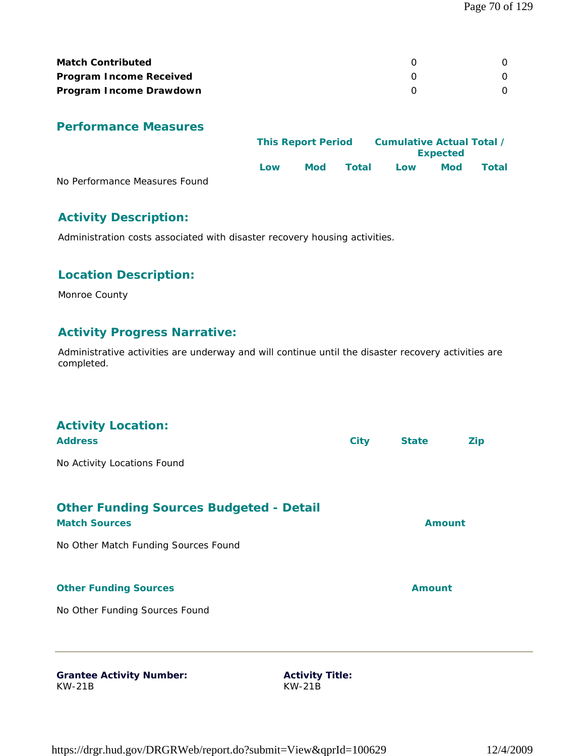| | | |
|---|---|---|
| **Match Contributed** | 0 | 0 |
| **Program Income Received** | 0 | 0 |
| **Program Income Drawdown** | 0 | 0 |

## Performance Measures

| | This Report Period | | | Cumulative Actual Total / Expected | | |
|---|---|---|---|---|---|---|
| | Low | Mod | Total | Low | Mod | Total |

No Performance Measures Found

## Activity Description:

Administration costs associated with disaster recovery housing activities.

## Location Description:

Monroe County

## Activity Progress Narrative:

Administrative activities are underway and will continue until the disaster recovery activities are completed.

## Activity Location:

| Address | City | State | Zip |
|---|---|---|---|

No Activity Locations Found

## Other Funding Sources Budgeted - Detail

| Match Sources | Amount |
|---|---|

No Other Match Funding Sources Found

| Other Funding Sources | Amount |
|---|---|

No Other Funding Sources Found

---

**Grantee Activity Number:**
KW-21B

**Activity Title:**
KW-21B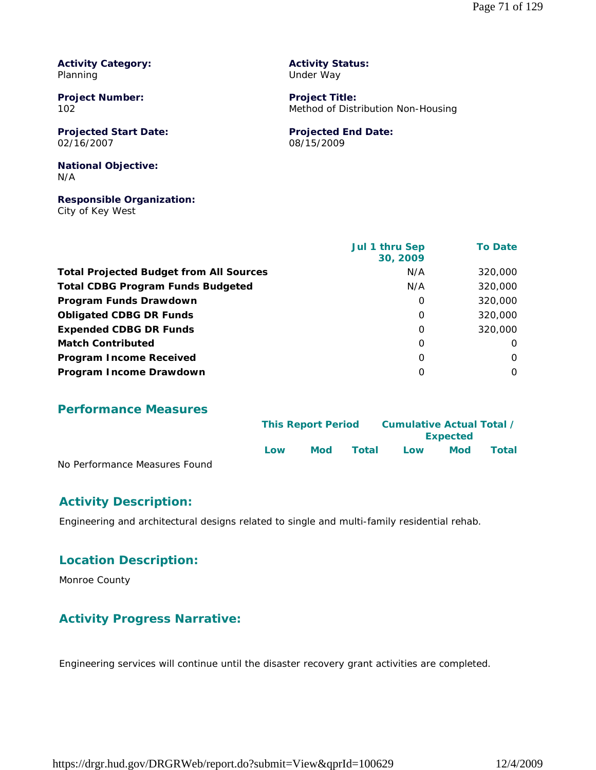**Activity Category:**
Planning

**Activity Status:**
Under Way

**Project Number:**
102

**Project Title:**
Method of Distribution Non-Housing

**Projected Start Date:**
02/16/2007

**Projected End Date:**
08/15/2009

**National Objective:**
N/A

**Responsible Organization:**
City of Key West

| | Jul 1 thru Sep 30, 2009 | To Date |
|---|---|---|
| **Total Projected Budget from All Sources** | N/A | 320,000 |
| **Total CDBG Program Funds Budgeted** | N/A | 320,000 |
| **Program Funds Drawdown** | 0 | 320,000 |
| **Obligated CDBG DR Funds** | 0 | 320,000 |
| **Expended CDBG DR Funds** | 0 | 320,000 |
| **Match Contributed** | 0 | 0 |
| **Program Income Received** | 0 | 0 |
| **Program Income Drawdown** | 0 | 0 |

## Performance Measures

| | This Report Period | | | Cumulative Actual Total / Expected | | |
|---|---|---|---|---|---|---|
| | Low | Mod | Total | Low | Mod | Total |
| No Performance Measures Found | | | | | | |

## Activity Description:

Engineering and architectural designs related to single and multi-family residential rehab.

## Location Description:

Monroe County

## Activity Progress Narrative:

Engineering services will continue until the disaster recovery grant activities are completed.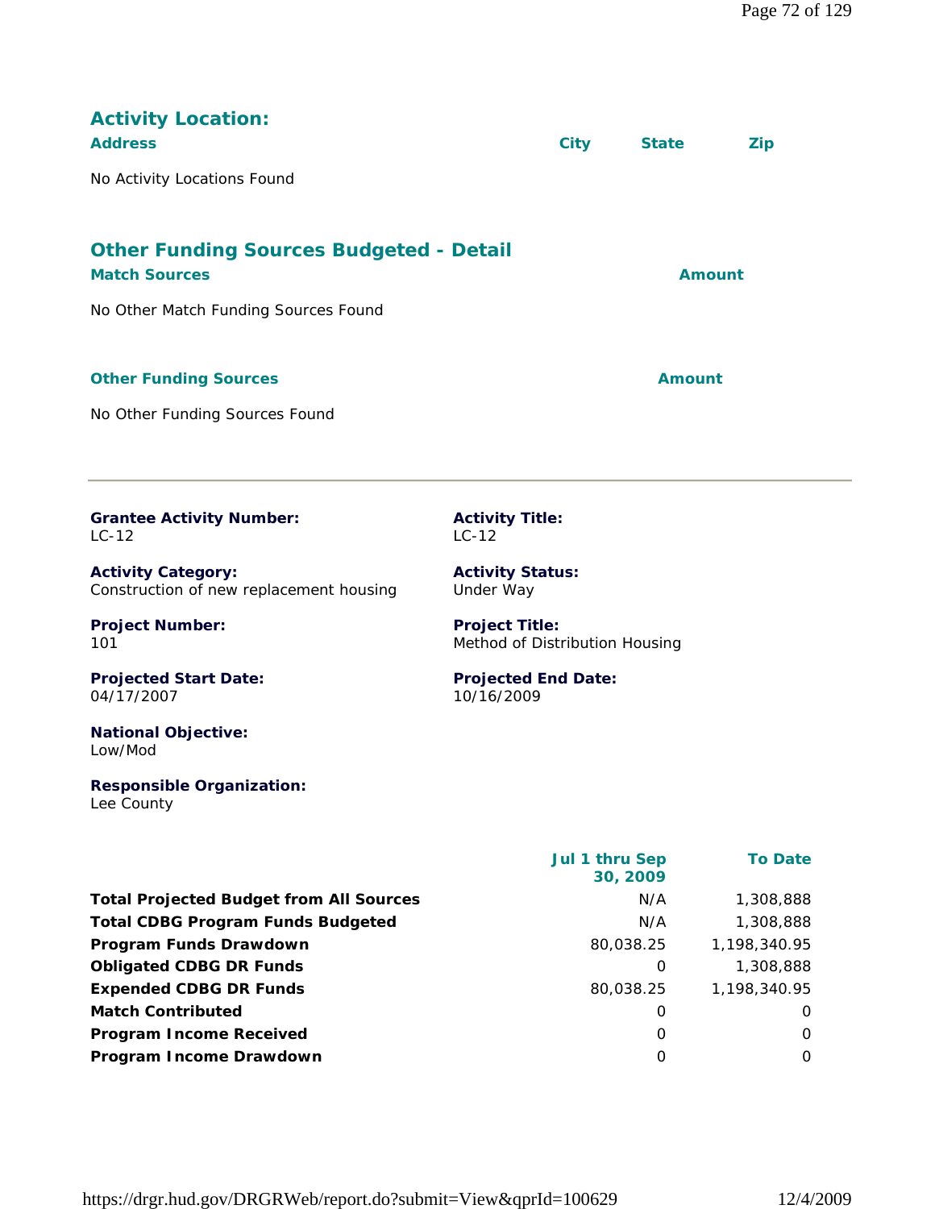## Activity Location:

| Address | City | State | Zip |
|---|---|---|---|

No Activity Locations Found

## Other Funding Sources Budgeted - Detail

| Match Sources | Amount |
|---|---|

No Other Match Funding Sources Found

| Other Funding Sources | Amount |
|---|---|

No Other Funding Sources Found

---

**Grantee Activity Number:**
LC-12

**Activity Title:**
LC-12

**Activity Category:**
Construction of new replacement housing

**Activity Status:**
Under Way

**Project Number:**
101

**Project Title:**
Method of Distribution Housing

**Projected Start Date:**
04/17/2007

**Projected End Date:**
10/16/2009

**National Objective:**
Low/Mod

**Responsible Organization:**
Lee County

| | Jul 1 thru Sep 30, 2009 | To Date |
|---|---|---|
| **Total Projected Budget from All Sources** | N/A | 1,308,888 |
| **Total CDBG Program Funds Budgeted** | N/A | 1,308,888 |
| **Program Funds Drawdown** | 80,038.25 | 1,198,340.95 |
| **Obligated CDBG DR Funds** | 0 | 1,308,888 |
| **Expended CDBG DR Funds** | 80,038.25 | 1,198,340.95 |
| **Match Contributed** | 0 | 0 |
| **Program Income Received** | 0 | 0 |
| **Program Income Drawdown** | 0 | 0 |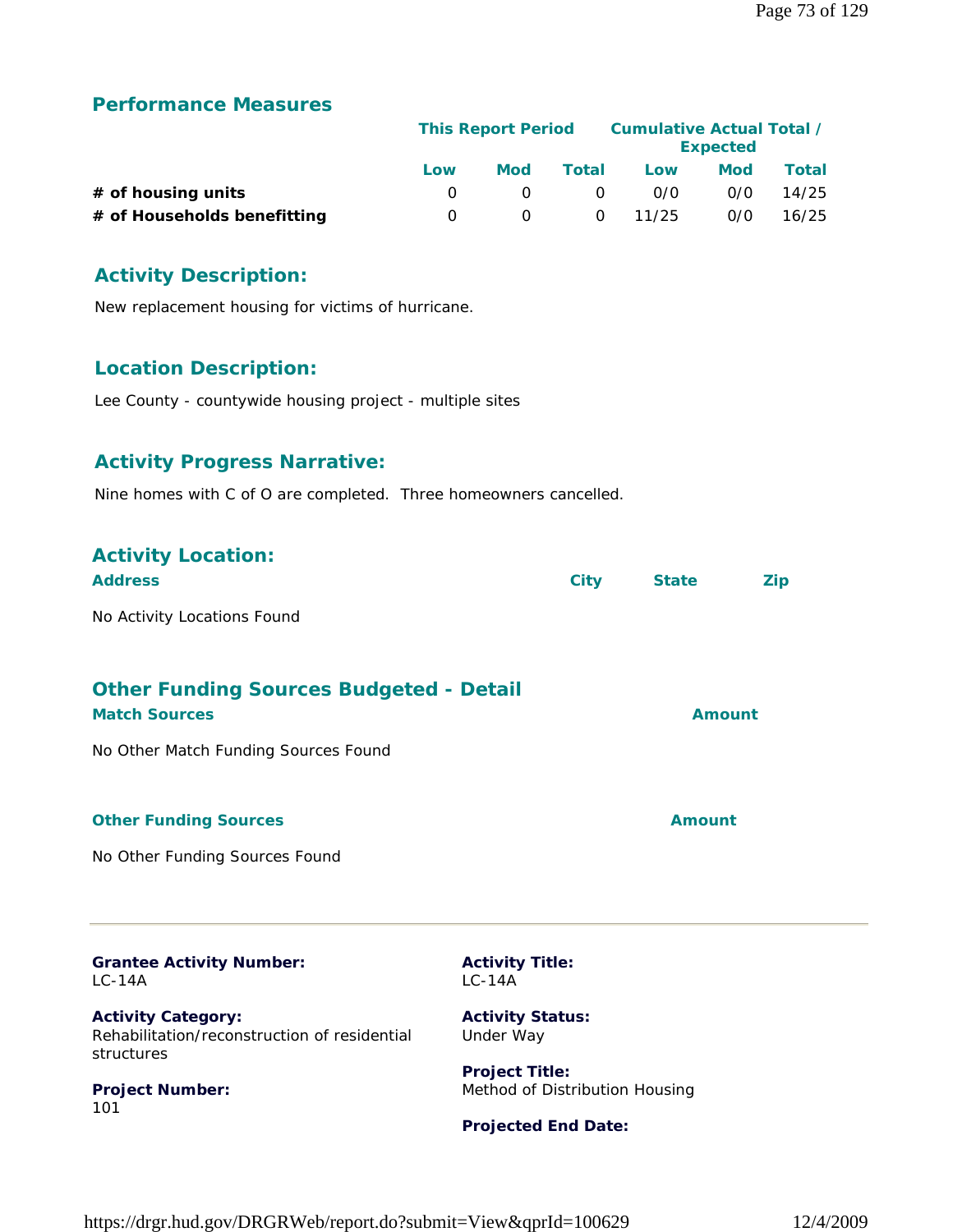## Performance Measures

| | This Report Period | | | Cumulative Actual Total / Expected | | |
|---|---|---|---|---|---|---|
| | Low | Mod | Total | Low | Mod | Total |
| **# of housing units** | 0 | 0 | 0 | 0/0 | 0/0 | 14/25 |
| **# of Households benefitting** | 0 | 0 | 0 | 11/25 | 0/0 | 16/25 |

## Activity Description:

New replacement housing for victims of hurricane.

## Location Description:

Lee County - countywide housing project - multiple sites

## Activity Progress Narrative:

Nine homes with C of O are completed.  Three homeowners cancelled.

## Activity Location:

| Address | City | State | Zip |
|---|---|---|---|

No Activity Locations Found

## Other Funding Sources Budgeted - Detail

| Match Sources | Amount |
|---|---|

No Other Match Funding Sources Found

| Other Funding Sources | Amount |
|---|---|

No Other Funding Sources Found

---

**Grantee Activity Number:**
LC-14A

**Activity Category:**
Rehabilitation/reconstruction of residential structures

**Project Number:**
101

**Activity Title:**
LC-14A

**Activity Status:**
Under Way

**Project Title:**
Method of Distribution Housing

**Projected End Date:**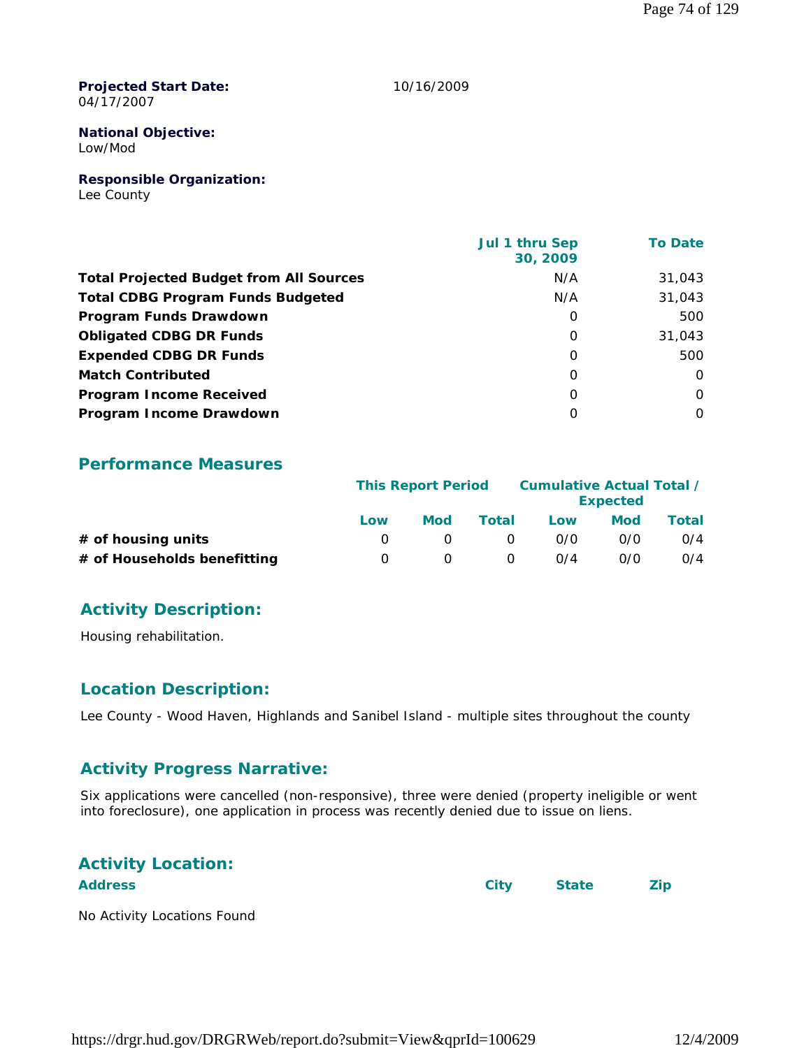**Projected Start Date:** 10/16/2009
04/17/2007

**National Objective:**
Low/Mod

**Responsible Organization:**
Lee County

| | Jul 1 thru Sep 30, 2009 | To Date |
|---|---|---|
| **Total Projected Budget from All Sources** | N/A | 31,043 |
| **Total CDBG Program Funds Budgeted** | N/A | 31,043 |
| **Program Funds Drawdown** | 0 | 500 |
| **Obligated CDBG DR Funds** | 0 | 31,043 |
| **Expended CDBG DR Funds** | 0 | 500 |
| **Match Contributed** | 0 | 0 |
| **Program Income Received** | 0 | 0 |
| **Program Income Drawdown** | 0 | 0 |

## Performance Measures

| | This Report Period | | | Cumulative Actual Total / Expected | | |
|---|---|---|---|---|---|---|
| | Low | Mod | Total | Low | Mod | Total |
| **# of housing units** | 0 | 0 | 0 | 0/0 | 0/0 | 0/4 |
| **# of Households benefitting** | 0 | 0 | 0 | 0/4 | 0/0 | 0/4 |

## Activity Description:

Housing rehabilitation.

## Location Description:

Lee County - Wood Haven, Highlands and Sanibel Island - multiple sites throughout the county

## Activity Progress Narrative:

Six applications were cancelled (non-responsive), three were denied (property ineligible or went into foreclosure), one application in process was recently denied due to issue on liens.

## Activity Location:

| Address | City | State | Zip |
|---|---|---|---|

No Activity Locations Found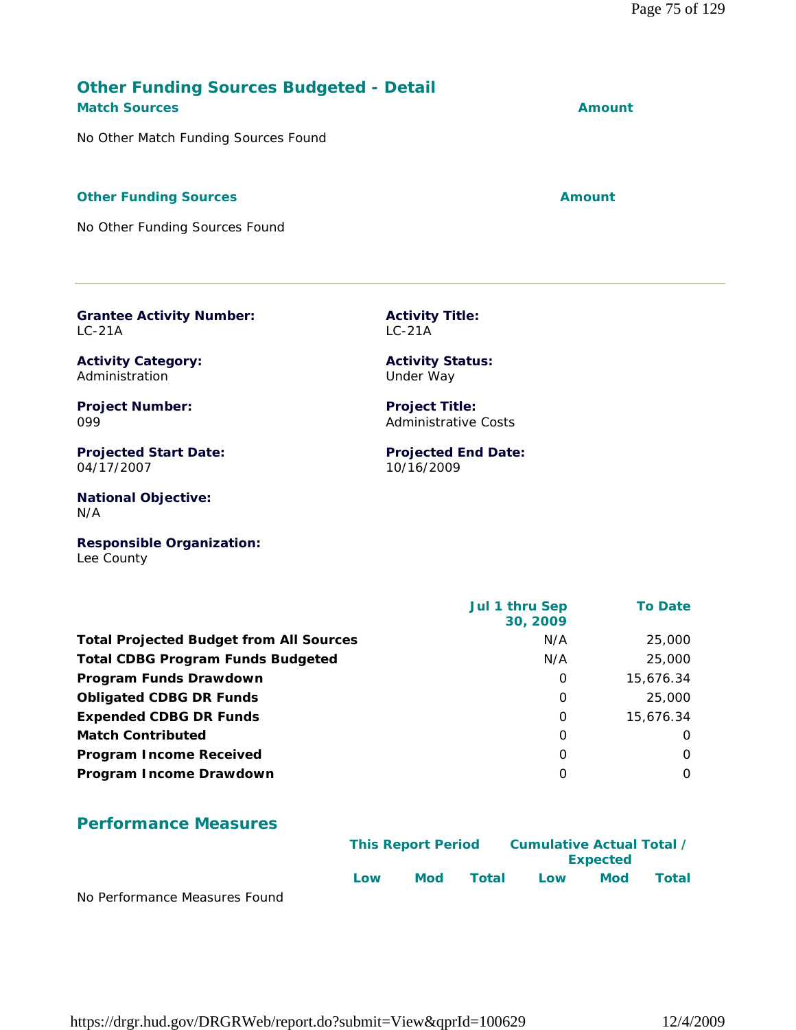## Other Funding Sources Budgeted - Detail

**Match Sources** | **Amount**

No Other Match Funding Sources Found

**Other Funding Sources** | **Amount**

No Other Funding Sources Found

---

**Grantee Activity Number:**
LC-21A

**Activity Title:**
LC-21A

**Activity Category:**
Administration

**Activity Status:**
Under Way

**Project Number:**
099

**Project Title:**
Administrative Costs

**Projected Start Date:**
04/17/2007

**Projected End Date:**
10/16/2009

**National Objective:**
N/A

**Responsible Organization:**
Lee County

| | Jul 1 thru Sep 30, 2009 | To Date |
|---|---|---|
| **Total Projected Budget from All Sources** | N/A | 25,000 |
| **Total CDBG Program Funds Budgeted** | N/A | 25,000 |
| **Program Funds Drawdown** | 0 | 15,676.34 |
| **Obligated CDBG DR Funds** | 0 | 25,000 |
| **Expended CDBG DR Funds** | 0 | 15,676.34 |
| **Match Contributed** | 0 | 0 |
| **Program Income Received** | 0 | 0 |
| **Program Income Drawdown** | 0 | 0 |

## Performance Measures

| | This Report Period | | | Cumulative Actual Total / Expected | | |
|---|---|---|---|---|---|---|
| | Low | Mod | Total | Low | Mod | Total |

No Performance Measures Found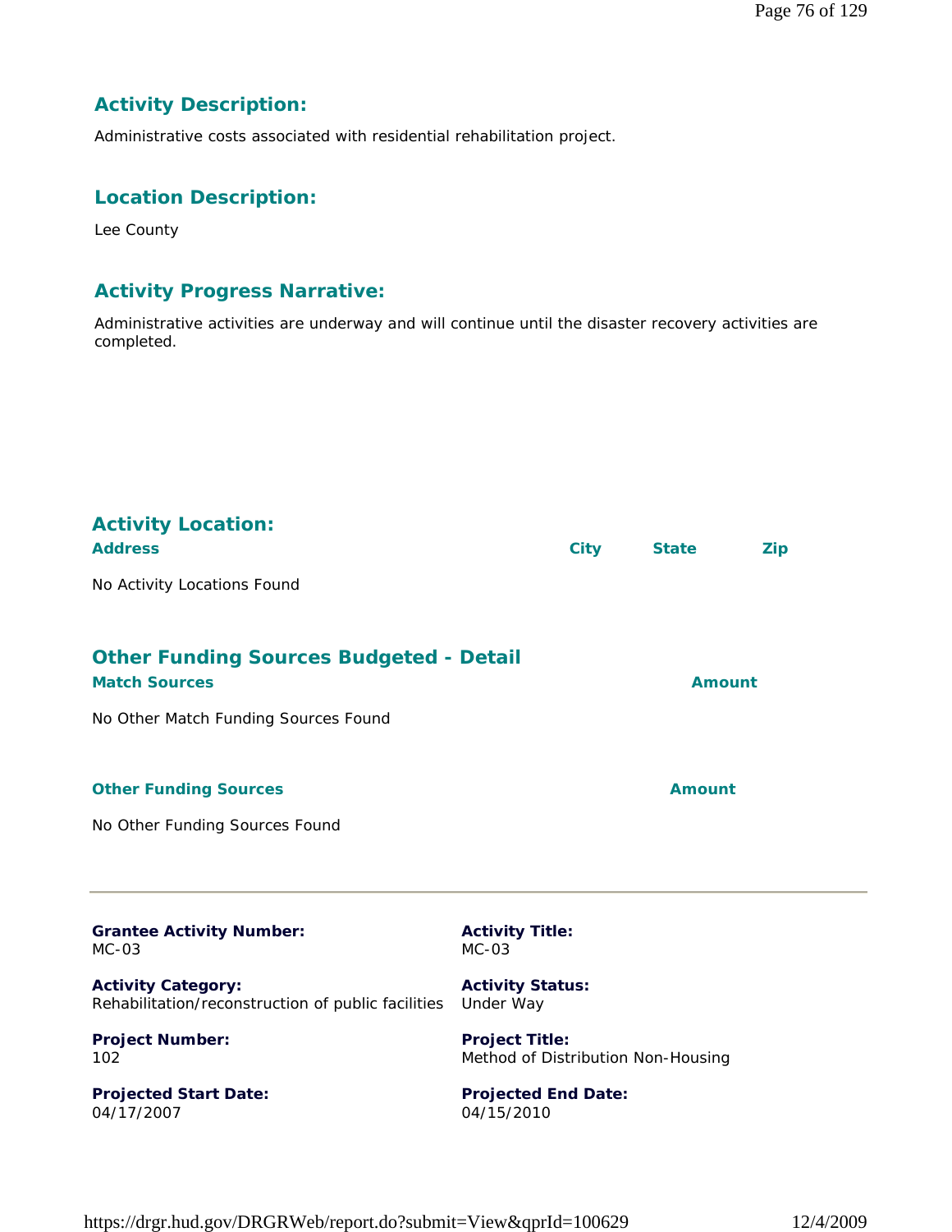## Activity Description:

Administrative costs associated with residential rehabilitation project.

## Location Description:

Lee County

## Activity Progress Narrative:

Administrative activities are underway and will continue until the disaster recovery activities are completed.

## Activity Location:

| Address | City | State | Zip |
|---|---|---|---|
| No Activity Locations Found | | | |

## Other Funding Sources Budgeted - Detail

| Match Sources | Amount |
|---|---|
| No Other Match Funding Sources Found | |

| Other Funding Sources | Amount |
|---|---|
| No Other Funding Sources Found | |

---

**Grantee Activity Number:**
MC-03

**Activity Title:**
MC-03

**Activity Category:**
Rehabilitation/reconstruction of public facilities

**Activity Status:**
Under Way

**Project Number:**
102

**Project Title:**
Method of Distribution Non-Housing

**Projected Start Date:**
04/17/2007

**Projected End Date:**
04/15/2010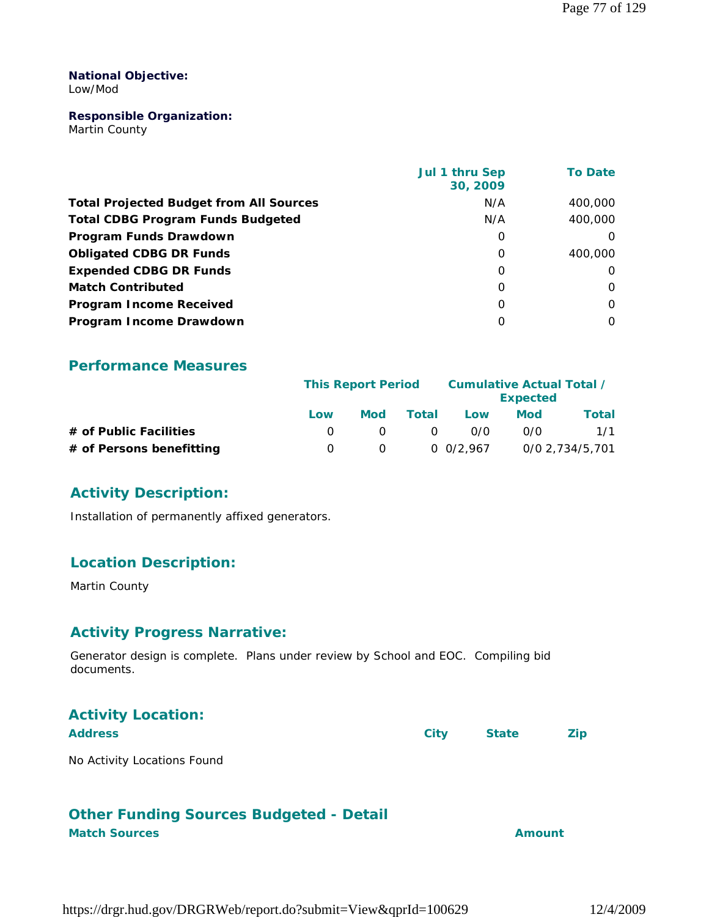**National Objective:**
Low/Mod

**Responsible Organization:**
Martin County

| | Jul 1 thru Sep 30, 2009 | To Date |
|---|---|---|
| **Total Projected Budget from All Sources** | N/A | 400,000 |
| **Total CDBG Program Funds Budgeted** | N/A | 400,000 |
| **Program Funds Drawdown** | 0 | 0 |
| **Obligated CDBG DR Funds** | 0 | 400,000 |
| **Expended CDBG DR Funds** | 0 | 0 |
| **Match Contributed** | 0 | 0 |
| **Program Income Received** | 0 | 0 |
| **Program Income Drawdown** | 0 | 0 |

## Performance Measures

| | This Report Period | | | Cumulative Actual Total / Expected | | |
|---|---|---|---|---|---|---|
| | Low | Mod | Total | Low | Mod | Total |
| **# of Public Facilities** | 0 | 0 | 0 | 0/0 | 0/0 | 1/1 |
| **# of Persons benefitting** | 0 | 0 | 0 | 0/2,967 | 0/0 | 2,734/5,701 |

## Activity Description:

Installation of permanently affixed generators.

## Location Description:

Martin County

## Activity Progress Narrative:

Generator design is complete. Plans under review by School and EOC. Compiling bid documents.

## Activity Location:

| Address | City | State | Zip |
|---|---|---|---|

No Activity Locations Found

## Other Funding Sources Budgeted - Detail

| Match Sources | Amount |
|---|---|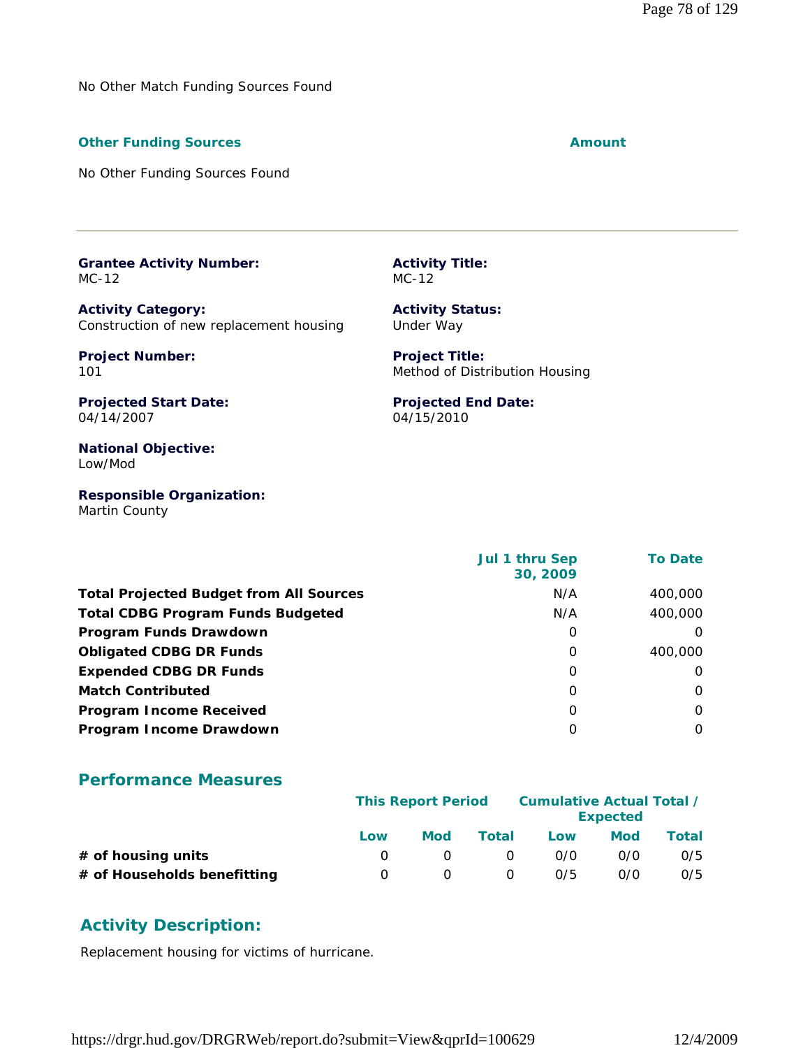No Other Match Funding Sources Found

| **Other Funding Sources** | **Amount** |
|---|---|
| No Other Funding Sources Found | |

---

**Grantee Activity Number:**
MC-12

**Activity Title:**
MC-12

**Activity Category:**
Construction of new replacement housing

**Activity Status:**
Under Way

**Project Number:**
101

**Project Title:**
Method of Distribution Housing

**Projected Start Date:**
04/14/2007

**Projected End Date:**
04/15/2010

**National Objective:**
Low/Mod

**Responsible Organization:**
Martin County

| | Jul 1 thru Sep 30, 2009 | To Date |
|---|---|---|
| **Total Projected Budget from All Sources** | N/A | 400,000 |
| **Total CDBG Program Funds Budgeted** | N/A | 400,000 |
| **Program Funds Drawdown** | 0 | 0 |
| **Obligated CDBG DR Funds** | 0 | 400,000 |
| **Expended CDBG DR Funds** | 0 | 0 |
| **Match Contributed** | 0 | 0 |
| **Program Income Received** | 0 | 0 |
| **Program Income Drawdown** | 0 | 0 |

## Performance Measures

| | This Report Period | | | Cumulative Actual Total / Expected | | |
|---|---|---|---|---|---|---|
| | Low | Mod | Total | Low | Mod | Total |
| **# of housing units** | 0 | 0 | 0 | 0/0 | 0/0 | 0/5 |
| **# of Households benefitting** | 0 | 0 | 0 | 0/5 | 0/0 | 0/5 |

## Activity Description:

Replacement housing for victims of hurricane.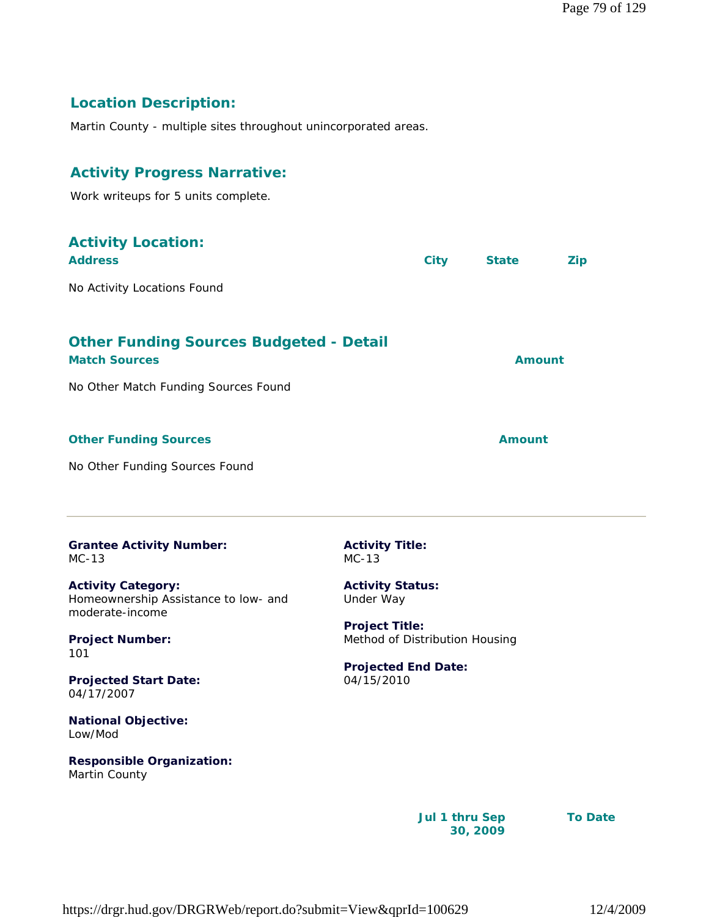## Location Description:

Martin County - multiple sites throughout unincorporated areas.

## Activity Progress Narrative:

Work writeups for 5 units complete.

## Activity Location:

| Address | City | State | Zip |
|---|---|---|---|
| No Activity Locations Found | | | |

## Other Funding Sources Budgeted - Detail

| Match Sources | Amount |
|---|---|
| No Other Match Funding Sources Found | |

| Other Funding Sources | Amount |
|---|---|
| No Other Funding Sources Found | |

---

**Grantee Activity Number:**
MC-13

**Activity Title:**
MC-13

**Activity Category:**
Homeownership Assistance to low- and moderate-income

**Activity Status:**
Under Way

**Project Number:**
101

**Project Title:**
Method of Distribution Housing

**Projected Start Date:**
04/17/2007

**Projected End Date:**
04/15/2010

**National Objective:**
Low/Mod

**Responsible Organization:**
Martin County

| | Jul 1 thru Sep 30, 2009 | To Date |
|---|---|---|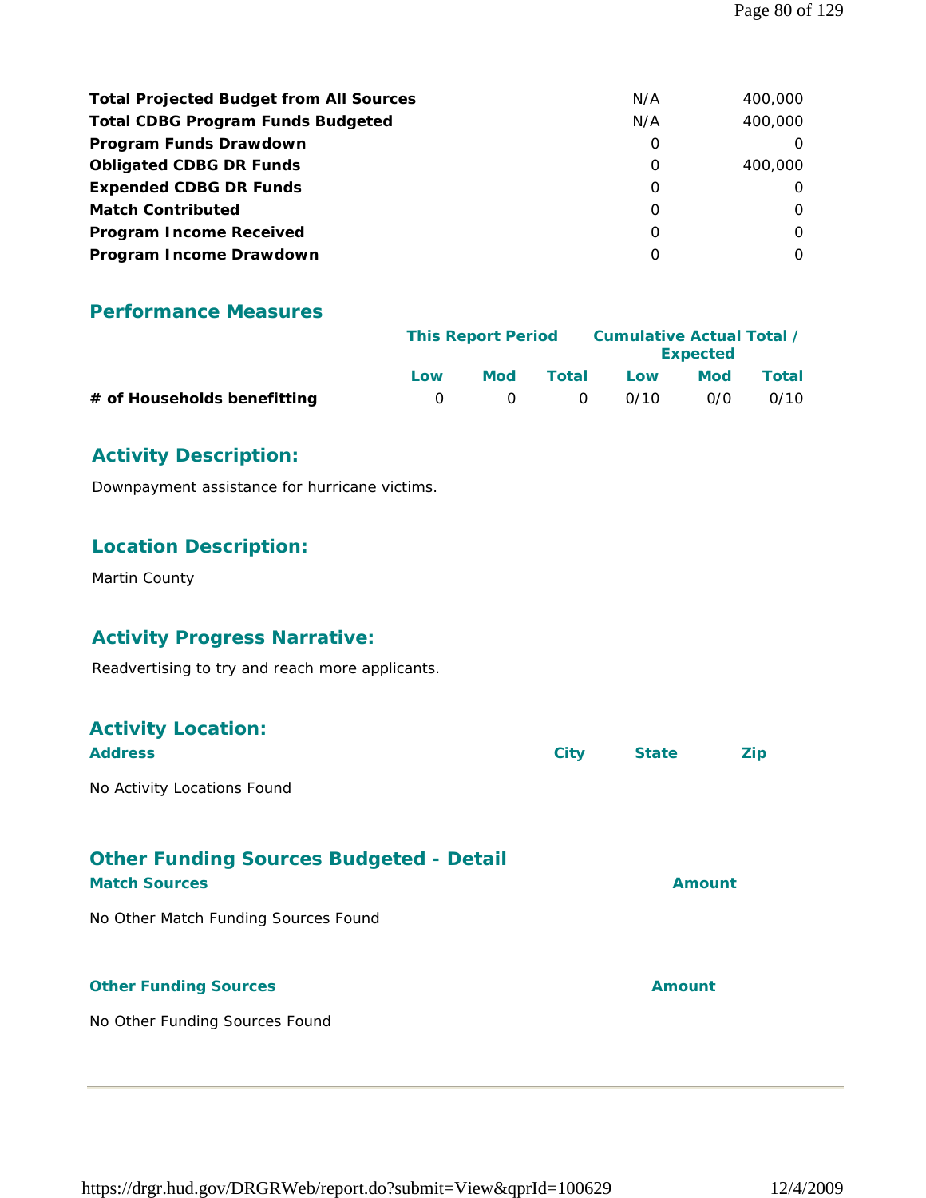| | | |
|---|---|---|
| **Total Projected Budget from All Sources** | N/A | 400,000 |
| **Total CDBG Program Funds Budgeted** | N/A | 400,000 |
| **Program Funds Drawdown** | 0 | 0 |
| **Obligated CDBG DR Funds** | 0 | 400,000 |
| **Expended CDBG DR Funds** | 0 | 0 |
| **Match Contributed** | 0 | 0 |
| **Program Income Received** | 0 | 0 |
| **Program Income Drawdown** | 0 | 0 |

## Performance Measures

| | This Report Period | | | Cumulative Actual Total / Expected | | |
|---|---|---|---|---|---|---|
| | Low | Mod | Total | Low | Mod | Total |
| **# of Households benefitting** | 0 | 0 | 0 | 0/10 | 0/0 | 0/10 |

## Activity Description:

Downpayment assistance for hurricane victims.

## Location Description:

Martin County

## Activity Progress Narrative:

Readvertising to try and reach more applicants.

## Activity Location:

| Address | City | State | Zip |
|---|---|---|---|

No Activity Locations Found

## Other Funding Sources Budgeted - Detail

| Match Sources | Amount |
|---|---|

No Other Match Funding Sources Found

| Other Funding Sources | Amount |
|---|---|

No Other Funding Sources Found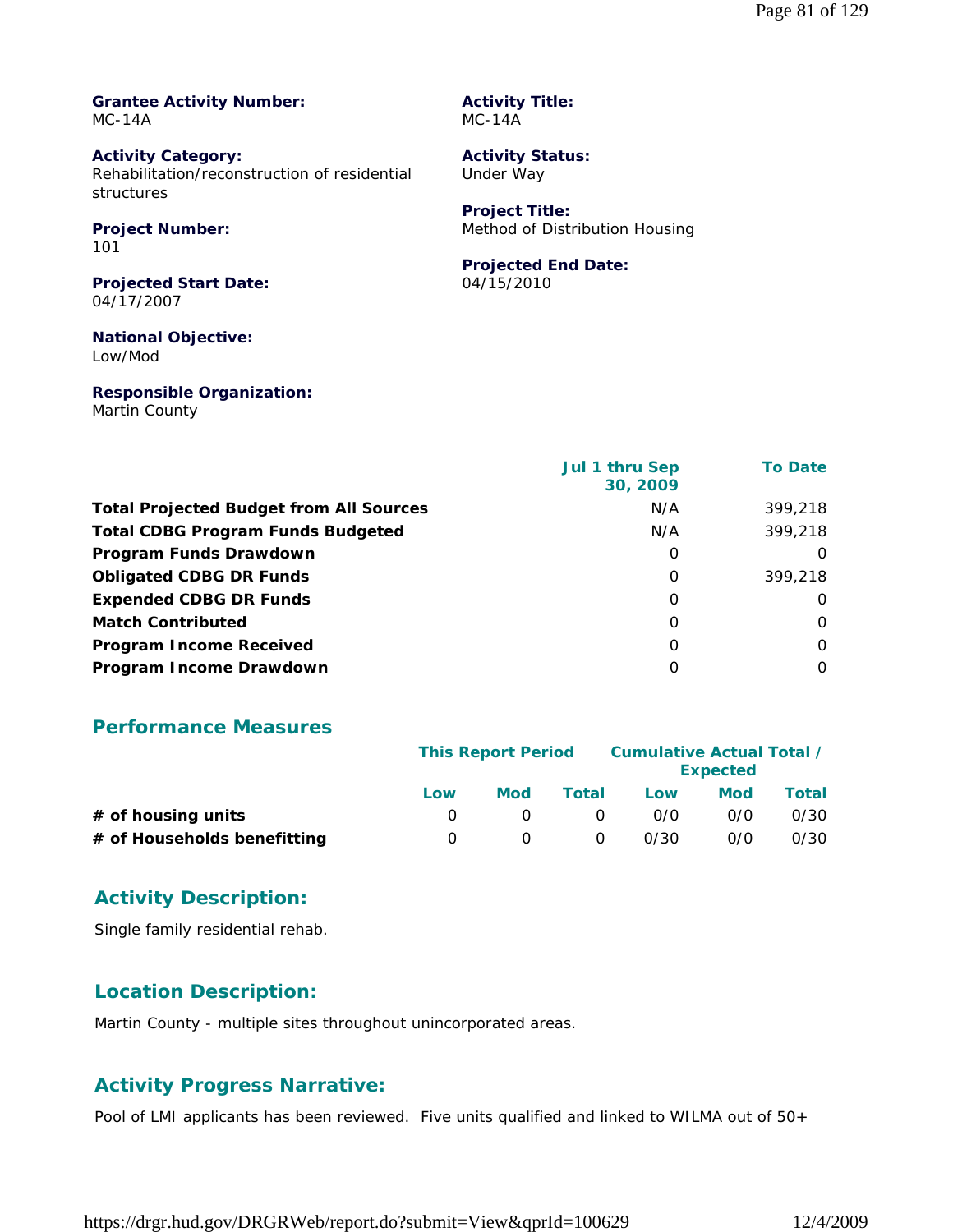**Grantee Activity Number:**
MC-14A

**Activity Title:**
MC-14A

**Activity Category:**
Rehabilitation/reconstruction of residential structures

**Activity Status:**
Under Way

**Project Number:**
101

**Project Title:**
Method of Distribution Housing

**Projected Start Date:**
04/17/2007

**Projected End Date:**
04/15/2010

**National Objective:**
Low/Mod

**Responsible Organization:**
Martin County

| | Jul 1 thru Sep 30, 2009 | To Date |
|---|---|---|
| **Total Projected Budget from All Sources** | N/A | 399,218 |
| **Total CDBG Program Funds Budgeted** | N/A | 399,218 |
| **Program Funds Drawdown** | 0 | 0 |
| **Obligated CDBG DR Funds** | 0 | 399,218 |
| **Expended CDBG DR Funds** | 0 | 0 |
| **Match Contributed** | 0 | 0 |
| **Program Income Received** | 0 | 0 |
| **Program Income Drawdown** | 0 | 0 |

## Performance Measures

| | This Report Period | | | Cumulative Actual Total / Expected | | |
|---|---|---|---|---|---|---|
| | Low | Mod | Total | Low | Mod | Total |
| **# of housing units** | 0 | 0 | 0 | 0/0 | 0/0 | 0/30 |
| **# of Households benefitting** | 0 | 0 | 0 | 0/30 | 0/0 | 0/30 |

## Activity Description:

Single family residential rehab.

## Location Description:

Martin County - multiple sites throughout unincorporated areas.

## Activity Progress Narrative:

Pool of LMI applicants has been reviewed. Five units qualified and linked to WILMA out of 50+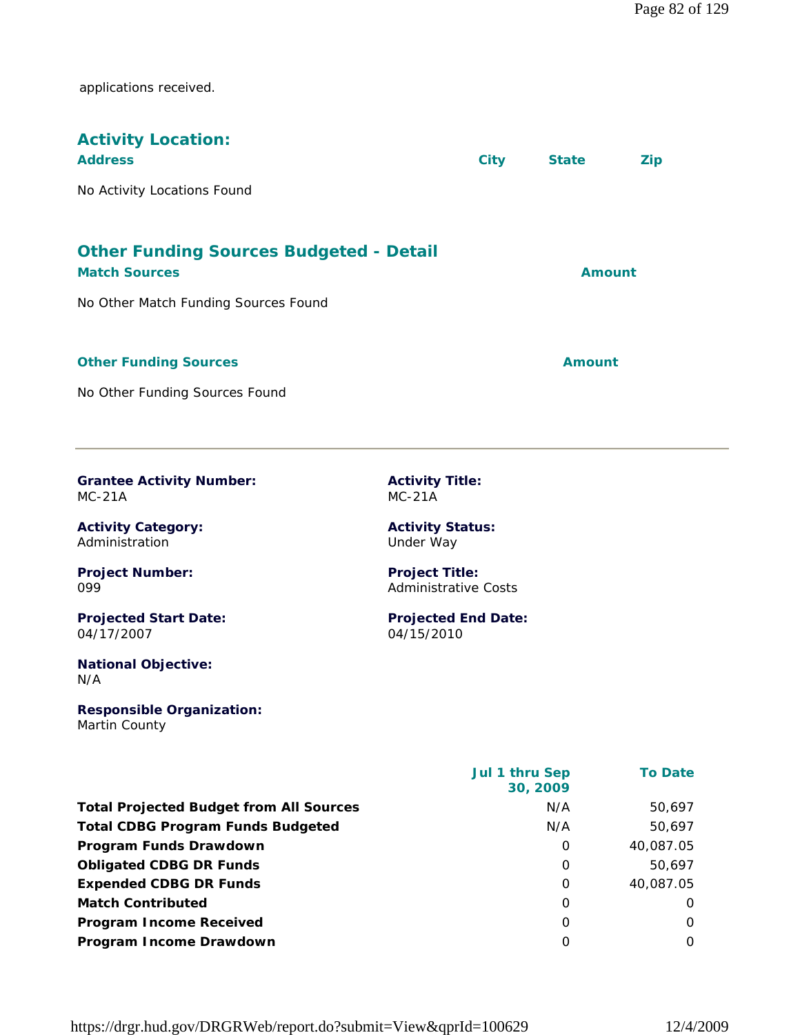applications received.

## Activity Location:

| Address | City | State | Zip |
|---|---|---|---|
| No Activity Locations Found | | | |

## Other Funding Sources Budgeted - Detail

| Match Sources | Amount |
|---|---|
| No Other Match Funding Sources Found | |

| Other Funding Sources | Amount |
|---|---|
| No Other Funding Sources Found | |

---

**Grantee Activity Number:**
MC-21A

**Activity Title:**
MC-21A

**Activity Category:**
Administration

**Activity Status:**
Under Way

**Project Number:**
099

**Project Title:**
Administrative Costs

**Projected Start Date:**
04/17/2007

**Projected End Date:**
04/15/2010

**National Objective:**
N/A

**Responsible Organization:**
Martin County

| | Jul 1 thru Sep 30, 2009 | To Date |
|---|---|---|
| **Total Projected Budget from All Sources** | N/A | 50,697 |
| **Total CDBG Program Funds Budgeted** | N/A | 50,697 |
| **Program Funds Drawdown** | 0 | 40,087.05 |
| **Obligated CDBG DR Funds** | 0 | 50,697 |
| **Expended CDBG DR Funds** | 0 | 40,087.05 |
| **Match Contributed** | 0 | 0 |
| **Program Income Received** | 0 | 0 |
| **Program Income Drawdown** | 0 | 0 |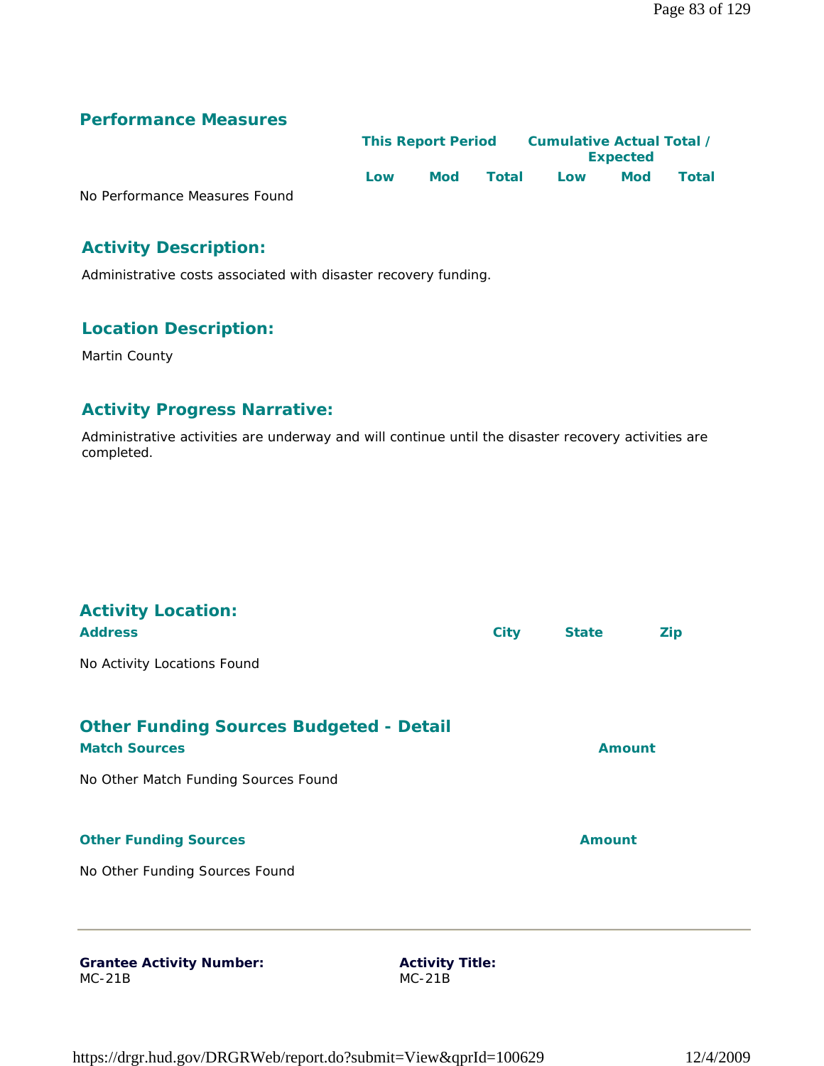## Performance Measures

| | This Report Period | | | Cumulative Actual Total / Expected | | |
|---|---|---|---|---|---|---|
| | Low | Mod | Total | Low | Mod | Total |
| No Performance Measures Found | | | | | | |

## Activity Description:

Administrative costs associated with disaster recovery funding.

## Location Description:

Martin County

## Activity Progress Narrative:

Administrative activities are underway and will continue until the disaster recovery activities are completed.

## Activity Location:

| Address | City | State | Zip |
|---|---|---|---|
| No Activity Locations Found | | | |

## Other Funding Sources Budgeted - Detail

| Match Sources | Amount |
|---|---|
| No Other Match Funding Sources Found | |

| Other Funding Sources | Amount |
|---|---|
| No Other Funding Sources Found | |

---

**Grantee Activity Number:**
MC-21B

**Activity Title:**
MC-21B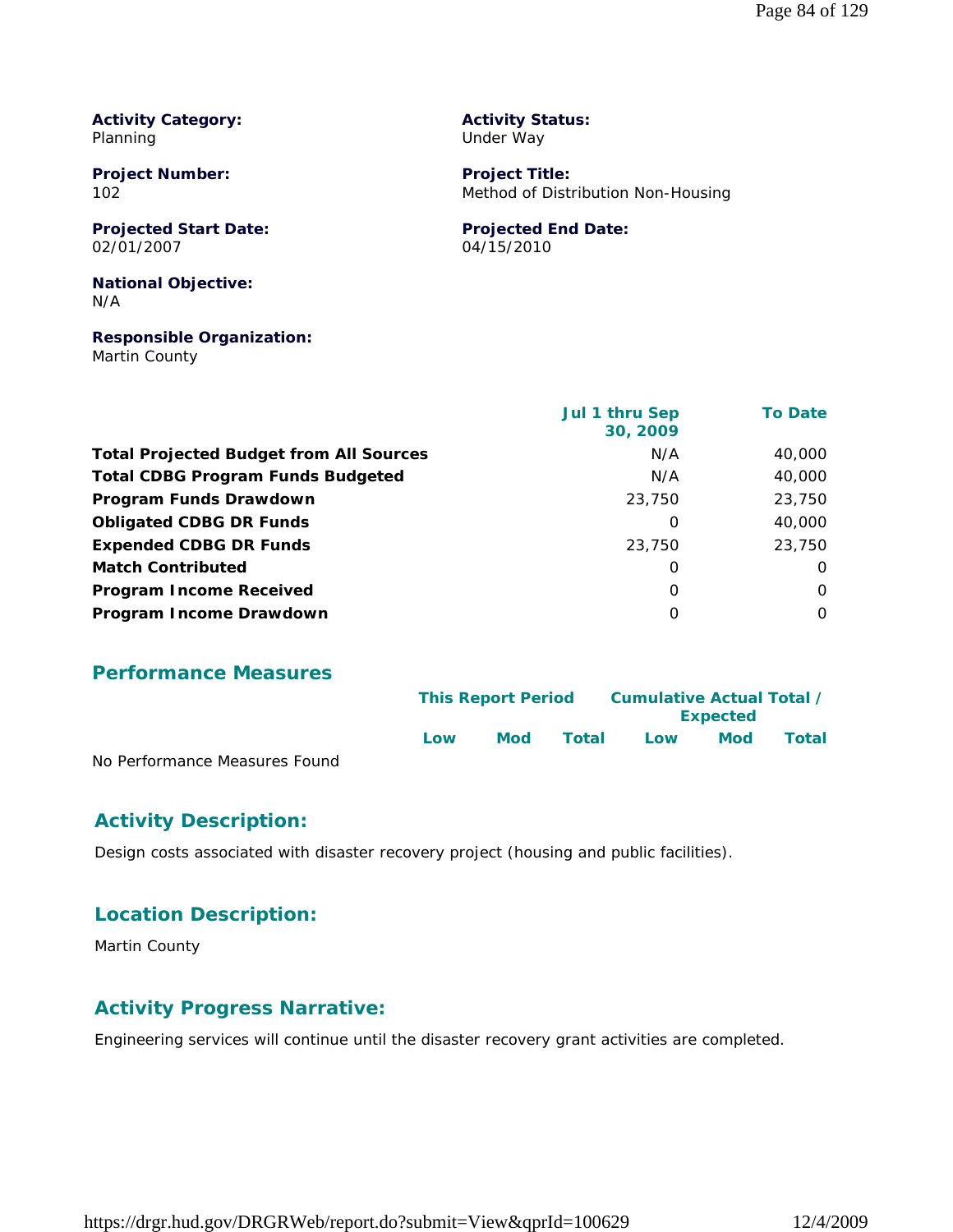**Activity Category:**
Planning

**Activity Status:**
Under Way

**Project Number:**
102

**Project Title:**
Method of Distribution Non-Housing

**Projected Start Date:**
02/01/2007

**Projected End Date:**
04/15/2010

**National Objective:**
N/A

**Responsible Organization:**
Martin County

| | Jul 1 thru Sep 30, 2009 | To Date |
|---|---|---|
| **Total Projected Budget from All Sources** | N/A | 40,000 |
| **Total CDBG Program Funds Budgeted** | N/A | 40,000 |
| **Program Funds Drawdown** | 23,750 | 23,750 |
| **Obligated CDBG DR Funds** | 0 | 40,000 |
| **Expended CDBG DR Funds** | 23,750 | 23,750 |
| **Match Contributed** | 0 | 0 |
| **Program Income Received** | 0 | 0 |
| **Program Income Drawdown** | 0 | 0 |

## Performance Measures

| | This Report Period | | | Cumulative Actual Total / Expected | | |
|---|---|---|---|---|---|---|
| | Low | Mod | Total | Low | Mod | Total |
| No Performance Measures Found | | | | | | |

## Activity Description:

Design costs associated with disaster recovery project (housing and public facilities).

## Location Description:

Martin County

## Activity Progress Narrative:

Engineering services will continue until the disaster recovery grant activities are completed.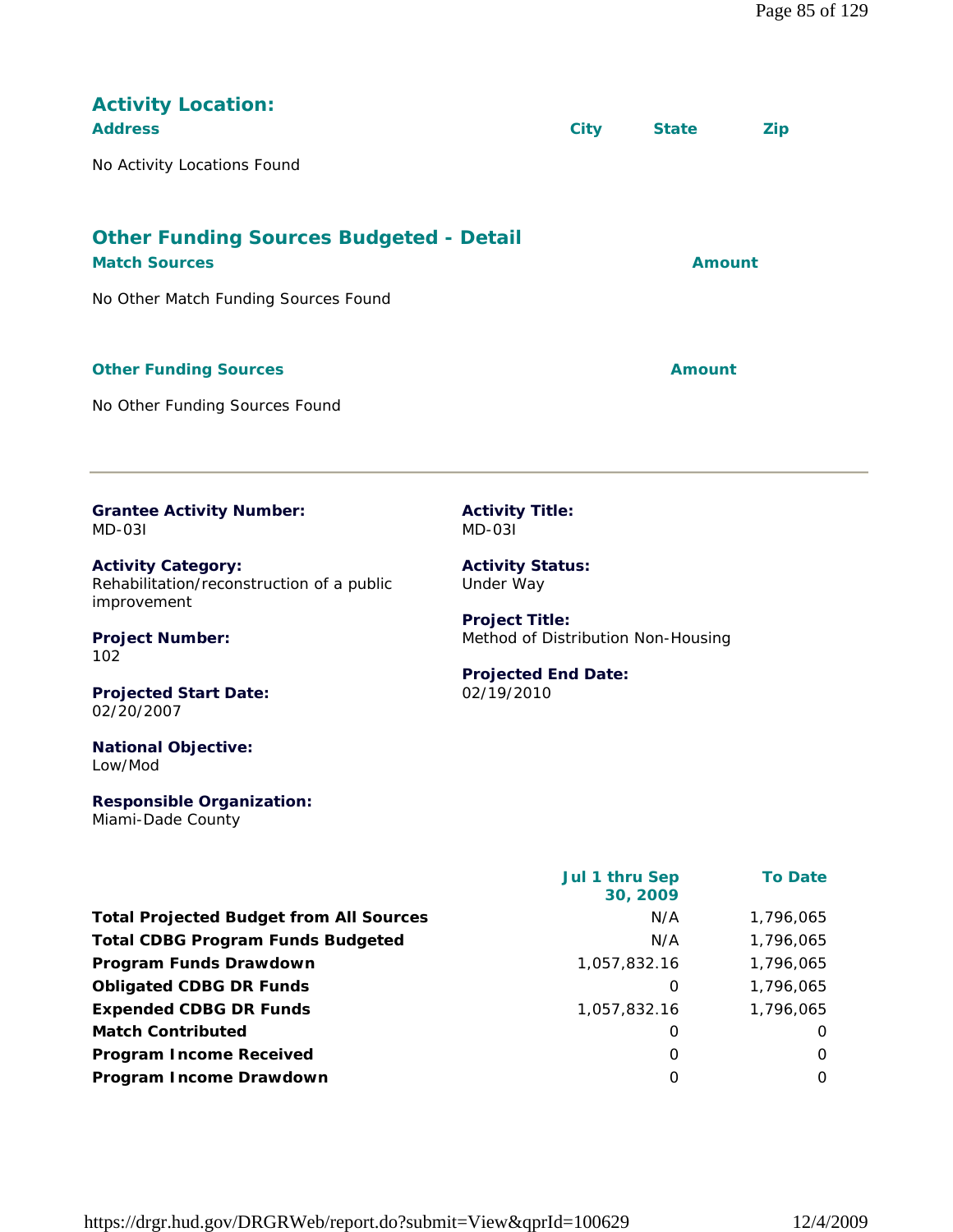## Activity Location:

| Address | City | State | Zip |
|---|---|---|---|

No Activity Locations Found

## Other Funding Sources Budgeted - Detail

| Match Sources | Amount |
|---|---|

No Other Match Funding Sources Found

| Other Funding Sources | Amount |
|---|---|

No Other Funding Sources Found

---

**Grantee Activity Number:**
MD-03I

**Activity Title:**
MD-03I

**Activity Category:**
Rehabilitation/reconstruction of a public improvement

**Activity Status:**
Under Way

**Project Number:**
102

**Project Title:**
Method of Distribution Non-Housing

**Projected Start Date:**
02/20/2007

**Projected End Date:**
02/19/2010

**National Objective:**
Low/Mod

**Responsible Organization:**
Miami-Dade County

| | Jul 1 thru Sep 30, 2009 | To Date |
|---|---|---|
| **Total Projected Budget from All Sources** | N/A | 1,796,065 |
| **Total CDBG Program Funds Budgeted** | N/A | 1,796,065 |
| **Program Funds Drawdown** | 1,057,832.16 | 1,796,065 |
| **Obligated CDBG DR Funds** | 0 | 1,796,065 |
| **Expended CDBG DR Funds** | 1,057,832.16 | 1,796,065 |
| **Match Contributed** | 0 | 0 |
| **Program Income Received** | 0 | 0 |
| **Program Income Drawdown** | 0 | 0 |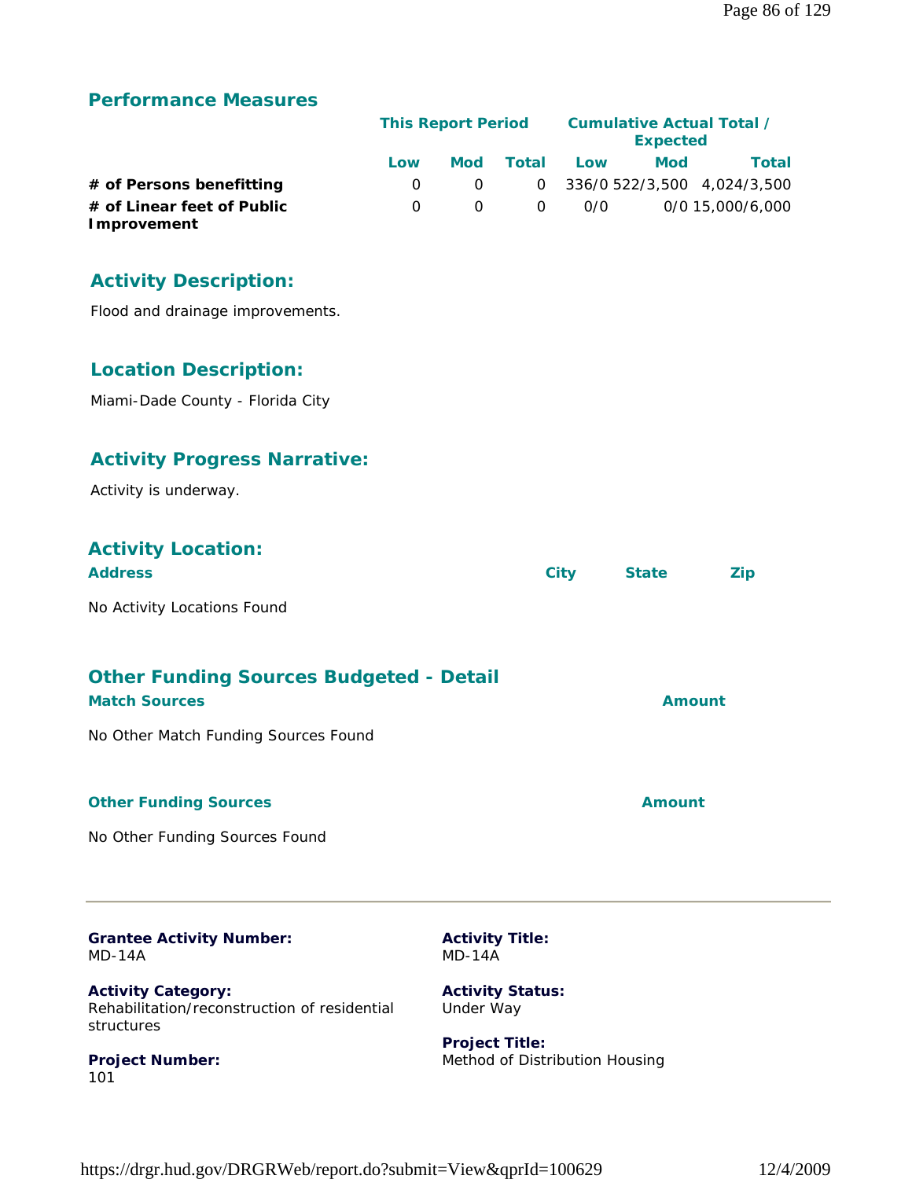## Performance Measures

| | This Report Period | | | Cumulative Actual Total / Expected | | |
|---|---|---|---|---|---|---|
| | Low | Mod | Total | Low | Mod | Total |
| **# of Persons benefitting** | 0 | 0 | 0 | 336/0 | 522/3,500 | 4,024/3,500 |
| **# of Linear feet of Public Improvement** | 0 | 0 | 0 | 0/0 | 0/0 | 15,000/6,000 |

## Activity Description:

Flood and drainage improvements.

## Location Description:

Miami-Dade County - Florida City

## Activity Progress Narrative:

Activity is underway.

## Activity Location:

| Address | City | State | Zip |
|---|---|---|---|

No Activity Locations Found

## Other Funding Sources Budgeted - Detail

| Match Sources | Amount |
|---|---|

No Other Match Funding Sources Found

| Other Funding Sources | Amount |
|---|---|

No Other Funding Sources Found

---

**Grantee Activity Number:**
MD-14A

**Activity Title:**
MD-14A

**Activity Category:**
Rehabilitation/reconstruction of residential structures

**Activity Status:**
Under Way

**Project Number:**
101

**Project Title:**
Method of Distribution Housing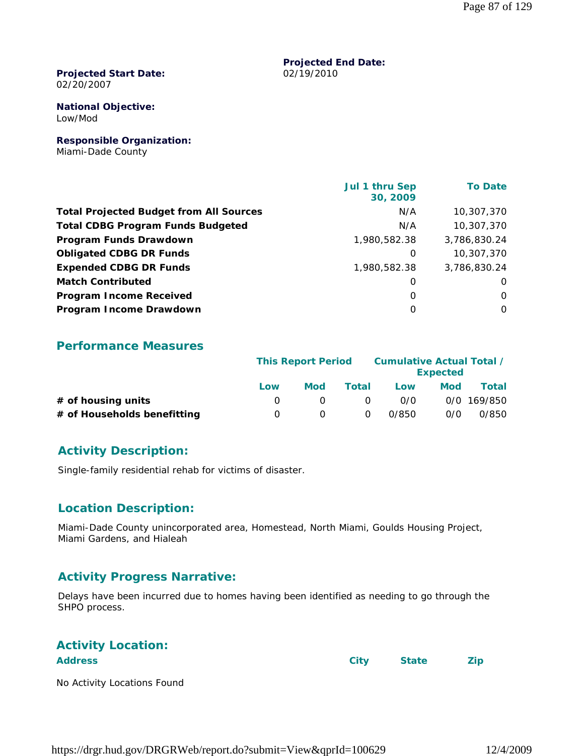**Projected Start Date:**
02/20/2007

**Projected End Date:**
02/19/2010

**National Objective:**
Low/Mod

**Responsible Organization:**
Miami-Dade County

| | Jul 1 thru Sep 30, 2009 | To Date |
|---|---|---|
| **Total Projected Budget from All Sources** | N/A | 10,307,370 |
| **Total CDBG Program Funds Budgeted** | N/A | 10,307,370 |
| **Program Funds Drawdown** | 1,980,582.38 | 3,786,830.24 |
| **Obligated CDBG DR Funds** | 0 | 10,307,370 |
| **Expended CDBG DR Funds** | 1,980,582.38 | 3,786,830.24 |
| **Match Contributed** | 0 | 0 |
| **Program Income Received** | 0 | 0 |
| **Program Income Drawdown** | 0 | 0 |

## Performance Measures

| | This Report Period | | | Cumulative Actual Total / Expected | | |
|---|---|---|---|---|---|---|
| | Low | Mod | Total | Low | Mod | Total |
| **# of housing units** | 0 | 0 | 0 | 0/0 | 0/0 | 169/850 |
| **# of Households benefitting** | 0 | 0 | 0 | 0/850 | 0/0 | 0/850 |

## Activity Description:

Single-family residential rehab for victims of disaster.

## Location Description:

Miami-Dade County unincorporated area, Homestead, North Miami, Goulds Housing Project, Miami Gardens, and Hialeah

## Activity Progress Narrative:

Delays have been incurred due to homes having been identified as needing to go through the SHPO process.

## Activity Location:

| Address | City | State | Zip |
|---|---|---|---|

No Activity Locations Found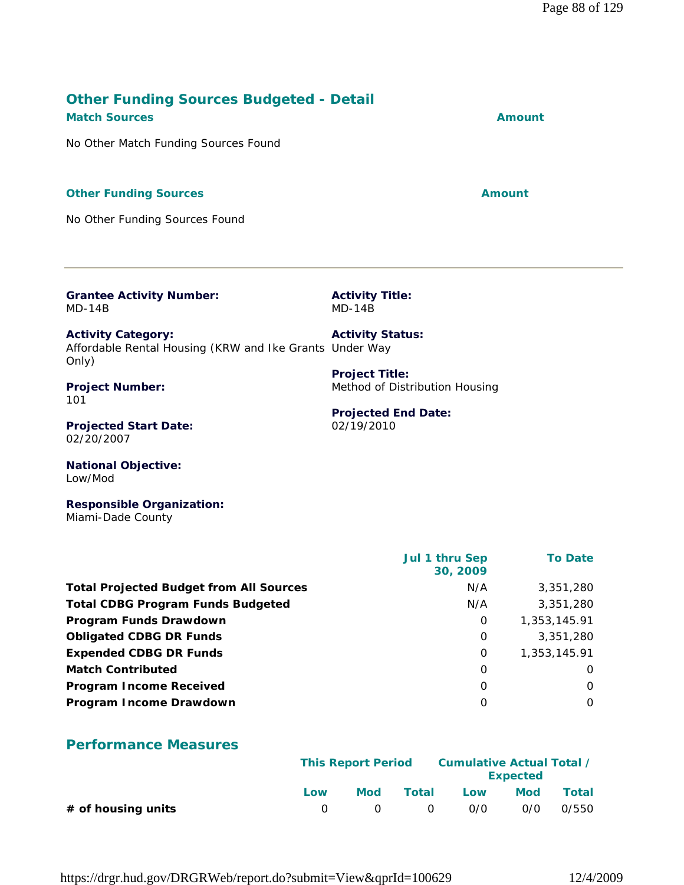## Other Funding Sources Budgeted - Detail

| Match Sources | Amount |
|---|---|
| No Other Match Funding Sources Found | |

| Other Funding Sources | Amount |
|---|---|
| No Other Funding Sources Found | |

---

**Grantee Activity Number:**
MD-14B

**Activity Title:**
MD-14B

**Activity Category:**
Affordable Rental Housing (KRW and Ike Grants Only)

**Activity Status:**
Under Way

**Project Number:**
101

**Project Title:**
Method of Distribution Housing

**Projected Start Date:**
02/20/2007

**Projected End Date:**
02/19/2010

**National Objective:**
Low/Mod

**Responsible Organization:**
Miami-Dade County

| | Jul 1 thru Sep 30, 2009 | To Date |
|---|---|---|
| **Total Projected Budget from All Sources** | N/A | 3,351,280 |
| **Total CDBG Program Funds Budgeted** | N/A | 3,351,280 |
| **Program Funds Drawdown** | 0 | 1,353,145.91 |
| **Obligated CDBG DR Funds** | 0 | 3,351,280 |
| **Expended CDBG DR Funds** | 0 | 1,353,145.91 |
| **Match Contributed** | 0 | 0 |
| **Program Income Received** | 0 | 0 |
| **Program Income Drawdown** | 0 | 0 |

## Performance Measures

| | This Report Period | | | Cumulative Actual Total / Expected | | |
|---|---|---|---|---|---|---|
| | Low | Mod | Total | Low | Mod | Total |
| **# of housing units** | 0 | 0 | 0 | 0/0 | 0/0 | 0/550 |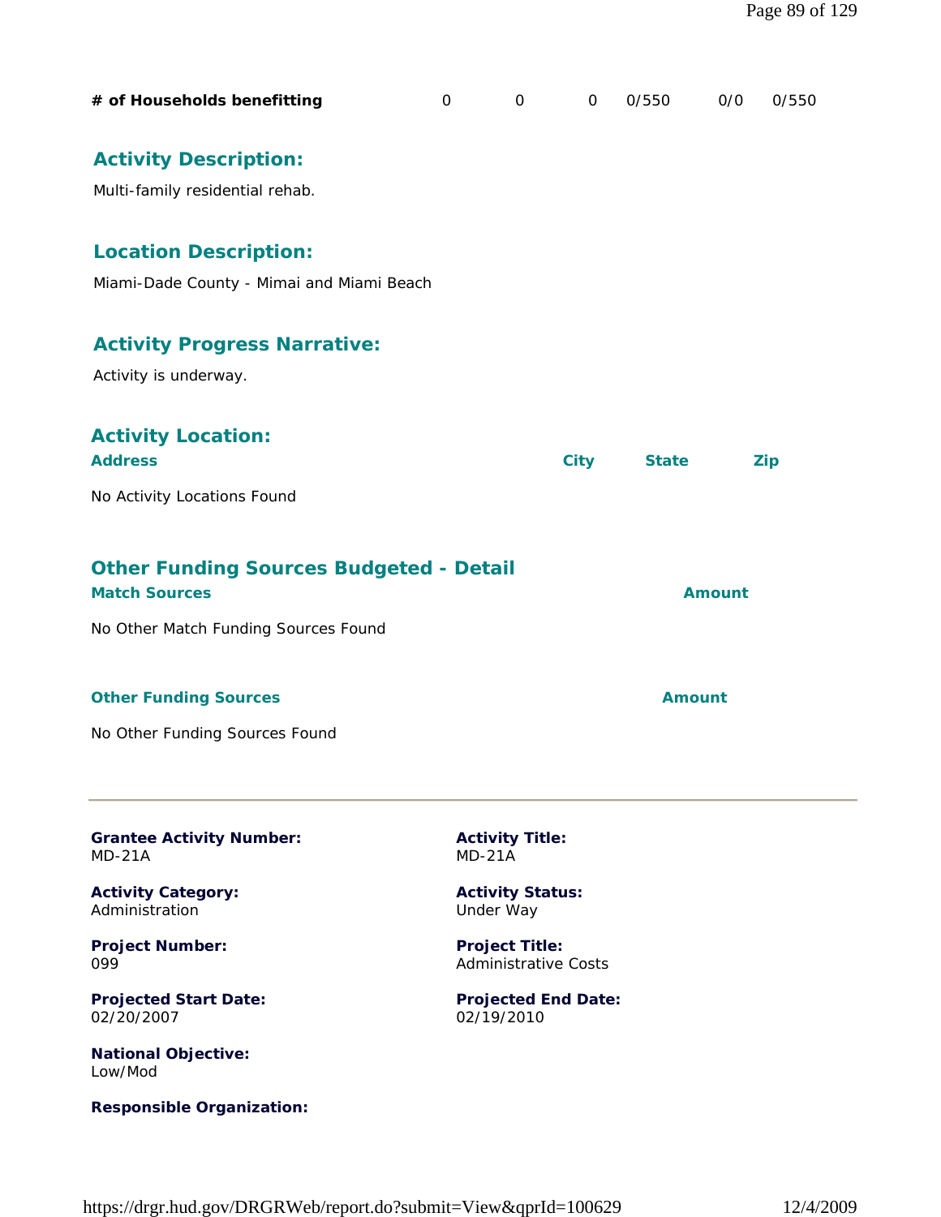| # of Households benefitting | 0 | 0 | 0 | 0/550 | 0/0 | 0/550 |
|---|---|---|---|---|---|---|

### Activity Description:

Multi-family residential rehab.

### Location Description:

Miami-Dade County - Mimai and Miami Beach

### Activity Progress Narrative:

Activity is underway.

### Activity Location:

| Address | City | State | Zip |
|---|---|---|---|
| No Activity Locations Found | | | |

### Other Funding Sources Budgeted - Detail

| Match Sources | Amount |
|---|---|
| No Other Match Funding Sources Found | |

| Other Funding Sources | Amount |
|---|---|
| No Other Funding Sources Found | |

---

**Grantee Activity Number:**
MD-21A

**Activity Title:**
MD-21A

**Activity Category:**
Administration

**Activity Status:**
Under Way

**Project Number:**
099

**Project Title:**
Administrative Costs

**Projected Start Date:**
02/20/2007

**Projected End Date:**
02/19/2010

**National Objective:**
Low/Mod

**Responsible Organization:**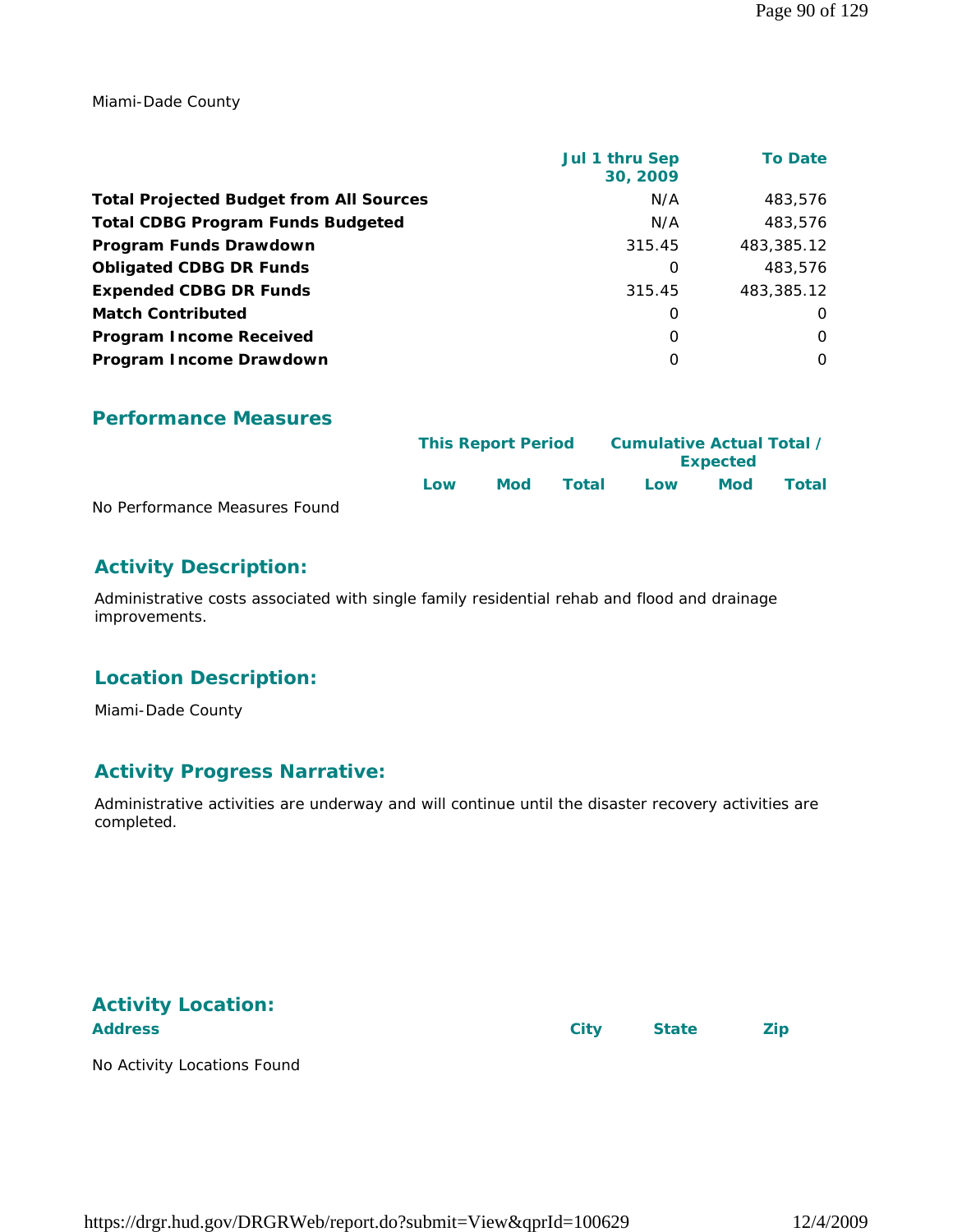Miami-Dade County

| | Jul 1 thru Sep 30, 2009 | To Date |
|---|---|---|
| **Total Projected Budget from All Sources** | N/A | 483,576 |
| **Total CDBG Program Funds Budgeted** | N/A | 483,576 |
| **Program Funds Drawdown** | 315.45 | 483,385.12 |
| **Obligated CDBG DR Funds** | 0 | 483,576 |
| **Expended CDBG DR Funds** | 315.45 | 483,385.12 |
| **Match Contributed** | 0 | 0 |
| **Program Income Received** | 0 | 0 |
| **Program Income Drawdown** | 0 | 0 |

## Performance Measures

| | This Report Period | | | Cumulative Actual Total / Expected | | |
|---|---|---|---|---|---|---|
| | Low | Mod | Total | Low | Mod | Total |
| No Performance Measures Found | | | | | | |

## Activity Description:

Administrative costs associated with single family residential rehab and flood and drainage improvements.

## Location Description:

Miami-Dade County

## Activity Progress Narrative:

Administrative activities are underway and will continue until the disaster recovery activities are completed.

## Activity Location:

| Address | City | State | Zip |
|---|---|---|---|
| No Activity Locations Found | | | |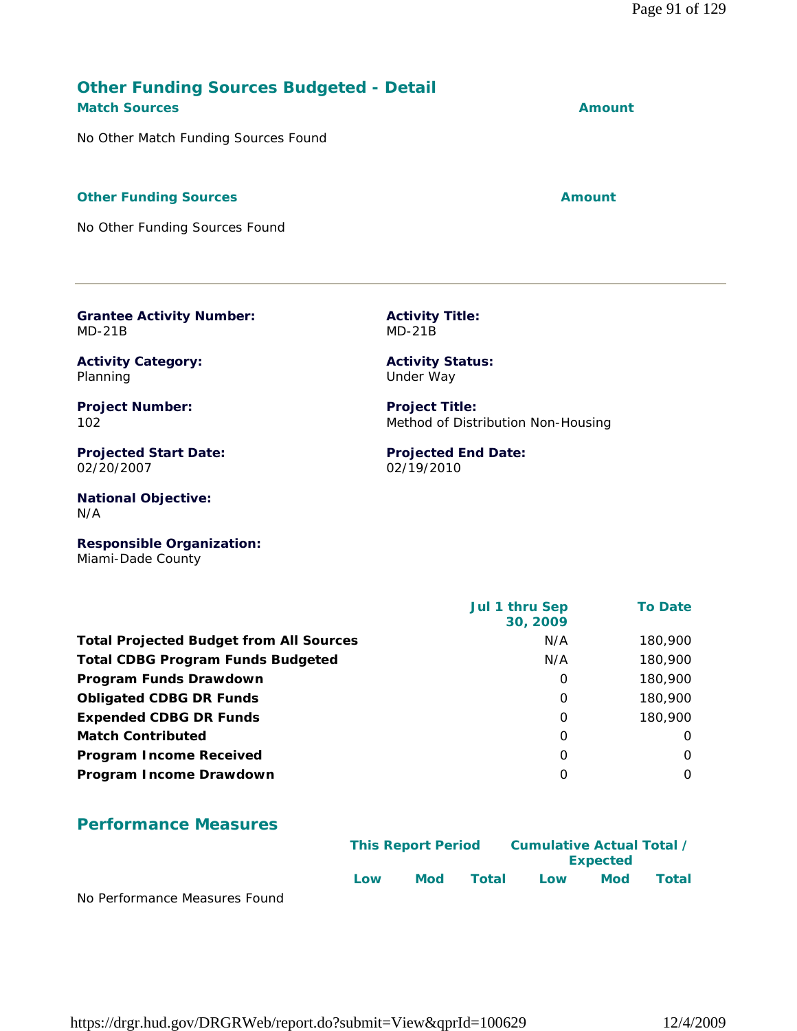## Other Funding Sources Budgeted - Detail

| Match Sources | Amount |
|---|---|
| No Other Match Funding Sources Found | |

| Other Funding Sources | Amount |
|---|---|
| No Other Funding Sources Found | |

---

**Grantee Activity Number:**
MD-21B

**Activity Title:**
MD-21B

**Activity Category:**
Planning

**Activity Status:**
Under Way

**Project Number:**
102

**Project Title:**
Method of Distribution Non-Housing

**Projected Start Date:**
02/20/2007

**Projected End Date:**
02/19/2010

**National Objective:**
N/A

**Responsible Organization:**
Miami-Dade County

| | Jul 1 thru Sep 30, 2009 | To Date |
|---|---|---|
| **Total Projected Budget from All Sources** | N/A | 180,900 |
| **Total CDBG Program Funds Budgeted** | N/A | 180,900 |
| **Program Funds Drawdown** | 0 | 180,900 |
| **Obligated CDBG DR Funds** | 0 | 180,900 |
| **Expended CDBG DR Funds** | 0 | 180,900 |
| **Match Contributed** | 0 | 0 |
| **Program Income Received** | 0 | 0 |
| **Program Income Drawdown** | 0 | 0 |

## Performance Measures

| | This Report Period | | | Cumulative Actual Total / Expected | | |
|---|---|---|---|---|---|---|
| | Low | Mod | Total | Low | Mod | Total |
| No Performance Measures Found | | | | | | |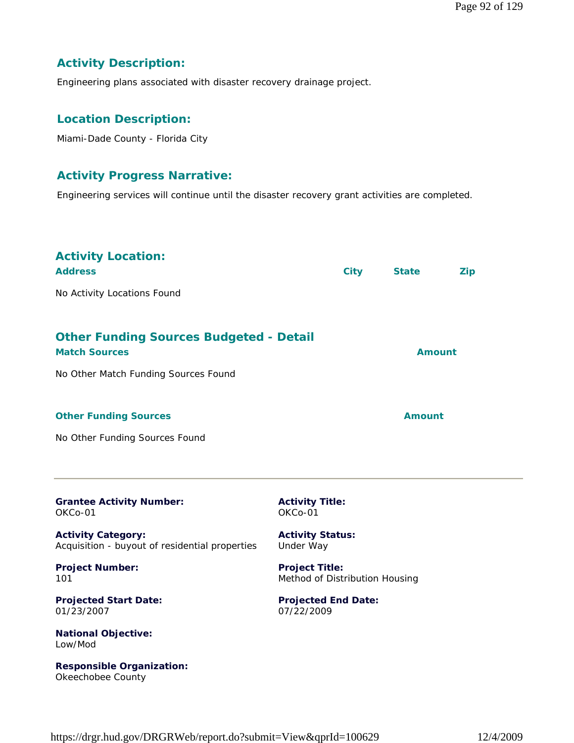### Activity Description:

Engineering plans associated with disaster recovery drainage project.

### Location Description:

Miami-Dade County - Florida City

### Activity Progress Narrative:

Engineering services will continue until the disaster recovery grant activities are completed.

### Activity Location:

| Address | City | State | Zip |
|---|---|---|---|
| No Activity Locations Found | | | |

### Other Funding Sources Budgeted - Detail

| Match Sources | Amount |
|---|---|
| No Other Match Funding Sources Found | |

| Other Funding Sources | Amount |
|---|---|
| No Other Funding Sources Found | |

---

**Grantee Activity Number:**
OKCo-01

**Activity Title:**
OKCo-01

**Activity Category:**
Acquisition - buyout of residential properties

**Activity Status:**
Under Way

**Project Number:**
101

**Project Title:**
Method of Distribution Housing

**Projected Start Date:**
01/23/2007

**Projected End Date:**
07/22/2009

**National Objective:**
Low/Mod

**Responsible Organization:**
Okeechobee County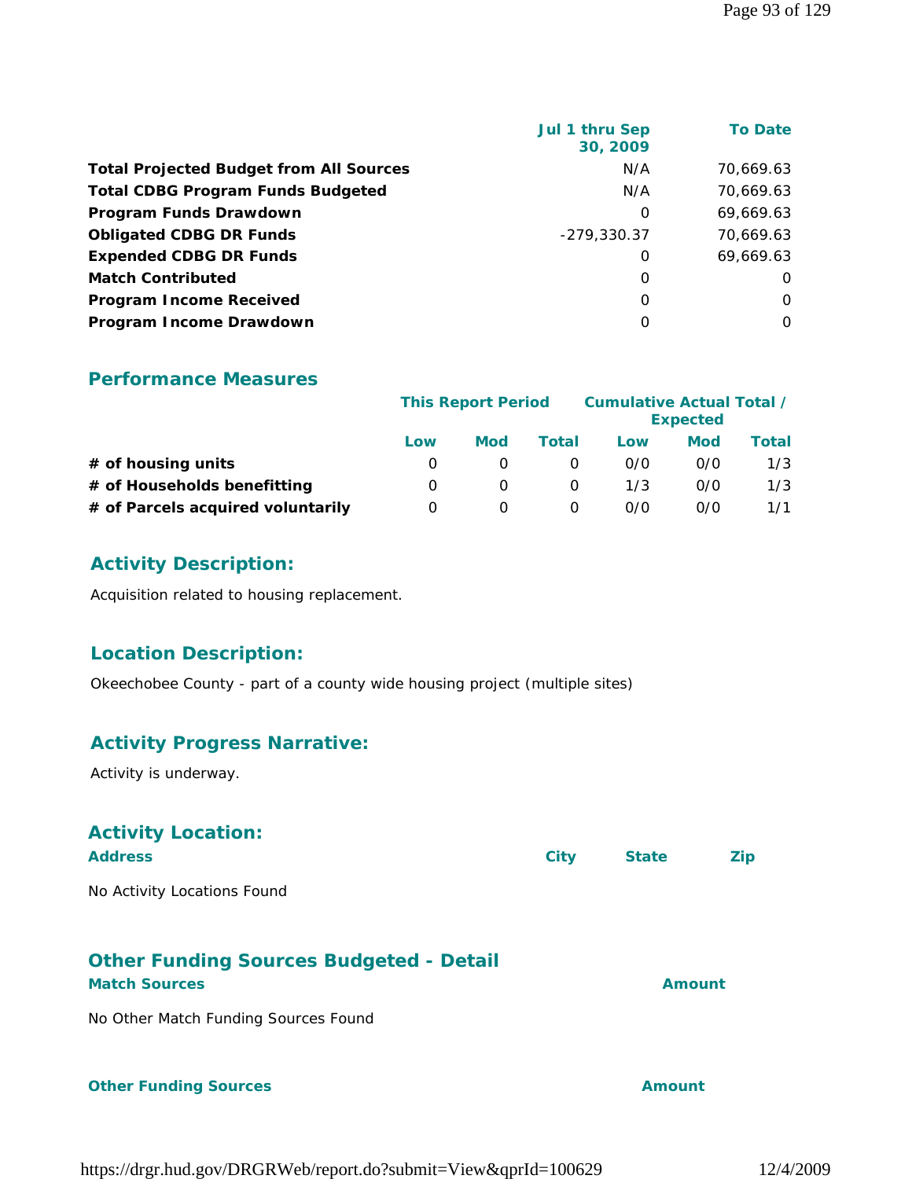| | Jul 1 thru Sep 30, 2009 | To Date |
|---|---|---|
| **Total Projected Budget from All Sources** | N/A | 70,669.63 |
| **Total CDBG Program Funds Budgeted** | N/A | 70,669.63 |
| **Program Funds Drawdown** | 0 | 69,669.63 |
| **Obligated CDBG DR Funds** | -279,330.37 | 70,669.63 |
| **Expended CDBG DR Funds** | 0 | 69,669.63 |
| **Match Contributed** | 0 | 0 |
| **Program Income Received** | 0 | 0 |
| **Program Income Drawdown** | 0 | 0 |

## Performance Measures

| | This Report Period | | | Cumulative Actual Total / Expected | | |
|---|---|---|---|---|---|---|
| | Low | Mod | Total | Low | Mod | Total |
| **# of housing units** | 0 | 0 | 0 | 0/0 | 0/0 | 1/3 |
| **# of Households benefitting** | 0 | 0 | 0 | 1/3 | 0/0 | 1/3 |
| **# of Parcels acquired voluntarily** | 0 | 0 | 0 | 0/0 | 0/0 | 1/1 |

## Activity Description:

Acquisition related to housing replacement.

## Location Description:

Okeechobee County - part of a county wide housing project (multiple sites)

## Activity Progress Narrative:

Activity is underway.

## Activity Location:

| Address | City | State | Zip |
|---|---|---|---|

No Activity Locations Found

## Other Funding Sources Budgeted - Detail

| Match Sources | Amount |
|---|---|

No Other Match Funding Sources Found

| Other Funding Sources | Amount |
|---|---|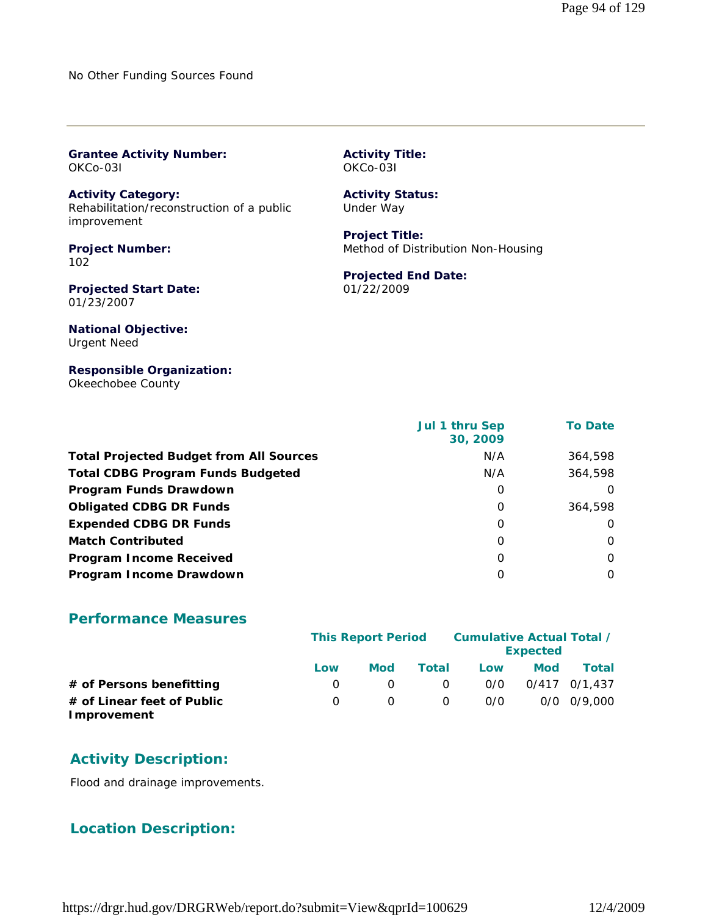No Other Funding Sources Found

---

**Grantee Activity Number:**
OKCo-03I

**Activity Title:**
OKCo-03I

**Activity Category:**
Rehabilitation/reconstruction of a public improvement

**Activity Status:**
Under Way

**Project Number:**
102

**Project Title:**
Method of Distribution Non-Housing

**Projected Start Date:**
01/23/2007

**Projected End Date:**
01/22/2009

**National Objective:**
Urgent Need

**Responsible Organization:**
Okeechobee County

| | Jul 1 thru Sep 30, 2009 | To Date |
|---|---|---|
| **Total Projected Budget from All Sources** | N/A | 364,598 |
| **Total CDBG Program Funds Budgeted** | N/A | 364,598 |
| **Program Funds Drawdown** | 0 | 0 |
| **Obligated CDBG DR Funds** | 0 | 364,598 |
| **Expended CDBG DR Funds** | 0 | 0 |
| **Match Contributed** | 0 | 0 |
| **Program Income Received** | 0 | 0 |
| **Program Income Drawdown** | 0 | 0 |

## Performance Measures

| | This Report Period | | | Cumulative Actual Total / Expected | | |
|---|---|---|---|---|---|---|
| | Low | Mod | Total | Low | Mod | Total |
| **# of Persons benefitting** | 0 | 0 | 0 | 0/0 | 0/417 | 0/1,437 |
| **# of Linear feet of Public Improvement** | 0 | 0 | 0 | 0/0 | 0/0 | 0/9,000 |

## Activity Description:

Flood and drainage improvements.

## Location Description: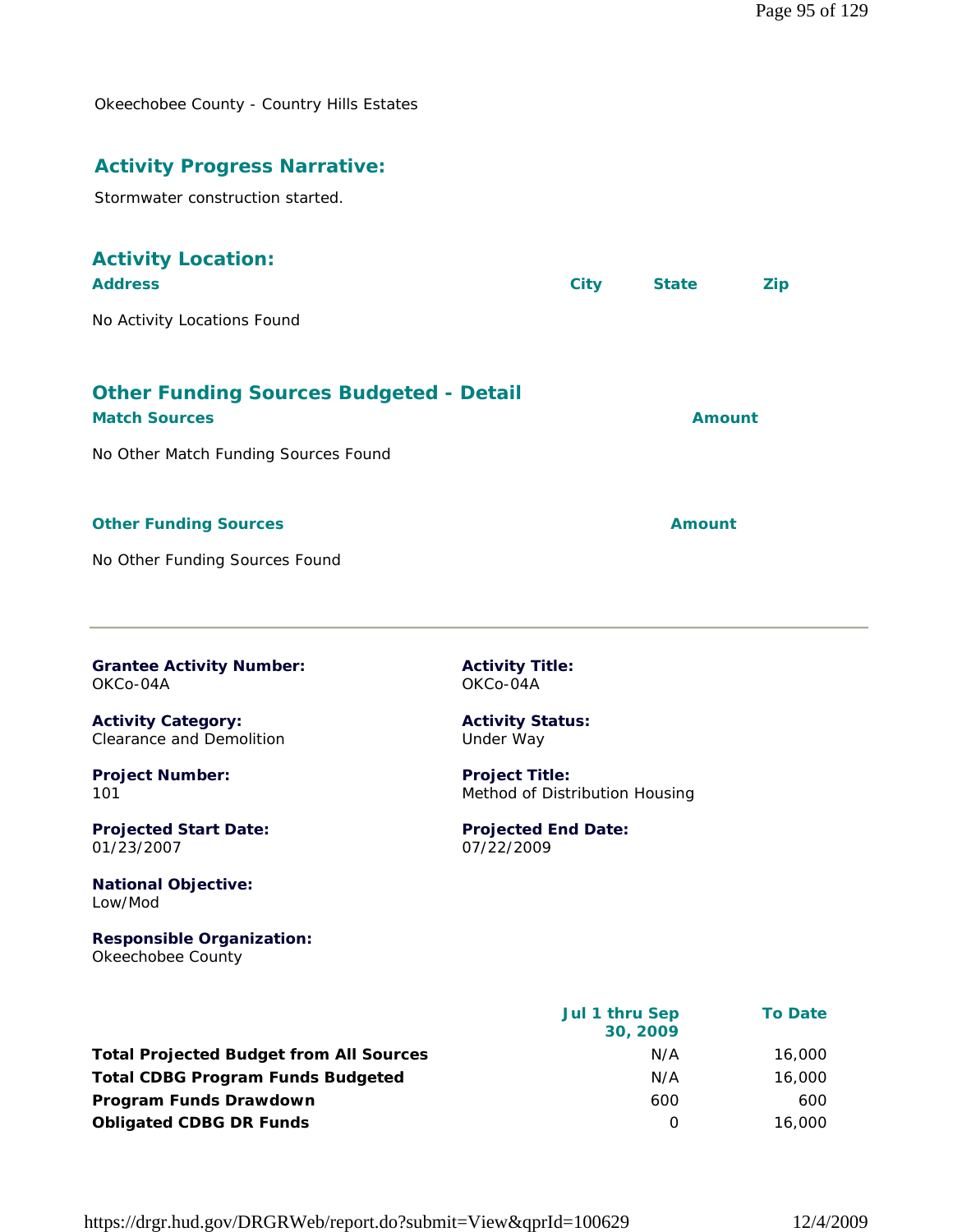Okeechobee County - Country Hills Estates

## Activity Progress Narrative:

Stormwater construction started.

## Activity Location:

| Address | City | State | Zip |
| --- | --- | --- | --- |
| No Activity Locations Found | | | |

## Other Funding Sources Budgeted - Detail

| Match Sources | Amount |
| --- | --- |
| No Other Match Funding Sources Found | |

| Other Funding Sources | Amount |
| --- | --- |
| No Other Funding Sources Found | |

---

**Grantee Activity Number:**
OKCo-04A

**Activity Title:**
OKCo-04A

**Activity Category:**
Clearance and Demolition

**Activity Status:**
Under Way

**Project Number:**
101

**Project Title:**
Method of Distribution Housing

**Projected Start Date:**
01/23/2007

**Projected End Date:**
07/22/2009

**National Objective:**
Low/Mod

**Responsible Organization:**
Okeechobee County

| | Jul 1 thru Sep 30, 2009 | To Date |
| --- | --- | --- |
| **Total Projected Budget from All Sources** | N/A | 16,000 |
| **Total CDBG Program Funds Budgeted** | N/A | 16,000 |
| **Program Funds Drawdown** | 600 | 600 |
| **Obligated CDBG DR Funds** | 0 | 16,000 |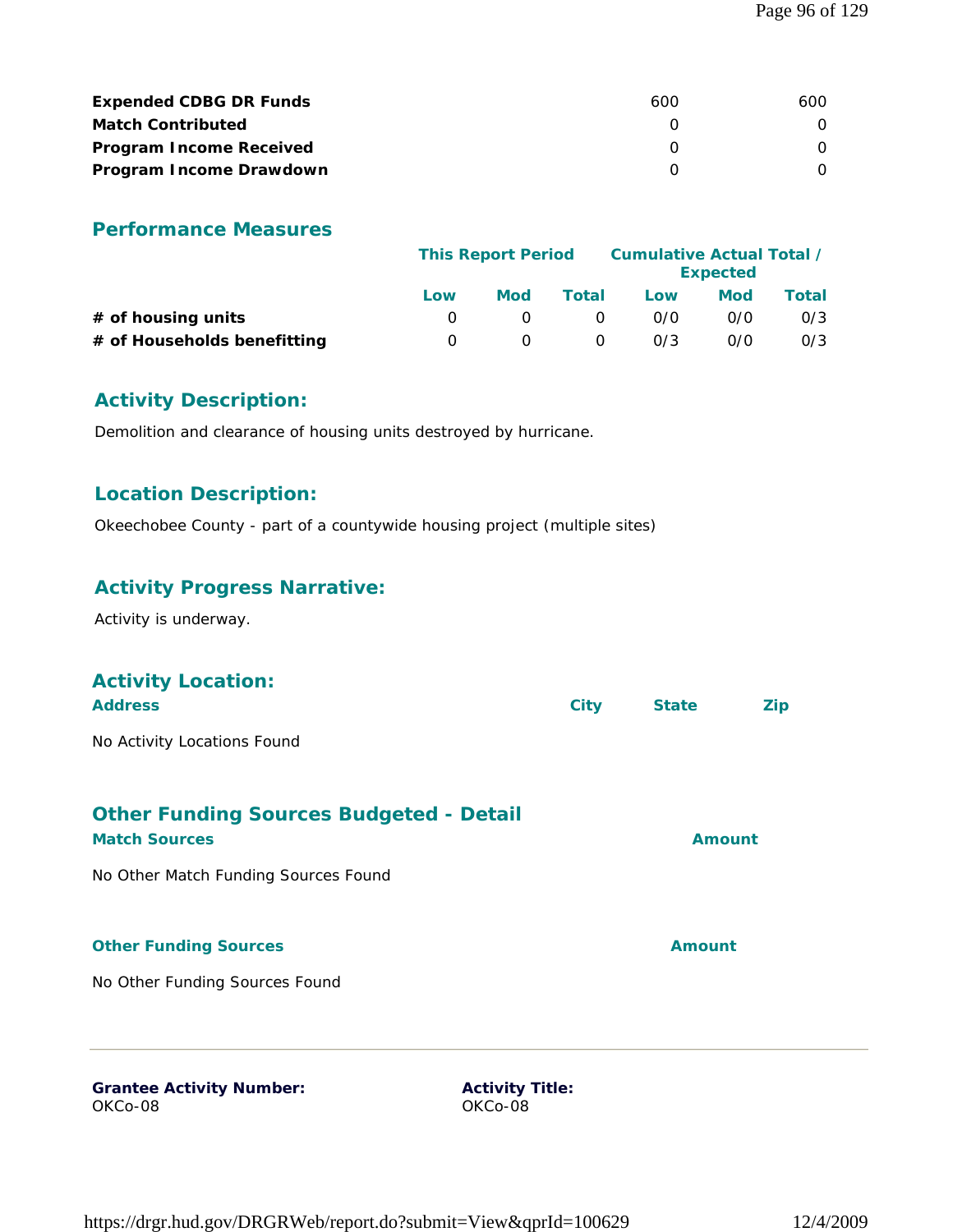| | | |
|---|---|---|
| **Expended CDBG DR Funds** | 600 | 600 |
| **Match Contributed** | 0 | 0 |
| **Program Income Received** | 0 | 0 |
| **Program Income Drawdown** | 0 | 0 |

## Performance Measures

| | This Report Period | | | Cumulative Actual Total / Expected | | |
|---|---|---|---|---|---|---|
| | Low | Mod | Total | Low | Mod | Total |
| **# of housing units** | 0 | 0 | 0 | 0/0 | 0/0 | 0/3 |
| **# of Households benefitting** | 0 | 0 | 0 | 0/3 | 0/0 | 0/3 |

## Activity Description:

Demolition and clearance of housing units destroyed by hurricane.

## Location Description:

Okeechobee County - part of a countywide housing project (multiple sites)

## Activity Progress Narrative:

Activity is underway.

## Activity Location:

| Address | City | State | Zip |
|---|---|---|---|

No Activity Locations Found

## Other Funding Sources Budgeted - Detail

| Match Sources | Amount |
|---|---|

No Other Match Funding Sources Found

| Other Funding Sources | Amount |
|---|---|

No Other Funding Sources Found

---

**Grantee Activity Number:**
OKCo-08

**Activity Title:**
OKCo-08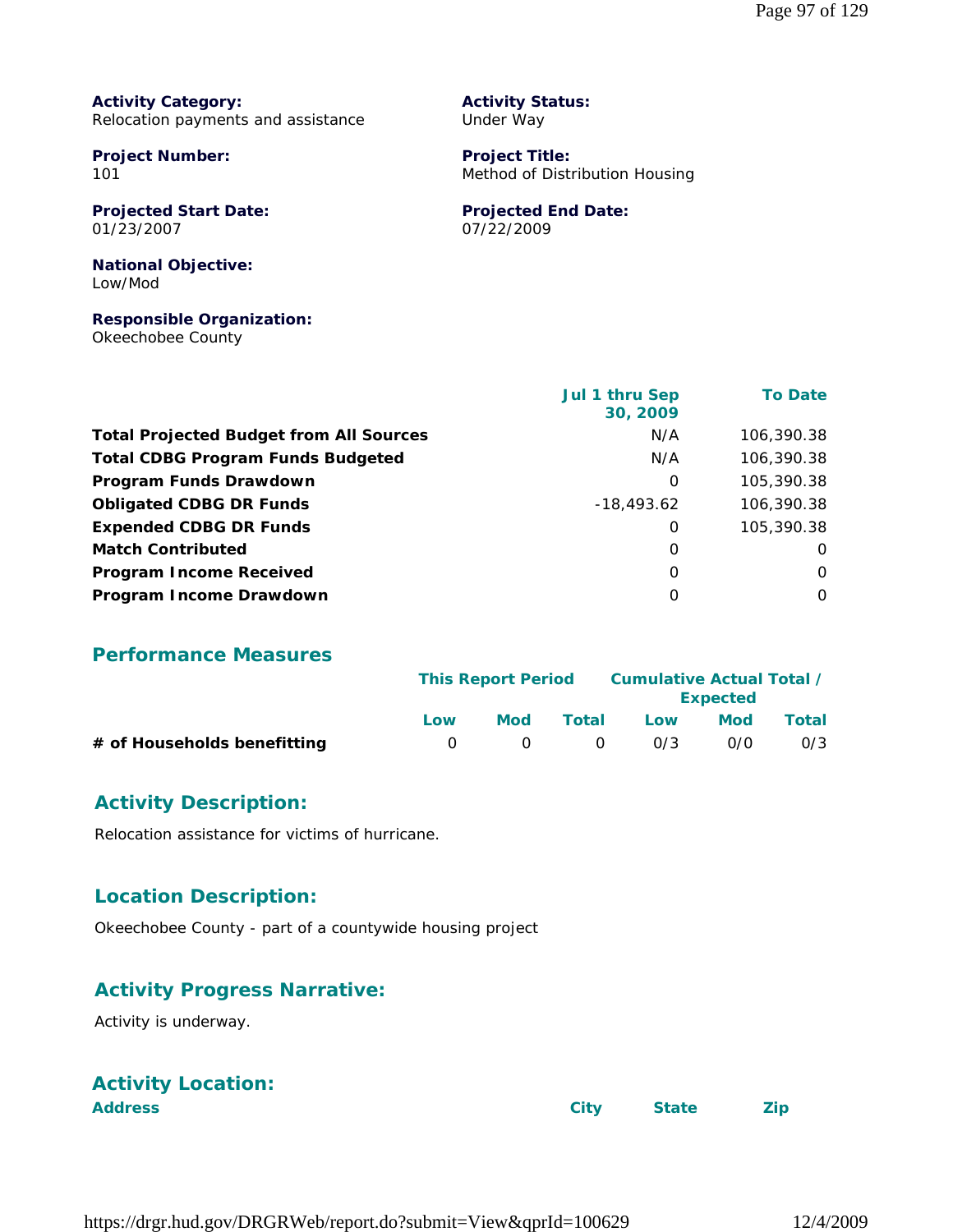**Activity Category:**
Relocation payments and assistance

**Activity Status:**
Under Way

**Project Number:**
101

**Project Title:**
Method of Distribution Housing

**Projected Start Date:**
01/23/2007

**Projected End Date:**
07/22/2009

**National Objective:**
Low/Mod

**Responsible Organization:**
Okeechobee County

| | Jul 1 thru Sep 30, 2009 | To Date |
|---|---|---|
| **Total Projected Budget from All Sources** | N/A | 106,390.38 |
| **Total CDBG Program Funds Budgeted** | N/A | 106,390.38 |
| **Program Funds Drawdown** | 0 | 105,390.38 |
| **Obligated CDBG DR Funds** | -18,493.62 | 106,390.38 |
| **Expended CDBG DR Funds** | 0 | 105,390.38 |
| **Match Contributed** | 0 | 0 |
| **Program Income Received** | 0 | 0 |
| **Program Income Drawdown** | 0 | 0 |

## Performance Measures

| | This Report Period | | | Cumulative Actual Total / Expected | | |
|---|---|---|---|---|---|---|
| | Low | Mod | Total | Low | Mod | Total |
| **# of Households benefitting** | 0 | 0 | 0 | 0/3 | 0/0 | 0/3 |

## Activity Description:

Relocation assistance for victims of hurricane.

## Location Description:

Okeechobee County - part of a countywide housing project

## Activity Progress Narrative:

Activity is underway.

## Activity Location:

| Address | City | State | Zip |
|---|---|---|---|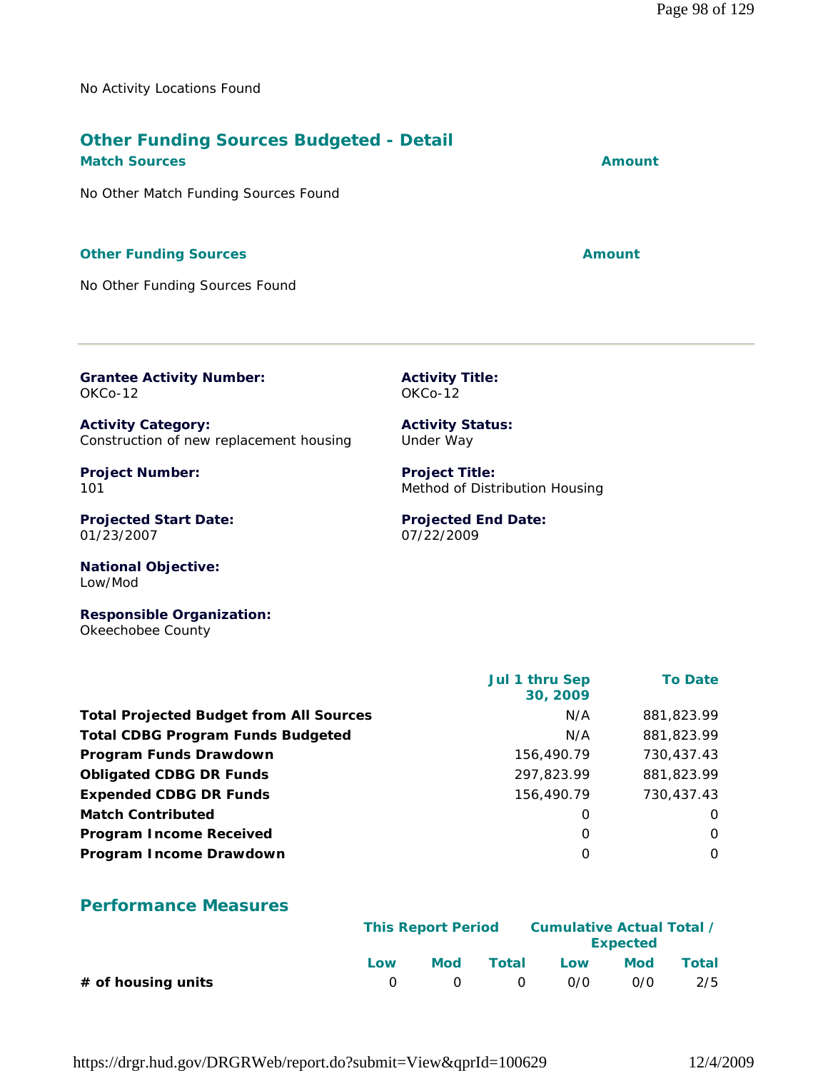No Activity Locations Found

## Other Funding Sources Budgeted - Detail

| Match Sources | Amount |
|---|---|
| No Other Match Funding Sources Found | |

| Other Funding Sources | Amount |
|---|---|
| No Other Funding Sources Found | |

---

**Grantee Activity Number:**
OKCo-12

**Activity Title:**
OKCo-12

**Activity Category:**
Construction of new replacement housing

**Activity Status:**
Under Way

**Project Number:**
101

**Project Title:**
Method of Distribution Housing

**Projected Start Date:**
01/23/2007

**Projected End Date:**
07/22/2009

**National Objective:**
Low/Mod

**Responsible Organization:**
Okeechobee County

| | Jul 1 thru Sep 30, 2009 | To Date |
|---|---|---|
| **Total Projected Budget from All Sources** | N/A | 881,823.99 |
| **Total CDBG Program Funds Budgeted** | N/A | 881,823.99 |
| **Program Funds Drawdown** | 156,490.79 | 730,437.43 |
| **Obligated CDBG DR Funds** | 297,823.99 | 881,823.99 |
| **Expended CDBG DR Funds** | 156,490.79 | 730,437.43 |
| **Match Contributed** | 0 | 0 |
| **Program Income Received** | 0 | 0 |
| **Program Income Drawdown** | 0 | 0 |

## Performance Measures

| | This Report Period | | | Cumulative Actual Total / Expected | | |
|---|---|---|---|---|---|---|
| | Low | Mod | Total | Low | Mod | Total |
| **# of housing units** | 0 | 0 | 0 | 0/0 | 0/0 | 2/5 |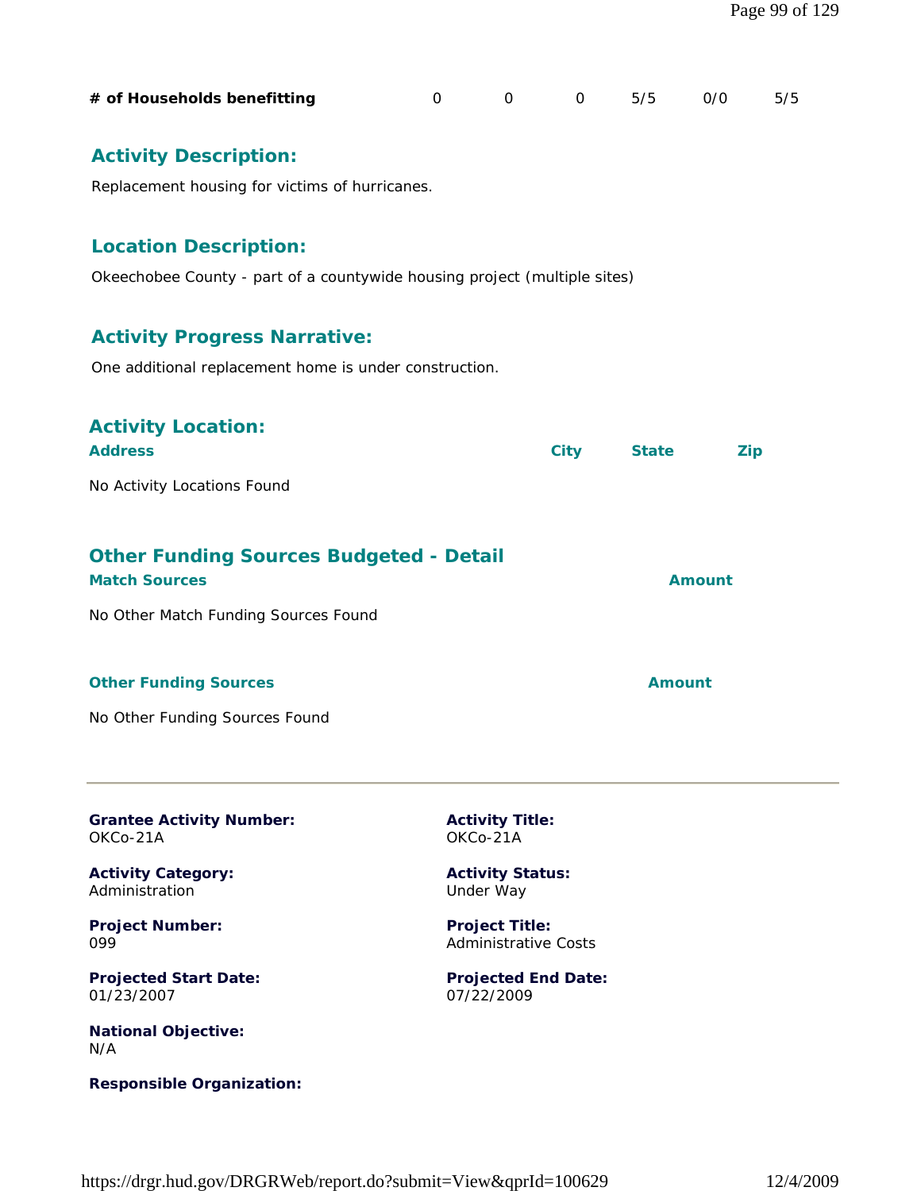| # of Households benefitting | 0 | 0 | 0 | 5/5 | 0/0 | 5/5 |
|---|---|---|---|---|---|---|

### Activity Description:

Replacement housing for victims of hurricanes.

### Location Description:

Okeechobee County - part of a countywide housing project (multiple sites)

### Activity Progress Narrative:

One additional replacement home is under construction.

### Activity Location:

| Address | City | State | Zip |
|---|---|---|---|
| No Activity Locations Found | | | |

### Other Funding Sources Budgeted - Detail

| Match Sources | Amount |
|---|---|
| No Other Match Funding Sources Found | |

| Other Funding Sources | Amount |
|---|---|
| No Other Funding Sources Found | |

---

**Grantee Activity Number:**
OKCo-21A

**Activity Title:**
OKCo-21A

**Activity Category:**
Administration

**Activity Status:**
Under Way

**Project Number:**
099

**Project Title:**
Administrative Costs

**Projected Start Date:**
01/23/2007

**Projected End Date:**
07/22/2009

**National Objective:**
N/A

**Responsible Organization:**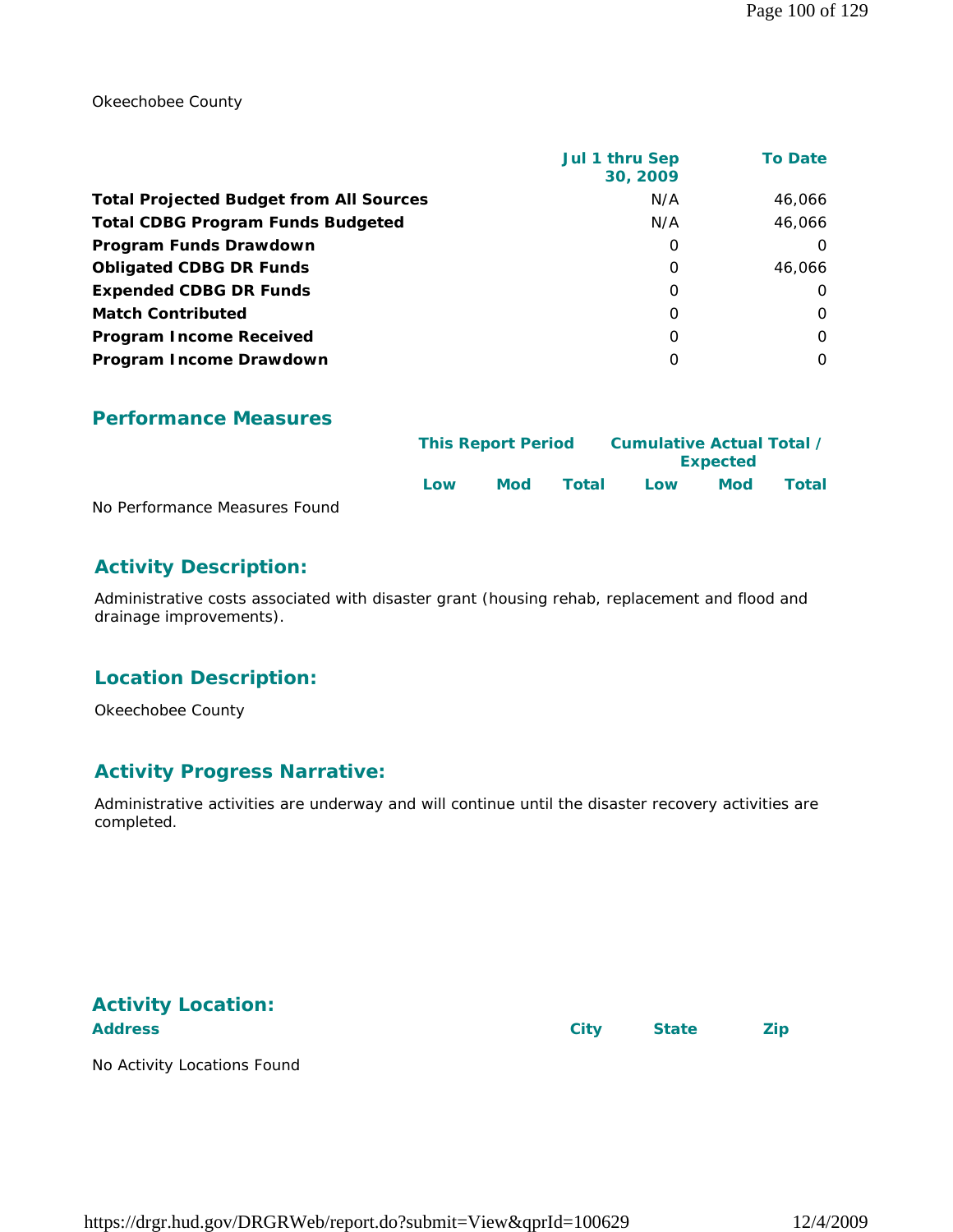Okeechobee County

| | Jul 1 thru Sep 30, 2009 | To Date |
|---|---|---|
| **Total Projected Budget from All Sources** | N/A | 46,066 |
| **Total CDBG Program Funds Budgeted** | N/A | 46,066 |
| **Program Funds Drawdown** | 0 | 0 |
| **Obligated CDBG DR Funds** | 0 | 46,066 |
| **Expended CDBG DR Funds** | 0 | 0 |
| **Match Contributed** | 0 | 0 |
| **Program Income Received** | 0 | 0 |
| **Program Income Drawdown** | 0 | 0 |

## Performance Measures

| | This Report Period | | | Cumulative Actual Total / Expected | | |
|---|---|---|---|---|---|---|
| | Low | Mod | Total | Low | Mod | Total |

No Performance Measures Found

## Activity Description:

Administrative costs associated with disaster grant (housing rehab, replacement and flood and drainage improvements).

## Location Description:

Okeechobee County

## Activity Progress Narrative:

Administrative activities are underway and will continue until the disaster recovery activities are completed.

## Activity Location:

| Address | City | State | Zip |
|---|---|---|---|

No Activity Locations Found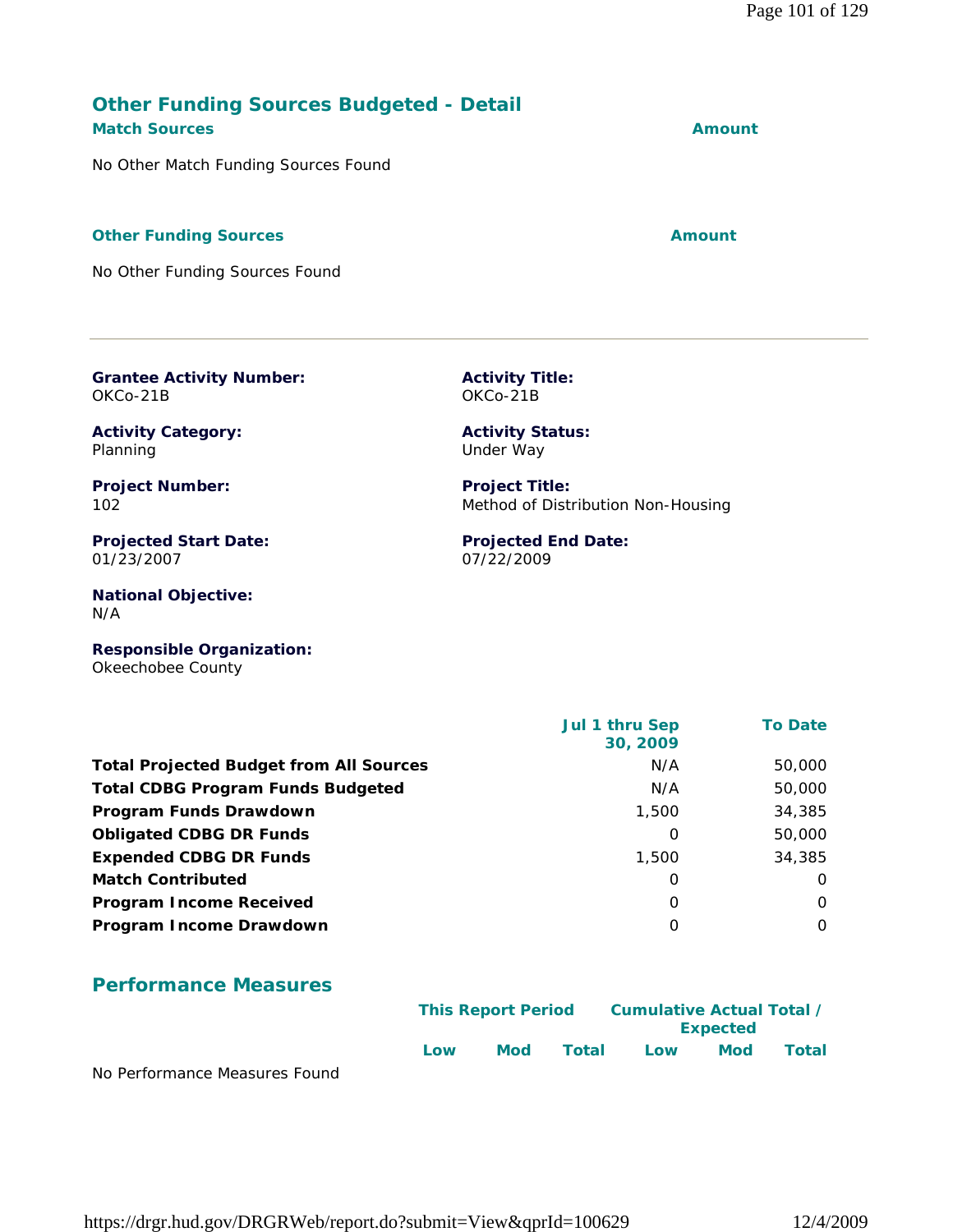## Other Funding Sources Budgeted - Detail

| **Match Sources** | **Amount** |
|---|---|
| No Other Match Funding Sources Found | |

| **Other Funding Sources** | **Amount** |
|---|---|
| No Other Funding Sources Found | |

---

**Grantee Activity Number:**
OKCo-21B

**Activity Title:**
OKCo-21B

**Activity Category:**
Planning

**Activity Status:**
Under Way

**Project Number:**
102

**Project Title:**
Method of Distribution Non-Housing

**Projected Start Date:**
01/23/2007

**Projected End Date:**
07/22/2009

**National Objective:**
N/A

**Responsible Organization:**
Okeechobee County

| | Jul 1 thru Sep 30, 2009 | To Date |
|---|---|---|
| **Total Projected Budget from All Sources** | N/A | 50,000 |
| **Total CDBG Program Funds Budgeted** | N/A | 50,000 |
| **Program Funds Drawdown** | 1,500 | 34,385 |
| **Obligated CDBG DR Funds** | 0 | 50,000 |
| **Expended CDBG DR Funds** | 1,500 | 34,385 |
| **Match Contributed** | 0 | 0 |
| **Program Income Received** | 0 | 0 |
| **Program Income Drawdown** | 0 | 0 |

## Performance Measures

| | This Report Period | | | Cumulative Actual Total / Expected | | |
|---|---|---|---|---|---|---|
| | Low | Mod | Total | Low | Mod | Total |
| No Performance Measures Found | | | | | | |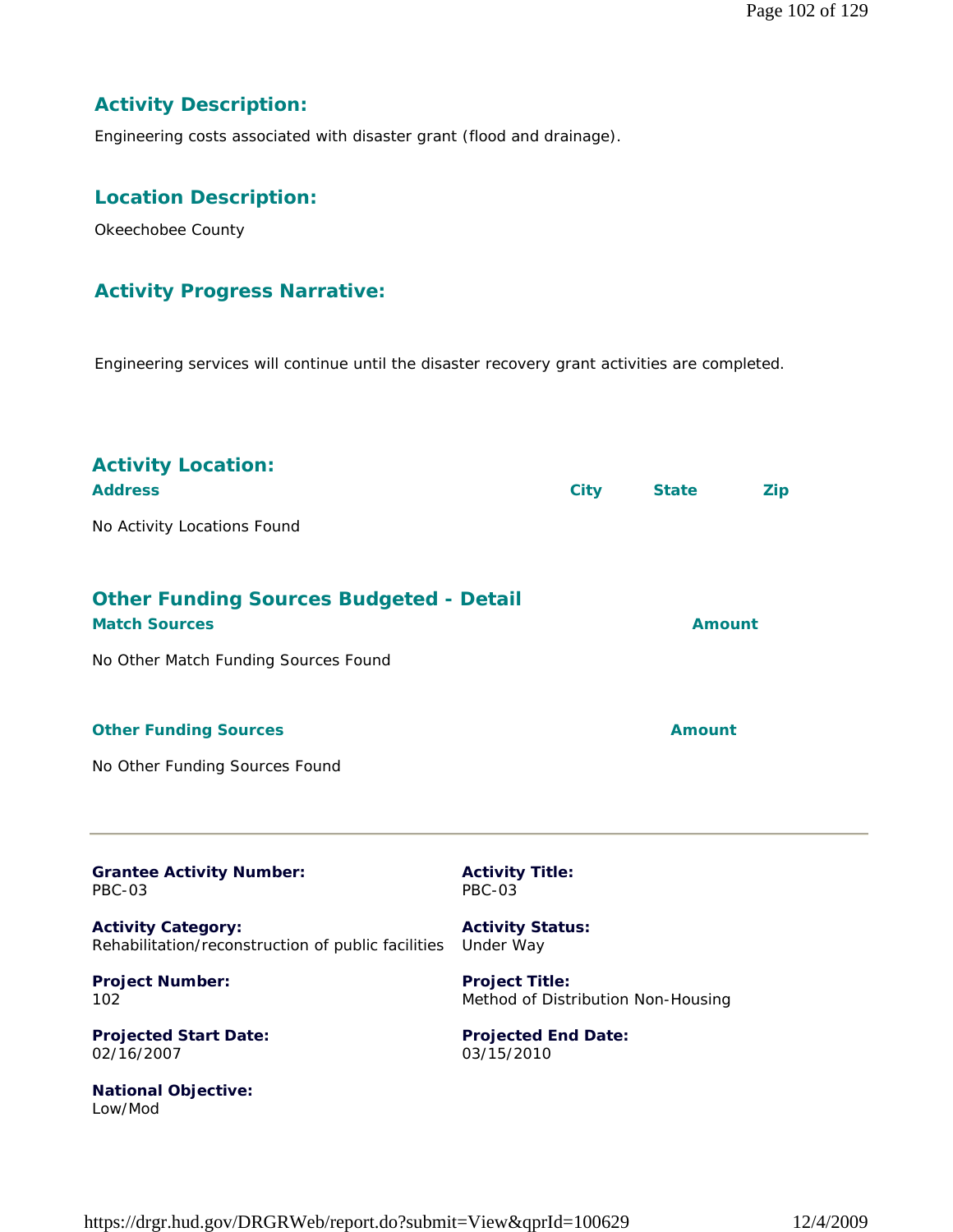## Activity Description:

Engineering costs associated with disaster grant (flood and drainage).

## Location Description:

Okeechobee County

## Activity Progress Narrative:

Engineering services will continue until the disaster recovery grant activities are completed.

## Activity Location:

| Address | City | State | Zip |
|---|---|---|---|
| No Activity Locations Found | | | |

## Other Funding Sources Budgeted - Detail

| Match Sources | Amount |
|---|---|
| No Other Match Funding Sources Found | |

| Other Funding Sources | Amount |
|---|---|
| No Other Funding Sources Found | |

---

**Grantee Activity Number:**
PBC-03

**Activity Title:**
PBC-03

**Activity Category:**
Rehabilitation/reconstruction of public facilities

**Activity Status:**
Under Way

**Project Number:**
102

**Project Title:**
Method of Distribution Non-Housing

**Projected Start Date:**
02/16/2007

**Projected End Date:**
03/15/2010

**National Objective:**
Low/Mod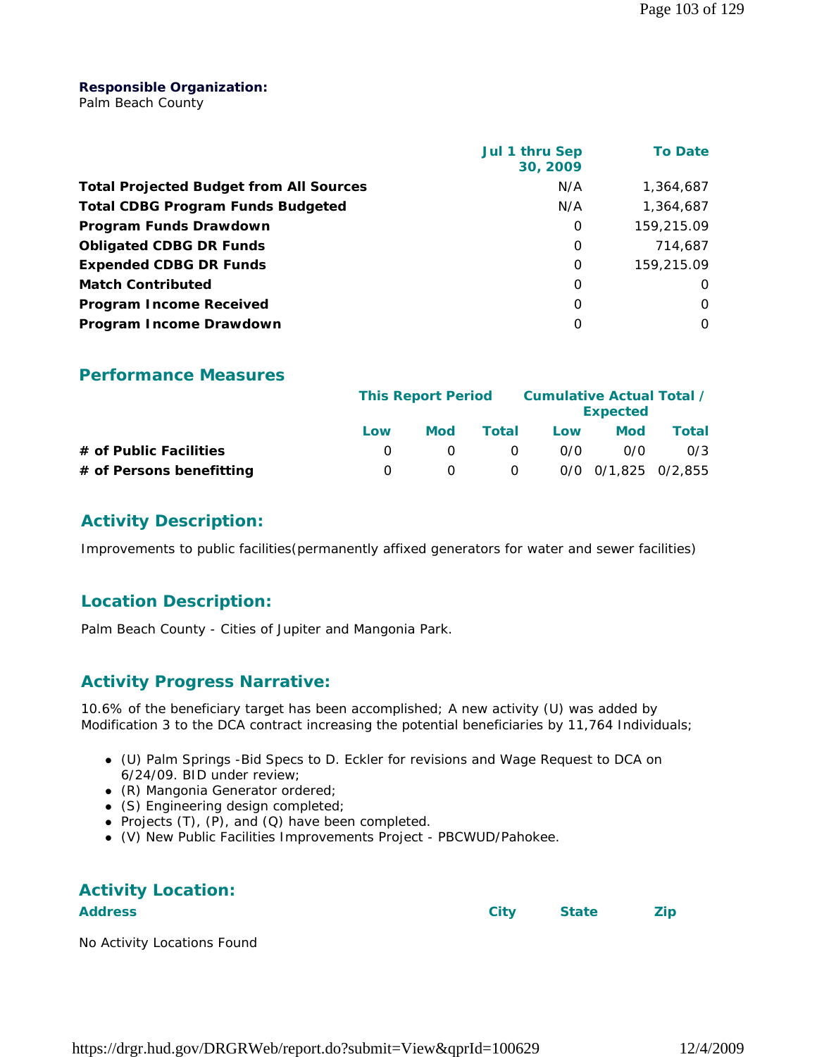**Responsible Organization:**
Palm Beach County

| | Jul 1 thru Sep 30, 2009 | To Date |
|---|---|---|
| **Total Projected Budget from All Sources** | N/A | 1,364,687 |
| **Total CDBG Program Funds Budgeted** | N/A | 1,364,687 |
| **Program Funds Drawdown** | 0 | 159,215.09 |
| **Obligated CDBG DR Funds** | 0 | 714,687 |
| **Expended CDBG DR Funds** | 0 | 159,215.09 |
| **Match Contributed** | 0 | 0 |
| **Program Income Received** | 0 | 0 |
| **Program Income Drawdown** | 0 | 0 |

## Performance Measures

| | This Report Period | | | Cumulative Actual Total / Expected | | |
|---|---|---|---|---|---|---|
| | Low | Mod | Total | Low | Mod | Total |
| **# of Public Facilities** | 0 | 0 | 0 | 0/0 | 0/0 | 0/3 |
| **# of Persons benefitting** | 0 | 0 | 0 | 0/0 | 0/1,825 | 0/2,855 |

## Activity Description:

Improvements to public facilities(permanently affixed generators for water and sewer facilities)

## Location Description:

Palm Beach County - Cities of Jupiter and Mangonia Park.

## Activity Progress Narrative:

10.6% of the beneficiary target has been accomplished; A new activity (U) was added by Modification 3 to the DCA contract increasing the potential beneficiaries by 11,764 Individuals;

- (U) Palm Springs -Bid Specs to D. Eckler for revisions and Wage Request to DCA on 6/24/09. BID under review;
- (R) Mangonia Generator ordered;
- (S) Engineering design completed;
- Projects (T), (P), and (Q) have been completed.
- (V) New Public Facilities Improvements Project - PBCWUD/Pahokee.

## Activity Location:

| Address | City | State | Zip |
|---|---|---|---|

No Activity Locations Found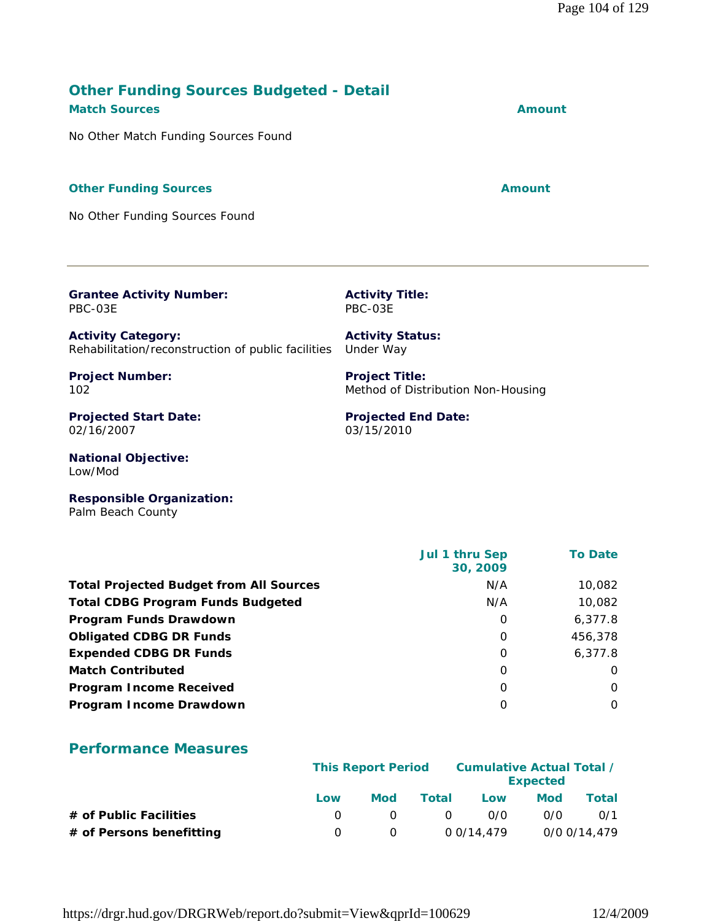## Other Funding Sources Budgeted - Detail

| Match Sources | Amount |
|---|---|
| No Other Match Funding Sources Found | |

| Other Funding Sources | Amount |
|---|---|
| No Other Funding Sources Found | |

---

**Grantee Activity Number:**
PBC-03E

**Activity Title:**
PBC-03E

**Activity Category:**
Rehabilitation/reconstruction of public facilities

**Activity Status:**
Under Way

**Project Number:**
102

**Project Title:**
Method of Distribution Non-Housing

**Projected Start Date:**
02/16/2007

**Projected End Date:**
03/15/2010

**National Objective:**
Low/Mod

**Responsible Organization:**
Palm Beach County

| | Jul 1 thru Sep 30, 2009 | To Date |
|---|---|---|
| **Total Projected Budget from All Sources** | N/A | 10,082 |
| **Total CDBG Program Funds Budgeted** | N/A | 10,082 |
| **Program Funds Drawdown** | 0 | 6,377.8 |
| **Obligated CDBG DR Funds** | 0 | 456,378 |
| **Expended CDBG DR Funds** | 0 | 6,377.8 |
| **Match Contributed** | 0 | 0 |
| **Program Income Received** | 0 | 0 |
| **Program Income Drawdown** | 0 | 0 |

## Performance Measures

| | This Report Period | | | Cumulative Actual Total / Expected | | |
|---|---|---|---|---|---|---|
| | Low | Mod | Total | Low | Mod | Total |
| **# of Public Facilities** | 0 | 0 | 0 | 0/0 | 0/0 | 0/1 |
| **# of Persons benefitting** | 0 | 0 | 0 | 0/14,479 | 0/0 | 0/14,479 |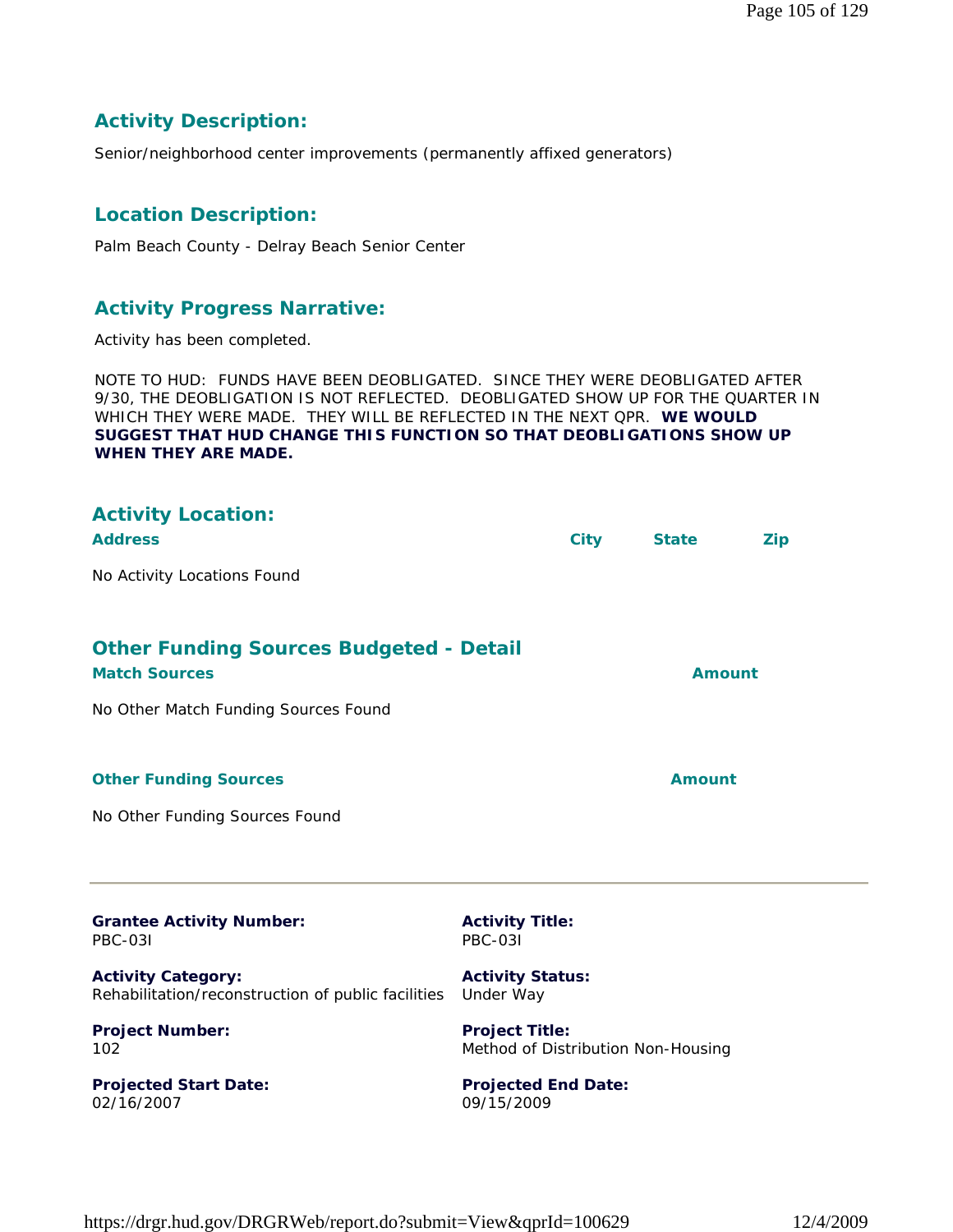## Activity Description:

Senior/neighborhood center improvements (permanently affixed generators)

## Location Description:

Palm Beach County - Delray Beach Senior Center

## Activity Progress Narrative:

Activity has been completed.

NOTE TO HUD: FUNDS HAVE BEEN DEOBLIGATED. SINCE THEY WERE DEOBLIGATED AFTER 9/30, THE DEOBLIGATION IS NOT REFLECTED. DEOBLIGATED SHOW UP FOR THE QUARTER IN WHICH THEY WERE MADE. THEY WILL BE REFLECTED IN THE NEXT QPR. **WE WOULD SUGGEST THAT HUD CHANGE THIS FUNCTION SO THAT DEOBLIGATIONS SHOW UP WHEN THEY ARE MADE.**

## Activity Location:

| Address | City | State | Zip |
|---|---|---|---|

No Activity Locations Found

## Other Funding Sources Budgeted - Detail

| Match Sources | Amount |
|---|---|

No Other Match Funding Sources Found

| Other Funding Sources | Amount |
|---|---|

No Other Funding Sources Found

---

**Grantee Activity Number:**
PBC-03I

**Activity Title:**
PBC-03I

**Activity Category:**
Rehabilitation/reconstruction of public facilities

**Activity Status:**
Under Way

**Project Number:**
102

**Project Title:**
Method of Distribution Non-Housing

**Projected Start Date:**
02/16/2007

**Projected End Date:**
09/15/2009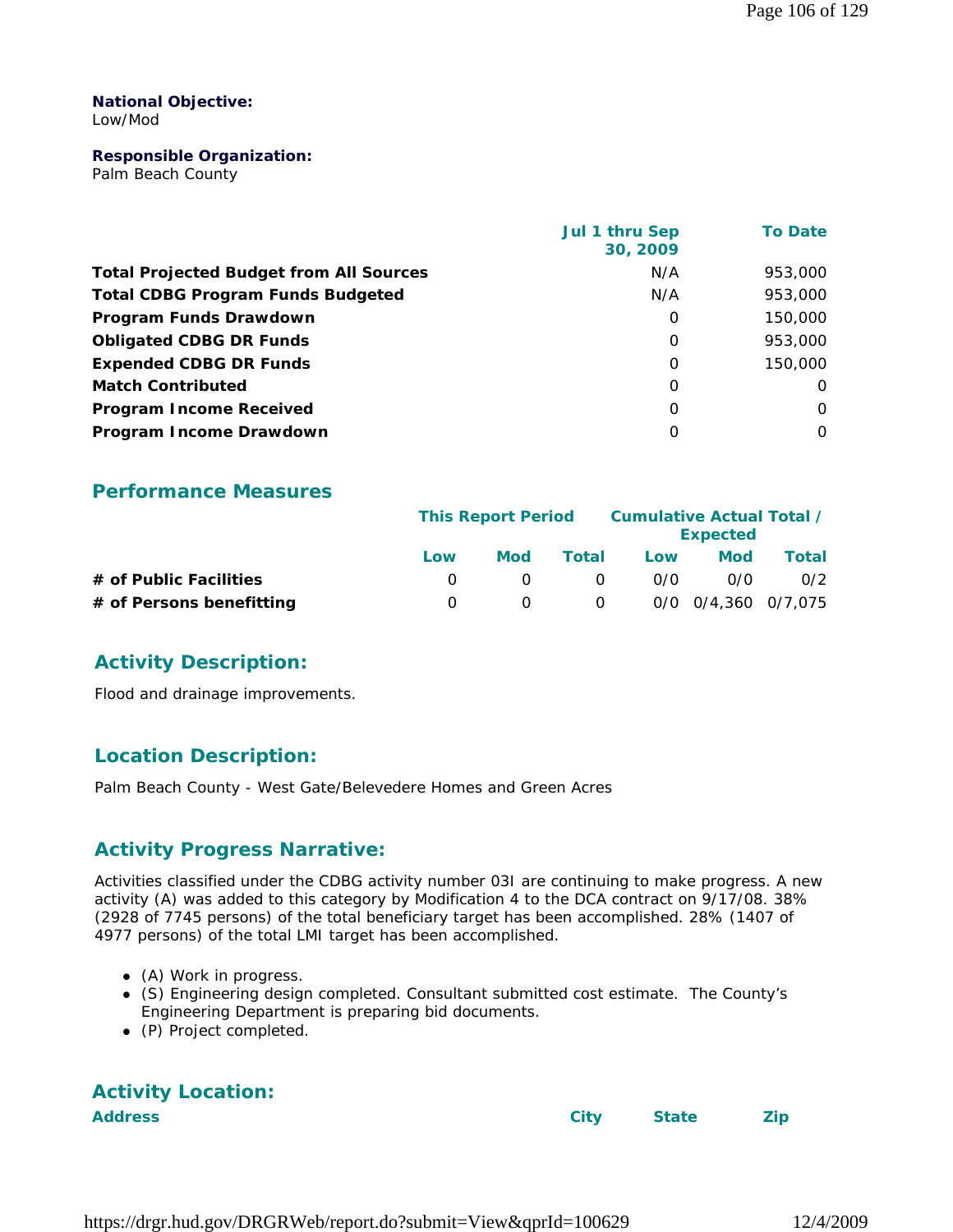**National Objective:**
Low/Mod

**Responsible Organization:**
Palm Beach County

| | Jul 1 thru Sep 30, 2009 | To Date |
|---|---|---|
| **Total Projected Budget from All Sources** | N/A | 953,000 |
| **Total CDBG Program Funds Budgeted** | N/A | 953,000 |
| **Program Funds Drawdown** | 0 | 150,000 |
| **Obligated CDBG DR Funds** | 0 | 953,000 |
| **Expended CDBG DR Funds** | 0 | 150,000 |
| **Match Contributed** | 0 | 0 |
| **Program Income Received** | 0 | 0 |
| **Program Income Drawdown** | 0 | 0 |

## Performance Measures

| | This Report Period | | | Cumulative Actual Total / Expected | | |
|---|---|---|---|---|---|---|
| | Low | Mod | Total | Low | Mod | Total |
| **# of Public Facilities** | 0 | 0 | 0 | 0/0 | 0/0 | 0/2 |
| **# of Persons benefitting** | 0 | 0 | 0 | 0/0 | 0/4,360 | 0/7,075 |

## Activity Description:

Flood and drainage improvements.

## Location Description:

Palm Beach County - West Gate/Belevedere Homes and Green Acres

## Activity Progress Narrative:

Activities classified under the CDBG activity number 03I are continuing to make progress. A new activity (A) was added to this category by Modification 4 to the DCA contract on 9/17/08. 38% (2928 of 7745 persons) of the total beneficiary target has been accomplished. 28% (1407 of 4977 persons) of the total LMI target has been accomplished.

- (A) Work in progress.
- (S) Engineering design completed. Consultant submitted cost estimate. The County's Engineering Department is preparing bid documents.
- (P) Project completed.

## Activity Location:

| Address | City | State | Zip |
|---|---|---|---|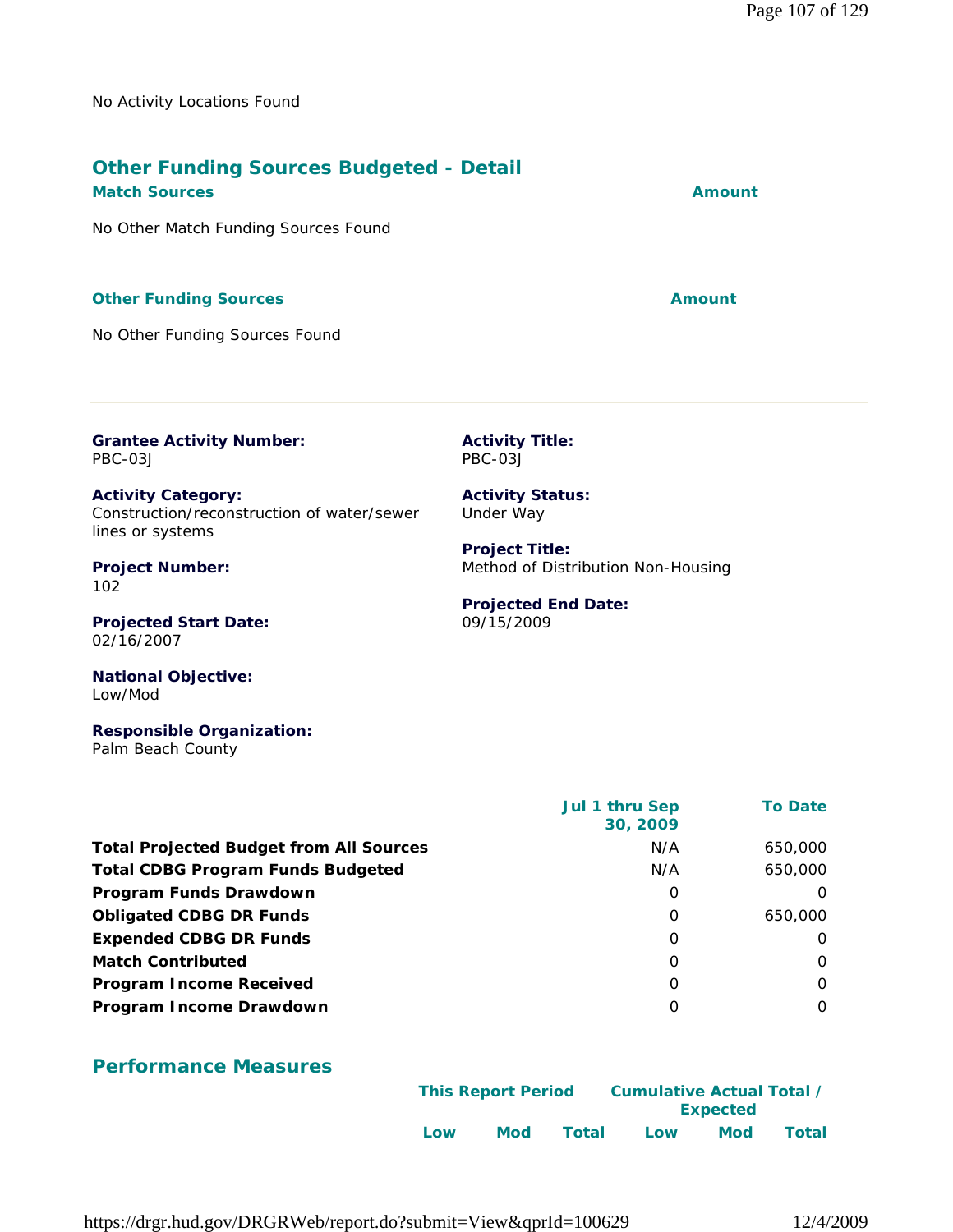No Activity Locations Found

## Other Funding Sources Budgeted - Detail

| Match Sources | Amount |
|---|---|
| No Other Match Funding Sources Found | |

| Other Funding Sources | Amount |
|---|---|
| No Other Funding Sources Found | |

---

**Grantee Activity Number:**
PBC-03J

**Activity Title:**
PBC-03J

**Activity Category:**
Construction/reconstruction of water/sewer lines or systems

**Activity Status:**
Under Way

**Project Number:**
102

**Project Title:**
Method of Distribution Non-Housing

**Projected Start Date:**
02/16/2007

**Projected End Date:**
09/15/2009

**National Objective:**
Low/Mod

**Responsible Organization:**
Palm Beach County

| | Jul 1 thru Sep 30, 2009 | To Date |
|---|---|---|
| **Total Projected Budget from All Sources** | N/A | 650,000 |
| **Total CDBG Program Funds Budgeted** | N/A | 650,000 |
| **Program Funds Drawdown** | 0 | 0 |
| **Obligated CDBG DR Funds** | 0 | 650,000 |
| **Expended CDBG DR Funds** | 0 | 0 |
| **Match Contributed** | 0 | 0 |
| **Program Income Received** | 0 | 0 |
| **Program Income Drawdown** | 0 | 0 |

## Performance Measures

| | This Report Period | | | Cumulative Actual Total / Expected | | |
|---|---|---|---|---|---|---|
| | Low | Mod | Total | Low | Mod | Total |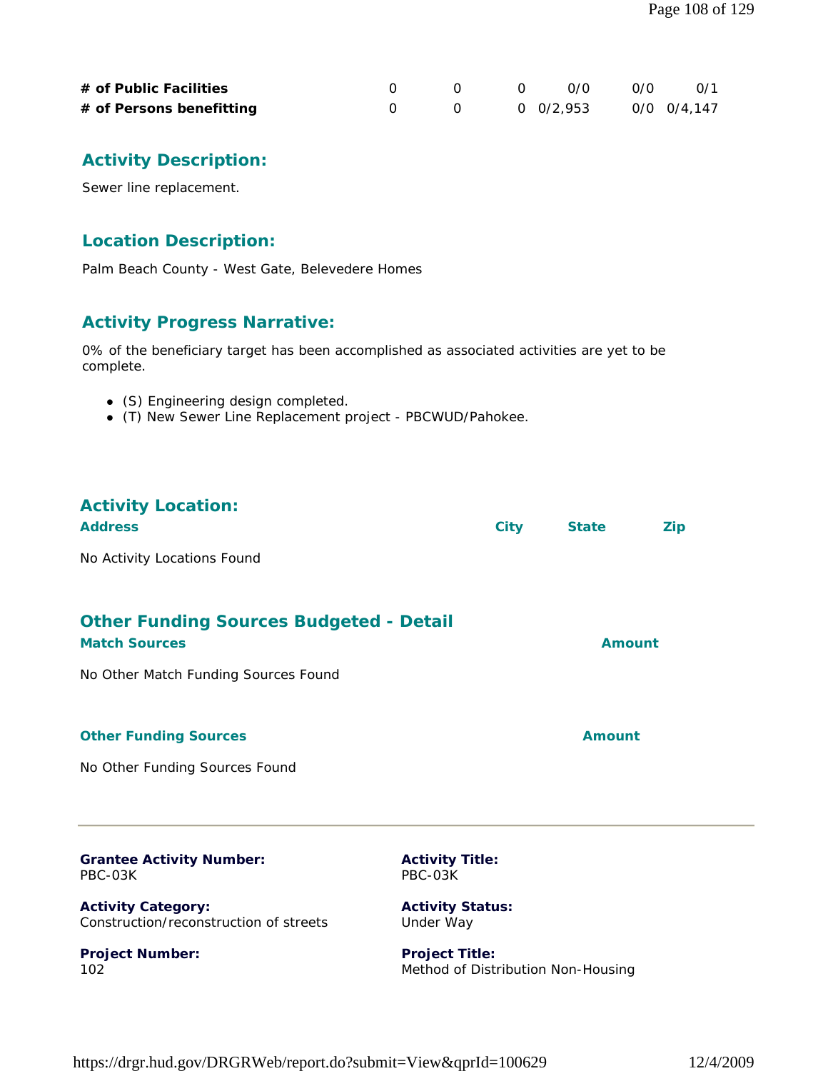| | | | | | | |
|---|---|---|---|---|---|---|
| **# of Public Facilities** | 0 | 0 | 0 | 0/0 | 0/0 | 0/1 |
| **# of Persons benefitting** | 0 | 0 | 0 | 0/2,953 | 0/0 | 0/4,147 |

## Activity Description:

Sewer line replacement.

## Location Description:

Palm Beach County - West Gate, Belevedere Homes

## Activity Progress Narrative:

0% of the beneficiary target has been accomplished as associated activities are yet to be complete.

- (S) Engineering design completed.
- (T) New Sewer Line Replacement project - PBCWUD/Pahokee.

## Activity Location:

| Address | City | State | Zip |
|---|---|---|---|
| No Activity Locations Found | | | |

## Other Funding Sources Budgeted - Detail

| Match Sources | Amount |
|---|---|
| No Other Match Funding Sources Found | |

| Other Funding Sources | Amount |
|---|---|
| No Other Funding Sources Found | |

---

**Grantee Activity Number:**
PBC-03K

**Activity Title:**
PBC-03K

**Activity Category:**
Construction/reconstruction of streets

**Activity Status:**
Under Way

**Project Number:**
102

**Project Title:**
Method of Distribution Non-Housing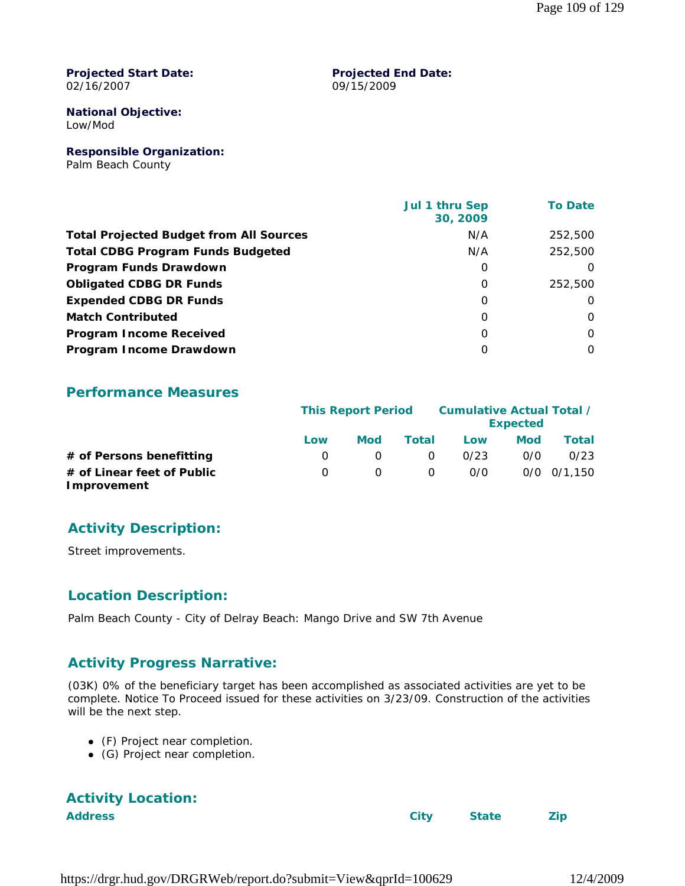**Projected Start Date:**
02/16/2007

**Projected End Date:**
09/15/2009

**National Objective:**
Low/Mod

**Responsible Organization:**
Palm Beach County

| | Jul 1 thru Sep 30, 2009 | To Date |
|---|---|---|
| **Total Projected Budget from All Sources** | N/A | 252,500 |
| **Total CDBG Program Funds Budgeted** | N/A | 252,500 |
| **Program Funds Drawdown** | 0 | 0 |
| **Obligated CDBG DR Funds** | 0 | 252,500 |
| **Expended CDBG DR Funds** | 0 | 0 |
| **Match Contributed** | 0 | 0 |
| **Program Income Received** | 0 | 0 |
| **Program Income Drawdown** | 0 | 0 |

## Performance Measures

| | This Report Period | | | Cumulative Actual Total / Expected | | |
|---|---|---|---|---|---|---|
| | Low | Mod | Total | Low | Mod | Total |
| **# of Persons benefitting** | 0 | 0 | 0 | 0/23 | 0/0 | 0/23 |
| **# of Linear feet of Public Improvement** | 0 | 0 | 0 | 0/0 | 0/0 | 0/1,150 |

## Activity Description:

Street improvements.

## Location Description:

Palm Beach County - City of Delray Beach: Mango Drive and SW 7th Avenue

## Activity Progress Narrative:

(03K) 0% of the beneficiary target has been accomplished as associated activities are yet to be complete. Notice To Proceed issued for these activities on 3/23/09. Construction of the activities will be the next step.

- (F) Project near completion.
- (G) Project near completion.

## Activity Location:

| Address | City | State | Zip |
|---|---|---|---|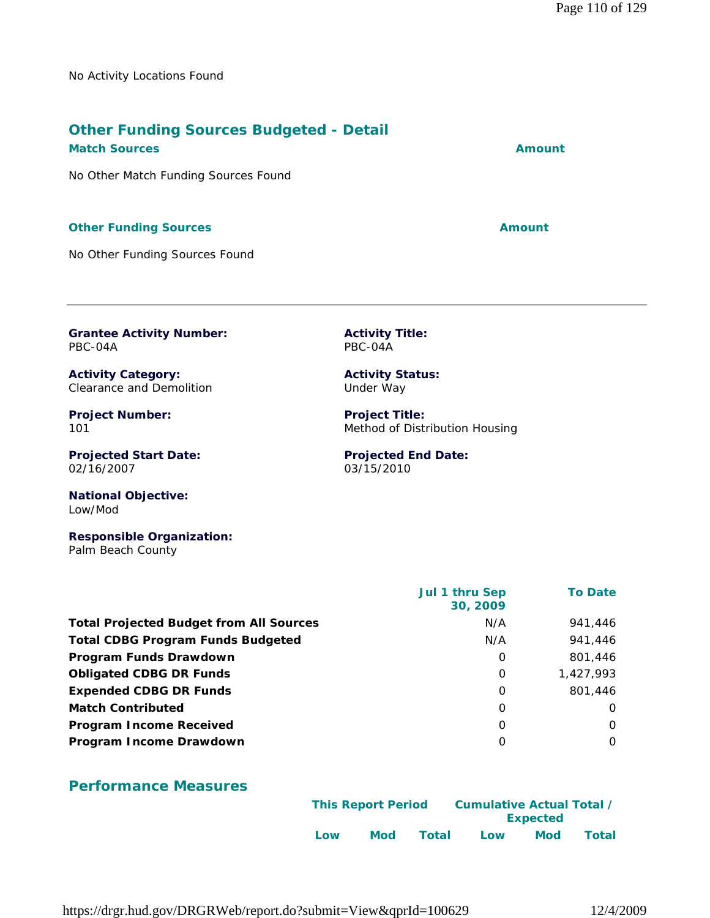No Activity Locations Found

## Other Funding Sources Budgeted - Detail

| Match Sources | Amount |
| --- | --- |
| No Other Match Funding Sources Found | |

| Other Funding Sources | Amount |
| --- | --- |
| No Other Funding Sources Found | |

---

**Grantee Activity Number:**
PBC-04A

**Activity Title:**
PBC-04A

**Activity Category:**
Clearance and Demolition

**Activity Status:**
Under Way

**Project Number:**
101

**Project Title:**
Method of Distribution Housing

**Projected Start Date:**
02/16/2007

**Projected End Date:**
03/15/2010

**National Objective:**
Low/Mod

**Responsible Organization:**
Palm Beach County

| | Jul 1 thru Sep 30, 2009 | To Date |
| --- | --- | --- |
| **Total Projected Budget from All Sources** | N/A | 941,446 |
| **Total CDBG Program Funds Budgeted** | N/A | 941,446 |
| **Program Funds Drawdown** | 0 | 801,446 |
| **Obligated CDBG DR Funds** | 0 | 1,427,993 |
| **Expended CDBG DR Funds** | 0 | 801,446 |
| **Match Contributed** | 0 | 0 |
| **Program Income Received** | 0 | 0 |
| **Program Income Drawdown** | 0 | 0 |

## Performance Measures

| | This Report Period | | | Cumulative Actual Total / Expected | | |
| --- | --- | --- | --- | --- | --- | --- |
| | Low | Mod | Total | Low | Mod | Total |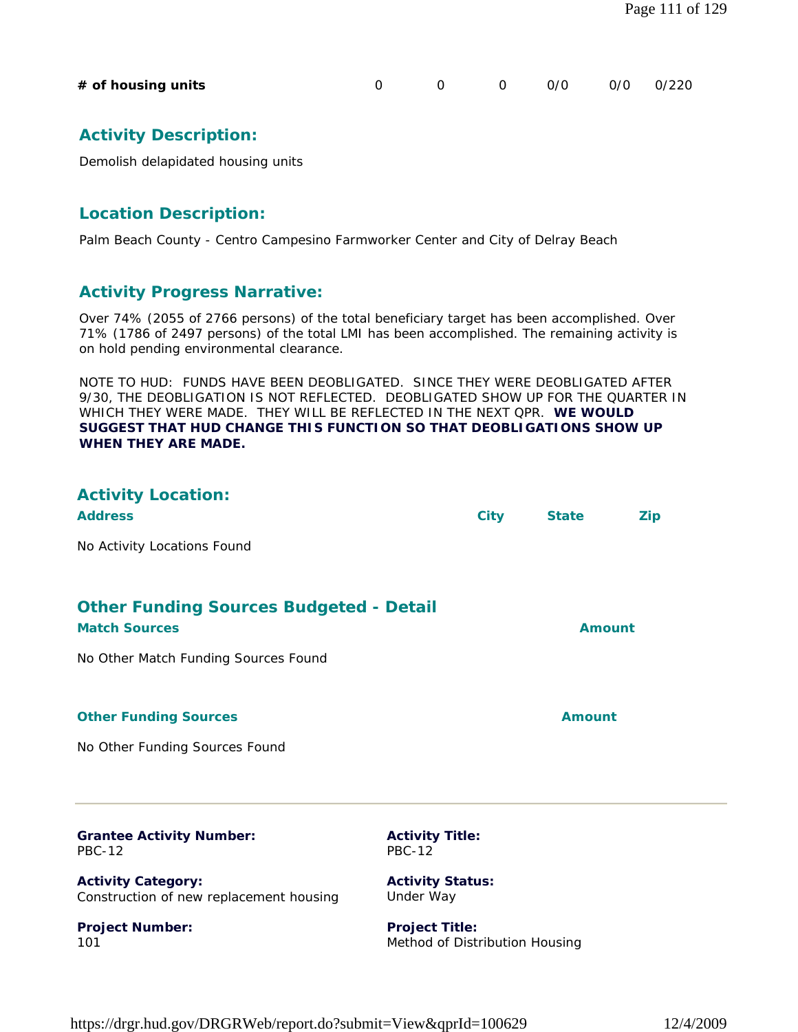| # of housing units | 0 | 0 | 0 | 0/0 | 0/0 | 0/220 |
|---|---|---|---|---|---|---|

## Activity Description:

Demolish delapidated housing units

## Location Description:

Palm Beach County - Centro Campesino Farmworker Center and City of Delray Beach

## Activity Progress Narrative:

Over 74% (2055 of 2766 persons) of the total beneficiary target has been accomplished. Over 71% (1786 of 2497 persons) of the total LMI has been accomplished. The remaining activity is on hold pending environmental clearance.

NOTE TO HUD: FUNDS HAVE BEEN DEOBLIGATED. SINCE THEY WERE DEOBLIGATED AFTER 9/30, THE DEOBLIGATION IS NOT REFLECTED. DEOBLIGATED SHOW UP FOR THE QUARTER IN WHICH THEY WERE MADE. THEY WILL BE REFLECTED IN THE NEXT QPR. **WE WOULD SUGGEST THAT HUD CHANGE THIS FUNCTION SO THAT DEOBLIGATIONS SHOW UP WHEN THEY ARE MADE.**

## Activity Location:

| Address | City | State | Zip |
|---|---|---|---|

No Activity Locations Found

## Other Funding Sources Budgeted - Detail

| Match Sources | Amount |
|---|---|

No Other Match Funding Sources Found

| Other Funding Sources | Amount |
|---|---|

No Other Funding Sources Found

---

**Grantee Activity Number:**
PBC-12

**Activity Title:**
PBC-12

**Activity Category:**
Construction of new replacement housing

**Activity Status:**
Under Way

**Project Number:**
101

**Project Title:**
Method of Distribution Housing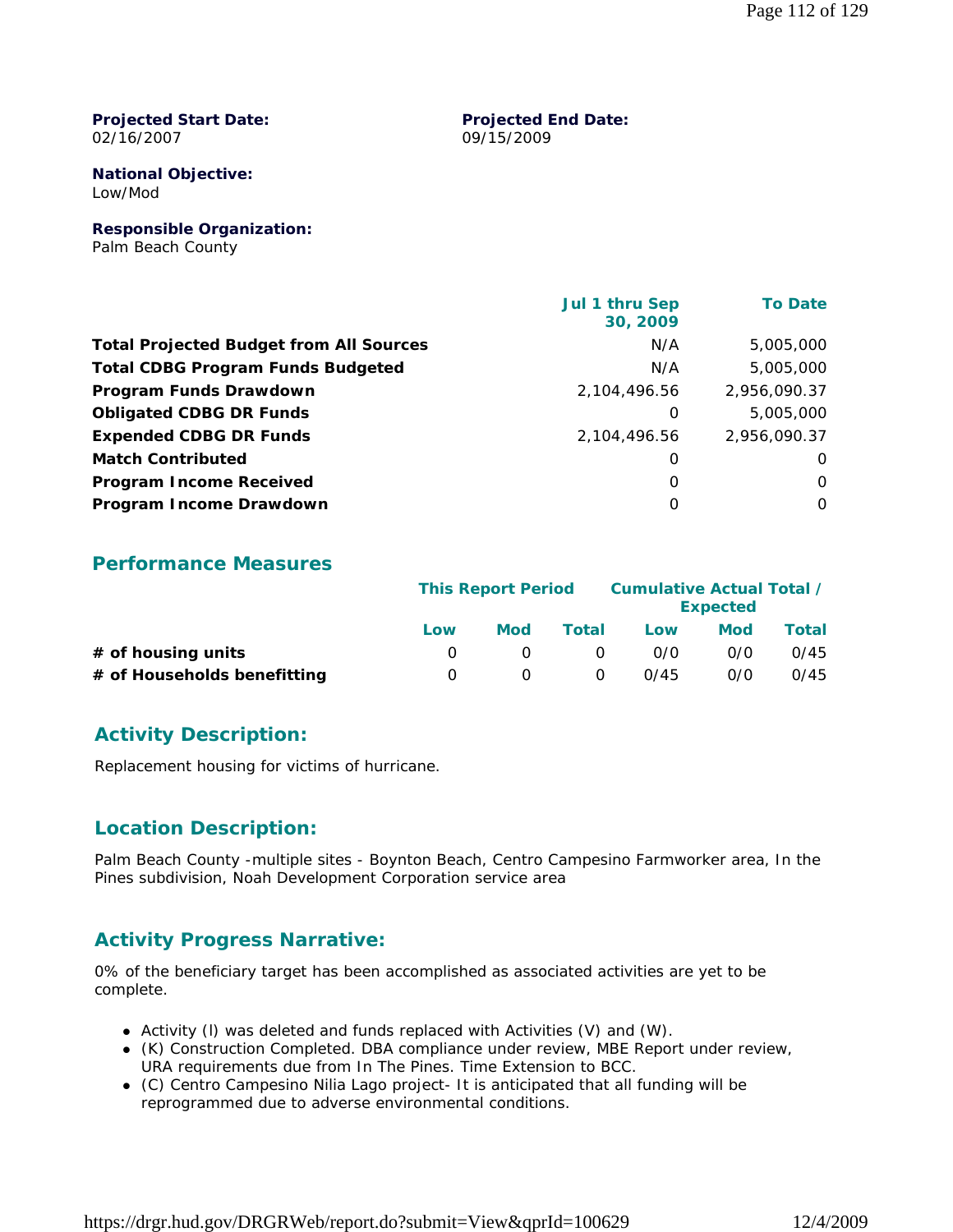**Projected Start Date:**
02/16/2007

**Projected End Date:**
09/15/2009

**National Objective:**
Low/Mod

**Responsible Organization:**
Palm Beach County

| | Jul 1 thru Sep 30, 2009 | To Date |
|---|---|---|
| **Total Projected Budget from All Sources** | N/A | 5,005,000 |
| **Total CDBG Program Funds Budgeted** | N/A | 5,005,000 |
| **Program Funds Drawdown** | 2,104,496.56 | 2,956,090.37 |
| **Obligated CDBG DR Funds** | 0 | 5,005,000 |
| **Expended CDBG DR Funds** | 2,104,496.56 | 2,956,090.37 |
| **Match Contributed** | 0 | 0 |
| **Program Income Received** | 0 | 0 |
| **Program Income Drawdown** | 0 | 0 |

## Performance Measures

| | This Report Period | | | Cumulative Actual Total / Expected | | |
|---|---|---|---|---|---|---|
| | Low | Mod | Total | Low | Mod | Total |
| **# of housing units** | 0 | 0 | 0 | 0/0 | 0/0 | 0/45 |
| **# of Households benefitting** | 0 | 0 | 0 | 0/45 | 0/0 | 0/45 |

## Activity Description:

Replacement housing for victims of hurricane.

## Location Description:

Palm Beach County -multiple sites - Boynton Beach, Centro Campesino Farmworker area, In the Pines subdivision, Noah Development Corporation service area

## Activity Progress Narrative:

0% of the beneficiary target has been accomplished as associated activities are yet to be complete.

- Activity (I) was deleted and funds replaced with Activities (V) and (W).
- (K) Construction Completed. DBA compliance under review, MBE Report under review, URA requirements due from In The Pines. Time Extension to BCC.
- (C) Centro Campesino Nilia Lago project- It is anticipated that all funding will be reprogrammed due to adverse environmental conditions.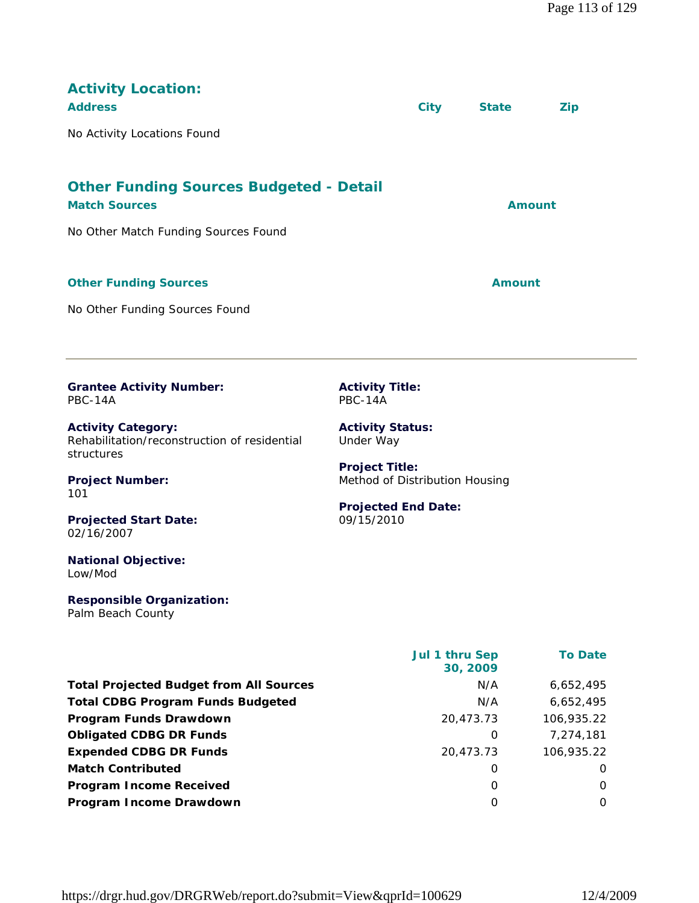## Activity Location:

| Address | City | State | Zip |
|---|---|---|---|
| No Activity Locations Found | | | |

## Other Funding Sources Budgeted - Detail

| Match Sources | Amount |
|---|---|
| No Other Match Funding Sources Found | |

| Other Funding Sources | Amount |
|---|---|
| No Other Funding Sources Found | |

---

**Grantee Activity Number:**
PBC-14A

**Activity Title:**
PBC-14A

**Activity Category:**
Rehabilitation/reconstruction of residential structures

**Activity Status:**
Under Way

**Project Number:**
101

**Project Title:**
Method of Distribution Housing

**Projected Start Date:**
02/16/2007

**Projected End Date:**
09/15/2010

**National Objective:**
Low/Mod

**Responsible Organization:**
Palm Beach County

| | Jul 1 thru Sep 30, 2009 | To Date |
|---|---|---|
| **Total Projected Budget from All Sources** | N/A | 6,652,495 |
| **Total CDBG Program Funds Budgeted** | N/A | 6,652,495 |
| **Program Funds Drawdown** | 20,473.73 | 106,935.22 |
| **Obligated CDBG DR Funds** | 0 | 7,274,181 |
| **Expended CDBG DR Funds** | 20,473.73 | 106,935.22 |
| **Match Contributed** | 0 | 0 |
| **Program Income Received** | 0 | 0 |
| **Program Income Drawdown** | 0 | 0 |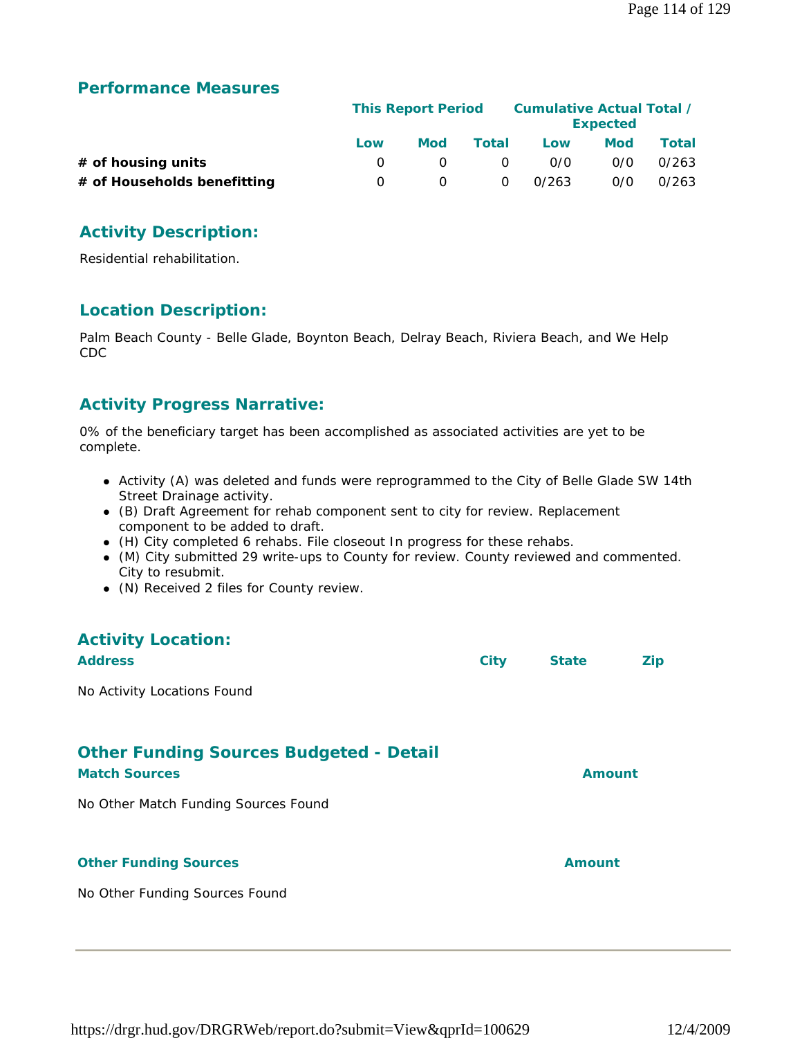## Performance Measures

| | This Report Period | | | Cumulative Actual Total / Expected | | |
|---|---|---|---|---|---|---|
| | Low | Mod | Total | Low | Mod | Total |
| **# of housing units** | 0 | 0 | 0 | 0/0 | 0/0 | 0/263 |
| **# of Households benefitting** | 0 | 0 | 0 | 0/263 | 0/0 | 0/263 |

## Activity Description:

Residential rehabilitation.

## Location Description:

Palm Beach County - Belle Glade, Boynton Beach, Delray Beach, Riviera Beach, and We Help CDC

## Activity Progress Narrative:

0% of the beneficiary target has been accomplished as associated activities are yet to be complete.

- Activity (A) was deleted and funds were reprogrammed to the City of Belle Glade SW 14th Street Drainage activity.
- (B) Draft Agreement for rehab component sent to city for review. Replacement component to be added to draft.
- (H) City completed 6 rehabs. File closeout In progress for these rehabs.
- (M) City submitted 29 write-ups to County for review. County reviewed and commented. City to resubmit.
- (N) Received 2 files for County review.

## Activity Location:

| Address | City | State | Zip |
|---|---|---|---|

No Activity Locations Found

## Other Funding Sources Budgeted - Detail

| Match Sources | Amount |
|---|---|

No Other Match Funding Sources Found

| Other Funding Sources | Amount |
|---|---|

No Other Funding Sources Found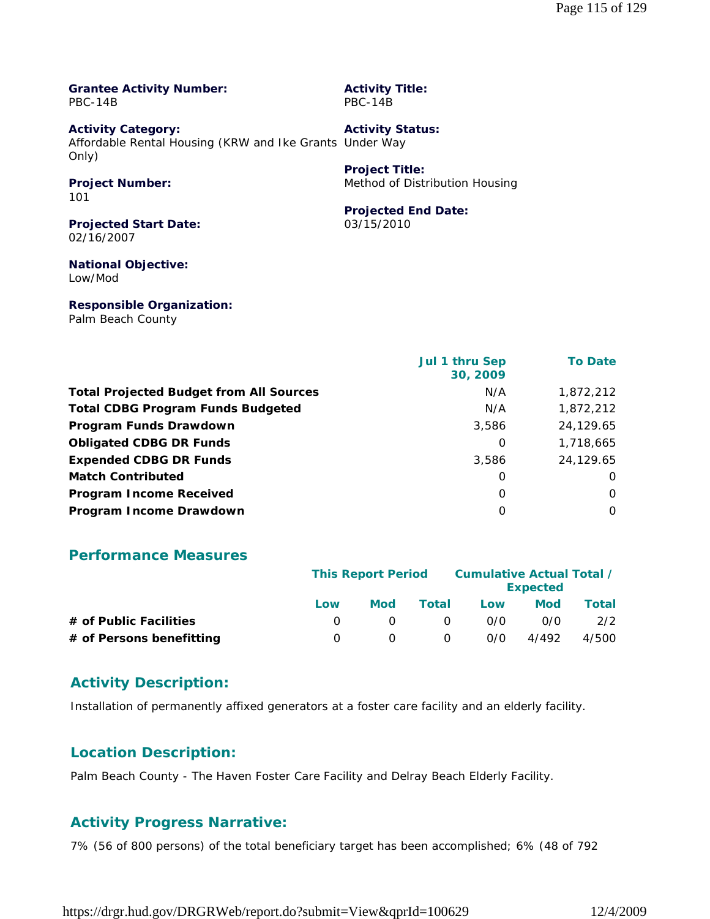**Grantee Activity Number:**
PBC-14B

**Activity Title:**
PBC-14B

**Activity Category:**
Affordable Rental Housing (KRW and Ike Grants Only)

**Activity Status:**
Under Way

**Project Number:**
101

**Project Title:**
Method of Distribution Housing

**Projected Start Date:**
02/16/2007

**Projected End Date:**
03/15/2010

**National Objective:**
Low/Mod

**Responsible Organization:**
Palm Beach County

| | Jul 1 thru Sep 30, 2009 | To Date |
|---|---|---|
| **Total Projected Budget from All Sources** | N/A | 1,872,212 |
| **Total CDBG Program Funds Budgeted** | N/A | 1,872,212 |
| **Program Funds Drawdown** | 3,586 | 24,129.65 |
| **Obligated CDBG DR Funds** | 0 | 1,718,665 |
| **Expended CDBG DR Funds** | 3,586 | 24,129.65 |
| **Match Contributed** | 0 | 0 |
| **Program Income Received** | 0 | 0 |
| **Program Income Drawdown** | 0 | 0 |

## Performance Measures

| | This Report Period | | | Cumulative Actual Total / Expected | | |
|---|---|---|---|---|---|---|
| | Low | Mod | Total | Low | Mod | Total |
| **# of Public Facilities** | 0 | 0 | 0 | 0/0 | 0/0 | 2/2 |
| **# of Persons benefitting** | 0 | 0 | 0 | 0/0 | 4/492 | 4/500 |

## Activity Description:

Installation of permanently affixed generators at a foster care facility and an elderly facility.

## Location Description:

Palm Beach County - The Haven Foster Care Facility and Delray Beach Elderly Facility.

## Activity Progress Narrative:

7% (56 of 800 persons) of the total beneficiary target has been accomplished; 6% (48 of 792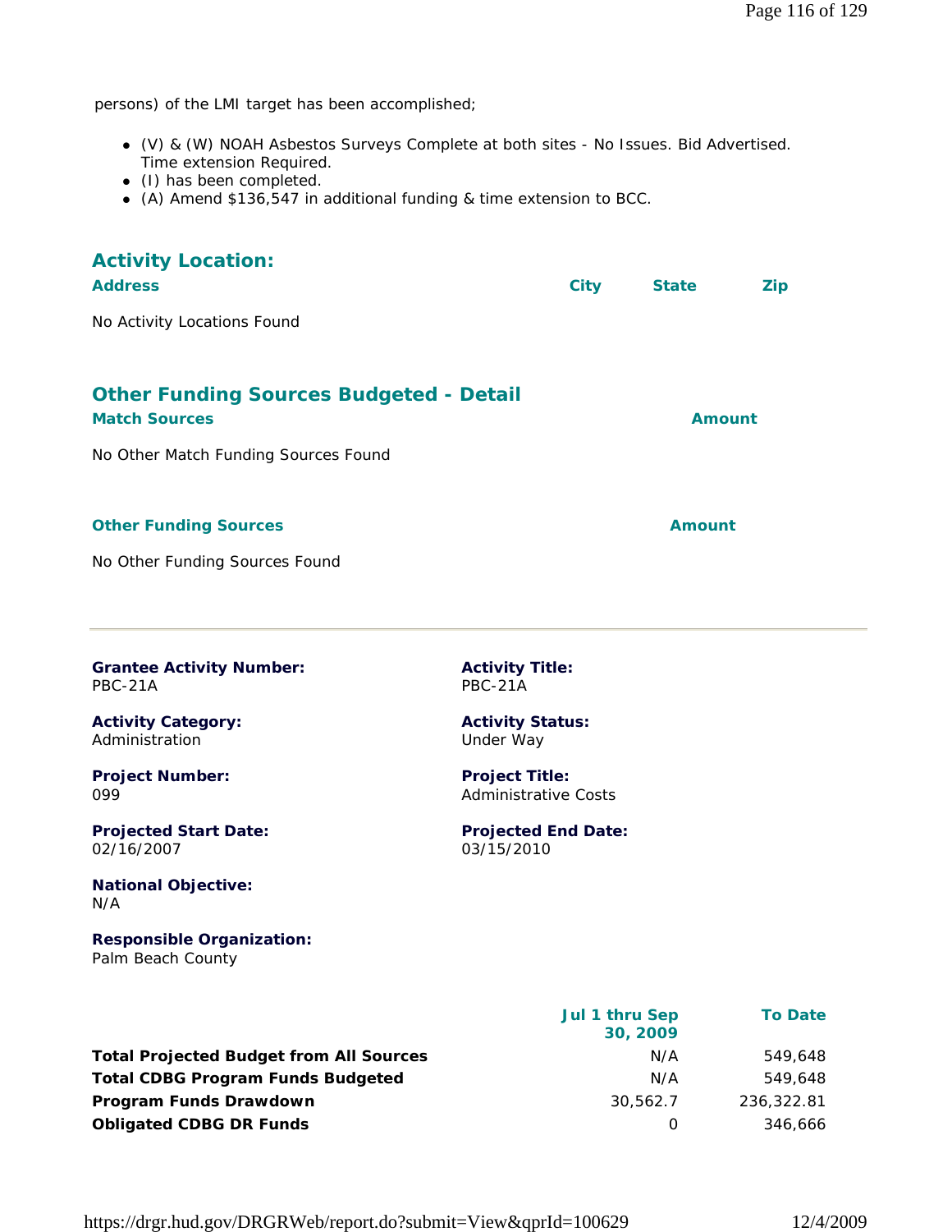persons) of the LMI target has been accomplished;

- (V) & (W) NOAH Asbestos Surveys Complete at both sites - No Issues. Bid Advertised. Time extension Required.
- (I) has been completed.
- (A) Amend $136,547 in additional funding & time extension to BCC.

## Activity Location:

| Address | City | State | Zip |
|---|---|---|---|

No Activity Locations Found

## Other Funding Sources Budgeted - Detail

| Match Sources | Amount |
|---|---|

No Other Match Funding Sources Found

| Other Funding Sources | Amount |
|---|---|

No Other Funding Sources Found

---

**Grantee Activity Number:**
PBC-21A

**Activity Title:**
PBC-21A

**Activity Category:**
Administration

**Activity Status:**
Under Way

**Project Number:**
099

**Project Title:**
Administrative Costs

**Projected Start Date:**
02/16/2007

**Projected End Date:**
03/15/2010

**National Objective:**
N/A

**Responsible Organization:**
Palm Beach County

| | Jul 1 thru Sep 30, 2009 | To Date |
|---|---|---|
| **Total Projected Budget from All Sources** | N/A | 549,648 |
| **Total CDBG Program Funds Budgeted** | N/A | 549,648 |
| **Program Funds Drawdown** | 30,562.7 | 236,322.81 |
| **Obligated CDBG DR Funds** | 0 | 346,666 |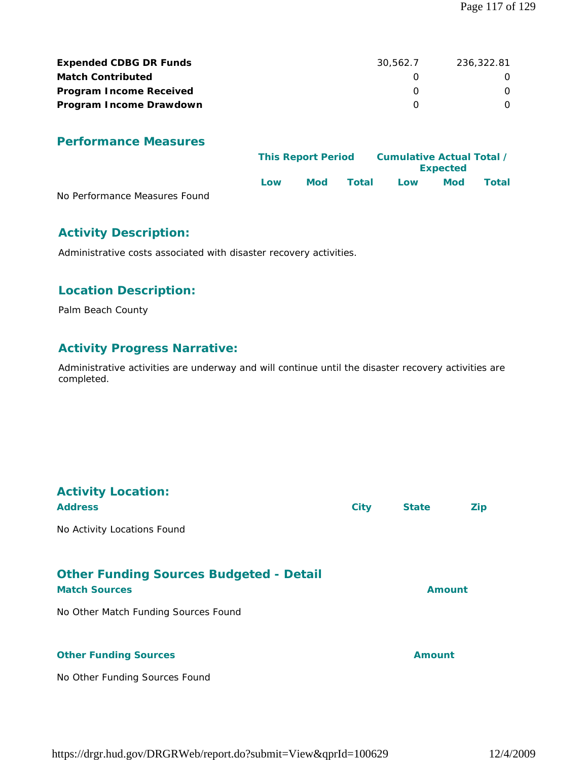| | | |
|---|---|---|
| **Expended CDBG DR Funds** | 30,562.7 | 236,322.81 |
| **Match Contributed** | 0 | 0 |
| **Program Income Received** | 0 | 0 |
| **Program Income Drawdown** | 0 | 0 |

## Performance Measures

| | This Report Period | | | Cumulative Actual Total / Expected | | |
|---|---|---|---|---|---|---|
| | Low | Mod | Total | Low | Mod | Total |
| No Performance Measures Found | | | | | | |

## Activity Description:

Administrative costs associated with disaster recovery activities.

## Location Description:

Palm Beach County

## Activity Progress Narrative:

Administrative activities are underway and will continue until the disaster recovery activities are completed.

## Activity Location:

| Address | City | State | Zip |
|---|---|---|---|
| No Activity Locations Found | | | |

## Other Funding Sources Budgeted - Detail

| Match Sources | Amount |
|---|---|
| No Other Match Funding Sources Found | |

| Other Funding Sources | Amount |
|---|---|
| No Other Funding Sources Found | |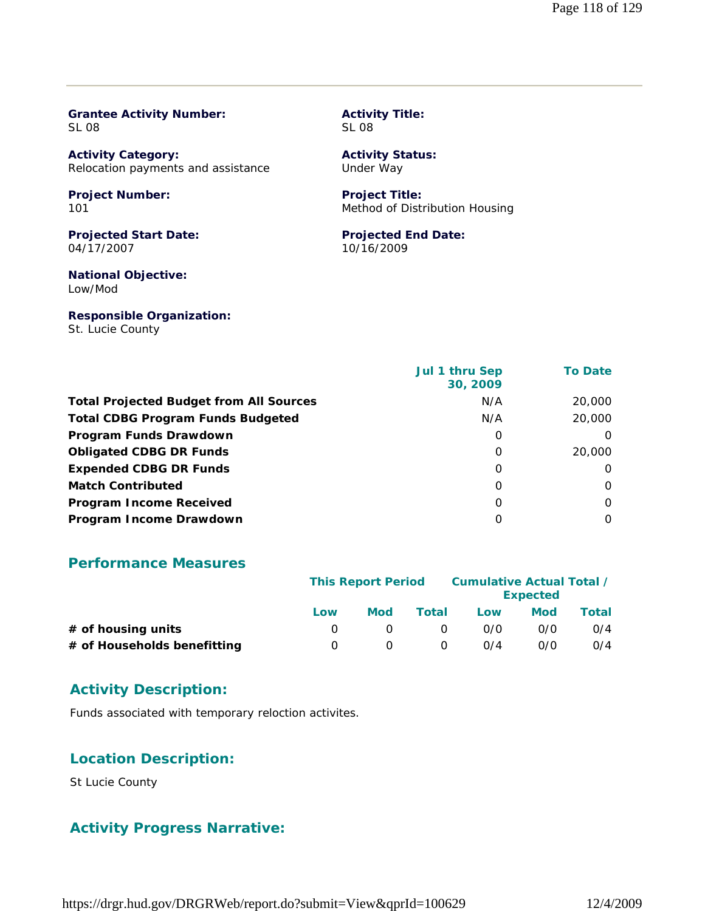**Grantee Activity Number:**
SL 08

**Activity Title:**
SL 08

**Activity Category:**
Relocation payments and assistance

**Activity Status:**
Under Way

**Project Number:**
101

**Project Title:**
Method of Distribution Housing

**Projected Start Date:**
04/17/2007

**Projected End Date:**
10/16/2009

**National Objective:**
Low/Mod

**Responsible Organization:**
St. Lucie County

| | Jul 1 thru Sep 30, 2009 | To Date |
|---|---|---|
| **Total Projected Budget from All Sources** | N/A | 20,000 |
| **Total CDBG Program Funds Budgeted** | N/A | 20,000 |
| **Program Funds Drawdown** | 0 | 0 |
| **Obligated CDBG DR Funds** | 0 | 20,000 |
| **Expended CDBG DR Funds** | 0 | 0 |
| **Match Contributed** | 0 | 0 |
| **Program Income Received** | 0 | 0 |
| **Program Income Drawdown** | 0 | 0 |

## Performance Measures

| | This Report Period | | | Cumulative Actual Total / Expected | | |
|---|---|---|---|---|---|---|
| | Low | Mod | Total | Low | Mod | Total |
| **# of housing units** | 0 | 0 | 0 | 0/0 | 0/0 | 0/4 |
| **# of Households benefitting** | 0 | 0 | 0 | 0/4 | 0/0 | 0/4 |

## Activity Description:

Funds associated with temporary reloction activites.

## Location Description:

St Lucie County

## Activity Progress Narrative: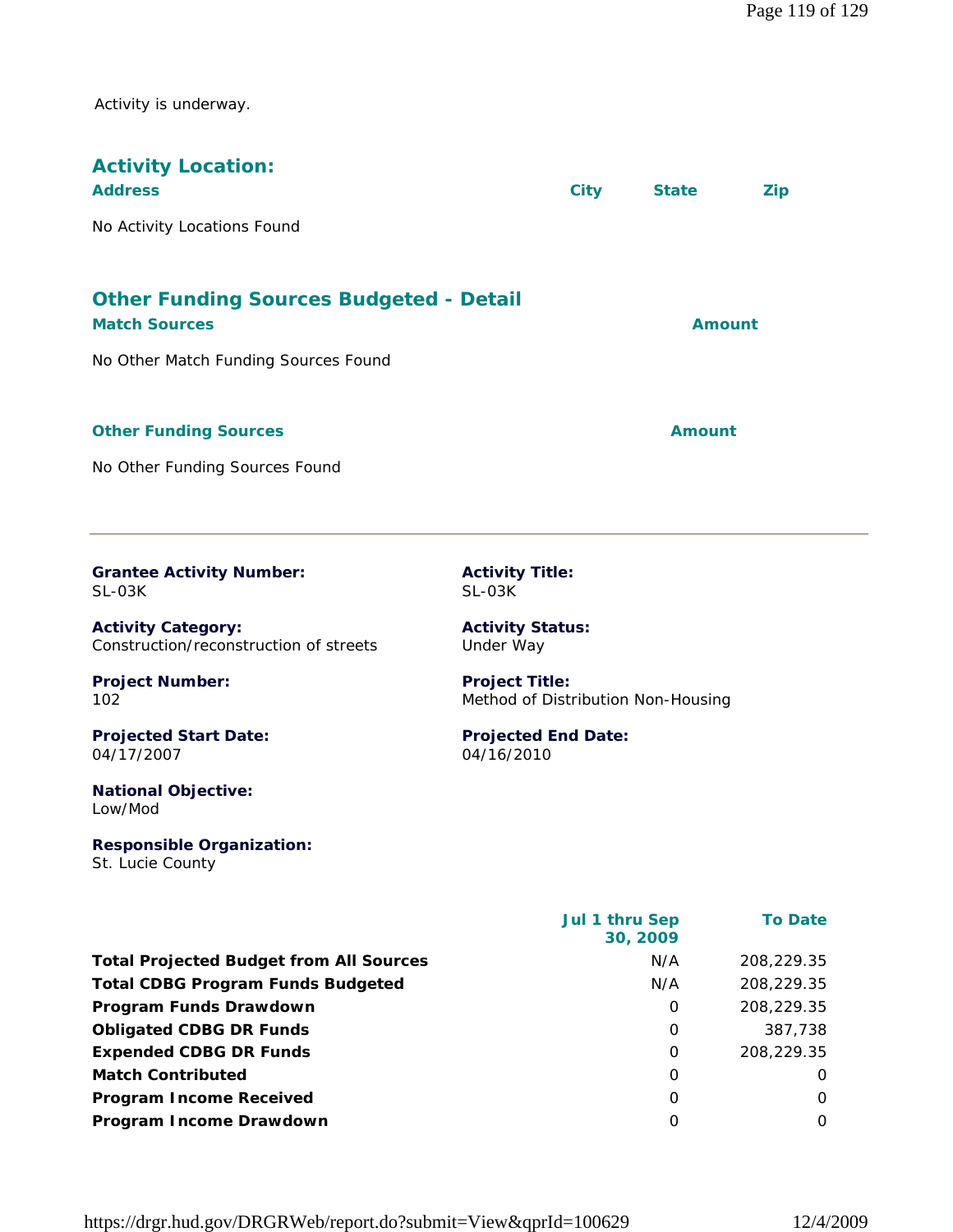Activity is underway.

## Activity Location:

| Address | City | State | Zip |
|---|---|---|---|
| No Activity Locations Found | | | |

## Other Funding Sources Budgeted - Detail

| Match Sources | Amount |
|---|---|
| No Other Match Funding Sources Found | |

| Other Funding Sources | Amount |
|---|---|
| No Other Funding Sources Found | |

---

**Grantee Activity Number:**
SL-03K

**Activity Title:**
SL-03K

**Activity Category:**
Construction/reconstruction of streets

**Activity Status:**
Under Way

**Project Number:**
102

**Project Title:**
Method of Distribution Non-Housing

**Projected Start Date:**
04/17/2007

**Projected End Date:**
04/16/2010

**National Objective:**
Low/Mod

**Responsible Organization:**
St. Lucie County

| | Jul 1 thru Sep 30, 2009 | To Date |
|---|---|---|
| **Total Projected Budget from All Sources** | N/A | 208,229.35 |
| **Total CDBG Program Funds Budgeted** | N/A | 208,229.35 |
| **Program Funds Drawdown** | 0 | 208,229.35 |
| **Obligated CDBG DR Funds** | 0 | 387,738 |
| **Expended CDBG DR Funds** | 0 | 208,229.35 |
| **Match Contributed** | 0 | 0 |
| **Program Income Received** | 0 | 0 |
| **Program Income Drawdown** | 0 | 0 |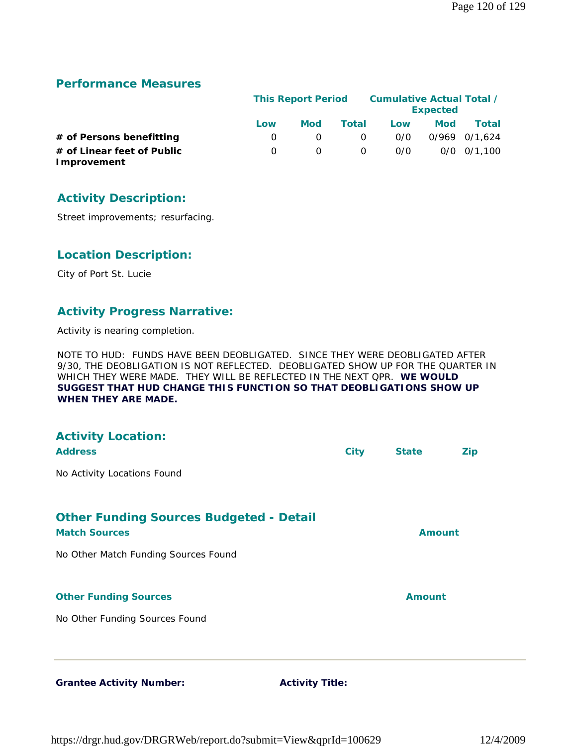## Performance Measures

| | This Report Period | | | Cumulative Actual Total / Expected | | |
|---|---|---|---|---|---|---|
| | Low | Mod | Total | Low | Mod | Total |
| **# of Persons benefitting** | 0 | 0 | 0 | 0/0 | 0/969 | 0/1,624 |
| **# of Linear feet of Public Improvement** | 0 | 0 | 0 | 0/0 | 0/0 | 0/1,100 |

## Activity Description:

Street improvements; resurfacing.

## Location Description:

City of Port St. Lucie

## Activity Progress Narrative:

Activity is nearing completion.

NOTE TO HUD: FUNDS HAVE BEEN DEOBLIGATED. SINCE THEY WERE DEOBLIGATED AFTER 9/30, THE DEOBLIGATION IS NOT REFLECTED. DEOBLIGATED SHOW UP FOR THE QUARTER IN WHICH THEY WERE MADE. THEY WILL BE REFLECTED IN THE NEXT QPR. **WE WOULD SUGGEST THAT HUD CHANGE THIS FUNCTION SO THAT DEOBLIGATIONS SHOW UP WHEN THEY ARE MADE.**

## Activity Location:

| Address | City | State | Zip |
|---|---|---|---|

No Activity Locations Found

## Other Funding Sources Budgeted - Detail

| Match Sources | Amount |
|---|---|

No Other Match Funding Sources Found

| Other Funding Sources | Amount |
|---|---|

No Other Funding Sources Found

---

**Grantee Activity Number:** **Activity Title:**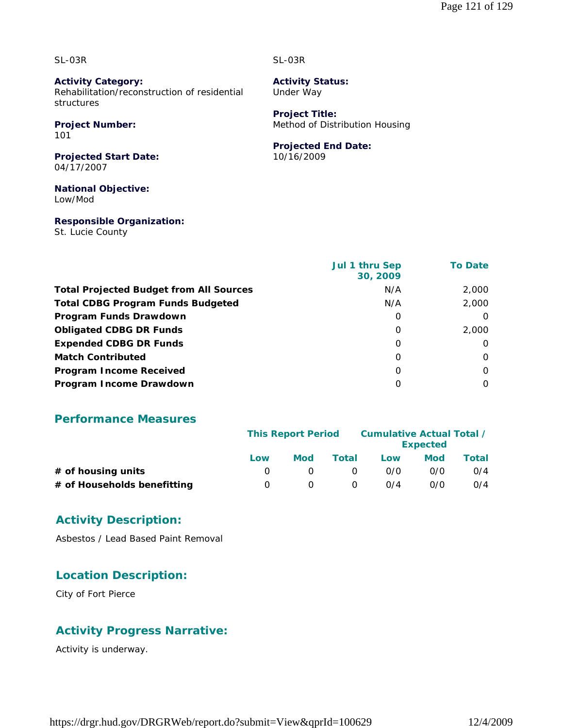SL-03R

SL-03R

**Activity Category:**
Rehabilitation/reconstruction of residential structures

**Activity Status:**
Under Way

**Project Number:**
101

**Project Title:**
Method of Distribution Housing

**Projected Start Date:**
04/17/2007

**Projected End Date:**
10/16/2009

**National Objective:**
Low/Mod

**Responsible Organization:**
St. Lucie County

| | Jul 1 thru Sep 30, 2009 | To Date |
|---|---|---|
| **Total Projected Budget from All Sources** | N/A | 2,000 |
| **Total CDBG Program Funds Budgeted** | N/A | 2,000 |
| **Program Funds Drawdown** | 0 | 0 |
| **Obligated CDBG DR Funds** | 0 | 2,000 |
| **Expended CDBG DR Funds** | 0 | 0 |
| **Match Contributed** | 0 | 0 |
| **Program Income Received** | 0 | 0 |
| **Program Income Drawdown** | 0 | 0 |

## Performance Measures

| | This Report Period | | | Cumulative Actual Total / Expected | | |
|---|---|---|---|---|---|---|
| | Low | Mod | Total | Low | Mod | Total |
| **# of housing units** | 0 | 0 | 0 | 0/0 | 0/0 | 0/4 |
| **# of Households benefitting** | 0 | 0 | 0 | 0/4 | 0/0 | 0/4 |

## Activity Description:

Asbestos / Lead Based Paint Removal

## Location Description:

City of Fort Pierce

## Activity Progress Narrative:

Activity is underway.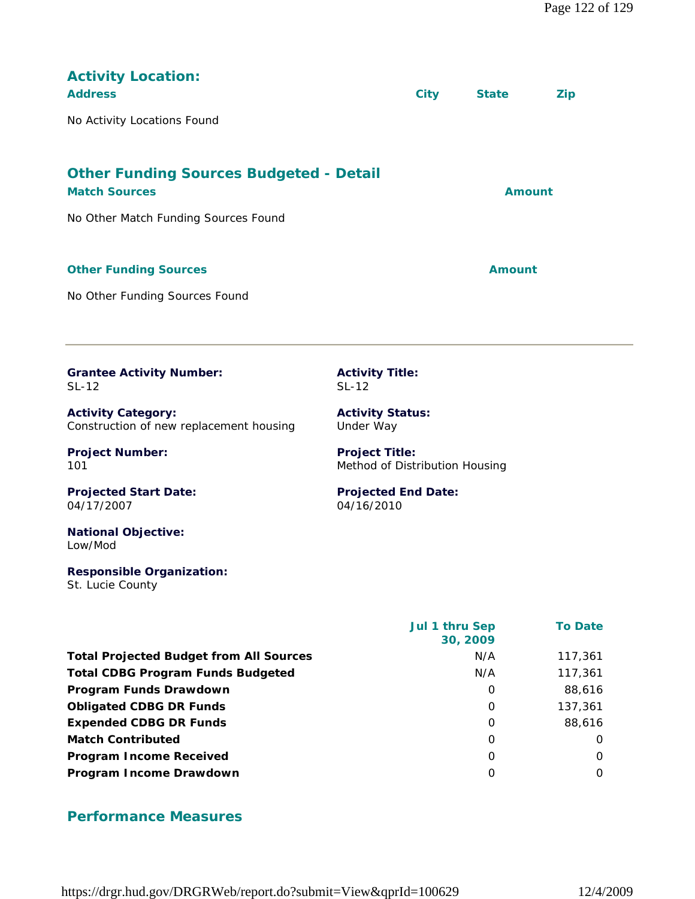## Activity Location:

| Address | City | State | Zip |
|---|---|---|---|
| No Activity Locations Found | | | |

## Other Funding Sources Budgeted - Detail

| Match Sources | Amount |
|---|---|
| No Other Match Funding Sources Found | |

| Other Funding Sources | Amount |
|---|---|
| No Other Funding Sources Found | |

---

**Grantee Activity Number:**
SL-12

**Activity Title:**
SL-12

**Activity Category:**
Construction of new replacement housing

**Activity Status:**
Under Way

**Project Number:**
101

**Project Title:**
Method of Distribution Housing

**Projected Start Date:**
04/17/2007

**Projected End Date:**
04/16/2010

**National Objective:**
Low/Mod

**Responsible Organization:**
St. Lucie County

| | Jul 1 thru Sep 30, 2009 | To Date |
|---|---|---|
| **Total Projected Budget from All Sources** | N/A | 117,361 |
| **Total CDBG Program Funds Budgeted** | N/A | 117,361 |
| **Program Funds Drawdown** | 0 | 88,616 |
| **Obligated CDBG DR Funds** | 0 | 137,361 |
| **Expended CDBG DR Funds** | 0 | 88,616 |
| **Match Contributed** | 0 | 0 |
| **Program Income Received** | 0 | 0 |
| **Program Income Drawdown** | 0 | 0 |

## Performance Measures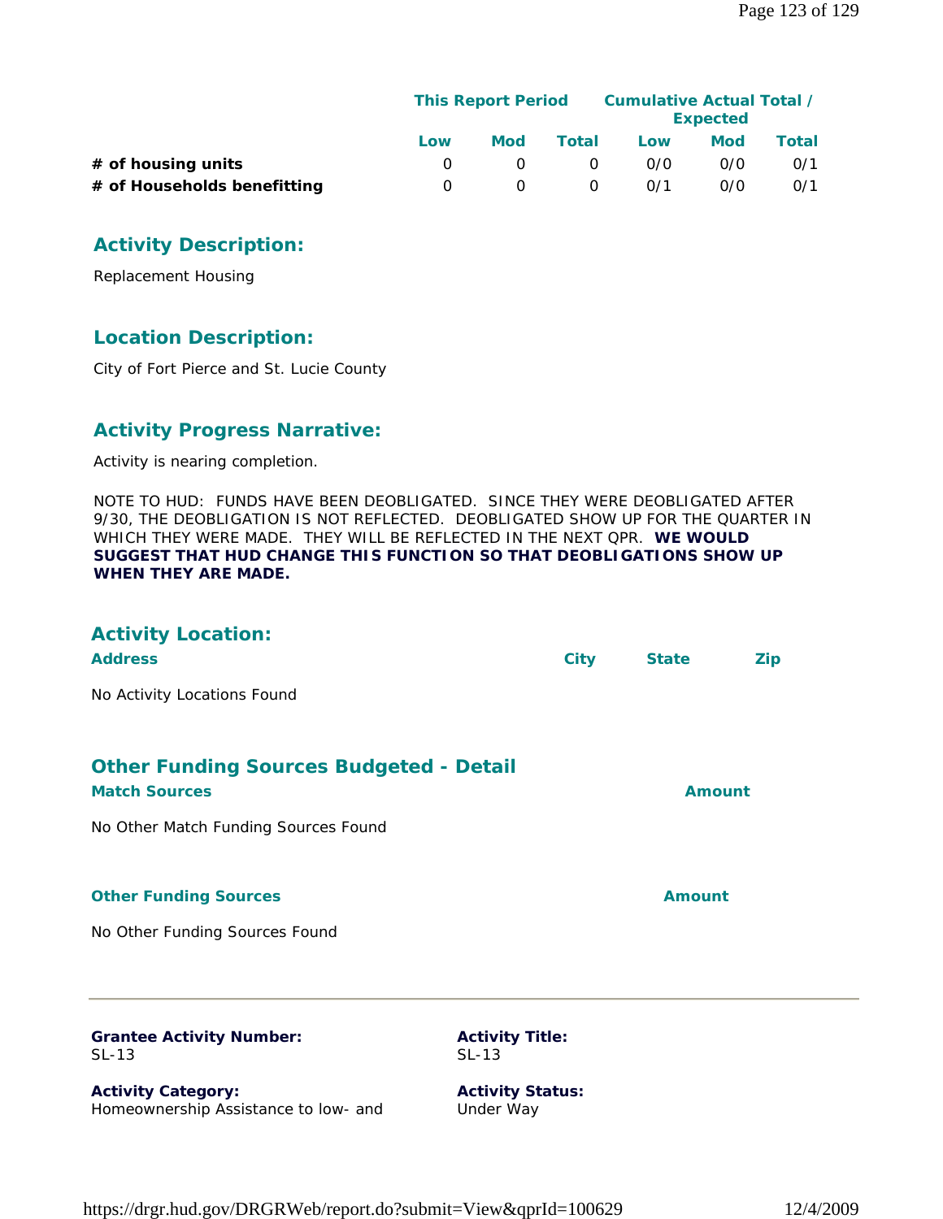| | This Report Period | | | Cumulative Actual Total / Expected | | |
|---|---|---|---|---|---|---|
| | Low | Mod | Total | Low | Mod | Total |
| # of housing units | 0 | 0 | 0 | 0/0 | 0/0 | 0/1 |
| # of Households benefitting | 0 | 0 | 0 | 0/1 | 0/0 | 0/1 |

## Activity Description:

Replacement Housing

## Location Description:

City of Fort Pierce and St. Lucie County

## Activity Progress Narrative:

Activity is nearing completion.

NOTE TO HUD: FUNDS HAVE BEEN DEOBLIGATED. SINCE THEY WERE DEOBLIGATED AFTER 9/30, THE DEOBLIGATION IS NOT REFLECTED. DEOBLIGATED SHOW UP FOR THE QUARTER IN WHICH THEY WERE MADE. THEY WILL BE REFLECTED IN THE NEXT QPR. **WE WOULD SUGGEST THAT HUD CHANGE THIS FUNCTION SO THAT DEOBLIGATIONS SHOW UP WHEN THEY ARE MADE.**

## Activity Location:

| Address | City | State | Zip |
|---|---|---|---|

No Activity Locations Found

## Other Funding Sources Budgeted - Detail

| Match Sources | Amount |
|---|---|

No Other Match Funding Sources Found

| Other Funding Sources | Amount |
|---|---|

No Other Funding Sources Found

---

**Grantee Activity Number:**
SL-13

**Activity Title:**
SL-13

**Activity Category:**
Homeownership Assistance to low- and

**Activity Status:**
Under Way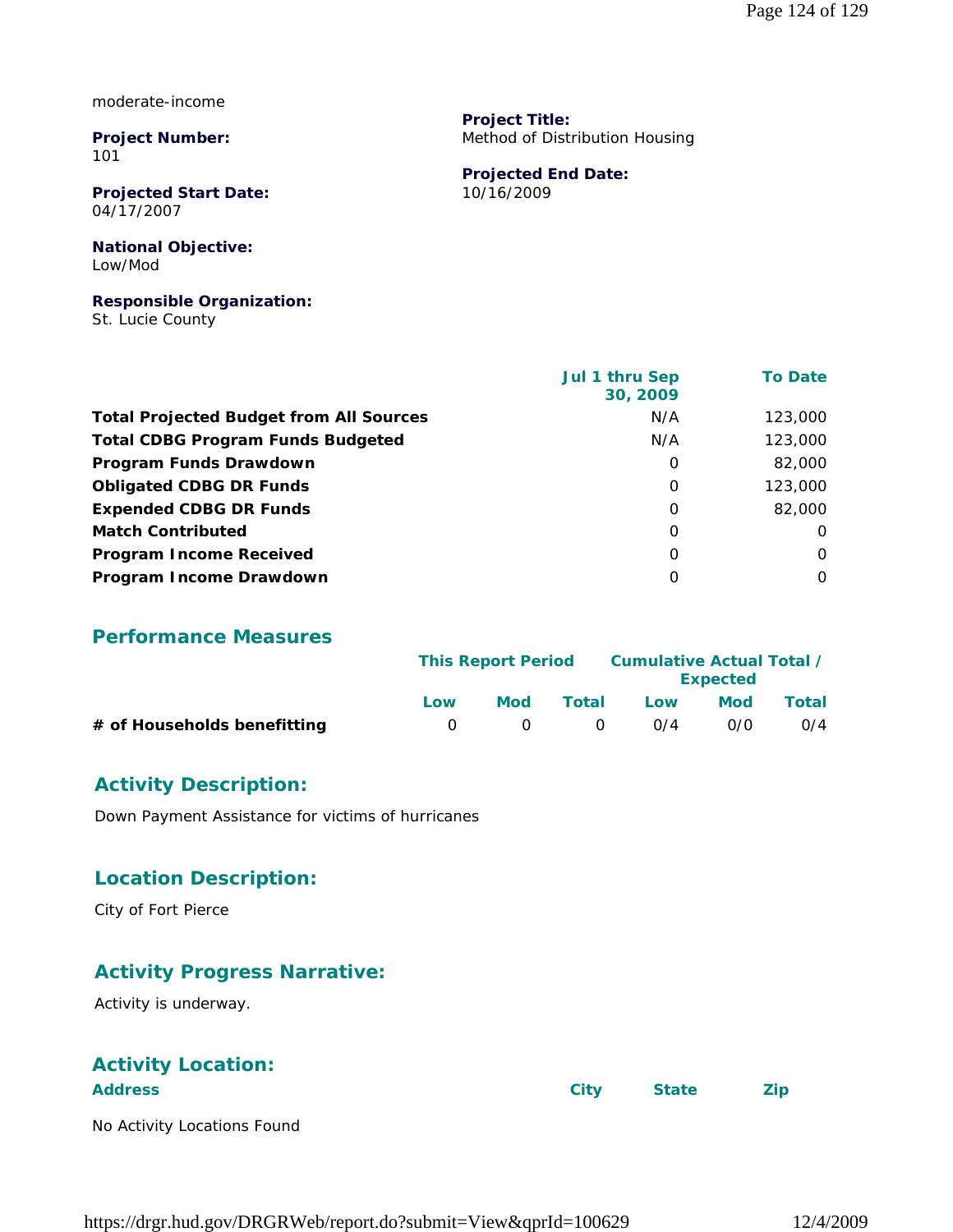moderate-income

**Project Number:**
101

**Project Title:**
Method of Distribution Housing

**Projected Start Date:**
04/17/2007

**Projected End Date:**
10/16/2009

**National Objective:**
Low/Mod

**Responsible Organization:**
St. Lucie County

| | Jul 1 thru Sep 30, 2009 | To Date |
|---|---|---|
| **Total Projected Budget from All Sources** | N/A | 123,000 |
| **Total CDBG Program Funds Budgeted** | N/A | 123,000 |
| **Program Funds Drawdown** | 0 | 82,000 |
| **Obligated CDBG DR Funds** | 0 | 123,000 |
| **Expended CDBG DR Funds** | 0 | 82,000 |
| **Match Contributed** | 0 | 0 |
| **Program Income Received** | 0 | 0 |
| **Program Income Drawdown** | 0 | 0 |

## Performance Measures

| | This Report Period | | | Cumulative Actual Total / Expected | | |
|---|---|---|---|---|---|---|
| | Low | Mod | Total | Low | Mod | Total |
| **# of Households benefitting** | 0 | 0 | 0 | 0/4 | 0/0 | 0/4 |

## Activity Description:

Down Payment Assistance for victims of hurricanes

## Location Description:

City of Fort Pierce

## Activity Progress Narrative:

Activity is underway.

## Activity Location:

| Address | City | State | Zip |
|---|---|---|---|

No Activity Locations Found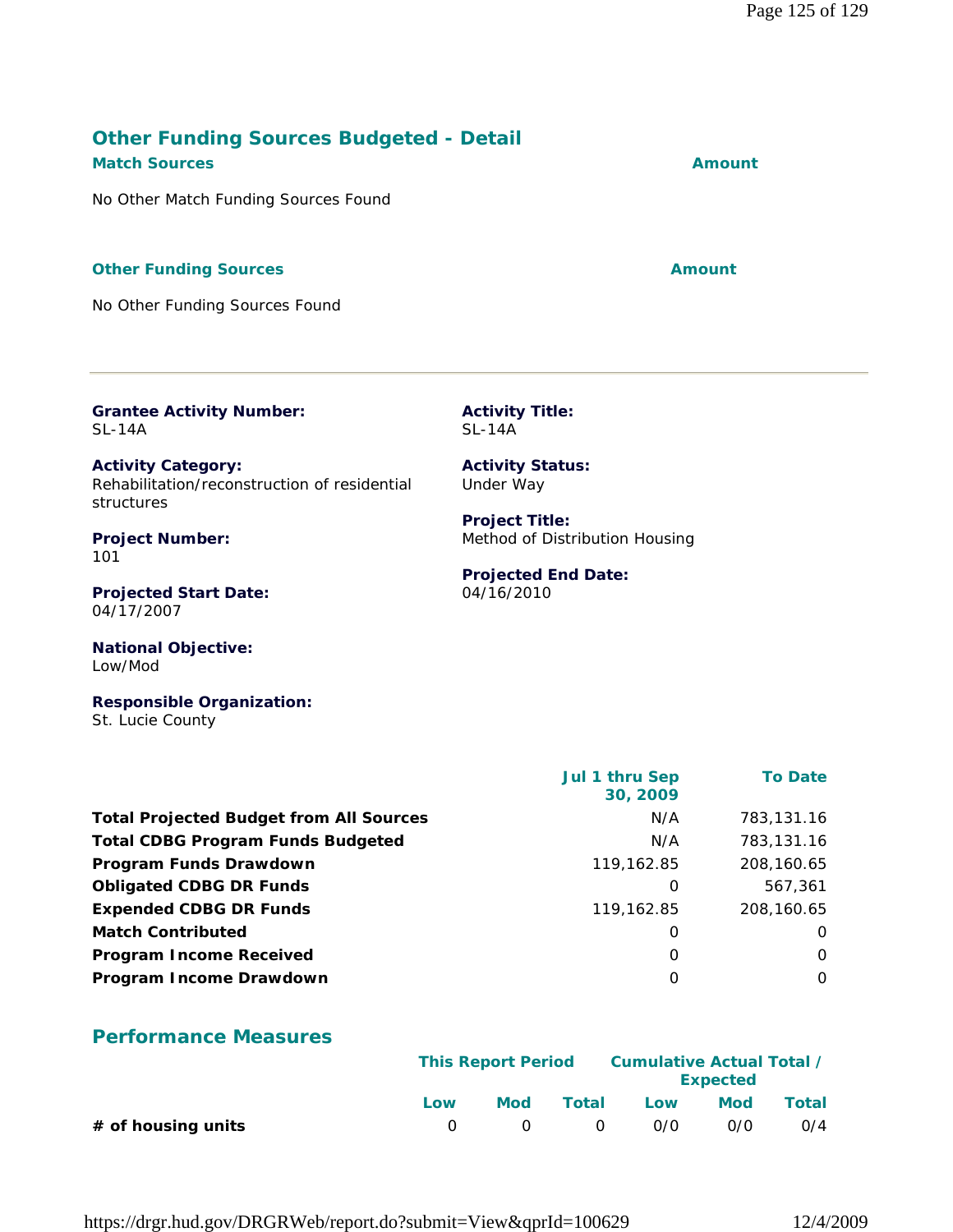## Other Funding Sources Budgeted - Detail

**Match Sources** | **Amount**

No Other Match Funding Sources Found

**Other Funding Sources** | **Amount**

No Other Funding Sources Found

---

**Grantee Activity Number:**
SL-14A

**Activity Title:**
SL-14A

**Activity Category:**
Rehabilitation/reconstruction of residential structures

**Activity Status:**
Under Way

**Project Number:**
101

**Project Title:**
Method of Distribution Housing

**Projected Start Date:**
04/17/2007

**Projected End Date:**
04/16/2010

**National Objective:**
Low/Mod

**Responsible Organization:**
St. Lucie County

| | Jul 1 thru Sep 30, 2009 | To Date |
|---|---|---|
| **Total Projected Budget from All Sources** | N/A | 783,131.16 |
| **Total CDBG Program Funds Budgeted** | N/A | 783,131.16 |
| **Program Funds Drawdown** | 119,162.85 | 208,160.65 |
| **Obligated CDBG DR Funds** | 0 | 567,361 |
| **Expended CDBG DR Funds** | 119,162.85 | 208,160.65 |
| **Match Contributed** | 0 | 0 |
| **Program Income Received** | 0 | 0 |
| **Program Income Drawdown** | 0 | 0 |

## Performance Measures

| | This Report Period | | | Cumulative Actual Total / Expected | | |
|---|---|---|---|---|---|---|
| | Low | Mod | Total | Low | Mod | Total |
| **# of housing units** | 0 | 0 | 0 | 0/0 | 0/0 | 0/4 |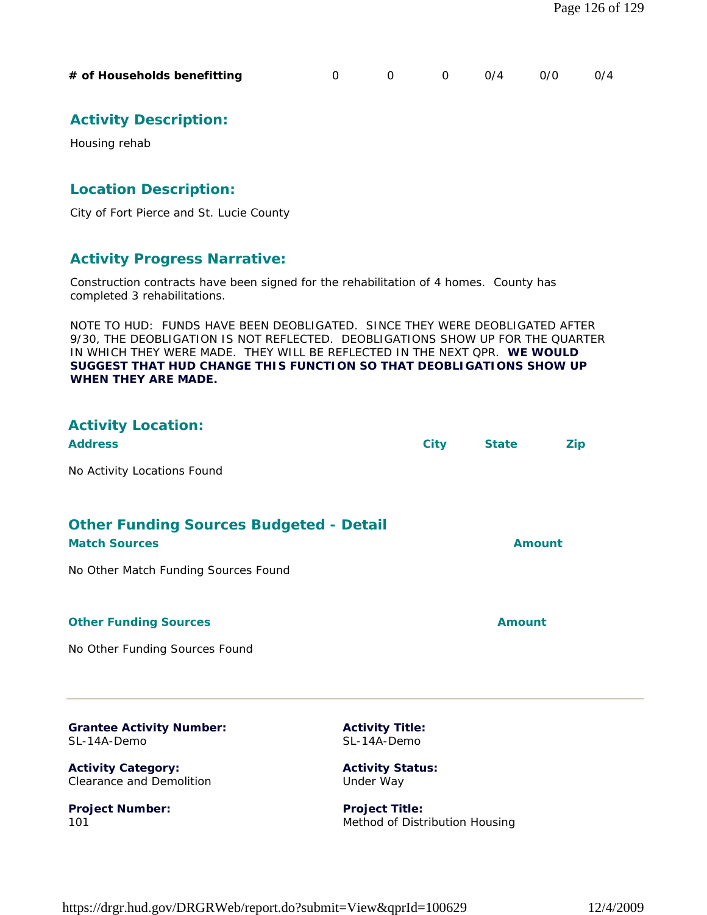| # of Households benefitting | 0 | 0 | 0 | 0/4 | 0/0 | 0/4 |
|---|---|---|---|---|---|---|

## Activity Description:

Housing rehab

## Location Description:

City of Fort Pierce and St. Lucie County

## Activity Progress Narrative:

Construction contracts have been signed for the rehabilitation of 4 homes. County has completed 3 rehabilitations.

NOTE TO HUD: FUNDS HAVE BEEN DEOBLIGATED. SINCE THEY WERE DEOBLIGATED AFTER 9/30, THE DEOBLIGATION IS NOT REFLECTED. DEOBLIGATIONS SHOW UP FOR THE QUARTER IN WHICH THEY WERE MADE. THEY WILL BE REFLECTED IN THE NEXT QPR. **WE WOULD SUGGEST THAT HUD CHANGE THIS FUNCTION SO THAT DEOBLIGATIONS SHOW UP WHEN THEY ARE MADE.**

## Activity Location:

| Address | City | State | Zip |
|---|---|---|---|

No Activity Locations Found

## Other Funding Sources Budgeted - Detail

| Match Sources | Amount |
|---|---|

No Other Match Funding Sources Found

| Other Funding Sources | Amount |
|---|---|

No Other Funding Sources Found

---

**Grantee Activity Number:**
SL-14A-Demo

**Activity Title:**
SL-14A-Demo

**Activity Category:**
Clearance and Demolition

**Activity Status:**
Under Way

**Project Number:**
101

**Project Title:**
Method of Distribution Housing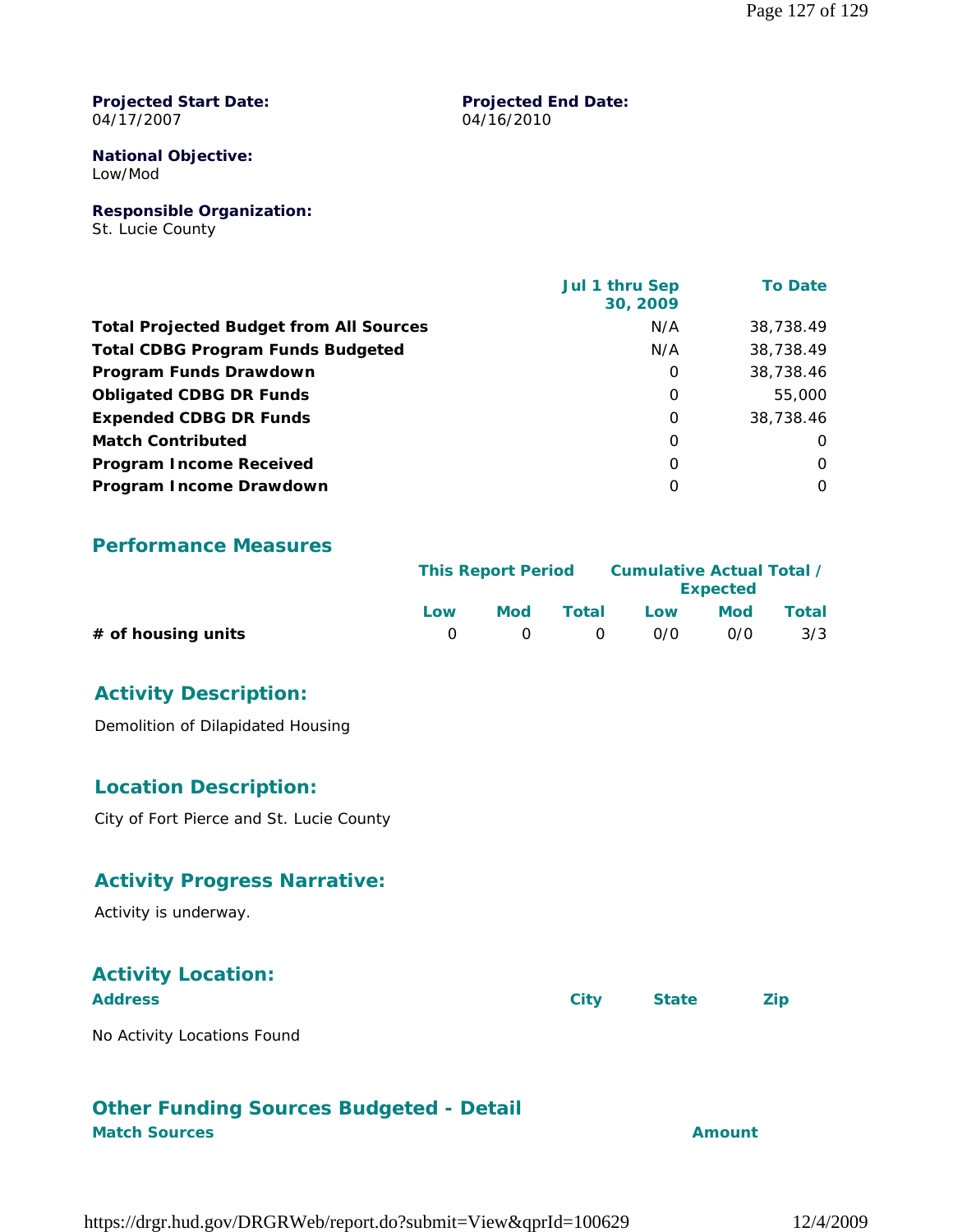**Projected Start Date:**
04/17/2007

**Projected End Date:**
04/16/2010

**National Objective:**
Low/Mod

**Responsible Organization:**
St. Lucie County

| | Jul 1 thru Sep 30, 2009 | To Date |
|---|---|---|
| **Total Projected Budget from All Sources** | N/A | 38,738.49 |
| **Total CDBG Program Funds Budgeted** | N/A | 38,738.49 |
| **Program Funds Drawdown** | 0 | 38,738.46 |
| **Obligated CDBG DR Funds** | 0 | 55,000 |
| **Expended CDBG DR Funds** | 0 | 38,738.46 |
| **Match Contributed** | 0 | 0 |
| **Program Income Received** | 0 | 0 |
| **Program Income Drawdown** | 0 | 0 |

## Performance Measures

| | This Report Period | | | Cumulative Actual Total / Expected | | |
|---|---|---|---|---|---|---|
| | Low | Mod | Total | Low | Mod | Total |
| **# of housing units** | 0 | 0 | 0 | 0/0 | 0/0 | 3/3 |

## Activity Description:

Demolition of Dilapidated Housing

## Location Description:

City of Fort Pierce and St. Lucie County

## Activity Progress Narrative:

Activity is underway.

## Activity Location:

| Address | City | State | Zip |
|---|---|---|---|

No Activity Locations Found

## Other Funding Sources Budgeted - Detail

| Match Sources | Amount |
|---|---|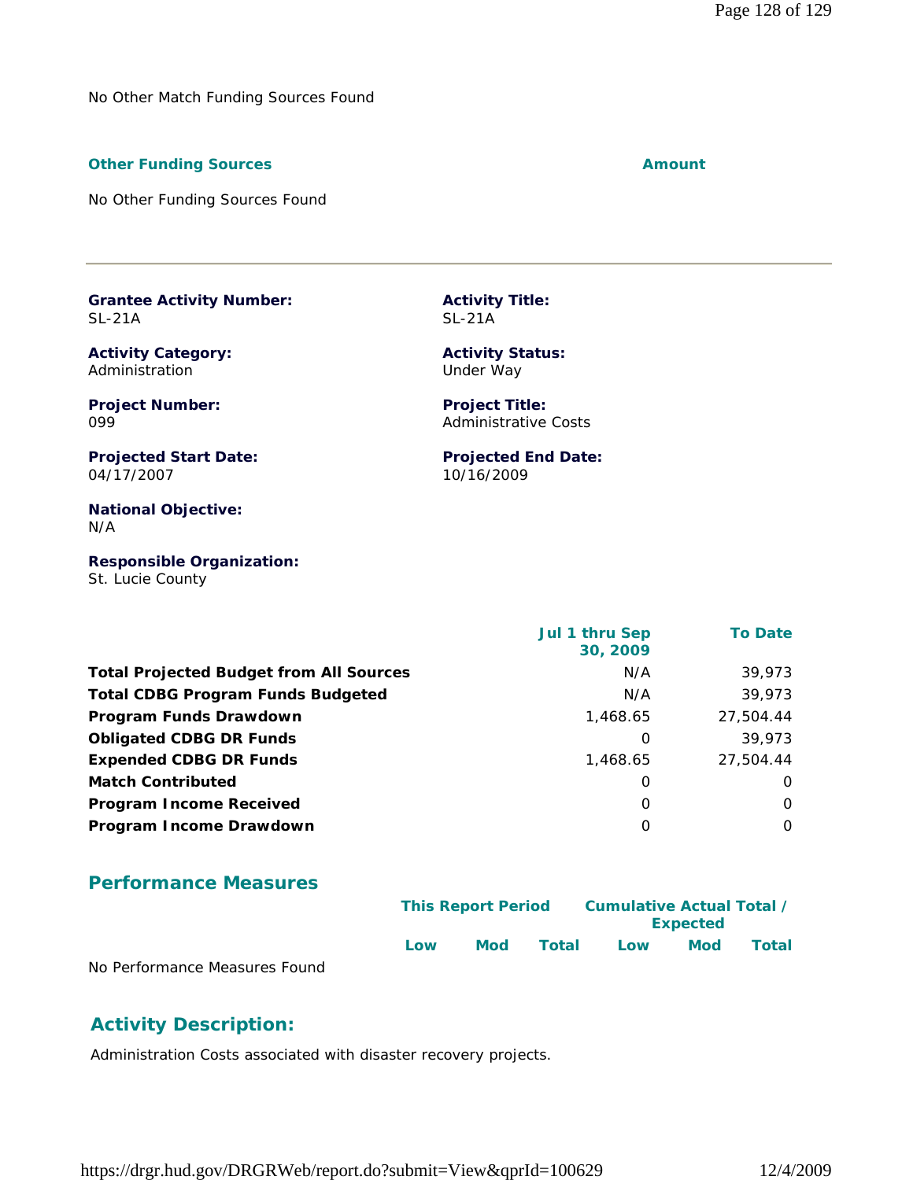No Other Match Funding Sources Found

| **Other Funding Sources** | **Amount** |
|---|---|

No Other Funding Sources Found

---

**Grantee Activity Number:**
SL-21A

**Activity Title:**
SL-21A

**Activity Category:**
Administration

**Activity Status:**
Under Way

**Project Number:**
099

**Project Title:**
Administrative Costs

**Projected Start Date:**
04/17/2007

**Projected End Date:**
10/16/2009

**National Objective:**
N/A

**Responsible Organization:**
St. Lucie County

| | Jul 1 thru Sep 30, 2009 | To Date |
|---|---|---|
| **Total Projected Budget from All Sources** | N/A | 39,973 |
| **Total CDBG Program Funds Budgeted** | N/A | 39,973 |
| **Program Funds Drawdown** | 1,468.65 | 27,504.44 |
| **Obligated CDBG DR Funds** | 0 | 39,973 |
| **Expended CDBG DR Funds** | 1,468.65 | 27,504.44 |
| **Match Contributed** | 0 | 0 |
| **Program Income Received** | 0 | 0 |
| **Program Income Drawdown** | 0 | 0 |

## Performance Measures

| | This Report Period | | | Cumulative Actual Total / Expected | | |
|---|---|---|---|---|---|---|
| | Low | Mod | Total | Low | Mod | Total |

No Performance Measures Found

## Activity Description:

Administration Costs associated with disaster recovery projects.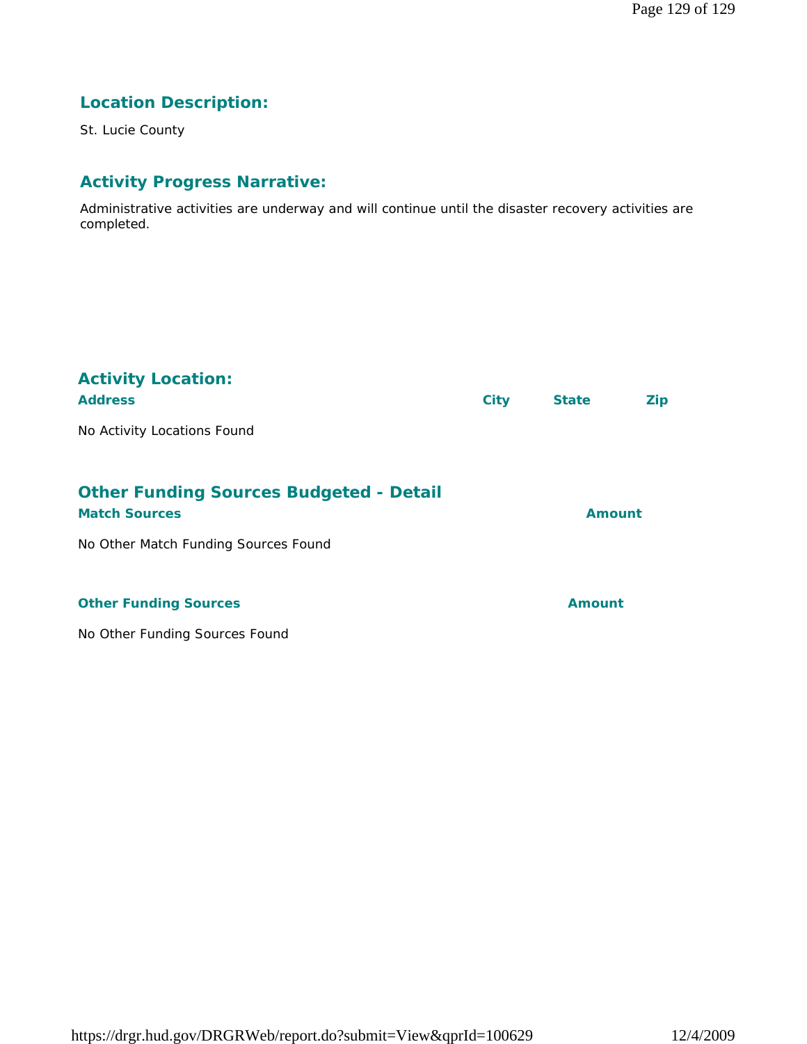## Location Description:

St. Lucie County

## Activity Progress Narrative:

Administrative activities are underway and will continue until the disaster recovery activities are completed.

## Activity Location:

| Address | City | State | Zip |
| --- | --- | --- | --- |

No Activity Locations Found

## Other Funding Sources Budgeted - Detail

| Match Sources | Amount |
| --- | --- |

No Other Match Funding Sources Found

| Other Funding Sources | Amount |
| --- | --- |

No Other Funding Sources Found